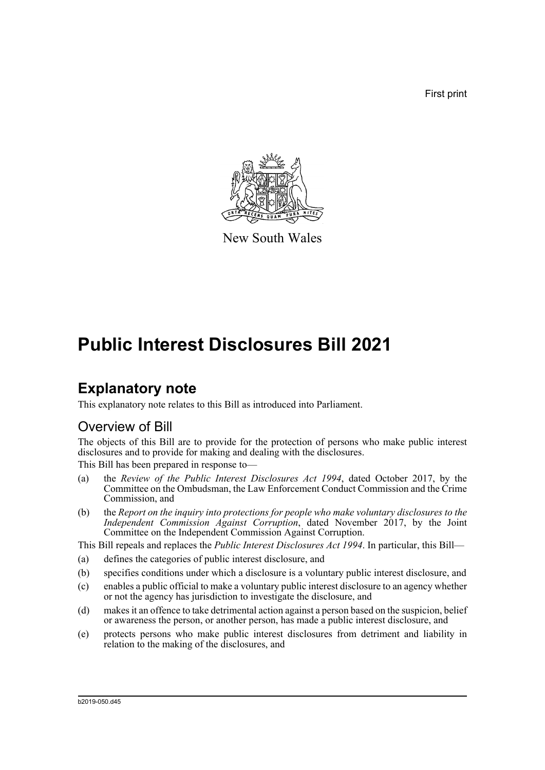First print

New South Wales

# Public Interest Disclosures Bill 2021

## Explanatory note

This explanatory note relates to this Bill as introduced into Parliament.

### Overview of Bill

The objects of this Bill are to provide for the protection of persons who make public interest disclosures and to provide for making and dealing with the disclosures.

This Bill has been prepared in response to—

(a) the *Review of the Public Interest Disclosures Act 1994*, dated October 2017, by the Committee on the Ombudsman, the Law Enforcement Conduct Commission and the Crime Commission, and

(b) the *Report on the inquiry into protections for people who make voluntary disclosures to the Independent Commission Against Corruption*, dated November 2017, by the Joint Committee on the Independent Commission Against Corruption.

This Bill repeals and replaces the *Public Interest Disclosures Act 1994*. In particular, this Bill—

(a) defines the categories of public interest disclosure, and

(b) specifies conditions under which a disclosure is a voluntary public interest disclosure, and

(c) enables a public official to make a voluntary public interest disclosure to an agency whether or not the agency has jurisdiction to investigate the disclosure, and

(d) makes it an offence to take detrimental action against a person based on the suspicion, belief or awareness the person, or another person, has made a public interest disclosure, and

(e) protects persons who make public interest disclosures from detriment and liability in relation to the making of the disclosures, and

b2019-050.d45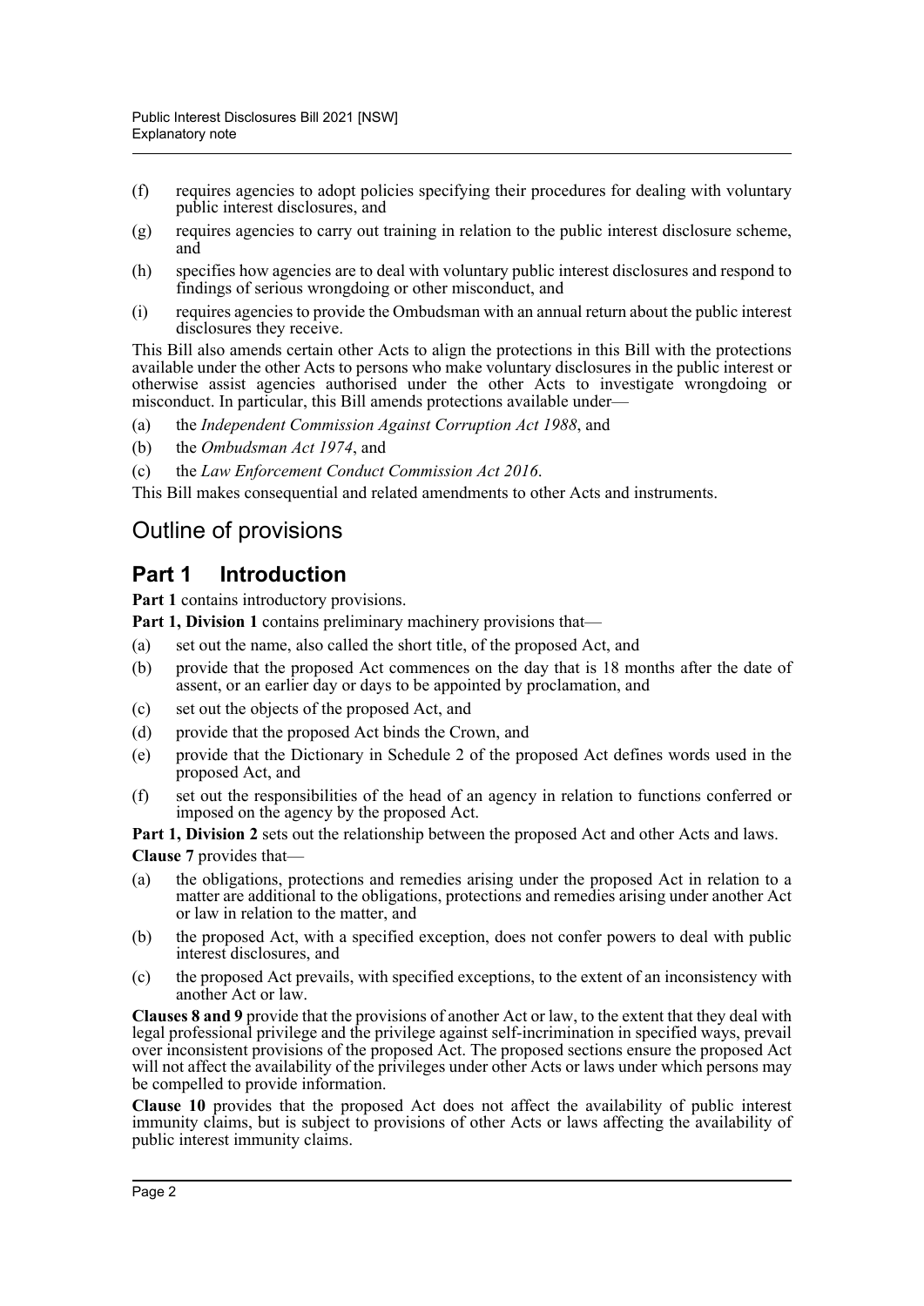(f) requires agencies to adopt policies specifying their procedures for dealing with voluntary public interest disclosures, and

(g) requires agencies to carry out training in relation to the public interest disclosure scheme, and

(h) specifies how agencies are to deal with voluntary public interest disclosures and respond to findings of serious wrongdoing or other misconduct, and

(i) requires agencies to provide the Ombudsman with an annual return about the public interest disclosures they receive.

This Bill also amends certain other Acts to align the protections in this Bill with the protections available under the other Acts to persons who make voluntary disclosures in the public interest or otherwise assist agencies authorised under the other Acts to investigate wrongdoing or misconduct. In particular, this Bill amends protections available under—

(a) the *Independent Commission Against Corruption Act 1988*, and

(b) the *Ombudsman Act 1974*, and

(c) the *Law Enforcement Conduct Commission Act 2016*.

This Bill makes consequential and related amendments to other Acts and instruments.

## Outline of provisions

## Part 1 Introduction

**Part 1** contains introductory provisions.

**Part 1, Division 1** contains preliminary machinery provisions that—

(a) set out the name, also called the short title, of the proposed Act, and

(b) provide that the proposed Act commences on the day that is 18 months after the date of assent, or an earlier day or days to be appointed by proclamation, and

(c) set out the objects of the proposed Act, and

(d) provide that the proposed Act binds the Crown, and

(e) provide that the Dictionary in Schedule 2 of the proposed Act defines words used in the proposed Act, and

(f) set out the responsibilities of the head of an agency in relation to functions conferred or imposed on the agency by the proposed Act.

**Part 1, Division 2** sets out the relationship between the proposed Act and other Acts and laws.

**Clause 7** provides that—

(a) the obligations, protections and remedies arising under the proposed Act in relation to a matter are additional to the obligations, protections and remedies arising under another Act or law in relation to the matter, and

(b) the proposed Act, with a specified exception, does not confer powers to deal with public interest disclosures, and

(c) the proposed Act prevails, with specified exceptions, to the extent of an inconsistency with another Act or law.

**Clauses 8 and 9** provide that the provisions of another Act or law, to the extent that they deal with legal professional privilege and the privilege against self-incrimination in specified ways, prevail over inconsistent provisions of the proposed Act. The proposed sections ensure the proposed Act will not affect the availability of the privileges under other Acts or laws under which persons may be compelled to provide information.

**Clause 10** provides that the proposed Act does not affect the availability of public interest immunity claims, but is subject to provisions of other Acts or laws affecting the availability of public interest immunity claims.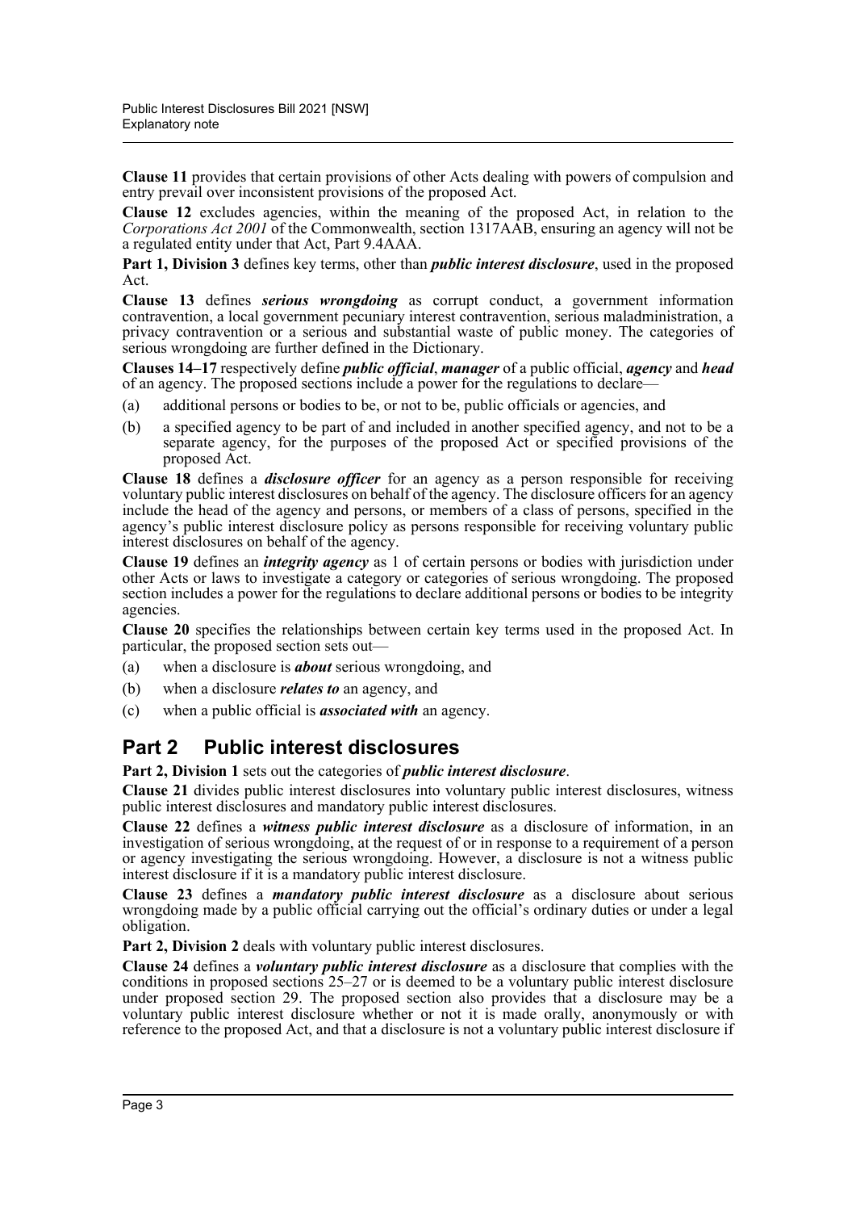**Clause 11** provides that certain provisions of other Acts dealing with powers of compulsion and entry prevail over inconsistent provisions of the proposed Act.

**Clause 12** excludes agencies, within the meaning of the proposed Act, in relation to the *Corporations Act 2001* of the Commonwealth, section 1317AAB, ensuring an agency will not be a regulated entity under that Act, Part 9.4AAA.

**Part 1, Division 3** defines key terms, other than ***public interest disclosure***, used in the proposed Act.

**Clause 13** defines ***serious wrongdoing*** as corrupt conduct, a government information contravention, a local government pecuniary interest contravention, serious maladministration, a privacy contravention or a serious and substantial waste of public money. The categories of serious wrongdoing are further defined in the Dictionary.

**Clauses 14–17** respectively define ***public official***, ***manager*** of a public official, ***agency*** and ***head*** of an agency. The proposed sections include a power for the regulations to declare—

(a) additional persons or bodies to be, or not to be, public officials or agencies, and

(b) a specified agency to be part of and included in another specified agency, and not to be a separate agency, for the purposes of the proposed Act or specified provisions of the proposed Act.

**Clause 18** defines a ***disclosure officer*** for an agency as a person responsible for receiving voluntary public interest disclosures on behalf of the agency. The disclosure officers for an agency include the head of the agency and persons, or members of a class of persons, specified in the agency's public interest disclosure policy as persons responsible for receiving voluntary public interest disclosures on behalf of the agency.

**Clause 19** defines an ***integrity agency*** as 1 of certain persons or bodies with jurisdiction under other Acts or laws to investigate a category or categories of serious wrongdoing. The proposed section includes a power for the regulations to declare additional persons or bodies to be integrity agencies.

**Clause 20** specifies the relationships between certain key terms used in the proposed Act. In particular, the proposed section sets out—

(a) when a disclosure is ***about*** serious wrongdoing, and

(b) when a disclosure ***relates to*** an agency, and

(c) when a public official is ***associated with*** an agency.

## Part 2 Public interest disclosures

**Part 2, Division 1** sets out the categories of ***public interest disclosure***.

**Clause 21** divides public interest disclosures into voluntary public interest disclosures, witness public interest disclosures and mandatory public interest disclosures.

**Clause 22** defines a ***witness public interest disclosure*** as a disclosure of information, in an investigation of serious wrongdoing, at the request of or in response to a requirement of a person or agency investigating the serious wrongdoing. However, a disclosure is not a witness public interest disclosure if it is a mandatory public interest disclosure.

**Clause 23** defines a ***mandatory public interest disclosure*** as a disclosure about serious wrongdoing made by a public official carrying out the official's ordinary duties or under a legal obligation.

**Part 2, Division 2** deals with voluntary public interest disclosures.

**Clause 24** defines a ***voluntary public interest disclosure*** as a disclosure that complies with the conditions in proposed sections 25–27 or is deemed to be a voluntary public interest disclosure under proposed section 29. The proposed section also provides that a disclosure may be a voluntary public interest disclosure whether or not it is made orally, anonymously or with reference to the proposed Act, and that a disclosure is not a voluntary public interest disclosure if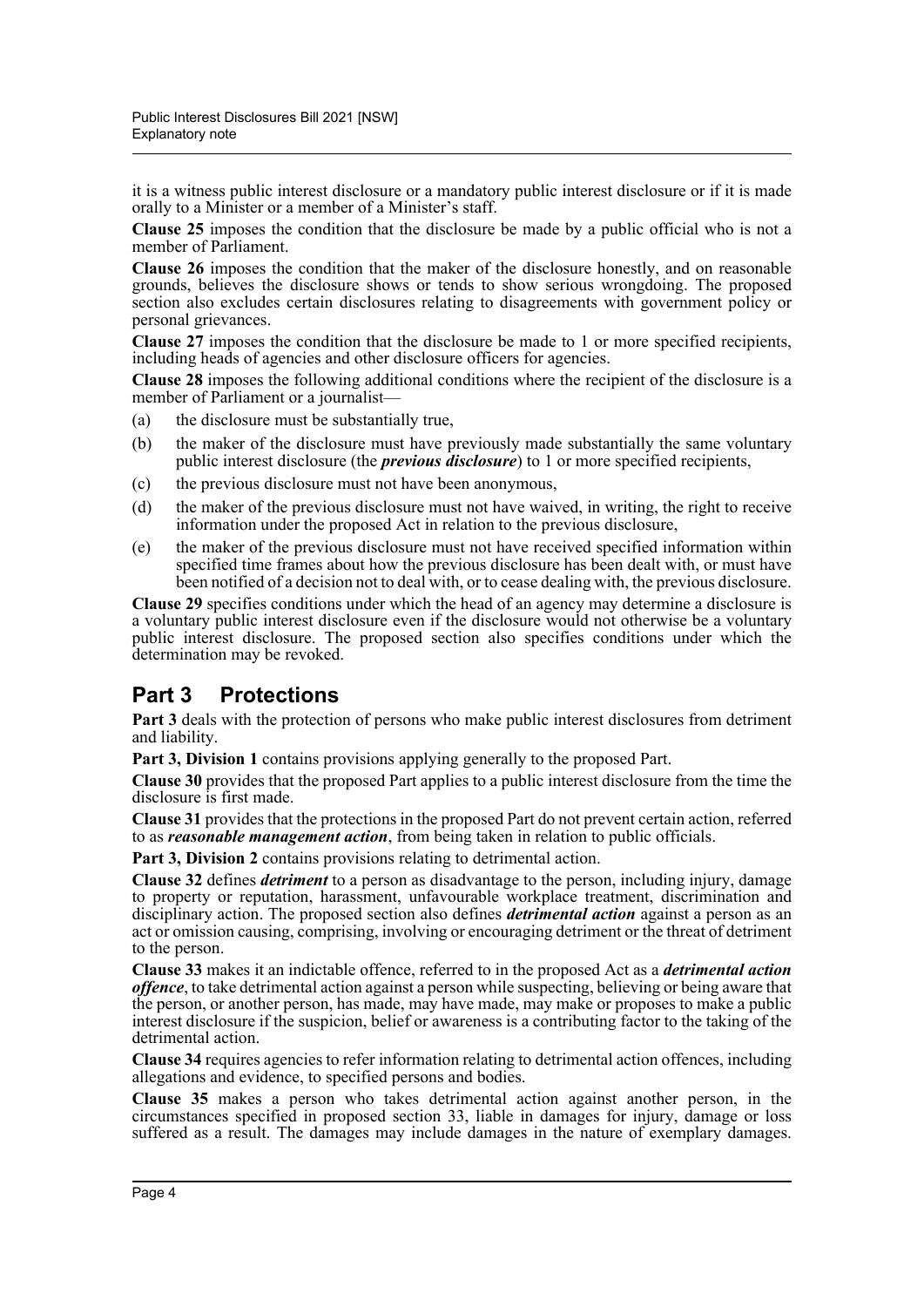it is a witness public interest disclosure or a mandatory public interest disclosure or if it is made orally to a Minister or a member of a Minister's staff.

**Clause 25** imposes the condition that the disclosure be made by a public official who is not a member of Parliament.

**Clause 26** imposes the condition that the maker of the disclosure honestly, and on reasonable grounds, believes the disclosure shows or tends to show serious wrongdoing. The proposed section also excludes certain disclosures relating to disagreements with government policy or personal grievances.

**Clause 27** imposes the condition that the disclosure be made to 1 or more specified recipients, including heads of agencies and other disclosure officers for agencies.

**Clause 28** imposes the following additional conditions where the recipient of the disclosure is a member of Parliament or a journalist—

(a) the disclosure must be substantially true,

(b) the maker of the disclosure must have previously made substantially the same voluntary public interest disclosure (the ***previous disclosure***) to 1 or more specified recipients,

(c) the previous disclosure must not have been anonymous,

(d) the maker of the previous disclosure must not have waived, in writing, the right to receive information under the proposed Act in relation to the previous disclosure,

(e) the maker of the previous disclosure must not have received specified information within specified time frames about how the previous disclosure has been dealt with, or must have been notified of a decision not to deal with, or to cease dealing with, the previous disclosure.

**Clause 29** specifies conditions under which the head of an agency may determine a disclosure is a voluntary public interest disclosure even if the disclosure would not otherwise be a voluntary public interest disclosure. The proposed section also specifies conditions under which the determination may be revoked.

## Part 3 Protections

**Part 3** deals with the protection of persons who make public interest disclosures from detriment and liability.

**Part 3, Division 1** contains provisions applying generally to the proposed Part.

**Clause 30** provides that the proposed Part applies to a public interest disclosure from the time the disclosure is first made.

**Clause 31** provides that the protections in the proposed Part do not prevent certain action, referred to as ***reasonable management action***, from being taken in relation to public officials.

**Part 3, Division 2** contains provisions relating to detrimental action.

**Clause 32** defines ***detriment*** to a person as disadvantage to the person, including injury, damage to property or reputation, harassment, unfavourable workplace treatment, discrimination and disciplinary action. The proposed section also defines ***detrimental action*** against a person as an act or omission causing, comprising, involving or encouraging detriment or the threat of detriment to the person.

**Clause 33** makes it an indictable offence, referred to in the proposed Act as a ***detrimental action offence***, to take detrimental action against a person while suspecting, believing or being aware that the person, or another person, has made, may have made, may make or proposes to make a public interest disclosure if the suspicion, belief or awareness is a contributing factor to the taking of the detrimental action.

**Clause 34** requires agencies to refer information relating to detrimental action offences, including allegations and evidence, to specified persons and bodies.

**Clause 35** makes a person who takes detrimental action against another person, in the circumstances specified in proposed section 33, liable in damages for injury, damage or loss suffered as a result. The damages may include damages in the nature of exemplary damages.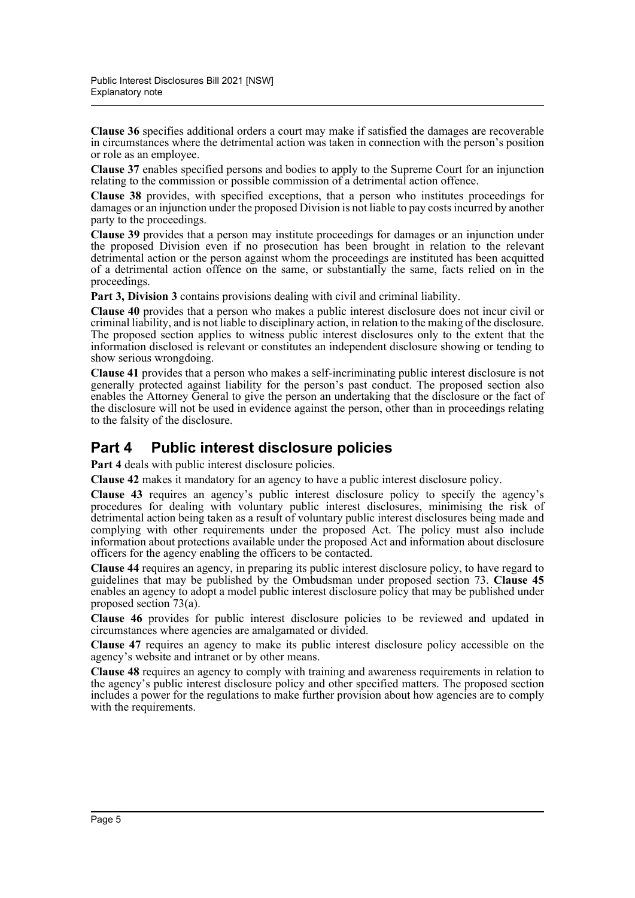**Clause 36** specifies additional orders a court may make if satisfied the damages are recoverable in circumstances where the detrimental action was taken in connection with the person's position or role as an employee.

**Clause 37** enables specified persons and bodies to apply to the Supreme Court for an injunction relating to the commission or possible commission of a detrimental action offence.

**Clause 38** provides, with specified exceptions, that a person who institutes proceedings for damages or an injunction under the proposed Division is not liable to pay costs incurred by another party to the proceedings.

**Clause 39** provides that a person may institute proceedings for damages or an injunction under the proposed Division even if no prosecution has been brought in relation to the relevant detrimental action or the person against whom the proceedings are instituted has been acquitted of a detrimental action offence on the same, or substantially the same, facts relied on in the proceedings.

**Part 3, Division 3** contains provisions dealing with civil and criminal liability.

**Clause 40** provides that a person who makes a public interest disclosure does not incur civil or criminal liability, and is not liable to disciplinary action, in relation to the making of the disclosure. The proposed section applies to witness public interest disclosures only to the extent that the information disclosed is relevant or constitutes an independent disclosure showing or tending to show serious wrongdoing.

**Clause 41** provides that a person who makes a self-incriminating public interest disclosure is not generally protected against liability for the person's past conduct. The proposed section also enables the Attorney General to give the person an undertaking that the disclosure or the fact of the disclosure will not be used in evidence against the person, other than in proceedings relating to the falsity of the disclosure.

## Part 4 Public interest disclosure policies

**Part 4** deals with public interest disclosure policies.

**Clause 42** makes it mandatory for an agency to have a public interest disclosure policy.

**Clause 43** requires an agency's public interest disclosure policy to specify the agency's procedures for dealing with voluntary public interest disclosures, minimising the risk of detrimental action being taken as a result of voluntary public interest disclosures being made and complying with other requirements under the proposed Act. The policy must also include information about protections available under the proposed Act and information about disclosure officers for the agency enabling the officers to be contacted.

**Clause 44** requires an agency, in preparing its public interest disclosure policy, to have regard to guidelines that may be published by the Ombudsman under proposed section 73. **Clause 45** enables an agency to adopt a model public interest disclosure policy that may be published under proposed section 73(a).

**Clause 46** provides for public interest disclosure policies to be reviewed and updated in circumstances where agencies are amalgamated or divided.

**Clause 47** requires an agency to make its public interest disclosure policy accessible on the agency's website and intranet or by other means.

**Clause 48** requires an agency to comply with training and awareness requirements in relation to the agency's public interest disclosure policy and other specified matters. The proposed section includes a power for the regulations to make further provision about how agencies are to comply with the requirements.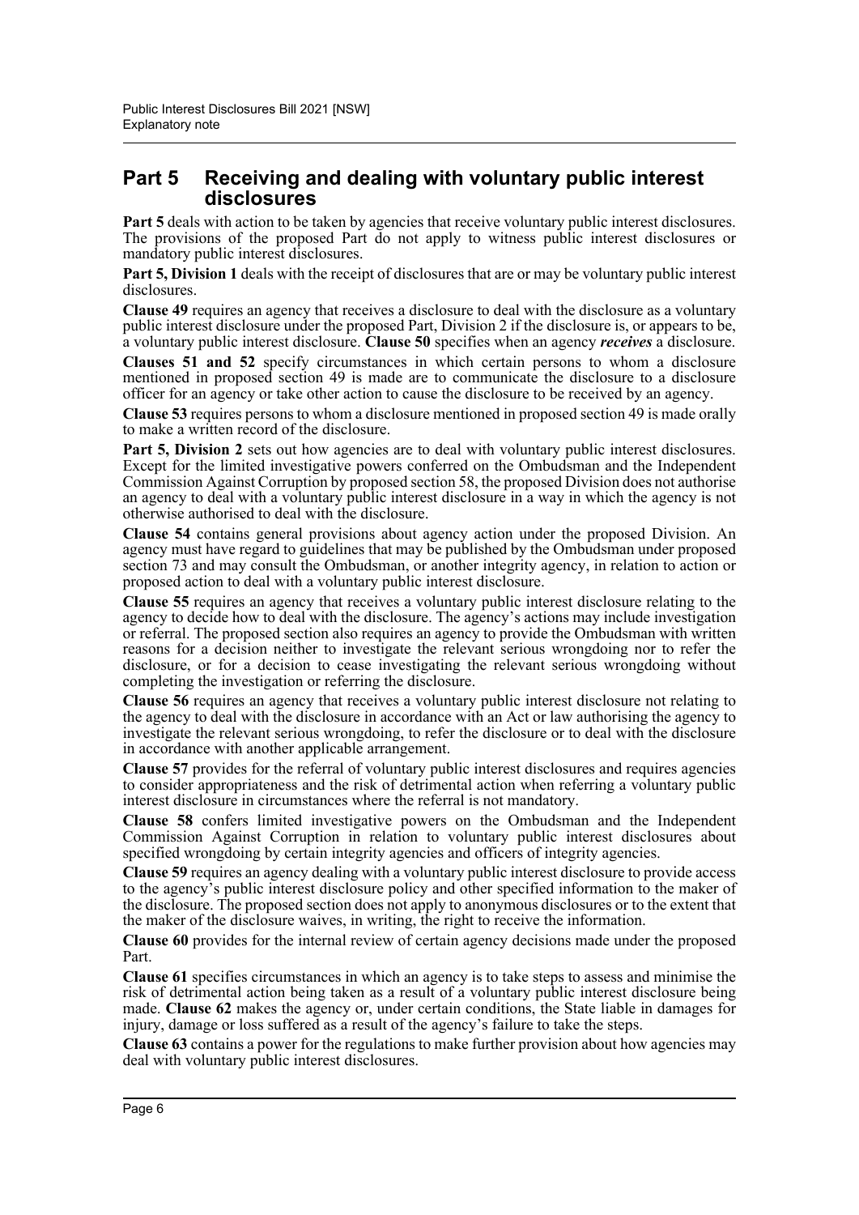## Part 5 Receiving and dealing with voluntary public interest disclosures

**Part 5** deals with action to be taken by agencies that receive voluntary public interest disclosures. The provisions of the proposed Part do not apply to witness public interest disclosures or mandatory public interest disclosures.

**Part 5, Division 1** deals with the receipt of disclosures that are or may be voluntary public interest disclosures.

**Clause 49** requires an agency that receives a disclosure to deal with the disclosure as a voluntary public interest disclosure under the proposed Part, Division 2 if the disclosure is, or appears to be, a voluntary public interest disclosure. **Clause 50** specifies when an agency ***receives*** a disclosure.

**Clauses 51 and 52** specify circumstances in which certain persons to whom a disclosure mentioned in proposed section 49 is made are to communicate the disclosure to a disclosure officer for an agency or take other action to cause the disclosure to be received by an agency.

**Clause 53** requires persons to whom a disclosure mentioned in proposed section 49 is made orally to make a written record of the disclosure.

**Part 5, Division 2** sets out how agencies are to deal with voluntary public interest disclosures. Except for the limited investigative powers conferred on the Ombudsman and the Independent Commission Against Corruption by proposed section 58, the proposed Division does not authorise an agency to deal with a voluntary public interest disclosure in a way in which the agency is not otherwise authorised to deal with the disclosure.

**Clause 54** contains general provisions about agency action under the proposed Division. An agency must have regard to guidelines that may be published by the Ombudsman under proposed section 73 and may consult the Ombudsman, or another integrity agency, in relation to action or proposed action to deal with a voluntary public interest disclosure.

**Clause 55** requires an agency that receives a voluntary public interest disclosure relating to the agency to decide how to deal with the disclosure. The agency's actions may include investigation or referral. The proposed section also requires an agency to provide the Ombudsman with written reasons for a decision neither to investigate the relevant serious wrongdoing nor to refer the disclosure, or for a decision to cease investigating the relevant serious wrongdoing without completing the investigation or referring the disclosure.

**Clause 56** requires an agency that receives a voluntary public interest disclosure not relating to the agency to deal with the disclosure in accordance with an Act or law authorising the agency to investigate the relevant serious wrongdoing, to refer the disclosure or to deal with the disclosure in accordance with another applicable arrangement.

**Clause 57** provides for the referral of voluntary public interest disclosures and requires agencies to consider appropriateness and the risk of detrimental action when referring a voluntary public interest disclosure in circumstances where the referral is not mandatory.

**Clause 58** confers limited investigative powers on the Ombudsman and the Independent Commission Against Corruption in relation to voluntary public interest disclosures about specified wrongdoing by certain integrity agencies and officers of integrity agencies.

**Clause 59** requires an agency dealing with a voluntary public interest disclosure to provide access to the agency's public interest disclosure policy and other specified information to the maker of the disclosure. The proposed section does not apply to anonymous disclosures or to the extent that the maker of the disclosure waives, in writing, the right to receive the information.

**Clause 60** provides for the internal review of certain agency decisions made under the proposed Part.

**Clause 61** specifies circumstances in which an agency is to take steps to assess and minimise the risk of detrimental action being taken as a result of a voluntary public interest disclosure being made. **Clause 62** makes the agency or, under certain conditions, the State liable in damages for injury, damage or loss suffered as a result of the agency's failure to take the steps.

**Clause 63** contains a power for the regulations to make further provision about how agencies may deal with voluntary public interest disclosures.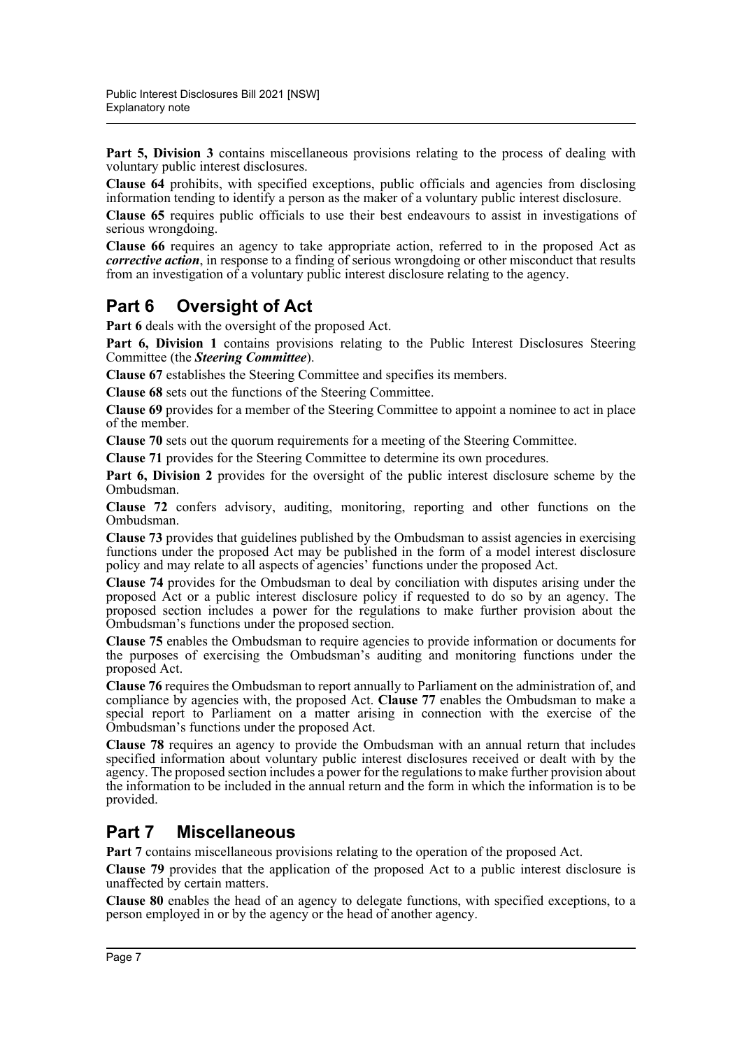**Part 5, Division 3** contains miscellaneous provisions relating to the process of dealing with voluntary public interest disclosures.

**Clause 64** prohibits, with specified exceptions, public officials and agencies from disclosing information tending to identify a person as the maker of a voluntary public interest disclosure.

**Clause 65** requires public officials to use their best endeavours to assist in investigations of serious wrongdoing.

**Clause 66** requires an agency to take appropriate action, referred to in the proposed Act as ***corrective action***, in response to a finding of serious wrongdoing or other misconduct that results from an investigation of a voluntary public interest disclosure relating to the agency.

## Part 6 Oversight of Act

**Part 6** deals with the oversight of the proposed Act.

**Part 6, Division 1** contains provisions relating to the Public Interest Disclosures Steering Committee (the ***Steering Committee***).

**Clause 67** establishes the Steering Committee and specifies its members.

**Clause 68** sets out the functions of the Steering Committee.

**Clause 69** provides for a member of the Steering Committee to appoint a nominee to act in place of the member.

**Clause 70** sets out the quorum requirements for a meeting of the Steering Committee.

**Clause 71** provides for the Steering Committee to determine its own procedures.

**Part 6, Division 2** provides for the oversight of the public interest disclosure scheme by the Ombudsman.

**Clause 72** confers advisory, auditing, monitoring, reporting and other functions on the Ombudsman.

**Clause 73** provides that guidelines published by the Ombudsman to assist agencies in exercising functions under the proposed Act may be published in the form of a model interest disclosure policy and may relate to all aspects of agencies' functions under the proposed Act.

**Clause 74** provides for the Ombudsman to deal by conciliation with disputes arising under the proposed Act or a public interest disclosure policy if requested to do so by an agency. The proposed section includes a power for the regulations to make further provision about the Ombudsman's functions under the proposed section.

**Clause 75** enables the Ombudsman to require agencies to provide information or documents for the purposes of exercising the Ombudsman's auditing and monitoring functions under the proposed Act.

**Clause 76** requires the Ombudsman to report annually to Parliament on the administration of, and compliance by agencies with, the proposed Act. **Clause 77** enables the Ombudsman to make a special report to Parliament on a matter arising in connection with the exercise of the Ombudsman's functions under the proposed Act.

**Clause 78** requires an agency to provide the Ombudsman with an annual return that includes specified information about voluntary public interest disclosures received or dealt with by the agency. The proposed section includes a power for the regulations to make further provision about the information to be included in the annual return and the form in which the information is to be provided.

## Part 7 Miscellaneous

**Part 7** contains miscellaneous provisions relating to the operation of the proposed Act.

**Clause 79** provides that the application of the proposed Act to a public interest disclosure is unaffected by certain matters.

**Clause 80** enables the head of an agency to delegate functions, with specified exceptions, to a person employed in or by the agency or the head of another agency.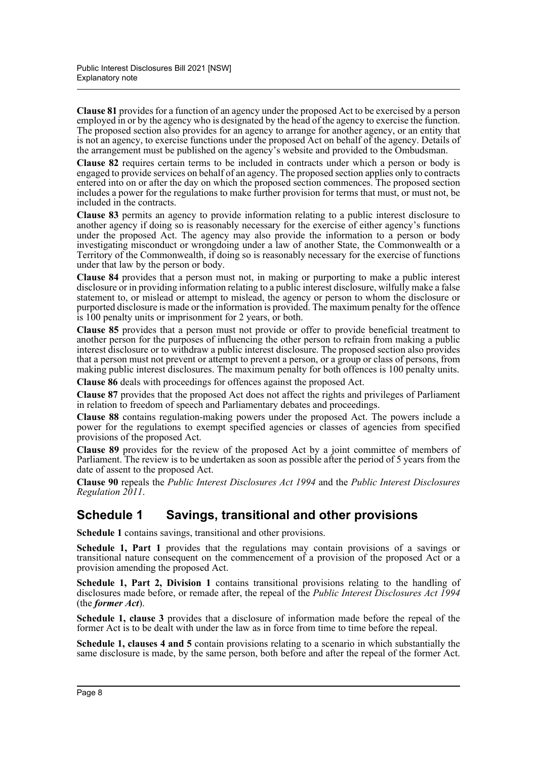**Clause 81** provides for a function of an agency under the proposed Act to be exercised by a person employed in or by the agency who is designated by the head of the agency to exercise the function. The proposed section also provides for an agency to arrange for another agency, or an entity that is not an agency, to exercise functions under the proposed Act on behalf of the agency. Details of the arrangement must be published on the agency's website and provided to the Ombudsman.

**Clause 82** requires certain terms to be included in contracts under which a person or body is engaged to provide services on behalf of an agency. The proposed section applies only to contracts entered into on or after the day on which the proposed section commences. The proposed section includes a power for the regulations to make further provision for terms that must, or must not, be included in the contracts.

**Clause 83** permits an agency to provide information relating to a public interest disclosure to another agency if doing so is reasonably necessary for the exercise of either agency's functions under the proposed Act. The agency may also provide the information to a person or body investigating misconduct or wrongdoing under a law of another State, the Commonwealth or a Territory of the Commonwealth, if doing so is reasonably necessary for the exercise of functions under that law by the person or body.

**Clause 84** provides that a person must not, in making or purporting to make a public interest disclosure or in providing information relating to a public interest disclosure, wilfully make a false statement to, or mislead or attempt to mislead, the agency or person to whom the disclosure or purported disclosure is made or the information is provided. The maximum penalty for the offence is 100 penalty units or imprisonment for 2 years, or both.

**Clause 85** provides that a person must not provide or offer to provide beneficial treatment to another person for the purposes of influencing the other person to refrain from making a public interest disclosure or to withdraw a public interest disclosure. The proposed section also provides that a person must not prevent or attempt to prevent a person, or a group or class of persons, from making public interest disclosures. The maximum penalty for both offences is 100 penalty units.

**Clause 86** deals with proceedings for offences against the proposed Act.

**Clause 87** provides that the proposed Act does not affect the rights and privileges of Parliament in relation to freedom of speech and Parliamentary debates and proceedings.

**Clause 88** contains regulation-making powers under the proposed Act. The powers include a power for the regulations to exempt specified agencies or classes of agencies from specified provisions of the proposed Act.

**Clause 89** provides for the review of the proposed Act by a joint committee of members of Parliament. The review is to be undertaken as soon as possible after the period of 5 years from the date of assent to the proposed Act.

**Clause 90** repeals the *Public Interest Disclosures Act 1994* and the *Public Interest Disclosures Regulation 2011*.

## Schedule 1 Savings, transitional and other provisions

**Schedule 1** contains savings, transitional and other provisions.

**Schedule 1, Part 1** provides that the regulations may contain provisions of a savings or transitional nature consequent on the commencement of a provision of the proposed Act or a provision amending the proposed Act.

**Schedule 1, Part 2, Division 1** contains transitional provisions relating to the handling of disclosures made before, or remade after, the repeal of the *Public Interest Disclosures Act 1994* (the ***former Act***).

**Schedule 1, clause 3** provides that a disclosure of information made before the repeal of the former Act is to be dealt with under the law as in force from time to time before the repeal.

**Schedule 1, clauses 4 and 5** contain provisions relating to a scenario in which substantially the same disclosure is made, by the same person, both before and after the repeal of the former Act.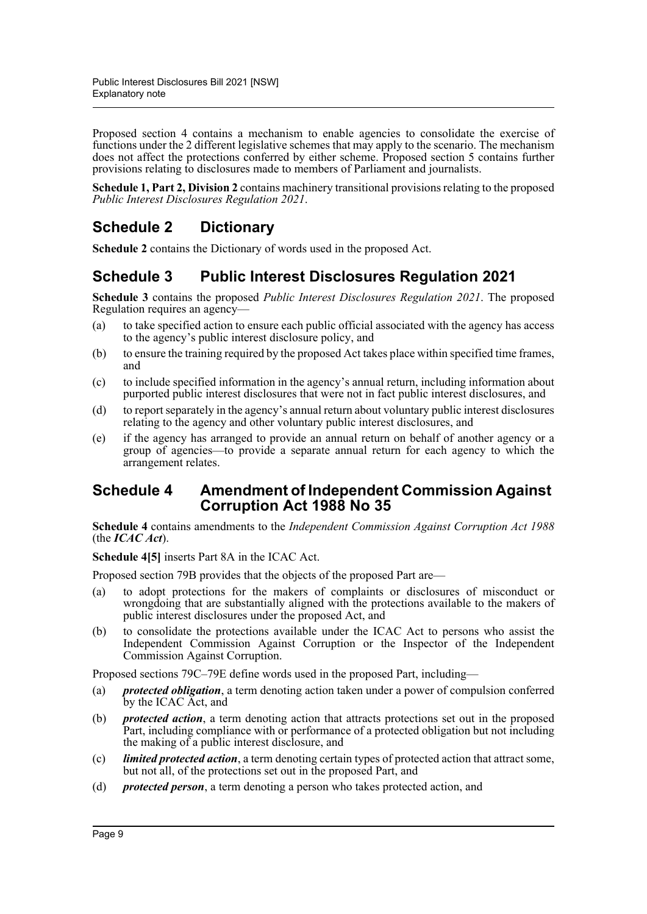Proposed section 4 contains a mechanism to enable agencies to consolidate the exercise of functions under the 2 different legislative schemes that may apply to the scenario. The mechanism does not affect the protections conferred by either scheme. Proposed section 5 contains further provisions relating to disclosures made to members of Parliament and journalists.

**Schedule 1, Part 2, Division 2** contains machinery transitional provisions relating to the proposed *Public Interest Disclosures Regulation 2021*.

## Schedule 2 Dictionary

**Schedule 2** contains the Dictionary of words used in the proposed Act.

## Schedule 3 Public Interest Disclosures Regulation 2021

**Schedule 3** contains the proposed *Public Interest Disclosures Regulation 2021*. The proposed Regulation requires an agency—

(a) to take specified action to ensure each public official associated with the agency has access to the agency's public interest disclosure policy, and

(b) to ensure the training required by the proposed Act takes place within specified time frames, and

(c) to include specified information in the agency's annual return, including information about purported public interest disclosures that were not in fact public interest disclosures, and

(d) to report separately in the agency's annual return about voluntary public interest disclosures relating to the agency and other voluntary public interest disclosures, and

(e) if the agency has arranged to provide an annual return on behalf of another agency or a group of agencies—to provide a separate annual return for each agency to which the arrangement relates.

## Schedule 4 Amendment of Independent Commission Against Corruption Act 1988 No 35

**Schedule 4** contains amendments to the *Independent Commission Against Corruption Act 1988* (the ***ICAC Act***).

**Schedule 4[5]** inserts Part 8A in the ICAC Act.

Proposed section 79B provides that the objects of the proposed Part are—

(a) to adopt protections for the makers of complaints or disclosures of misconduct or wrongdoing that are substantially aligned with the protections available to the makers of public interest disclosures under the proposed Act, and

(b) to consolidate the protections available under the ICAC Act to persons who assist the Independent Commission Against Corruption or the Inspector of the Independent Commission Against Corruption.

Proposed sections 79C–79E define words used in the proposed Part, including—

(a) ***protected obligation***, a term denoting action taken under a power of compulsion conferred by the ICAC Act, and

(b) ***protected action***, a term denoting action that attracts protections set out in the proposed Part, including compliance with or performance of a protected obligation but not including the making of a public interest disclosure, and

(c) ***limited protected action***, a term denoting certain types of protected action that attract some, but not all, of the protections set out in the proposed Part, and

(d) ***protected person***, a term denoting a person who takes protected action, and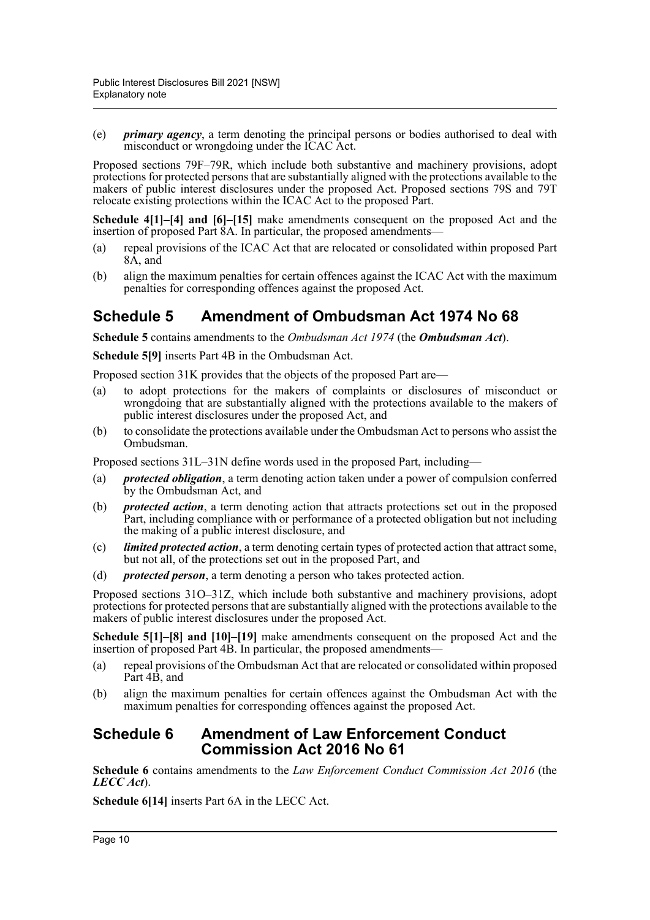(e) ***primary agency***, a term denoting the principal persons or bodies authorised to deal with misconduct or wrongdoing under the ICAC Act.

Proposed sections 79F–79R, which include both substantive and machinery provisions, adopt protections for protected persons that are substantially aligned with the protections available to the makers of public interest disclosures under the proposed Act. Proposed sections 79S and 79T relocate existing protections within the ICAC Act to the proposed Part.

**Schedule 4[1]–[4] and [6]–[15]** make amendments consequent on the proposed Act and the insertion of proposed Part 8A. In particular, the proposed amendments—

(a) repeal provisions of the ICAC Act that are relocated or consolidated within proposed Part 8A, and

(b) align the maximum penalties for certain offences against the ICAC Act with the maximum penalties for corresponding offences against the proposed Act.

## Schedule 5 Amendment of Ombudsman Act 1974 No 68

**Schedule 5** contains amendments to the *Ombudsman Act 1974* (the ***Ombudsman Act***).

**Schedule 5[9]** inserts Part 4B in the Ombudsman Act.

Proposed section 31K provides that the objects of the proposed Part are—

(a) to adopt protections for the makers of complaints or disclosures of misconduct or wrongdoing that are substantially aligned with the protections available to the makers of public interest disclosures under the proposed Act, and

(b) to consolidate the protections available under the Ombudsman Act to persons who assist the Ombudsman.

Proposed sections 31L–31N define words used in the proposed Part, including—

(a) ***protected obligation***, a term denoting action taken under a power of compulsion conferred by the Ombudsman Act, and

(b) ***protected action***, a term denoting action that attracts protections set out in the proposed Part, including compliance with or performance of a protected obligation but not including the making of a public interest disclosure, and

(c) ***limited protected action***, a term denoting certain types of protected action that attract some, but not all, of the protections set out in the proposed Part, and

(d) ***protected person***, a term denoting a person who takes protected action.

Proposed sections 31O–31Z, which include both substantive and machinery provisions, adopt protections for protected persons that are substantially aligned with the protections available to the makers of public interest disclosures under the proposed Act.

**Schedule 5[1]–[8] and [10]–[19]** make amendments consequent on the proposed Act and the insertion of proposed Part 4B. In particular, the proposed amendments—

(a) repeal provisions of the Ombudsman Act that are relocated or consolidated within proposed Part 4B, and

(b) align the maximum penalties for certain offences against the Ombudsman Act with the maximum penalties for corresponding offences against the proposed Act.

## Schedule 6 Amendment of Law Enforcement Conduct Commission Act 2016 No 61

**Schedule 6** contains amendments to the *Law Enforcement Conduct Commission Act 2016* (the ***LECC Act***).

**Schedule 6[14]** inserts Part 6A in the LECC Act.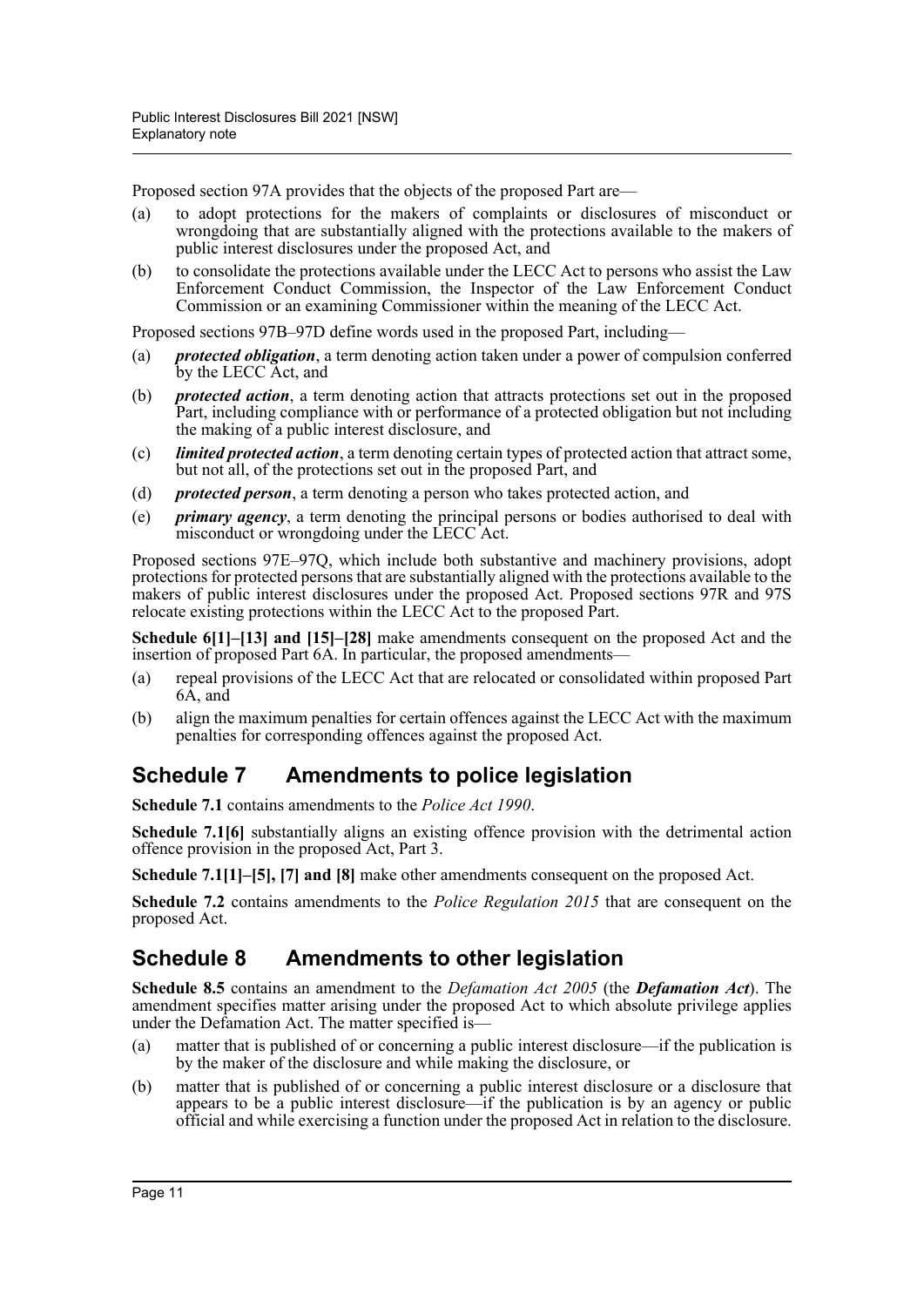Proposed section 97A provides that the objects of the proposed Part are—

(a) to adopt protections for the makers of complaints or disclosures of misconduct or wrongdoing that are substantially aligned with the protections available to the makers of public interest disclosures under the proposed Act, and

(b) to consolidate the protections available under the LECC Act to persons who assist the Law Enforcement Conduct Commission, the Inspector of the Law Enforcement Conduct Commission or an examining Commissioner within the meaning of the LECC Act.

Proposed sections 97B–97D define words used in the proposed Part, including—

(a) ***protected obligation***, a term denoting action taken under a power of compulsion conferred by the LECC Act, and

(b) ***protected action***, a term denoting action that attracts protections set out in the proposed Part, including compliance with or performance of a protected obligation but not including the making of a public interest disclosure, and

(c) ***limited protected action***, a term denoting certain types of protected action that attract some, but not all, of the protections set out in the proposed Part, and

(d) ***protected person***, a term denoting a person who takes protected action, and

(e) ***primary agency***, a term denoting the principal persons or bodies authorised to deal with misconduct or wrongdoing under the LECC Act.

Proposed sections 97E–97Q, which include both substantive and machinery provisions, adopt protections for protected persons that are substantially aligned with the protections available to the makers of public interest disclosures under the proposed Act. Proposed sections 97R and 97S relocate existing protections within the LECC Act to the proposed Part.

**Schedule 6[1]–[13] and [15]–[28]** make amendments consequent on the proposed Act and the insertion of proposed Part 6A. In particular, the proposed amendments—

(a) repeal provisions of the LECC Act that are relocated or consolidated within proposed Part 6A, and

(b) align the maximum penalties for certain offences against the LECC Act with the maximum penalties for corresponding offences against the proposed Act.

## Schedule 7 Amendments to police legislation

**Schedule 7.1** contains amendments to the *Police Act 1990*.

**Schedule 7.1[6]** substantially aligns an existing offence provision with the detrimental action offence provision in the proposed Act, Part 3.

**Schedule 7.1[1]–[5], [7] and [8]** make other amendments consequent on the proposed Act.

**Schedule 7.2** contains amendments to the *Police Regulation 2015* that are consequent on the proposed Act.

## Schedule 8 Amendments to other legislation

**Schedule 8.5** contains an amendment to the *Defamation Act 2005* (the ***Defamation Act***). The amendment specifies matter arising under the proposed Act to which absolute privilege applies under the Defamation Act. The matter specified is—

(a) matter that is published of or concerning a public interest disclosure—if the publication is by the maker of the disclosure and while making the disclosure, or

(b) matter that is published of or concerning a public interest disclosure or a disclosure that appears to be a public interest disclosure—if the publication is by an agency or public official and while exercising a function under the proposed Act in relation to the disclosure.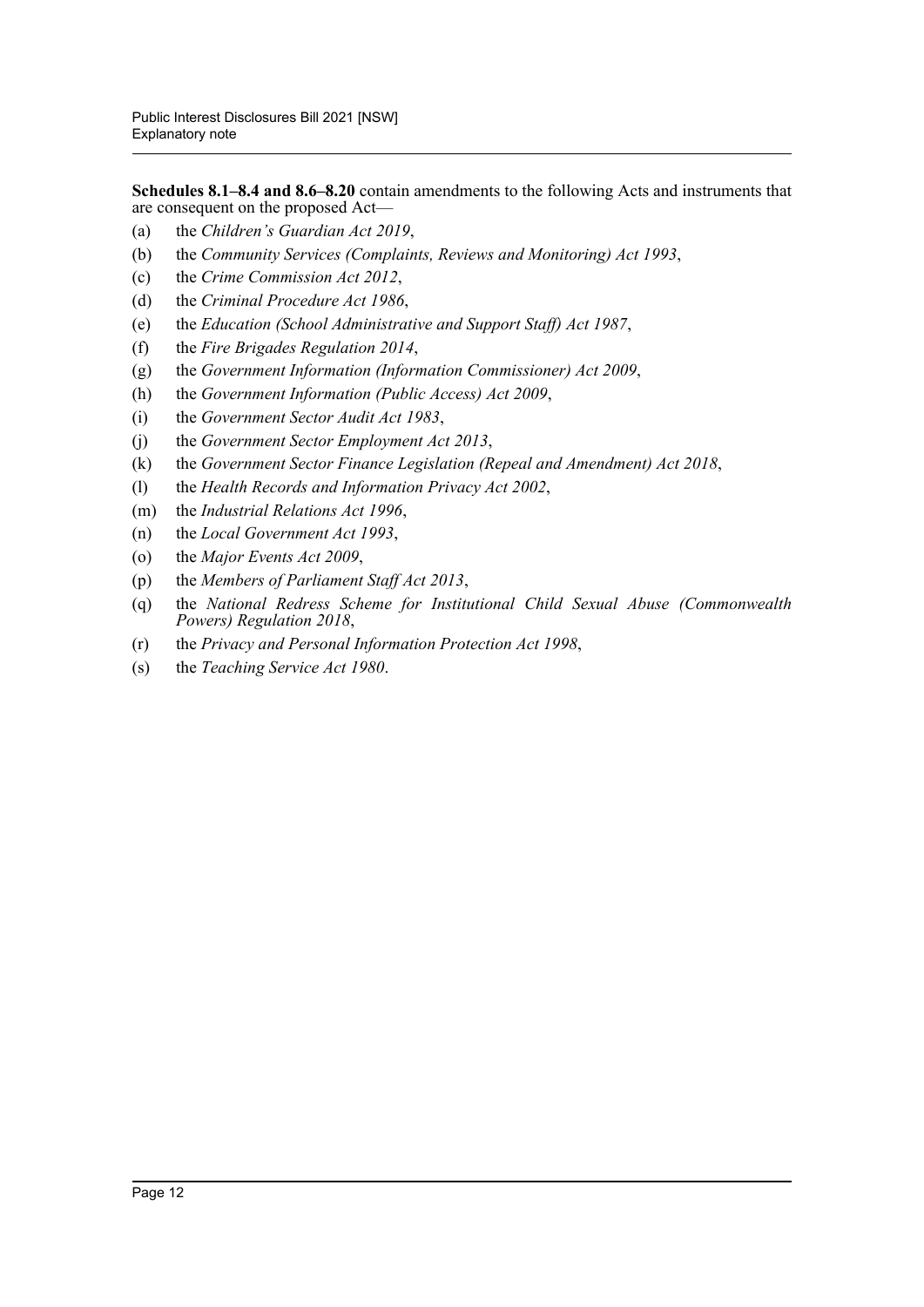**Schedules 8.1–8.4 and 8.6–8.20** contain amendments to the following Acts and instruments that are consequent on the proposed Act—

(a) the *Children's Guardian Act 2019*,

(b) the *Community Services (Complaints, Reviews and Monitoring) Act 1993*,

(c) the *Crime Commission Act 2012*,

(d) the *Criminal Procedure Act 1986*,

(e) the *Education (School Administrative and Support Staff) Act 1987*,

(f) the *Fire Brigades Regulation 2014*,

(g) the *Government Information (Information Commissioner) Act 2009*,

(h) the *Government Information (Public Access) Act 2009*,

(i) the *Government Sector Audit Act 1983*,

(j) the *Government Sector Employment Act 2013*,

(k) the *Government Sector Finance Legislation (Repeal and Amendment) Act 2018*,

(l) the *Health Records and Information Privacy Act 2002*,

(m) the *Industrial Relations Act 1996*,

(n) the *Local Government Act 1993*,

(o) the *Major Events Act 2009*,

(p) the *Members of Parliament Staff Act 2013*,

(q) the *National Redress Scheme for Institutional Child Sexual Abuse (Commonwealth Powers) Regulation 2018*,

(r) the *Privacy and Personal Information Protection Act 1998*,

(s) the *Teaching Service Act 1980*.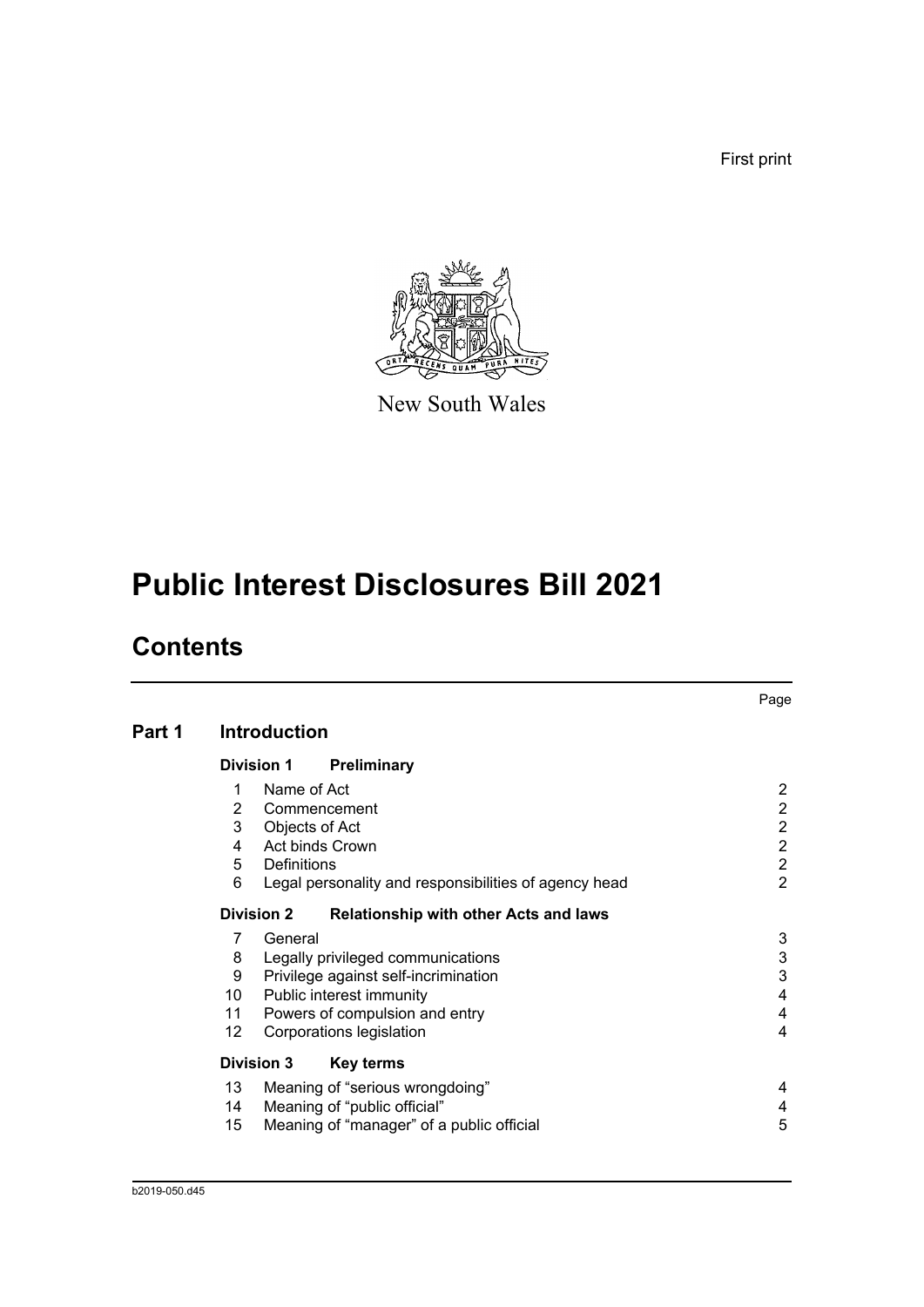First print

New South Wales

# Public Interest Disclosures Bill 2021

## Contents

| | | | Page |
|---|---|---|---|
| **Part 1** | **Introduction** | | |
| | **Division 1** | **Preliminary** | |
| | 1 | Name of Act | 2 |
| | 2 | Commencement | 2 |
| | 3 | Objects of Act | 2 |
| | 4 | Act binds Crown | 2 |
| | 5 | Definitions | 2 |
| | 6 | Legal personality and responsibilities of agency head | 2 |
| | **Division 2** | **Relationship with other Acts and laws** | |
| | 7 | General | 3 |
| | 8 | Legally privileged communications | 3 |
| | 9 | Privilege against self-incrimination | 3 |
| | 10 | Public interest immunity | 4 |
| | 11 | Powers of compulsion and entry | 4 |
| | 12 | Corporations legislation | 4 |
| | **Division 3** | **Key terms** | |
| | 13 | Meaning of "serious wrongdoing" | 4 |
| | 14 | Meaning of "public official" | 4 |
| | 15 | Meaning of "manager" of a public official | 5 |

b2019-050.d45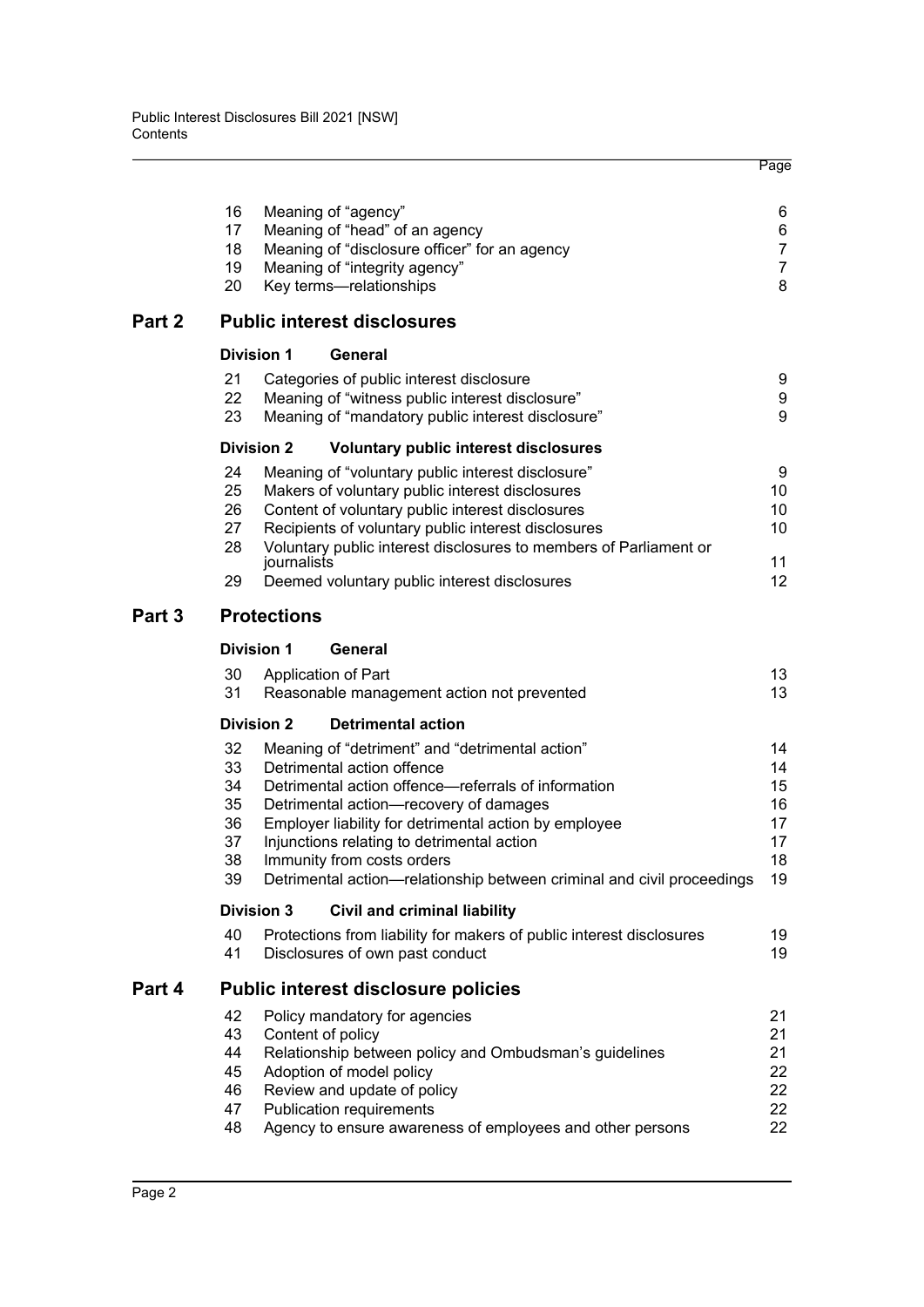| | | Page |
|---|---|---|
| 16 | Meaning of "agency" | 6 |
| 17 | Meaning of "head" of an agency | 6 |
| 18 | Meaning of "disclosure officer" for an agency | 7 |
| 19 | Meaning of "integrity agency" | 7 |
| 20 | Key terms—relationships | 8 |

## Part 2 Public interest disclosures

### Division 1 General

| | | |
|---|---|---|
| 21 | Categories of public interest disclosure | 9 |
| 22 | Meaning of "witness public interest disclosure" | 9 |
| 23 | Meaning of "mandatory public interest disclosure" | 9 |

### Division 2 Voluntary public interest disclosures

| | | |
|---|---|---|
| 24 | Meaning of "voluntary public interest disclosure" | 9 |
| 25 | Makers of voluntary public interest disclosures | 10 |
| 26 | Content of voluntary public interest disclosures | 10 |
| 27 | Recipients of voluntary public interest disclosures | 10 |
| 28 | Voluntary public interest disclosures to members of Parliament or journalists | 11 |
| 29 | Deemed voluntary public interest disclosures | 12 |

## Part 3 Protections

### Division 1 General

| | | |
|---|---|---|
| 30 | Application of Part | 13 |
| 31 | Reasonable management action not prevented | 13 |

### Division 2 Detrimental action

| | | |
|---|---|---|
| 32 | Meaning of "detriment" and "detrimental action" | 14 |
| 33 | Detrimental action offence | 14 |
| 34 | Detrimental action offence—referrals of information | 15 |
| 35 | Detrimental action—recovery of damages | 16 |
| 36 | Employer liability for detrimental action by employee | 17 |
| 37 | Injunctions relating to detrimental action | 17 |
| 38 | Immunity from costs orders | 18 |
| 39 | Detrimental action—relationship between criminal and civil proceedings | 19 |

### Division 3 Civil and criminal liability

| | | |
|---|---|---|
| 40 | Protections from liability for makers of public interest disclosures | 19 |
| 41 | Disclosures of own past conduct | 19 |

## Part 4 Public interest disclosure policies

| | | |
|---|---|---|
| 42 | Policy mandatory for agencies | 21 |
| 43 | Content of policy | 21 |
| 44 | Relationship between policy and Ombudsman's guidelines | 21 |
| 45 | Adoption of model policy | 22 |
| 46 | Review and update of policy | 22 |
| 47 | Publication requirements | 22 |
| 48 | Agency to ensure awareness of employees and other persons | 22 |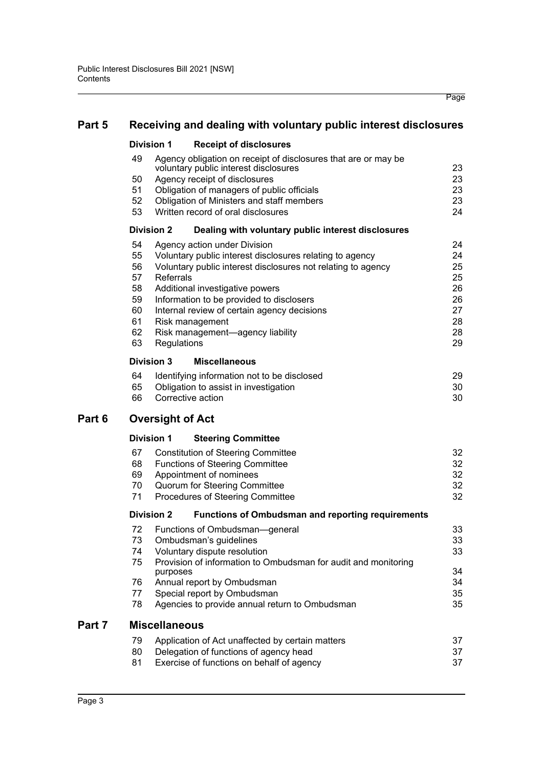## Part 5 Receiving and dealing with voluntary public interest disclosures

### Division 1 Receipt of disclosures

| | | Page |
|---|---|---|
| 49 | Agency obligation on receipt of disclosures that are or may be voluntary public interest disclosures | 23 |
| 50 | Agency receipt of disclosures | 23 |
| 51 | Obligation of managers of public officials | 23 |
| 52 | Obligation of Ministers and staff members | 23 |
| 53 | Written record of oral disclosures | 24 |

### Division 2 Dealing with voluntary public interest disclosures

| | | |
|---|---|---|
| 54 | Agency action under Division | 24 |
| 55 | Voluntary public interest disclosures relating to agency | 24 |
| 56 | Voluntary public interest disclosures not relating to agency | 25 |
| 57 | Referrals | 25 |
| 58 | Additional investigative powers | 26 |
| 59 | Information to be provided to disclosers | 26 |
| 60 | Internal review of certain agency decisions | 27 |
| 61 | Risk management | 28 |
| 62 | Risk management—agency liability | 28 |
| 63 | Regulations | 29 |

### Division 3 Miscellaneous

| | | |
|---|---|---|
| 64 | Identifying information not to be disclosed | 29 |
| 65 | Obligation to assist in investigation | 30 |
| 66 | Corrective action | 30 |

## Part 6 Oversight of Act

### Division 1 Steering Committee

| | | |
|---|---|---|
| 67 | Constitution of Steering Committee | 32 |
| 68 | Functions of Steering Committee | 32 |
| 69 | Appointment of nominees | 32 |
| 70 | Quorum for Steering Committee | 32 |
| 71 | Procedures of Steering Committee | 32 |

### Division 2 Functions of Ombudsman and reporting requirements

| | | |
|---|---|---|
| 72 | Functions of Ombudsman—general | 33 |
| 73 | Ombudsman's guidelines | 33 |
| 74 | Voluntary dispute resolution | 33 |
| 75 | Provision of information to Ombudsman for audit and monitoring purposes | 34 |
| 76 | Annual report by Ombudsman | 34 |
| 77 | Special report by Ombudsman | 35 |
| 78 | Agencies to provide annual return to Ombudsman | 35 |

## Part 7 Miscellaneous

| | | |
|---|---|---|
| 79 | Application of Act unaffected by certain matters | 37 |
| 80 | Delegation of functions of agency head | 37 |
| 81 | Exercise of functions on behalf of agency | 37 |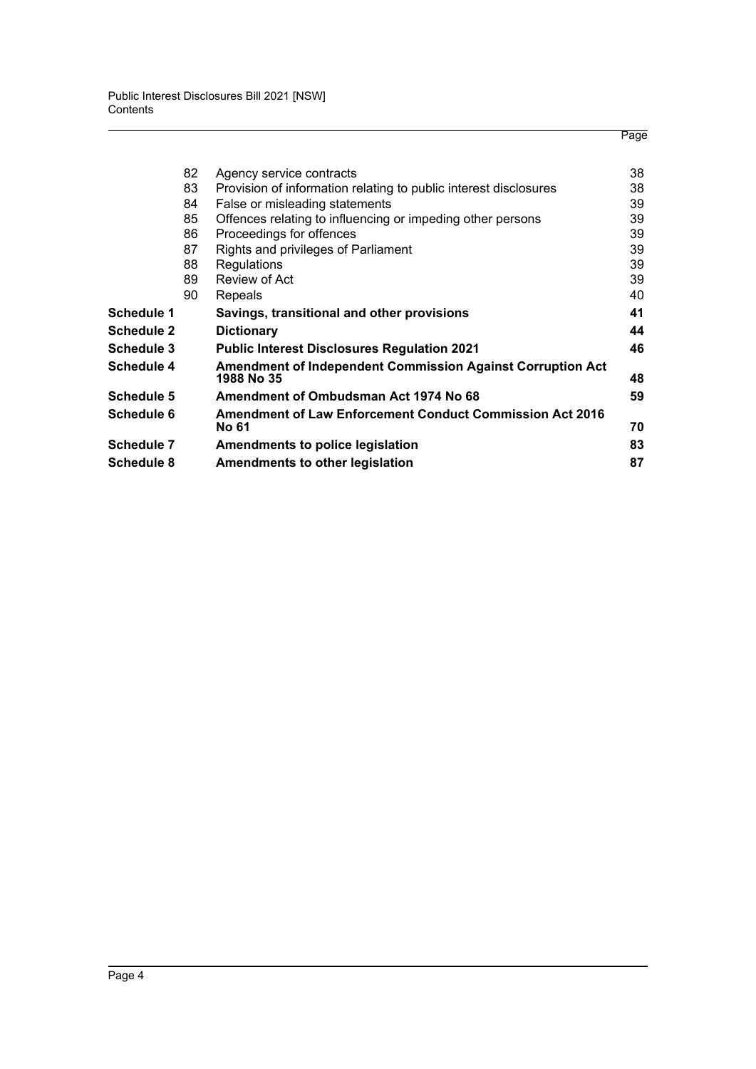| | | Page |
|---|---|---|
| 82 | Agency service contracts | 38 |
| 83 | Provision of information relating to public interest disclosures | 38 |
| 84 | False or misleading statements | 39 |
| 85 | Offences relating to influencing or impeding other persons | 39 |
| 86 | Proceedings for offences | 39 |
| 87 | Rights and privileges of Parliament | 39 |
| 88 | Regulations | 39 |
| 89 | Review of Act | 39 |
| 90 | Repeals | 40 |
| **Schedule 1** | **Savings, transitional and other provisions** | **41** |
| **Schedule 2** | **Dictionary** | **44** |
| **Schedule 3** | **Public Interest Disclosures Regulation 2021** | **46** |
| **Schedule 4** | **Amendment of Independent Commission Against Corruption Act 1988 No 35** | **48** |
| **Schedule 5** | **Amendment of Ombudsman Act 1974 No 68** | **59** |
| **Schedule 6** | **Amendment of Law Enforcement Conduct Commission Act 2016 No 61** | **70** |
| **Schedule 7** | **Amendments to police legislation** | **83** |
| **Schedule 8** | **Amendments to other legislation** | **87** |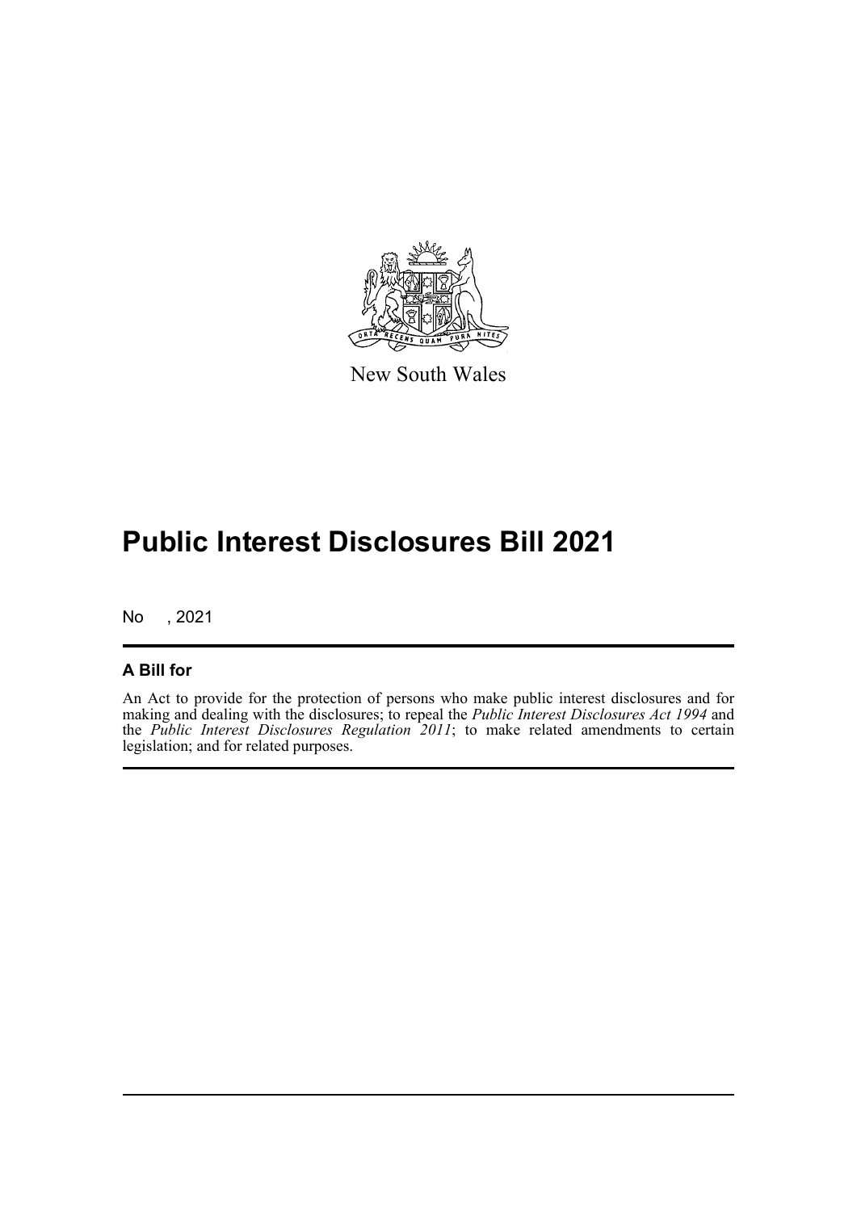New South Wales

# Public Interest Disclosures Bill 2021

No , 2021

## A Bill for

An Act to provide for the protection of persons who make public interest disclosures and for making and dealing with the disclosures; to repeal the *Public Interest Disclosures Act 1994* and the *Public Interest Disclosures Regulation 2011*; to make related amendments to certain legislation; and for related purposes.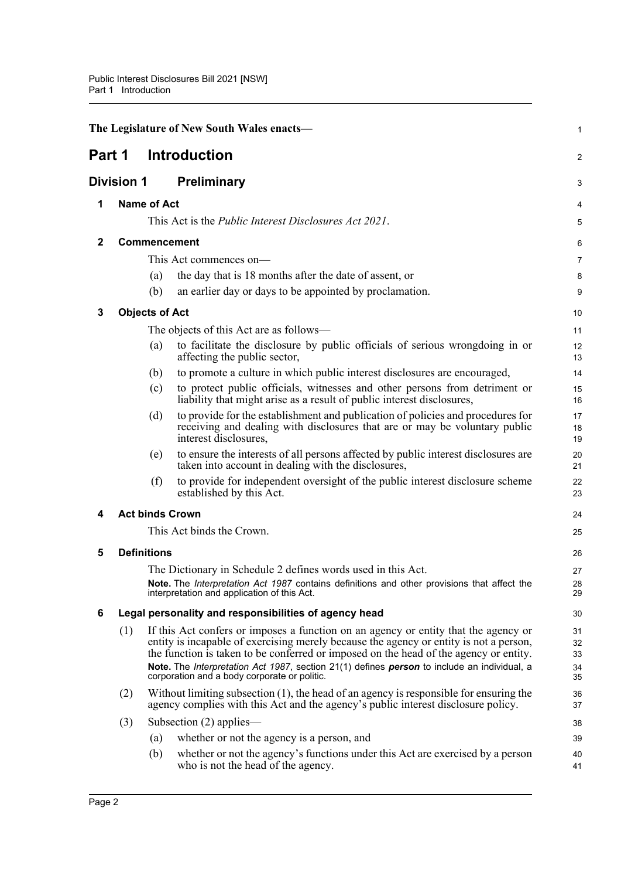The Legislature of New South Wales enacts—

# Part 1 Introduction

## Division 1 Preliminary

### 1 Name of Act

This Act is the *Public Interest Disclosures Act 2021*.

### 2 Commencement

This Act commences on—

(a) the day that is 18 months after the date of assent, or

(b) an earlier day or days to be appointed by proclamation.

### 3 Objects of Act

The objects of this Act are as follows—

(a) to facilitate the disclosure by public officials of serious wrongdoing in or affecting the public sector,

(b) to promote a culture in which public interest disclosures are encouraged,

(c) to protect public officials, witnesses and other persons from detriment or liability that might arise as a result of public interest disclosures,

(d) to provide for the establishment and publication of policies and procedures for receiving and dealing with disclosures that are or may be voluntary public interest disclosures,

(e) to ensure the interests of all persons affected by public interest disclosures are taken into account in dealing with the disclosures,

(f) to provide for independent oversight of the public interest disclosure scheme established by this Act.

### 4 Act binds Crown

This Act binds the Crown.

### 5 Definitions

The Dictionary in Schedule 2 defines words used in this Act.

**Note.** The *Interpretation Act 1987* contains definitions and other provisions that affect the interpretation and application of this Act.

### 6 Legal personality and responsibilities of agency head

(1) If this Act confers or imposes a function on an agency or entity that the agency or entity is incapable of exercising merely because the agency or entity is not a person, the function is taken to be conferred or imposed on the head of the agency or entity.

**Note.** The *Interpretation Act 1987*, section 21(1) defines ***person*** to include an individual, a corporation and a body corporate or politic.

(2) Without limiting subsection (1), the head of an agency is responsible for ensuring the agency complies with this Act and the agency's public interest disclosure policy.

(3) Subsection (2) applies—

(a) whether or not the agency is a person, and

(b) whether or not the agency's functions under this Act are exercised by a person who is not the head of the agency.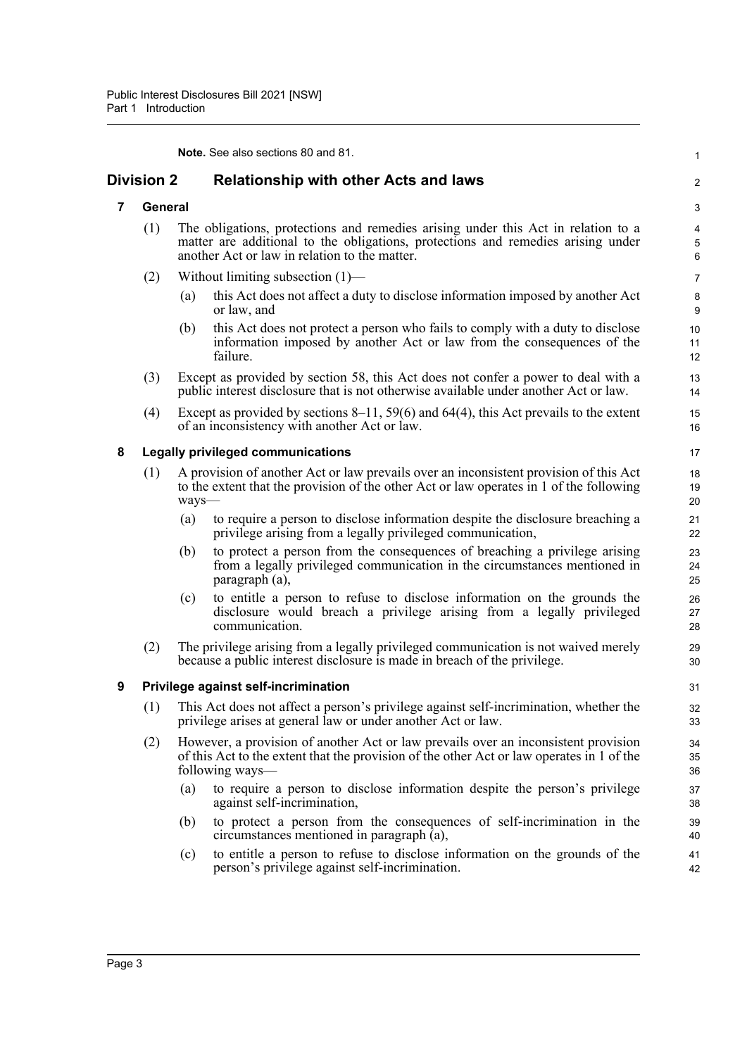**Note.** See also sections 80 and 81.

## Division 2 Relationship with other Acts and laws

### 7 General

(1) The obligations, protections and remedies arising under this Act in relation to a matter are additional to the obligations, protections and remedies arising under another Act or law in relation to the matter.

(2) Without limiting subsection (1)—

(a) this Act does not affect a duty to disclose information imposed by another Act or law, and

(b) this Act does not protect a person who fails to comply with a duty to disclose information imposed by another Act or law from the consequences of the failure.

(3) Except as provided by section 58, this Act does not confer a power to deal with a public interest disclosure that is not otherwise available under another Act or law.

(4) Except as provided by sections 8–11, 59(6) and 64(4), this Act prevails to the extent of an inconsistency with another Act or law.

### 8 Legally privileged communications

(1) A provision of another Act or law prevails over an inconsistent provision of this Act to the extent that the provision of the other Act or law operates in 1 of the following ways—

(a) to require a person to disclose information despite the disclosure breaching a privilege arising from a legally privileged communication,

(b) to protect a person from the consequences of breaching a privilege arising from a legally privileged communication in the circumstances mentioned in paragraph (a),

(c) to entitle a person to refuse to disclose information on the grounds the disclosure would breach a privilege arising from a legally privileged communication.

(2) The privilege arising from a legally privileged communication is not waived merely because a public interest disclosure is made in breach of the privilege.

### 9 Privilege against self-incrimination

(1) This Act does not affect a person's privilege against self-incrimination, whether the privilege arises at general law or under another Act or law.

(2) However, a provision of another Act or law prevails over an inconsistent provision of this Act to the extent that the provision of the other Act or law operates in 1 of the following ways—

(a) to require a person to disclose information despite the person's privilege against self-incrimination,

(b) to protect a person from the consequences of self-incrimination in the circumstances mentioned in paragraph (a),

(c) to entitle a person to refuse to disclose information on the grounds of the person's privilege against self-incrimination.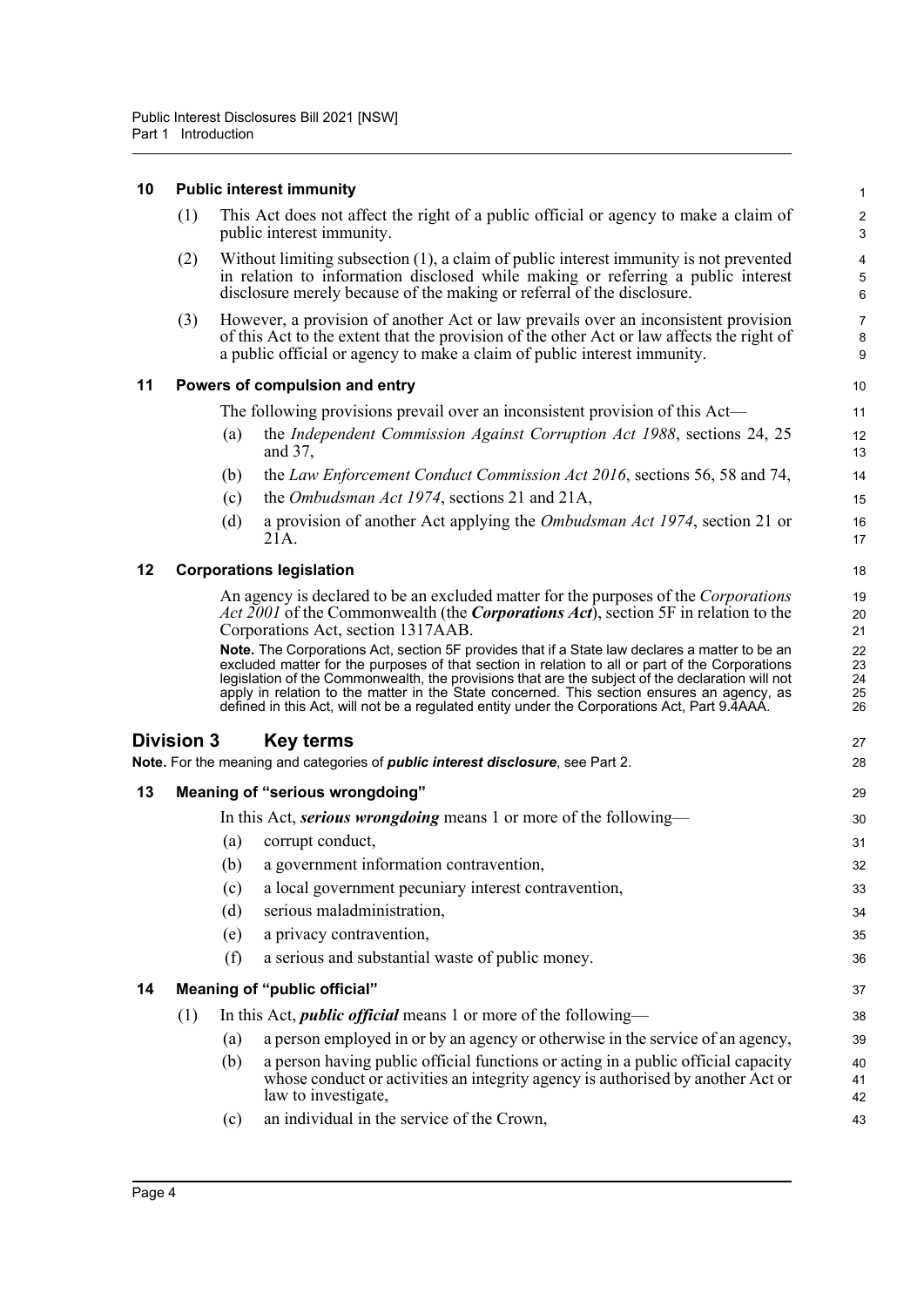## 10 Public interest immunity

(1) This Act does not affect the right of a public official or agency to make a claim of public interest immunity.

(2) Without limiting subsection (1), a claim of public interest immunity is not prevented in relation to information disclosed while making or referring a public interest disclosure merely because of the making or referral of the disclosure.

(3) However, a provision of another Act or law prevails over an inconsistent provision of this Act to the extent that the provision of the other Act or law affects the right of a public official or agency to make a claim of public interest immunity.

## 11 Powers of compulsion and entry

The following provisions prevail over an inconsistent provision of this Act—

(a) the *Independent Commission Against Corruption Act 1988*, sections 24, 25 and 37,

(b) the *Law Enforcement Conduct Commission Act 2016*, sections 56, 58 and 74,

(c) the *Ombudsman Act 1974*, sections 21 and 21A,

(d) a provision of another Act applying the *Ombudsman Act 1974*, section 21 or 21A.

## 12 Corporations legislation

An agency is declared to be an excluded matter for the purposes of the *Corporations Act 2001* of the Commonwealth (the ***Corporations Act***), section 5F in relation to the Corporations Act, section 1317AAB.

**Note.** The Corporations Act, section 5F provides that if a State law declares a matter to be an excluded matter for the purposes of that section in relation to all or part of the Corporations legislation of the Commonwealth, the provisions that are the subject of the declaration will not apply in relation to the matter in the State concerned. This section ensures an agency, as defined in this Act, will not be a regulated entity under the Corporations Act, Part 9.4AAA.

# Division 3 Key terms

**Note.** For the meaning and categories of ***public interest disclosure***, see Part 2.

## 13 Meaning of "serious wrongdoing"

In this Act, ***serious wrongdoing*** means 1 or more of the following—

(a) corrupt conduct,

(b) a government information contravention,

(c) a local government pecuniary interest contravention,

(d) serious maladministration,

(e) a privacy contravention,

(f) a serious and substantial waste of public money.

## 14 Meaning of "public official"

(1) In this Act, ***public official*** means 1 or more of the following—

(a) a person employed in or by an agency or otherwise in the service of an agency,

(b) a person having public official functions or acting in a public official capacity whose conduct or activities an integrity agency is authorised by another Act or law to investigate,

(c) an individual in the service of the Crown,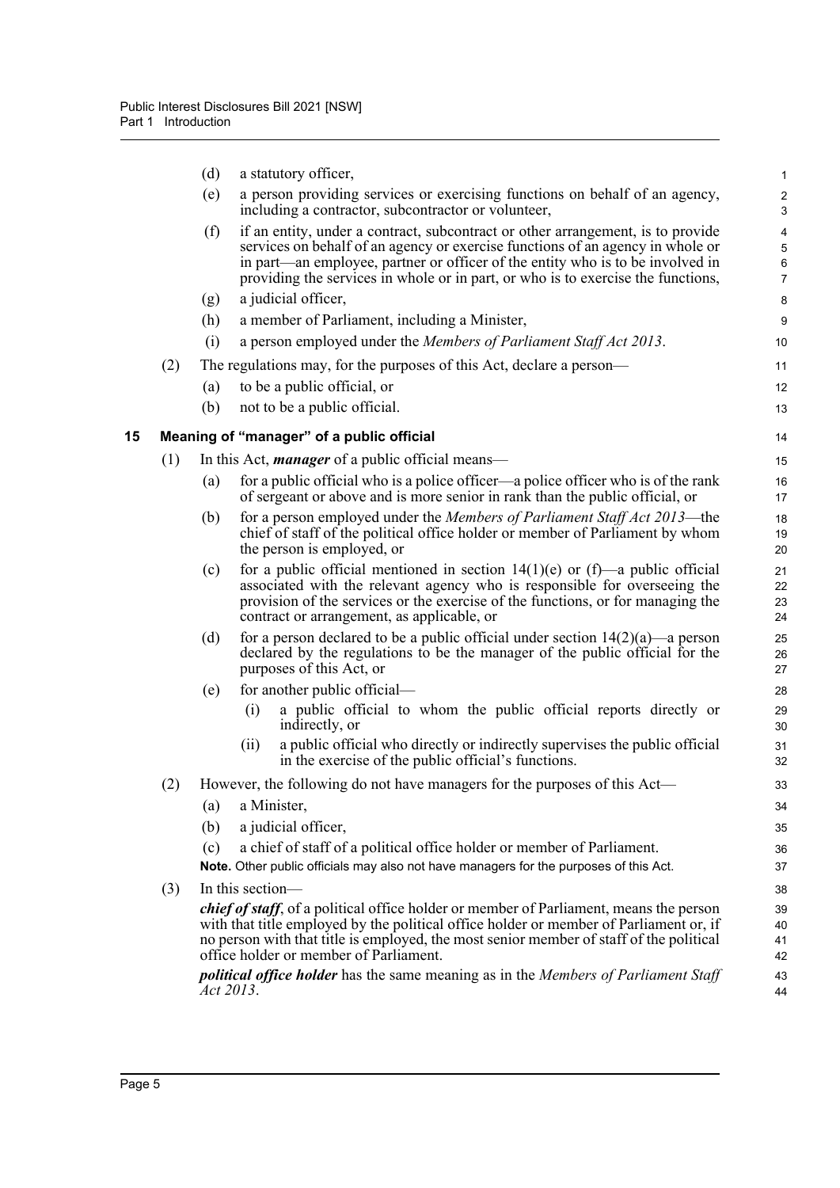(d) a statutory officer,

(e) a person providing services or exercising functions on behalf of an agency, including a contractor, subcontractor or volunteer,

(f) if an entity, under a contract, subcontract or other arrangement, is to provide services on behalf of an agency or exercise functions of an agency in whole or in part—an employee, partner or officer of the entity who is to be involved in providing the services in whole or in part, or who is to exercise the functions,

(g) a judicial officer,

(h) a member of Parliament, including a Minister,

(i) a person employed under the *Members of Parliament Staff Act 2013*.

(2) The regulations may, for the purposes of this Act, declare a person—

(a) to be a public official, or

(b) not to be a public official.

## 15 Meaning of "manager" of a public official

(1) In this Act, ***manager*** of a public official means—

(a) for a public official who is a police officer—a police officer who is of the rank of sergeant or above and is more senior in rank than the public official, or

(b) for a person employed under the *Members of Parliament Staff Act 2013*—the chief of staff of the political office holder or member of Parliament by whom the person is employed, or

(c) for a public official mentioned in section 14(1)(e) or (f)—a public official associated with the relevant agency who is responsible for overseeing the provision of the services or the exercise of the functions, or for managing the contract or arrangement, as applicable, or

(d) for a person declared to be a public official under section 14(2)(a)—a person declared by the regulations to be the manager of the public official for the purposes of this Act, or

(e) for another public official—

(i) a public official to whom the public official reports directly or indirectly, or

(ii) a public official who directly or indirectly supervises the public official in the exercise of the public official's functions.

(2) However, the following do not have managers for the purposes of this Act—

(a) a Minister,

(b) a judicial officer,

(c) a chief of staff of a political office holder or member of Parliament.

**Note.** Other public officials may also not have managers for the purposes of this Act.

(3) In this section—

***chief of staff***, of a political office holder or member of Parliament, means the person with that title employed by the political office holder or member of Parliament or, if no person with that title is employed, the most senior member of staff of the political office holder or member of Parliament.

***political office holder*** has the same meaning as in the *Members of Parliament Staff Act 2013*.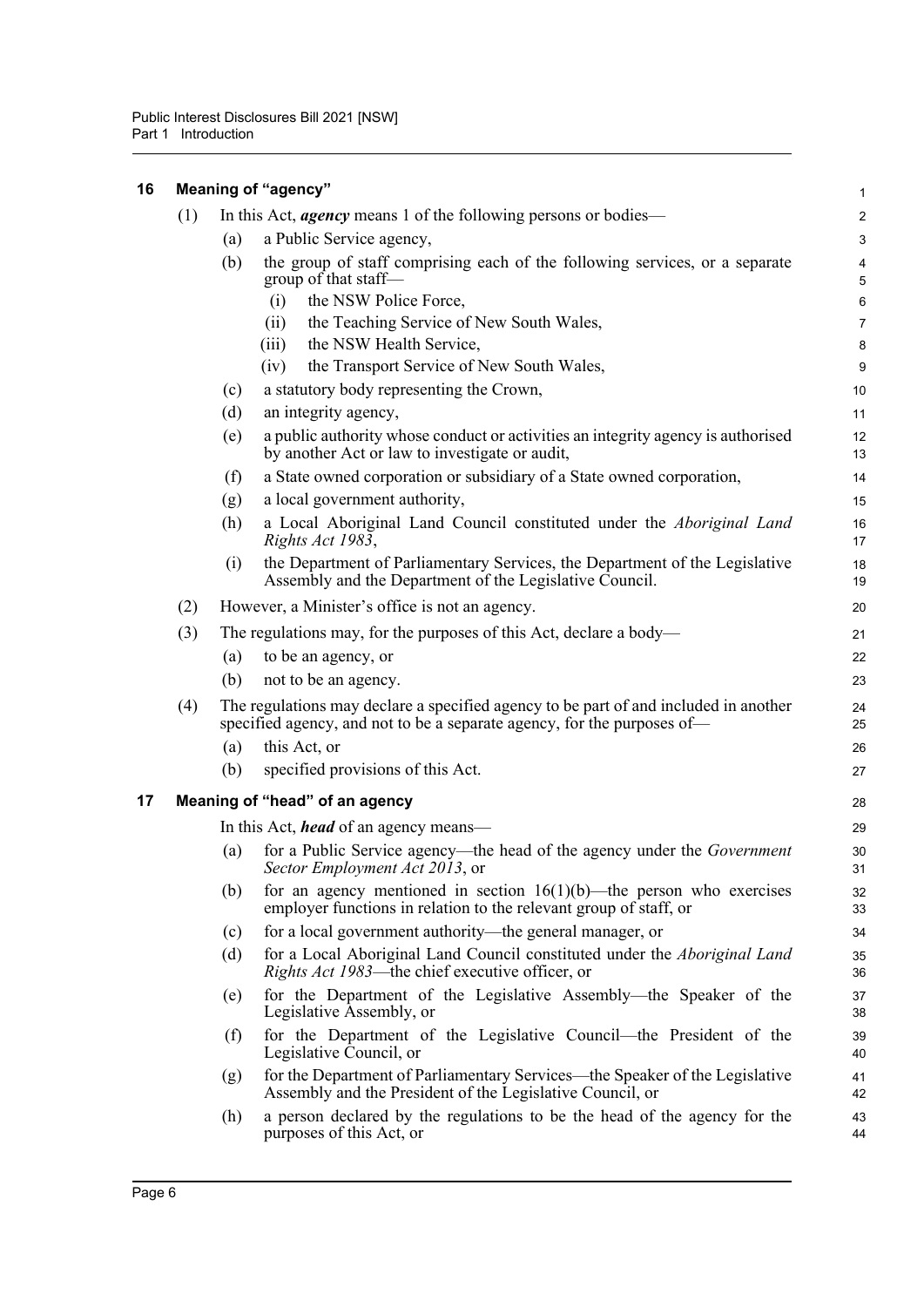## 16 Meaning of "agency"

(1) In this Act, ***agency*** means 1 of the following persons or bodies—

(a) a Public Service agency,

(b) the group of staff comprising each of the following services, or a separate group of that staff—

(i) the NSW Police Force,

(ii) the Teaching Service of New South Wales,

(iii) the NSW Health Service,

(iv) the Transport Service of New South Wales,

(c) a statutory body representing the Crown,

(d) an integrity agency,

(e) a public authority whose conduct or activities an integrity agency is authorised by another Act or law to investigate or audit,

(f) a State owned corporation or subsidiary of a State owned corporation,

(g) a local government authority,

(h) a Local Aboriginal Land Council constituted under the *Aboriginal Land Rights Act 1983*,

(i) the Department of Parliamentary Services, the Department of the Legislative Assembly and the Department of the Legislative Council.

(2) However, a Minister's office is not an agency.

(3) The regulations may, for the purposes of this Act, declare a body—

(a) to be an agency, or

(b) not to be an agency.

(4) The regulations may declare a specified agency to be part of and included in another specified agency, and not to be a separate agency, for the purposes of—

(a) this Act, or

(b) specified provisions of this Act.

## 17 Meaning of "head" of an agency

In this Act, ***head*** of an agency means—

(a) for a Public Service agency—the head of the agency under the *Government Sector Employment Act 2013*, or

(b) for an agency mentioned in section 16(1)(b)—the person who exercises employer functions in relation to the relevant group of staff, or

(c) for a local government authority—the general manager, or

(d) for a Local Aboriginal Land Council constituted under the *Aboriginal Land Rights Act 1983*—the chief executive officer, or

(e) for the Department of the Legislative Assembly—the Speaker of the Legislative Assembly, or

(f) for the Department of the Legislative Council—the President of the Legislative Council, or

(g) for the Department of Parliamentary Services—the Speaker of the Legislative Assembly and the President of the Legislative Council, or

(h) a person declared by the regulations to be the head of the agency for the purposes of this Act, or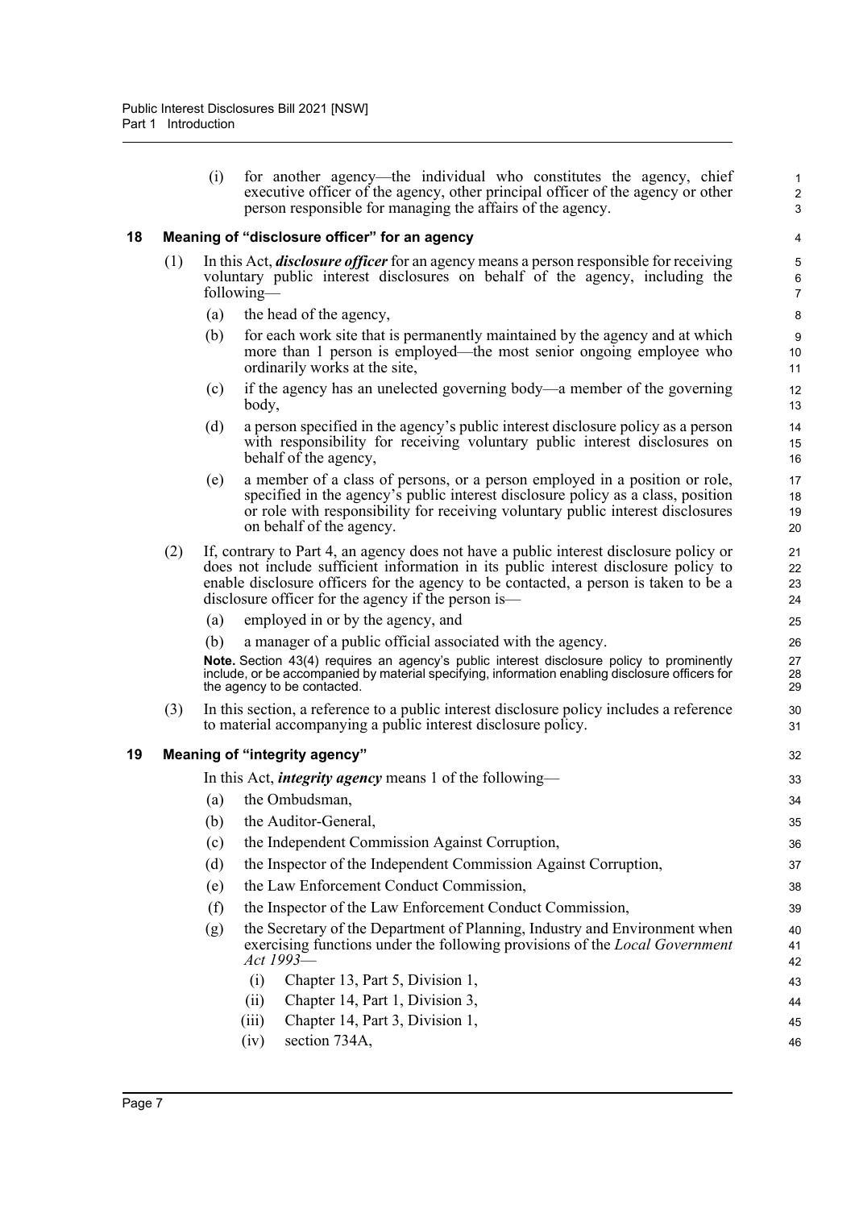(i) for another agency—the individual who constitutes the agency, chief executive officer of the agency, other principal officer of the agency or other person responsible for managing the affairs of the agency.

## 18 Meaning of "disclosure officer" for an agency

(1) In this Act, ***disclosure officer*** for an agency means a person responsible for receiving voluntary public interest disclosures on behalf of the agency, including the following—

(a) the head of the agency,

(b) for each work site that is permanently maintained by the agency and at which more than 1 person is employed—the most senior ongoing employee who ordinarily works at the site,

(c) if the agency has an unelected governing body—a member of the governing body,

(d) a person specified in the agency's public interest disclosure policy as a person with responsibility for receiving voluntary public interest disclosures on behalf of the agency,

(e) a member of a class of persons, or a person employed in a position or role, specified in the agency's public interest disclosure policy as a class, position or role with responsibility for receiving voluntary public interest disclosures on behalf of the agency.

(2) If, contrary to Part 4, an agency does not have a public interest disclosure policy or does not include sufficient information in its public interest disclosure policy to enable disclosure officers for the agency to be contacted, a person is taken to be a disclosure officer for the agency if the person is—

(a) employed in or by the agency, and

(b) a manager of a public official associated with the agency.

**Note.** Section 43(4) requires an agency's public interest disclosure policy to prominently include, or be accompanied by material specifying, information enabling disclosure officers for the agency to be contacted.

(3) In this section, a reference to a public interest disclosure policy includes a reference to material accompanying a public interest disclosure policy.

## 19 Meaning of "integrity agency"

In this Act, ***integrity agency*** means 1 of the following—

(a) the Ombudsman,

(b) the Auditor-General,

(c) the Independent Commission Against Corruption,

(d) the Inspector of the Independent Commission Against Corruption,

(e) the Law Enforcement Conduct Commission,

(f) the Inspector of the Law Enforcement Conduct Commission,

(g) the Secretary of the Department of Planning, Industry and Environment when exercising functions under the following provisions of the *Local Government Act 1993*—

(i) Chapter 13, Part 5, Division 1,

(ii) Chapter 14, Part 1, Division 3,

(iii) Chapter 14, Part 3, Division 1,

(iv) section 734A,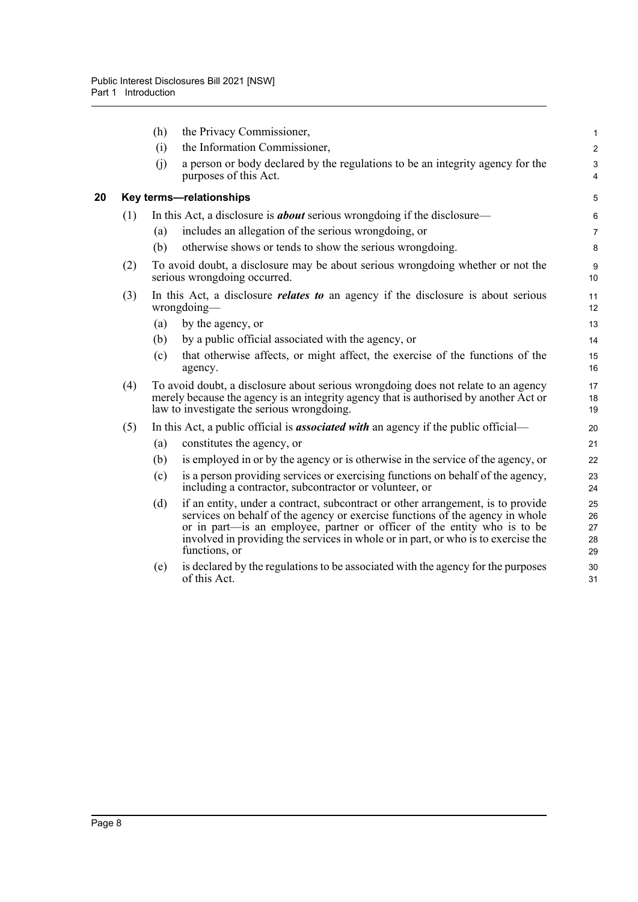(h) the Privacy Commissioner,

(i) the Information Commissioner,

(j) a person or body declared by the regulations to be an integrity agency for the purposes of this Act.

## 20 Key terms—relationships

(1) In this Act, a disclosure is ***about*** serious wrongdoing if the disclosure—

(a) includes an allegation of the serious wrongdoing, or

(b) otherwise shows or tends to show the serious wrongdoing.

(2) To avoid doubt, a disclosure may be about serious wrongdoing whether or not the serious wrongdoing occurred.

(3) In this Act, a disclosure ***relates to*** an agency if the disclosure is about serious wrongdoing—

(a) by the agency, or

(b) by a public official associated with the agency, or

(c) that otherwise affects, or might affect, the exercise of the functions of the agency.

(4) To avoid doubt, a disclosure about serious wrongdoing does not relate to an agency merely because the agency is an integrity agency that is authorised by another Act or law to investigate the serious wrongdoing.

(5) In this Act, a public official is ***associated with*** an agency if the public official—

(a) constitutes the agency, or

(b) is employed in or by the agency or is otherwise in the service of the agency, or

(c) is a person providing services or exercising functions on behalf of the agency, including a contractor, subcontractor or volunteer, or

(d) if an entity, under a contract, subcontract or other arrangement, is to provide services on behalf of the agency or exercise functions of the agency in whole or in part—is an employee, partner or officer of the entity who is to be involved in providing the services in whole or in part, or who is to exercise the functions, or

(e) is declared by the regulations to be associated with the agency for the purposes of this Act.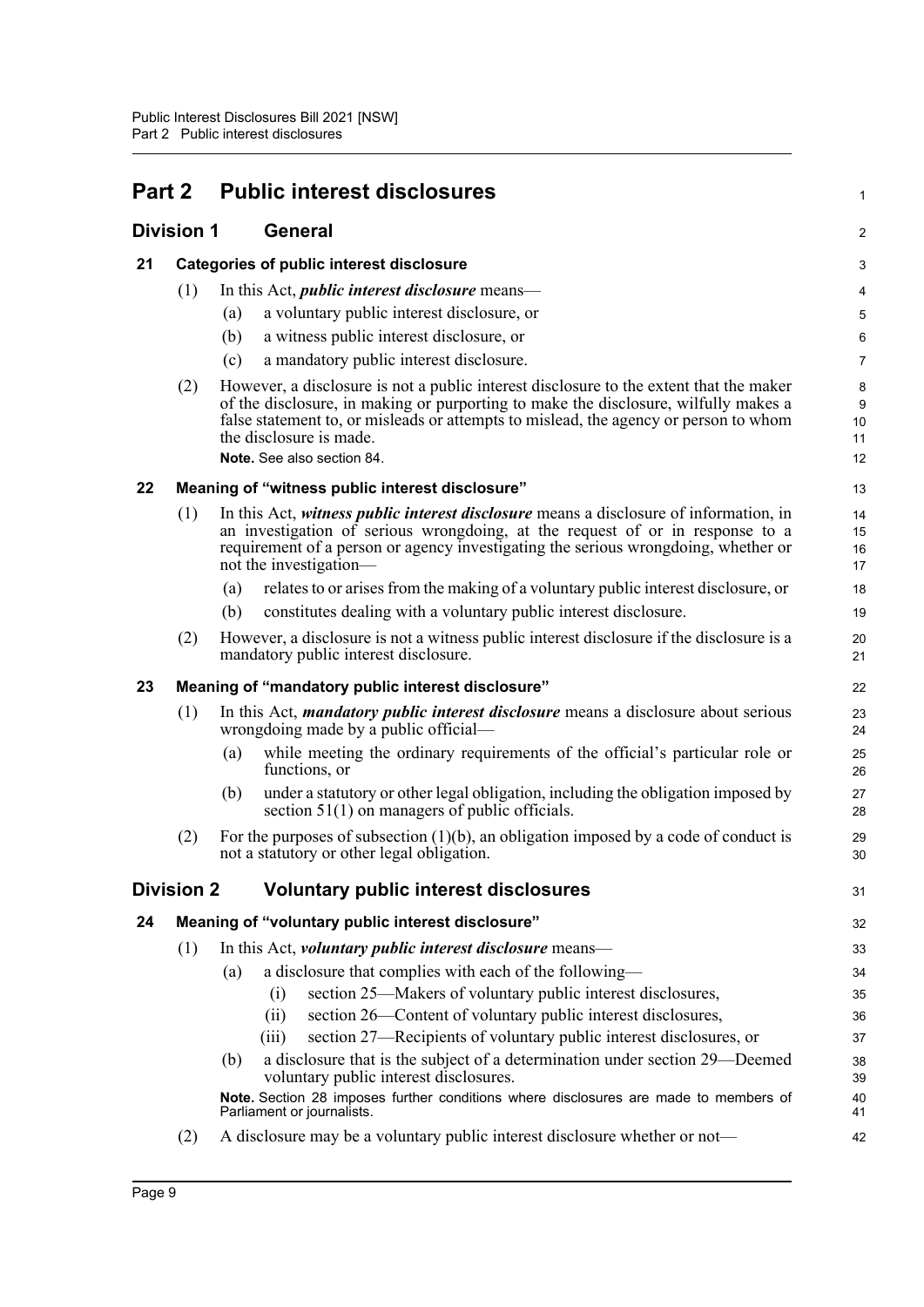# Part 2 Public interest disclosures

## Division 1 General

### 21 Categories of public interest disclosure

(1) In this Act, ***public interest disclosure*** means—

(a) a voluntary public interest disclosure, or

(b) a witness public interest disclosure, or

(c) a mandatory public interest disclosure.

(2) However, a disclosure is not a public interest disclosure to the extent that the maker of the disclosure, in making or purporting to make the disclosure, wilfully makes a false statement to, or misleads or attempts to mislead, the agency or person to whom the disclosure is made.

**Note.** See also section 84.

### 22 Meaning of "witness public interest disclosure"

(1) In this Act, ***witness public interest disclosure*** means a disclosure of information, in an investigation of serious wrongdoing, at the request of or in response to a requirement of a person or agency investigating the serious wrongdoing, whether or not the investigation—

(a) relates to or arises from the making of a voluntary public interest disclosure, or

(b) constitutes dealing with a voluntary public interest disclosure.

(2) However, a disclosure is not a witness public interest disclosure if the disclosure is a mandatory public interest disclosure.

### 23 Meaning of "mandatory public interest disclosure"

(1) In this Act, ***mandatory public interest disclosure*** means a disclosure about serious wrongdoing made by a public official—

(a) while meeting the ordinary requirements of the official's particular role or functions, or

(b) under a statutory or other legal obligation, including the obligation imposed by section 51(1) on managers of public officials.

(2) For the purposes of subsection (1)(b), an obligation imposed by a code of conduct is not a statutory or other legal obligation.

## Division 2 Voluntary public interest disclosures

### 24 Meaning of "voluntary public interest disclosure"

(1) In this Act, ***voluntary public interest disclosure*** means—

(a) a disclosure that complies with each of the following—

(i) section 25—Makers of voluntary public interest disclosures,

(ii) section 26—Content of voluntary public interest disclosures,

(iii) section 27—Recipients of voluntary public interest disclosures, or

(b) a disclosure that is the subject of a determination under section 29—Deemed voluntary public interest disclosures.

**Note.** Section 28 imposes further conditions where disclosures are made to members of Parliament or journalists.

(2) A disclosure may be a voluntary public interest disclosure whether or not—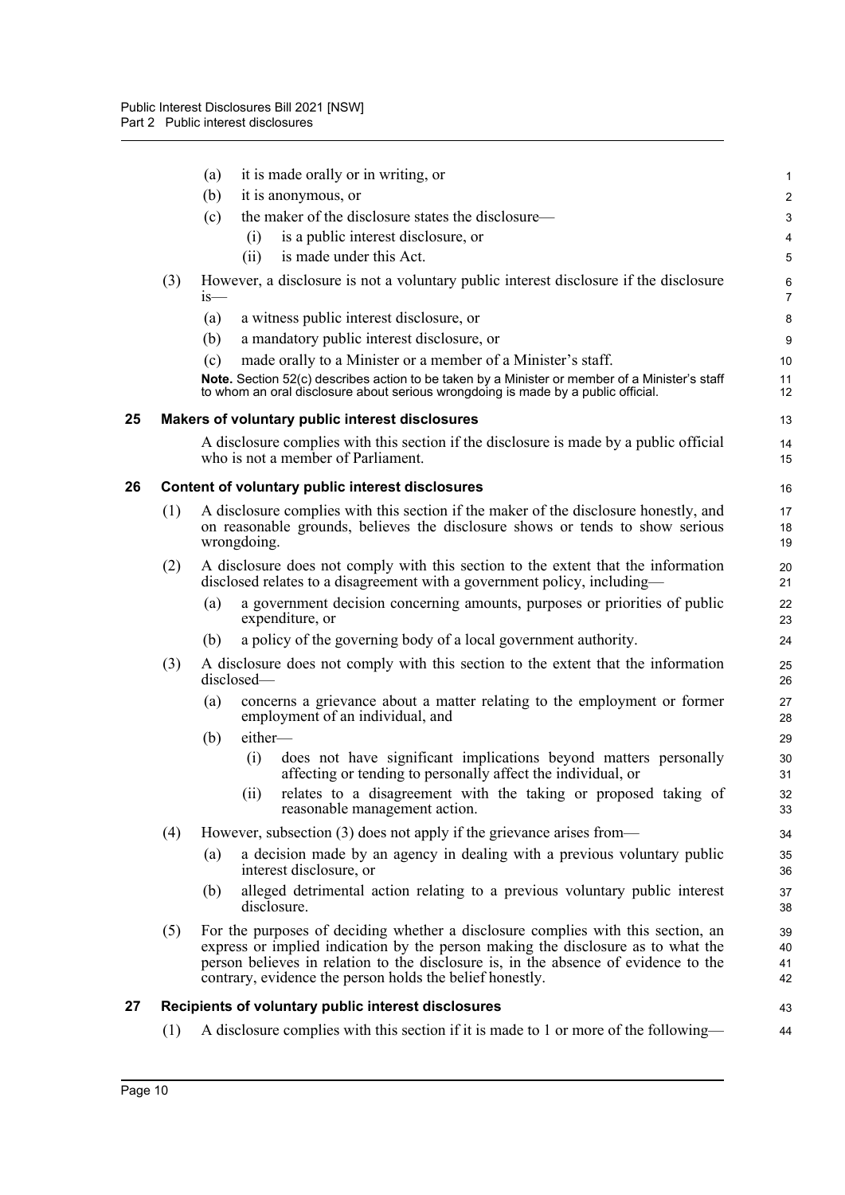(a) it is made orally or in writing, or

(b) it is anonymous, or

(c) the maker of the disclosure states the disclosure—

(i) is a public interest disclosure, or

(ii) is made under this Act.

(3) However, a disclosure is not a voluntary public interest disclosure if the disclosure is—

(a) a witness public interest disclosure, or

(b) a mandatory public interest disclosure, or

(c) made orally to a Minister or a member of a Minister's staff.

**Note.** Section 52(c) describes action to be taken by a Minister or member of a Minister's staff to whom an oral disclosure about serious wrongdoing is made by a public official.

### 25 Makers of voluntary public interest disclosures

A disclosure complies with this section if the disclosure is made by a public official who is not a member of Parliament.

### 26 Content of voluntary public interest disclosures

(1) A disclosure complies with this section if the maker of the disclosure honestly, and on reasonable grounds, believes the disclosure shows or tends to show serious wrongdoing.

(2) A disclosure does not comply with this section to the extent that the information disclosed relates to a disagreement with a government policy, including—

(a) a government decision concerning amounts, purposes or priorities of public expenditure, or

(b) a policy of the governing body of a local government authority.

(3) A disclosure does not comply with this section to the extent that the information disclosed—

(a) concerns a grievance about a matter relating to the employment or former employment of an individual, and

(b) either—

(i) does not have significant implications beyond matters personally affecting or tending to personally affect the individual, or

(ii) relates to a disagreement with the taking or proposed taking of reasonable management action.

(4) However, subsection (3) does not apply if the grievance arises from—

(a) a decision made by an agency in dealing with a previous voluntary public interest disclosure, or

(b) alleged detrimental action relating to a previous voluntary public interest disclosure.

(5) For the purposes of deciding whether a disclosure complies with this section, an express or implied indication by the person making the disclosure as to what the person believes in relation to the disclosure is, in the absence of evidence to the contrary, evidence the person holds the belief honestly.

### 27 Recipients of voluntary public interest disclosures

(1) A disclosure complies with this section if it is made to 1 or more of the following—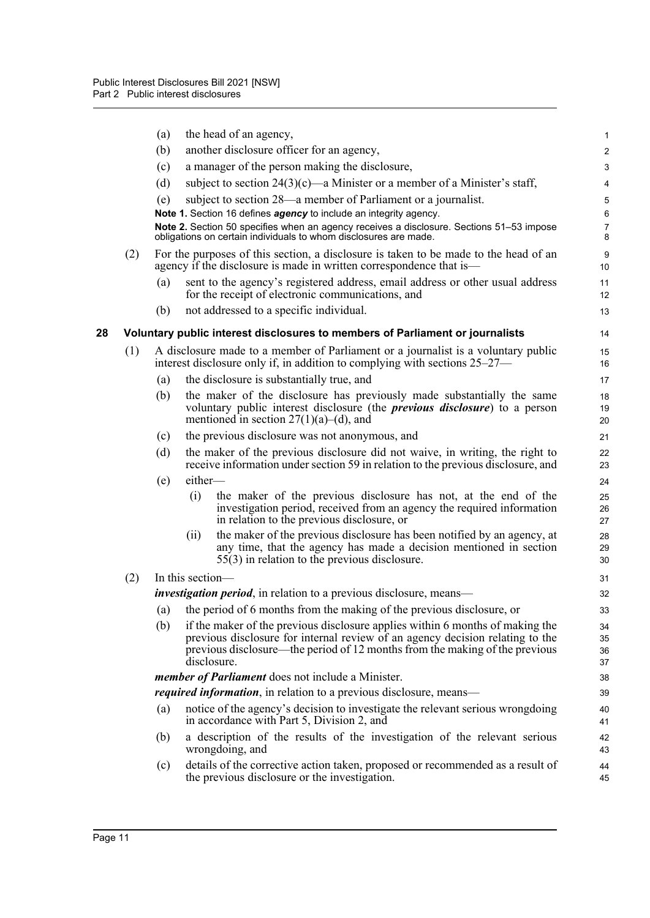(a) the head of an agency,

(b) another disclosure officer for an agency,

(c) a manager of the person making the disclosure,

(d) subject to section 24(3)(c)—a Minister or a member of a Minister's staff,

(e) subject to section 28—a member of Parliament or a journalist.

**Note 1.** Section 16 defines ***agency*** to include an integrity agency.

**Note 2.** Section 50 specifies when an agency receives a disclosure. Sections 51–53 impose obligations on certain individuals to whom disclosures are made.

(2) For the purposes of this section, a disclosure is taken to be made to the head of an agency if the disclosure is made in written correspondence that is—

(a) sent to the agency's registered address, email address or other usual address for the receipt of electronic communications, and

(b) not addressed to a specific individual.

## 28 Voluntary public interest disclosures to members of Parliament or journalists

(1) A disclosure made to a member of Parliament or a journalist is a voluntary public interest disclosure only if, in addition to complying with sections 25–27—

(a) the disclosure is substantially true, and

(b) the maker of the disclosure has previously made substantially the same voluntary public interest disclosure (the ***previous disclosure***) to a person mentioned in section 27(1)(a)–(d), and

(c) the previous disclosure was not anonymous, and

(d) the maker of the previous disclosure did not waive, in writing, the right to receive information under section 59 in relation to the previous disclosure, and

(e) either—

(i) the maker of the previous disclosure has not, at the end of the investigation period, received from an agency the required information in relation to the previous disclosure, or

(ii) the maker of the previous disclosure has been notified by an agency, at any time, that the agency has made a decision mentioned in section 55(3) in relation to the previous disclosure.

(2) In this section—

***investigation period***, in relation to a previous disclosure, means—

(a) the period of 6 months from the making of the previous disclosure, or

(b) if the maker of the previous disclosure applies within 6 months of making the previous disclosure for internal review of an agency decision relating to the previous disclosure—the period of 12 months from the making of the previous disclosure.

***member of Parliament*** does not include a Minister.

***required information***, in relation to a previous disclosure, means—

(a) notice of the agency's decision to investigate the relevant serious wrongdoing in accordance with Part 5, Division 2, and

(b) a description of the results of the investigation of the relevant serious wrongdoing, and

(c) details of the corrective action taken, proposed or recommended as a result of the previous disclosure or the investigation.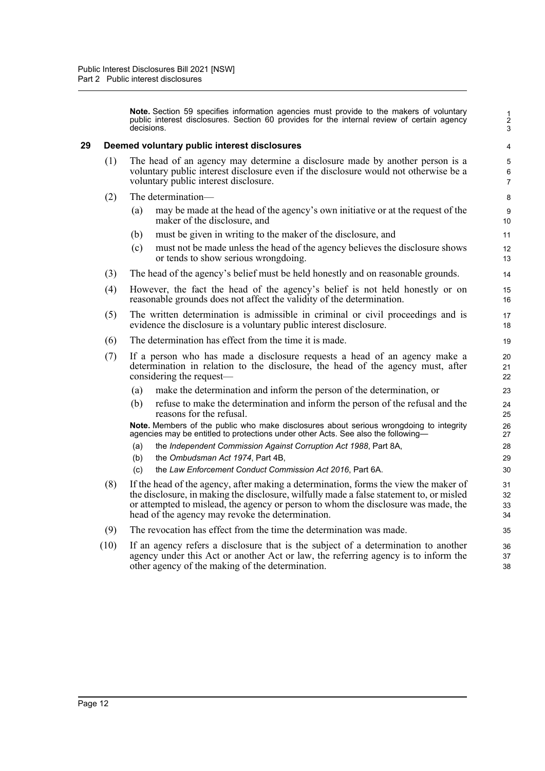**Note.** Section 59 specifies information agencies must provide to the makers of voluntary public interest disclosures. Section 60 provides for the internal review of certain agency decisions.

### 29 Deemed voluntary public interest disclosures

(1) The head of an agency may determine a disclosure made by another person is a voluntary public interest disclosure even if the disclosure would not otherwise be a voluntary public interest disclosure.

(2) The determination—

(a) may be made at the head of the agency's own initiative or at the request of the maker of the disclosure, and

(b) must be given in writing to the maker of the disclosure, and

(c) must not be made unless the head of the agency believes the disclosure shows or tends to show serious wrongdoing.

(3) The head of the agency's belief must be held honestly and on reasonable grounds.

(4) However, the fact the head of the agency's belief is not held honestly or on reasonable grounds does not affect the validity of the determination.

(5) The written determination is admissible in criminal or civil proceedings and is evidence the disclosure is a voluntary public interest disclosure.

(6) The determination has effect from the time it is made.

(7) If a person who has made a disclosure requests a head of an agency make a determination in relation to the disclosure, the head of the agency must, after considering the request—

(a) make the determination and inform the person of the determination, or

(b) refuse to make the determination and inform the person of the refusal and the reasons for the refusal.

**Note.** Members of the public who make disclosures about serious wrongdoing to integrity agencies may be entitled to protections under other Acts. See also the following—

(a) the *Independent Commission Against Corruption Act 1988*, Part 8A,

(b) the *Ombudsman Act 1974*, Part 4B,

(c) the *Law Enforcement Conduct Commission Act 2016*, Part 6A.

(8) If the head of the agency, after making a determination, forms the view the maker of the disclosure, in making the disclosure, wilfully made a false statement to, or misled or attempted to mislead, the agency or person to whom the disclosure was made, the head of the agency may revoke the determination.

(9) The revocation has effect from the time the determination was made.

(10) If an agency refers a disclosure that is the subject of a determination to another agency under this Act or another Act or law, the referring agency is to inform the other agency of the making of the determination.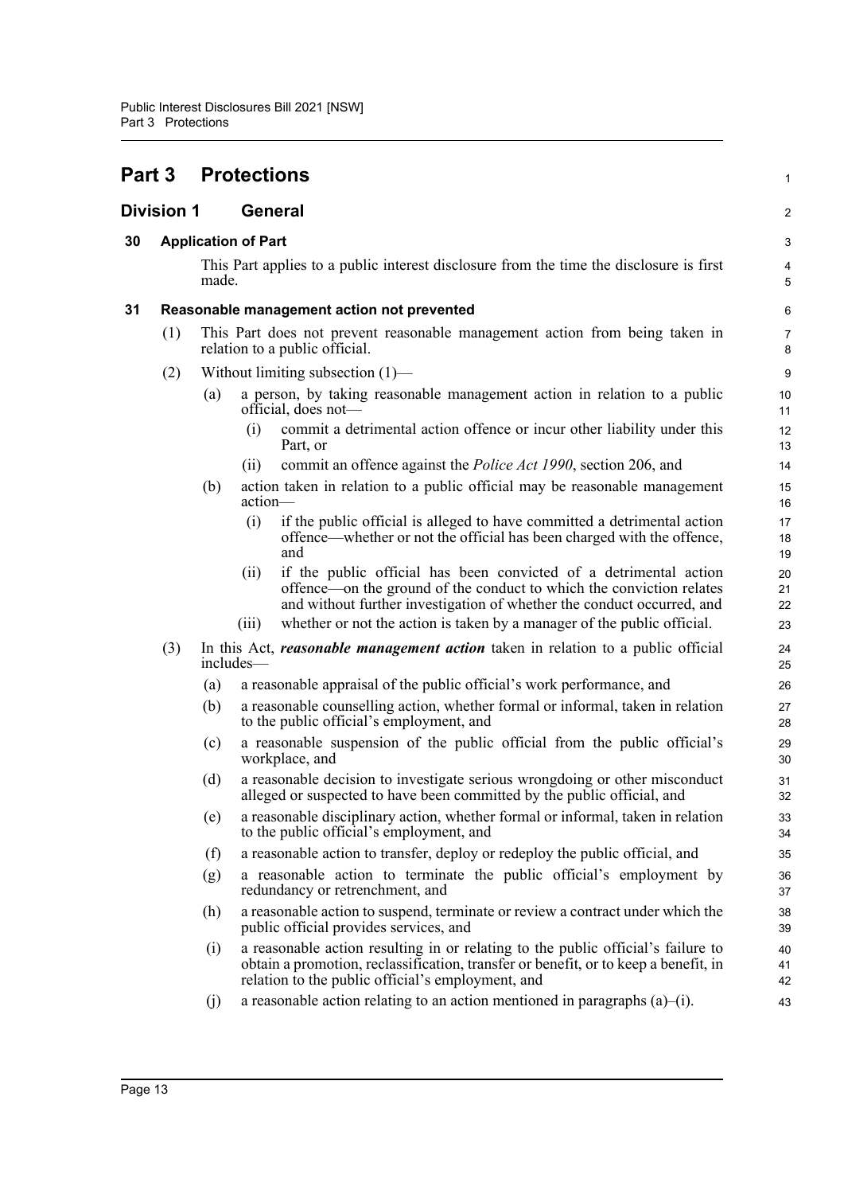# Part 3 Protections

## Division 1 General

### 30 Application of Part

This Part applies to a public interest disclosure from the time the disclosure is first made.

### 31 Reasonable management action not prevented

(1) This Part does not prevent reasonable management action from being taken in relation to a public official.

(2) Without limiting subsection (1)—

- (a) a person, by taking reasonable management action in relation to a public official, does not—
  - (i) commit a detrimental action offence or incur other liability under this Part, or
  - (ii) commit an offence against the *Police Act 1990*, section 206, and
- (b) action taken in relation to a public official may be reasonable management action—
  - (i) if the public official is alleged to have committed a detrimental action offence—whether or not the official has been charged with the offence, and
  - (ii) if the public official has been convicted of a detrimental action offence—on the ground of the conduct to which the conviction relates and without further investigation of whether the conduct occurred, and
  - (iii) whether or not the action is taken by a manager of the public official.

(3) In this Act, ***reasonable management action*** taken in relation to a public official includes—

- (a) a reasonable appraisal of the public official's work performance, and
- (b) a reasonable counselling action, whether formal or informal, taken in relation to the public official's employment, and
- (c) a reasonable suspension of the public official from the public official's workplace, and
- (d) a reasonable decision to investigate serious wrongdoing or other misconduct alleged or suspected to have been committed by the public official, and
- (e) a reasonable disciplinary action, whether formal or informal, taken in relation to the public official's employment, and
- (f) a reasonable action to transfer, deploy or redeploy the public official, and
- (g) a reasonable action to terminate the public official's employment by redundancy or retrenchment, and
- (h) a reasonable action to suspend, terminate or review a contract under which the public official provides services, and
- (i) a reasonable action resulting in or relating to the public official's failure to obtain a promotion, reclassification, transfer or benefit, or to keep a benefit, in relation to the public official's employment, and
- (j) a reasonable action relating to an action mentioned in paragraphs (a)–(i).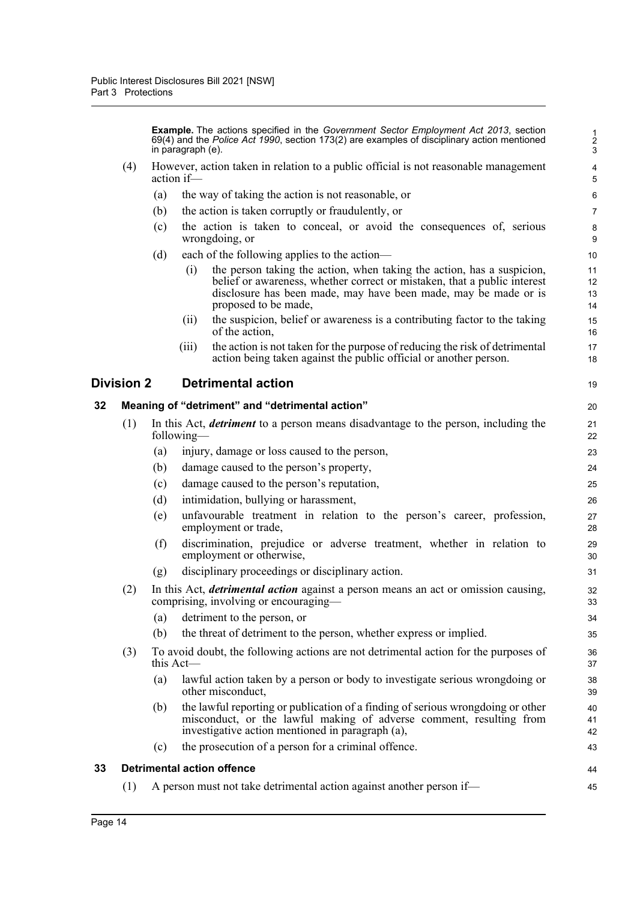**Example.** The actions specified in the *Government Sector Employment Act 2013*, section 69(4) and the *Police Act 1990*, section 173(2) are examples of disciplinary action mentioned in paragraph (e).

(4) However, action taken in relation to a public official is not reasonable management action if—

(a) the way of taking the action is not reasonable, or

(b) the action is taken corruptly or fraudulently, or

(c) the action is taken to conceal, or avoid the consequences of, serious wrongdoing, or

(d) each of the following applies to the action—

(i) the person taking the action, when taking the action, has a suspicion, belief or awareness, whether correct or mistaken, that a public interest disclosure has been made, may have been made, may be made or is proposed to be made,

(ii) the suspicion, belief or awareness is a contributing factor to the taking of the action,

(iii) the action is not taken for the purpose of reducing the risk of detrimental action being taken against the public official or another person.

## Division 2 Detrimental action

### 32 Meaning of "detriment" and "detrimental action"

(1) In this Act, ***detriment*** to a person means disadvantage to the person, including the following—

(a) injury, damage or loss caused to the person,

(b) damage caused to the person's property,

(c) damage caused to the person's reputation,

(d) intimidation, bullying or harassment,

(e) unfavourable treatment in relation to the person's career, profession, employment or trade,

(f) discrimination, prejudice or adverse treatment, whether in relation to employment or otherwise,

(g) disciplinary proceedings or disciplinary action.

(2) In this Act, ***detrimental action*** against a person means an act or omission causing, comprising, involving or encouraging—

(a) detriment to the person, or

(b) the threat of detriment to the person, whether express or implied.

(3) To avoid doubt, the following actions are not detrimental action for the purposes of this Act—

(a) lawful action taken by a person or body to investigate serious wrongdoing or other misconduct,

(b) the lawful reporting or publication of a finding of serious wrongdoing or other misconduct, or the lawful making of adverse comment, resulting from investigative action mentioned in paragraph (a),

(c) the prosecution of a person for a criminal offence.

### 33 Detrimental action offence

(1) A person must not take detrimental action against another person if—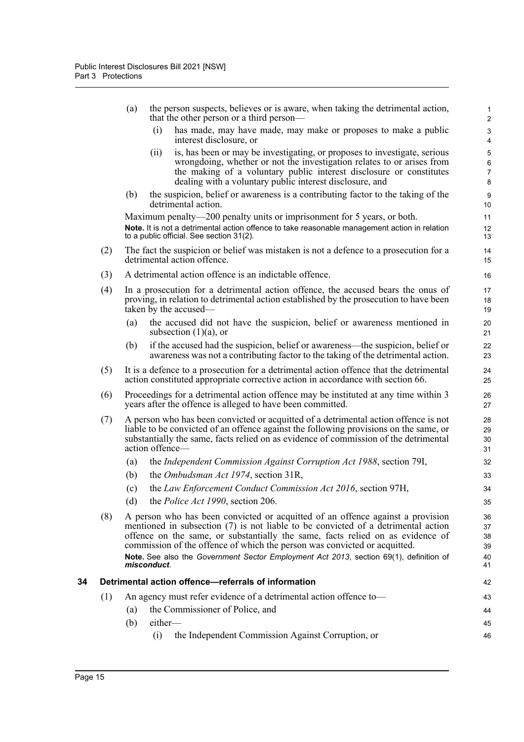(a) the person suspects, believes or is aware, when taking the detrimental action, that the other person or a third person—

(i) has made, may have made, may make or proposes to make a public interest disclosure, or

(ii) is, has been or may be investigating, or proposes to investigate, serious wrongdoing, whether or not the investigation relates to or arises from the making of a voluntary public interest disclosure or constitutes dealing with a voluntary public interest disclosure, and

(b) the suspicion, belief or awareness is a contributing factor to the taking of the detrimental action.

Maximum penalty—200 penalty units or imprisonment for 5 years, or both.

**Note.** It is not a detrimental action offence to take reasonable management action in relation to a public official. See section 31(2).

(2) The fact the suspicion or belief was mistaken is not a defence to a prosecution for a detrimental action offence.

(3) A detrimental action offence is an indictable offence.

(4) In a prosecution for a detrimental action offence, the accused bears the onus of proving, in relation to detrimental action established by the prosecution to have been taken by the accused—

(a) the accused did not have the suspicion, belief or awareness mentioned in subsection (1)(a), or

(b) if the accused had the suspicion, belief or awareness—the suspicion, belief or awareness was not a contributing factor to the taking of the detrimental action.

(5) It is a defence to a prosecution for a detrimental action offence that the detrimental action constituted appropriate corrective action in accordance with section 66.

(6) Proceedings for a detrimental action offence may be instituted at any time within 3 years after the offence is alleged to have been committed.

(7) A person who has been convicted or acquitted of a detrimental action offence is not liable to be convicted of an offence against the following provisions on the same, or substantially the same, facts relied on as evidence of commission of the detrimental action offence—

(a) the *Independent Commission Against Corruption Act 1988*, section 79I,

(b) the *Ombudsman Act 1974*, section 31R,

(c) the *Law Enforcement Conduct Commission Act 2016*, section 97H,

(d) the *Police Act 1990*, section 206.

(8) A person who has been convicted or acquitted of an offence against a provision mentioned in subsection (7) is not liable to be convicted of a detrimental action offence on the same, or substantially the same, facts relied on as evidence of commission of the offence of which the person was convicted or acquitted.

**Note.** See also the *Government Sector Employment Act 2013*, section 69(1), definition of ***misconduct***.

### 34 Detrimental action offence—referrals of information

(1) An agency must refer evidence of a detrimental action offence to—

(a) the Commissioner of Police, and

(b) either—

(i) the Independent Commission Against Corruption, or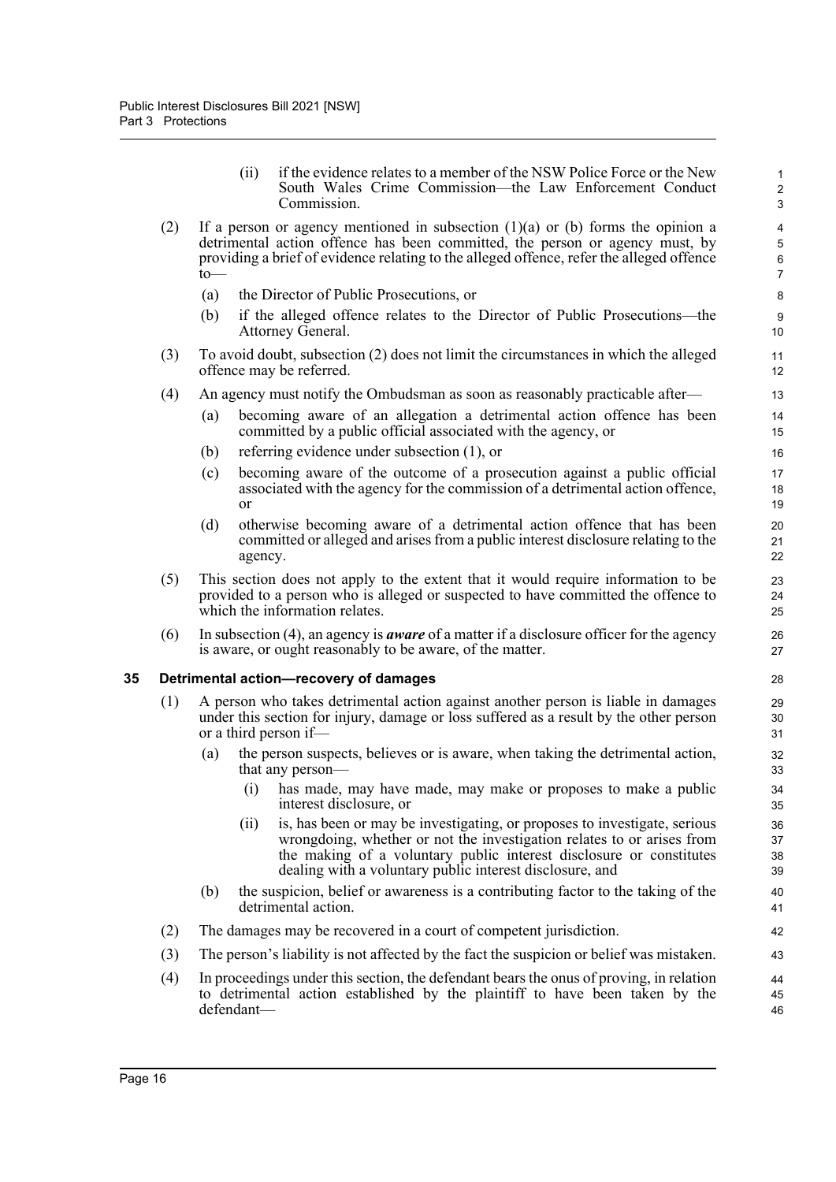(ii) if the evidence relates to a member of the NSW Police Force or the New South Wales Crime Commission—the Law Enforcement Conduct Commission.

(2) If a person or agency mentioned in subsection (1)(a) or (b) forms the opinion a detrimental action offence has been committed, the person or agency must, by providing a brief of evidence relating to the alleged offence, refer the alleged offence to—

(a) the Director of Public Prosecutions, or

(b) if the alleged offence relates to the Director of Public Prosecutions—the Attorney General.

(3) To avoid doubt, subsection (2) does not limit the circumstances in which the alleged offence may be referred.

(4) An agency must notify the Ombudsman as soon as reasonably practicable after—

(a) becoming aware of an allegation a detrimental action offence has been committed by a public official associated with the agency, or

(b) referring evidence under subsection (1), or

(c) becoming aware of the outcome of a prosecution against a public official associated with the agency for the commission of a detrimental action offence, or

(d) otherwise becoming aware of a detrimental action offence that has been committed or alleged and arises from a public interest disclosure relating to the agency.

(5) This section does not apply to the extent that it would require information to be provided to a person who is alleged or suspected to have committed the offence to which the information relates.

(6) In subsection (4), an agency is ***aware*** of a matter if a disclosure officer for the agency is aware, or ought reasonably to be aware, of the matter.

### 35 Detrimental action—recovery of damages

(1) A person who takes detrimental action against another person is liable in damages under this section for injury, damage or loss suffered as a result by the other person or a third person if—

(a) the person suspects, believes or is aware, when taking the detrimental action, that any person—

(i) has made, may have made, may make or proposes to make a public interest disclosure, or

(ii) is, has been or may be investigating, or proposes to investigate, serious wrongdoing, whether or not the investigation relates to or arises from the making of a voluntary public interest disclosure or constitutes dealing with a voluntary public interest disclosure, and

(b) the suspicion, belief or awareness is a contributing factor to the taking of the detrimental action.

(2) The damages may be recovered in a court of competent jurisdiction.

(3) The person's liability is not affected by the fact the suspicion or belief was mistaken.

(4) In proceedings under this section, the defendant bears the onus of proving, in relation to detrimental action established by the plaintiff to have been taken by the defendant—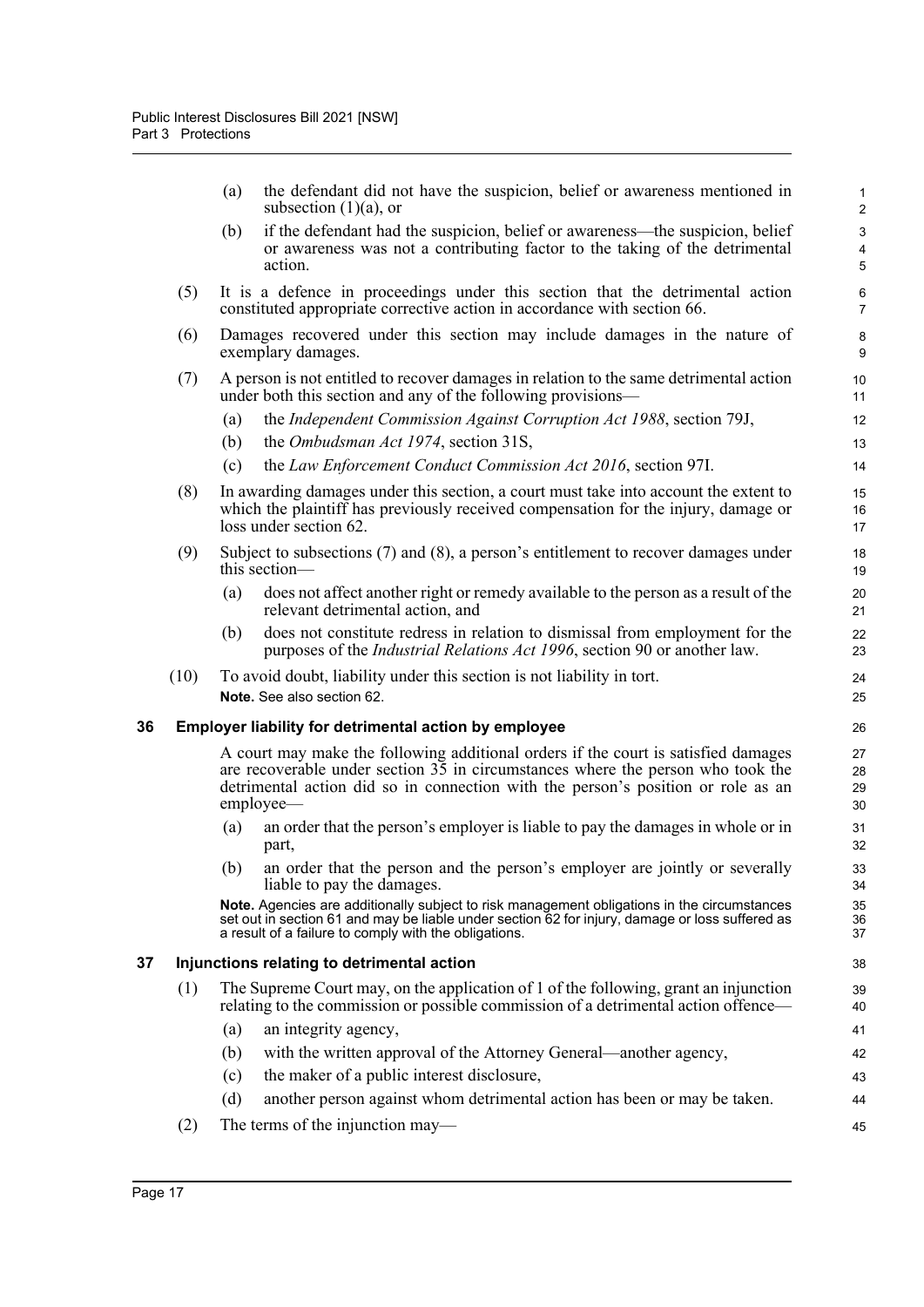(a) the defendant did not have the suspicion, belief or awareness mentioned in subsection (1)(a), or

(b) if the defendant had the suspicion, belief or awareness—the suspicion, belief or awareness was not a contributing factor to the taking of the detrimental action.

(5) It is a defence in proceedings under this section that the detrimental action constituted appropriate corrective action in accordance with section 66.

(6) Damages recovered under this section may include damages in the nature of exemplary damages.

(7) A person is not entitled to recover damages in relation to the same detrimental action under both this section and any of the following provisions—

(a) the *Independent Commission Against Corruption Act 1988*, section 79J,

(b) the *Ombudsman Act 1974*, section 31S,

(c) the *Law Enforcement Conduct Commission Act 2016*, section 97I.

(8) In awarding damages under this section, a court must take into account the extent to which the plaintiff has previously received compensation for the injury, damage or loss under section 62.

(9) Subject to subsections (7) and (8), a person's entitlement to recover damages under this section—

(a) does not affect another right or remedy available to the person as a result of the relevant detrimental action, and

(b) does not constitute redress in relation to dismissal from employment for the purposes of the *Industrial Relations Act 1996*, section 90 or another law.

(10) To avoid doubt, liability under this section is not liability in tort.

**Note.** See also section 62.

### 36 Employer liability for detrimental action by employee

A court may make the following additional orders if the court is satisfied damages are recoverable under section 35 in circumstances where the person who took the detrimental action did so in connection with the person's position or role as an employee—

(a) an order that the person's employer is liable to pay the damages in whole or in part,

(b) an order that the person and the person's employer are jointly or severally liable to pay the damages.

**Note.** Agencies are additionally subject to risk management obligations in the circumstances set out in section 61 and may be liable under section 62 for injury, damage or loss suffered as a result of a failure to comply with the obligations.

### 37 Injunctions relating to detrimental action

(1) The Supreme Court may, on the application of 1 of the following, grant an injunction relating to the commission or possible commission of a detrimental action offence—

(a) an integrity agency,

(b) with the written approval of the Attorney General—another agency,

(c) the maker of a public interest disclosure,

(d) another person against whom detrimental action has been or may be taken.

(2) The terms of the injunction may—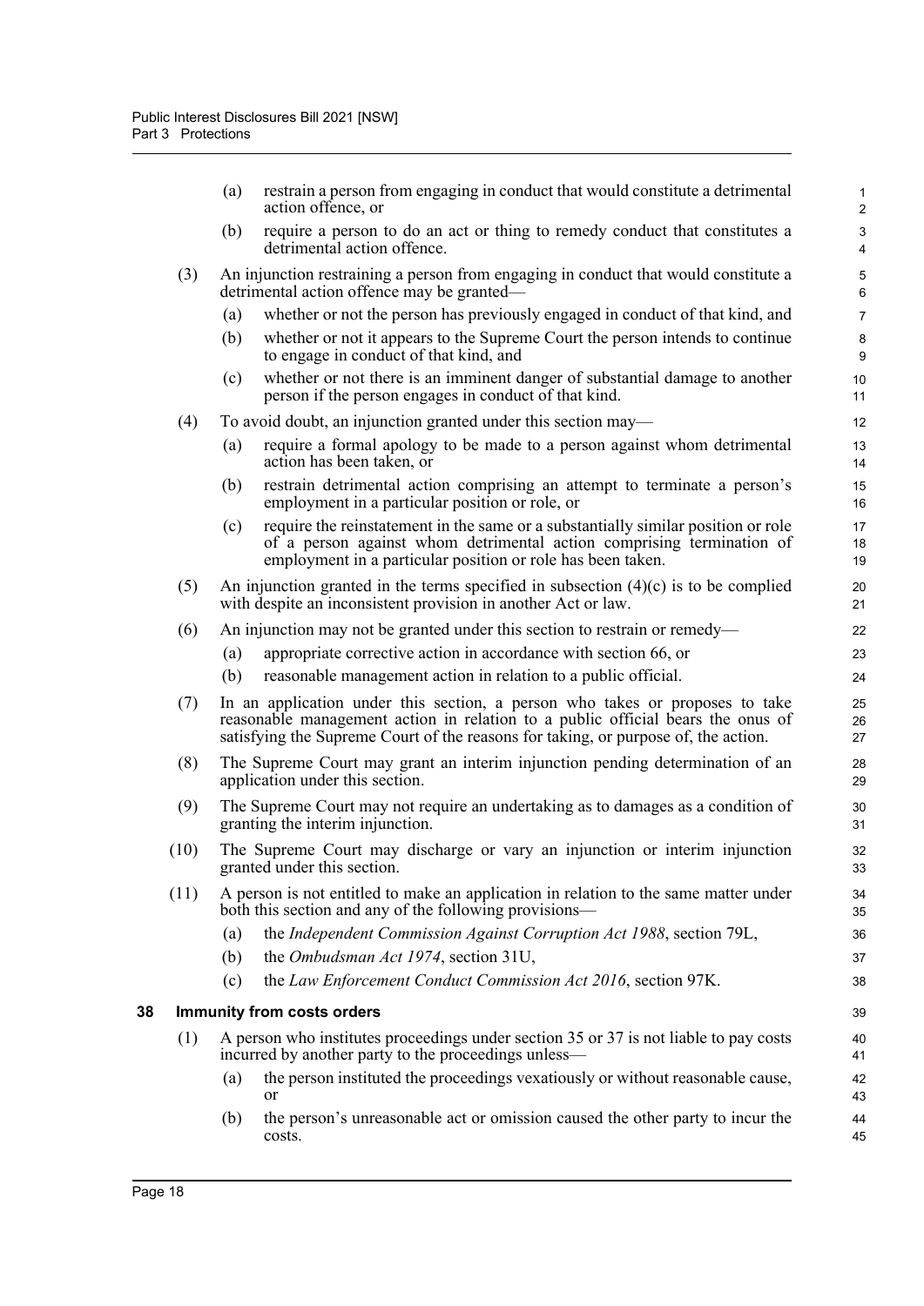(a) restrain a person from engaging in conduct that would constitute a detrimental action offence, or

(b) require a person to do an act or thing to remedy conduct that constitutes a detrimental action offence.

(3) An injunction restraining a person from engaging in conduct that would constitute a detrimental action offence may be granted—

(a) whether or not the person has previously engaged in conduct of that kind, and

(b) whether or not it appears to the Supreme Court the person intends to continue to engage in conduct of that kind, and

(c) whether or not there is an imminent danger of substantial damage to another person if the person engages in conduct of that kind.

(4) To avoid doubt, an injunction granted under this section may—

(a) require a formal apology to be made to a person against whom detrimental action has been taken, or

(b) restrain detrimental action comprising an attempt to terminate a person's employment in a particular position or role, or

(c) require the reinstatement in the same or a substantially similar position or role of a person against whom detrimental action comprising termination of employment in a particular position or role has been taken.

(5) An injunction granted in the terms specified in subsection (4)(c) is to be complied with despite an inconsistent provision in another Act or law.

(6) An injunction may not be granted under this section to restrain or remedy—

(a) appropriate corrective action in accordance with section 66, or

(b) reasonable management action in relation to a public official.

(7) In an application under this section, a person who takes or proposes to take reasonable management action in relation to a public official bears the onus of satisfying the Supreme Court of the reasons for taking, or purpose of, the action.

(8) The Supreme Court may grant an interim injunction pending determination of an application under this section.

(9) The Supreme Court may not require an undertaking as to damages as a condition of granting the interim injunction.

(10) The Supreme Court may discharge or vary an injunction or interim injunction granted under this section.

(11) A person is not entitled to make an application in relation to the same matter under both this section and any of the following provisions—

(a) the *Independent Commission Against Corruption Act 1988*, section 79L,

(b) the *Ombudsman Act 1974*, section 31U,

(c) the *Law Enforcement Conduct Commission Act 2016*, section 97K.

## 38 Immunity from costs orders

(1) A person who institutes proceedings under section 35 or 37 is not liable to pay costs incurred by another party to the proceedings unless—

(a) the person instituted the proceedings vexatiously or without reasonable cause, or

(b) the person's unreasonable act or omission caused the other party to incur the costs.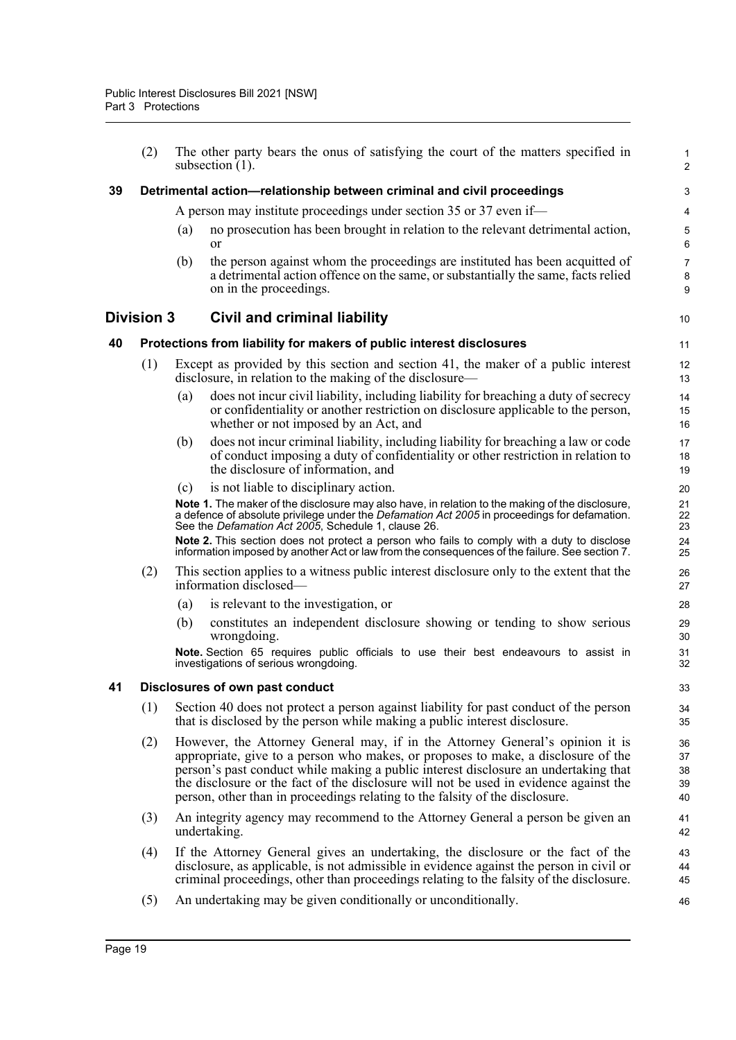(2) The other party bears the onus of satisfying the court of the matters specified in subsection (1).

**39 Detrimental action—relationship between criminal and civil proceedings**

A person may institute proceedings under section 35 or 37 even if—

(a) no prosecution has been brought in relation to the relevant detrimental action, or

(b) the person against whom the proceedings are instituted has been acquitted of a detrimental action offence on the same, or substantially the same, facts relied on in the proceedings.

## Division 3 Civil and criminal liability

**40 Protections from liability for makers of public interest disclosures**

(1) Except as provided by this section and section 41, the maker of a public interest disclosure, in relation to the making of the disclosure—

(a) does not incur civil liability, including liability for breaching a duty of secrecy or confidentiality or another restriction on disclosure applicable to the person, whether or not imposed by an Act, and

(b) does not incur criminal liability, including liability for breaching a law or code of conduct imposing a duty of confidentiality or other restriction in relation to the disclosure of information, and

(c) is not liable to disciplinary action.

**Note 1.** The maker of the disclosure may also have, in relation to the making of the disclosure, a defence of absolute privilege under the *Defamation Act 2005* in proceedings for defamation. See the *Defamation Act 2005*, Schedule 1, clause 26.

**Note 2.** This section does not protect a person who fails to comply with a duty to disclose information imposed by another Act or law from the consequences of the failure. See section 7.

(2) This section applies to a witness public interest disclosure only to the extent that the information disclosed—

(a) is relevant to the investigation, or

(b) constitutes an independent disclosure showing or tending to show serious wrongdoing.

**Note.** Section 65 requires public officials to use their best endeavours to assist in investigations of serious wrongdoing.

**41 Disclosures of own past conduct**

(1) Section 40 does not protect a person against liability for past conduct of the person that is disclosed by the person while making a public interest disclosure.

(2) However, the Attorney General may, if in the Attorney General's opinion it is appropriate, give to a person who makes, or proposes to make, a disclosure of the person's past conduct while making a public interest disclosure an undertaking that the disclosure or the fact of the disclosure will not be used in evidence against the person, other than in proceedings relating to the falsity of the disclosure.

(3) An integrity agency may recommend to the Attorney General a person be given an undertaking.

(4) If the Attorney General gives an undertaking, the disclosure or the fact of the disclosure, as applicable, is not admissible in evidence against the person in civil or criminal proceedings, other than proceedings relating to the falsity of the disclosure.

(5) An undertaking may be given conditionally or unconditionally.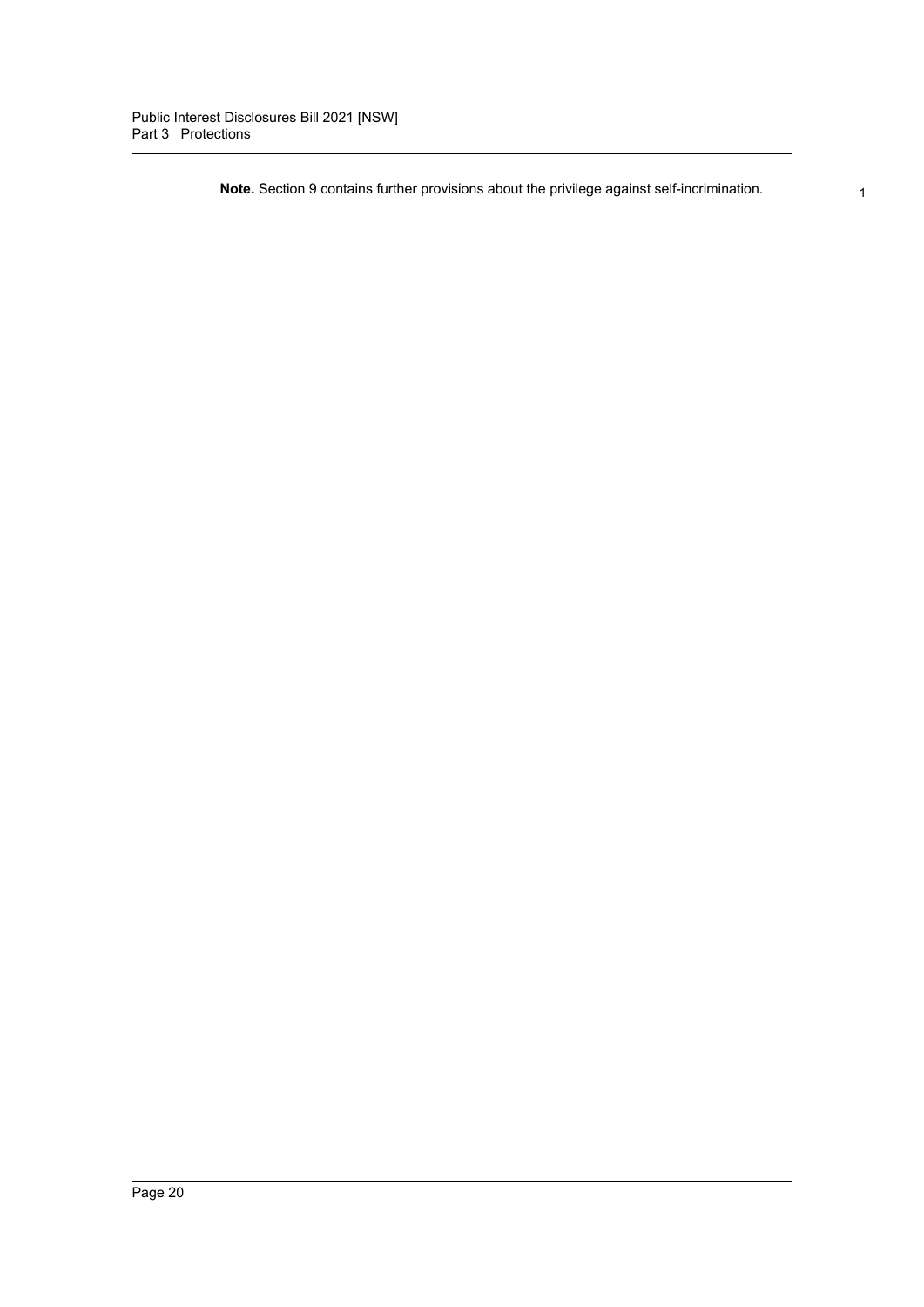**Note.** Section 9 contains further provisions about the privilege against self-incrimination.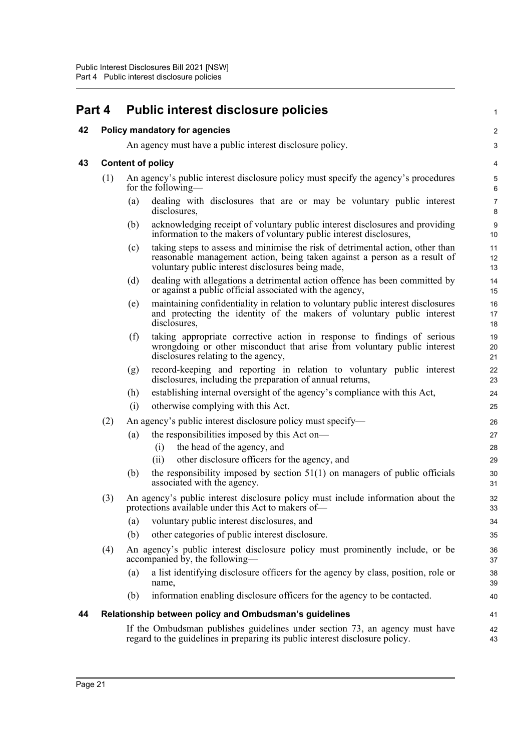# Part 4 Public interest disclosure policies

## 42 Policy mandatory for agencies

An agency must have a public interest disclosure policy.

## 43 Content of policy

(1) An agency's public interest disclosure policy must specify the agency's procedures for the following—

- (a) dealing with disclosures that are or may be voluntary public interest disclosures,
- (b) acknowledging receipt of voluntary public interest disclosures and providing information to the makers of voluntary public interest disclosures,
- (c) taking steps to assess and minimise the risk of detrimental action, other than reasonable management action, being taken against a person as a result of voluntary public interest disclosures being made,
- (d) dealing with allegations a detrimental action offence has been committed by or against a public official associated with the agency,
- (e) maintaining confidentiality in relation to voluntary public interest disclosures and protecting the identity of the makers of voluntary public interest disclosures,
- (f) taking appropriate corrective action in response to findings of serious wrongdoing or other misconduct that arise from voluntary public interest disclosures relating to the agency,
- (g) record-keeping and reporting in relation to voluntary public interest disclosures, including the preparation of annual returns,
- (h) establishing internal oversight of the agency's compliance with this Act,
- (i) otherwise complying with this Act.

(2) An agency's public interest disclosure policy must specify—

- (a) the responsibilities imposed by this Act on—
  - (i) the head of the agency, and
  - (ii) other disclosure officers for the agency, and
- (b) the responsibility imposed by section 51(1) on managers of public officials associated with the agency.

(3) An agency's public interest disclosure policy must include information about the protections available under this Act to makers of—

- (a) voluntary public interest disclosures, and
- (b) other categories of public interest disclosure.

(4) An agency's public interest disclosure policy must prominently include, or be accompanied by, the following—

- (a) a list identifying disclosure officers for the agency by class, position, role or name,
- (b) information enabling disclosure officers for the agency to be contacted.

## 44 Relationship between policy and Ombudsman's guidelines

If the Ombudsman publishes guidelines under section 73, an agency must have regard to the guidelines in preparing its public interest disclosure policy.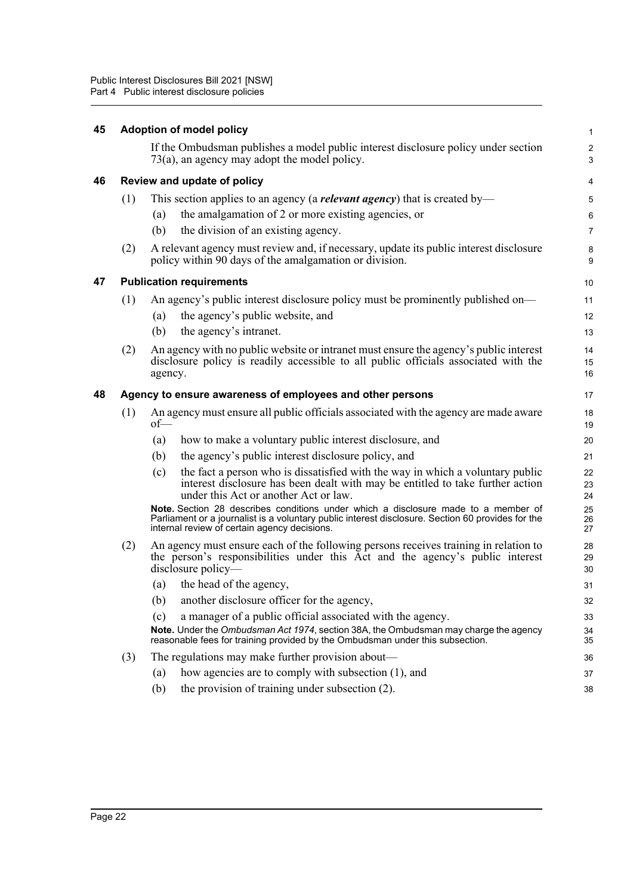## 45 Adoption of model policy

If the Ombudsman publishes a model public interest disclosure policy under section 73(a), an agency may adopt the model policy.

## 46 Review and update of policy

(1) This section applies to an agency (a ***relevant agency***) that is created by—

(a) the amalgamation of 2 or more existing agencies, or

(b) the division of an existing agency.

(2) A relevant agency must review and, if necessary, update its public interest disclosure policy within 90 days of the amalgamation or division.

## 47 Publication requirements

(1) An agency's public interest disclosure policy must be prominently published on—

(a) the agency's public website, and

(b) the agency's intranet.

(2) An agency with no public website or intranet must ensure the agency's public interest disclosure policy is readily accessible to all public officials associated with the agency.

## 48 Agency to ensure awareness of employees and other persons

(1) An agency must ensure all public officials associated with the agency are made aware of—

(a) how to make a voluntary public interest disclosure, and

(b) the agency's public interest disclosure policy, and

(c) the fact a person who is dissatisfied with the way in which a voluntary public interest disclosure has been dealt with may be entitled to take further action under this Act or another Act or law.

**Note.** Section 28 describes conditions under which a disclosure made to a member of Parliament or a journalist is a voluntary public interest disclosure. Section 60 provides for the internal review of certain agency decisions.

(2) An agency must ensure each of the following persons receives training in relation to the person's responsibilities under this Act and the agency's public interest disclosure policy—

(a) the head of the agency,

(b) another disclosure officer for the agency,

(c) a manager of a public official associated with the agency.

**Note.** Under the *Ombudsman Act 1974*, section 38A, the Ombudsman may charge the agency reasonable fees for training provided by the Ombudsman under this subsection.

(3) The regulations may make further provision about—

(a) how agencies are to comply with subsection (1), and

(b) the provision of training under subsection (2).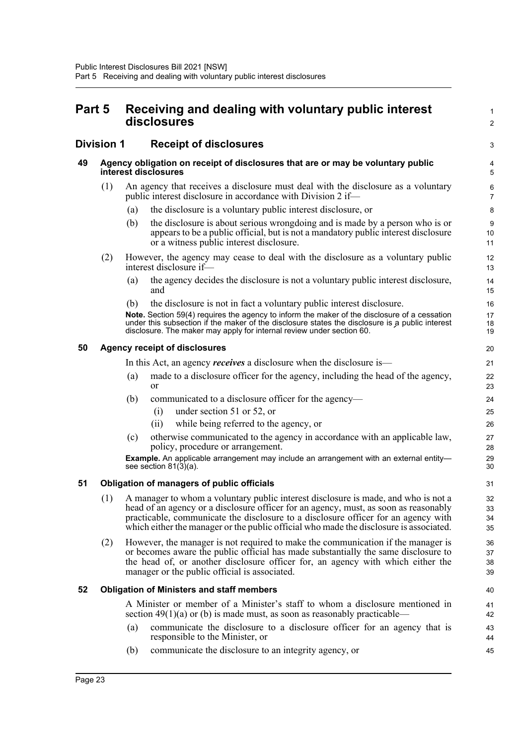# Part 5 Receiving and dealing with voluntary public interest disclosures

## Division 1 Receipt of disclosures

### 49 Agency obligation on receipt of disclosures that are or may be voluntary public interest disclosures

(1) An agency that receives a disclosure must deal with the disclosure as a voluntary public interest disclosure in accordance with Division 2 if—

(a) the disclosure is a voluntary public interest disclosure, or

(b) the disclosure is about serious wrongdoing and is made by a person who is or appears to be a public official, but is not a mandatory public interest disclosure or a witness public interest disclosure.

(2) However, the agency may cease to deal with the disclosure as a voluntary public interest disclosure if—

(a) the agency decides the disclosure is not a voluntary public interest disclosure, and

(b) the disclosure is not in fact a voluntary public interest disclosure.

**Note.** Section 59(4) requires the agency to inform the maker of the disclosure of a cessation under this subsection if the maker of the disclosure states the disclosure is a public interest disclosure. The maker may apply for internal review under section 60.

### 50 Agency receipt of disclosures

In this Act, an agency ***receives*** a disclosure when the disclosure is—

(a) made to a disclosure officer for the agency, including the head of the agency, or

(b) communicated to a disclosure officer for the agency—

(i) under section 51 or 52, or

(ii) while being referred to the agency, or

(c) otherwise communicated to the agency in accordance with an applicable law, policy, procedure or arrangement.

**Example.** An applicable arrangement may include an arrangement with an external entity—see section 81(3)(a).

### 51 Obligation of managers of public officials

(1) A manager to whom a voluntary public interest disclosure is made, and who is not a head of an agency or a disclosure officer for an agency, must, as soon as reasonably practicable, communicate the disclosure to a disclosure officer for an agency with which either the manager or the public official who made the disclosure is associated.

(2) However, the manager is not required to make the communication if the manager is or becomes aware the public official has made substantially the same disclosure to the head of, or another disclosure officer for, an agency with which either the manager or the public official is associated.

### 52 Obligation of Ministers and staff members

A Minister or member of a Minister's staff to whom a disclosure mentioned in section 49(1)(a) or (b) is made must, as soon as reasonably practicable—

(a) communicate the disclosure to a disclosure officer for an agency that is responsible to the Minister, or

(b) communicate the disclosure to an integrity agency, or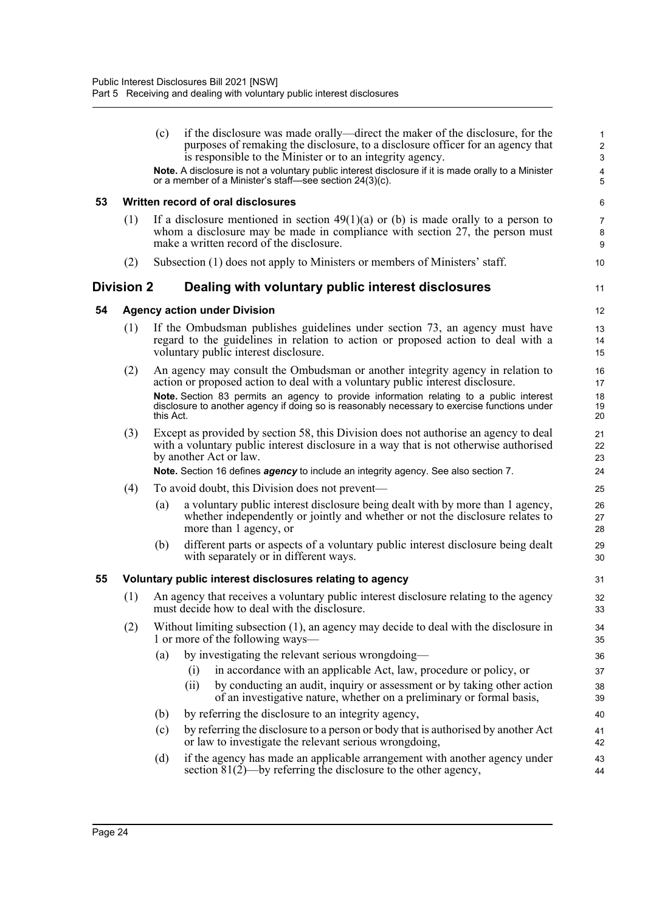(c) if the disclosure was made orally—direct the maker of the disclosure, for the purposes of remaking the disclosure, to a disclosure officer for an agency that is responsible to the Minister or to an integrity agency.

**Note.** A disclosure is not a voluntary public interest disclosure if it is made orally to a Minister or a member of a Minister's staff—see section 24(3)(c).

### 53 Written record of oral disclosures

(1) If a disclosure mentioned in section 49(1)(a) or (b) is made orally to a person to whom a disclosure may be made in compliance with section 27, the person must make a written record of the disclosure.

(2) Subsection (1) does not apply to Ministers or members of Ministers' staff.

## Division 2 Dealing with voluntary public interest disclosures

### 54 Agency action under Division

(1) If the Ombudsman publishes guidelines under section 73, an agency must have regard to the guidelines in relation to action or proposed action to deal with a voluntary public interest disclosure.

(2) An agency may consult the Ombudsman or another integrity agency in relation to action or proposed action to deal with a voluntary public interest disclosure.

**Note.** Section 83 permits an agency to provide information relating to a public interest disclosure to another agency if doing so is reasonably necessary to exercise functions under this Act.

(3) Except as provided by section 58, this Division does not authorise an agency to deal with a voluntary public interest disclosure in a way that is not otherwise authorised by another Act or law.

**Note.** Section 16 defines ***agency*** to include an integrity agency. See also section 7.

(4) To avoid doubt, this Division does not prevent—

(a) a voluntary public interest disclosure being dealt with by more than 1 agency, whether independently or jointly and whether or not the disclosure relates to more than 1 agency, or

(b) different parts or aspects of a voluntary public interest disclosure being dealt with separately or in different ways.

### 55 Voluntary public interest disclosures relating to agency

(1) An agency that receives a voluntary public interest disclosure relating to the agency must decide how to deal with the disclosure.

(2) Without limiting subsection (1), an agency may decide to deal with the disclosure in 1 or more of the following ways—

(a) by investigating the relevant serious wrongdoing—

(i) in accordance with an applicable Act, law, procedure or policy, or

(ii) by conducting an audit, inquiry or assessment or by taking other action of an investigative nature, whether on a preliminary or formal basis,

(b) by referring the disclosure to an integrity agency,

(c) by referring the disclosure to a person or body that is authorised by another Act or law to investigate the relevant serious wrongdoing,

(d) if the agency has made an applicable arrangement with another agency under section 81(2)—by referring the disclosure to the other agency,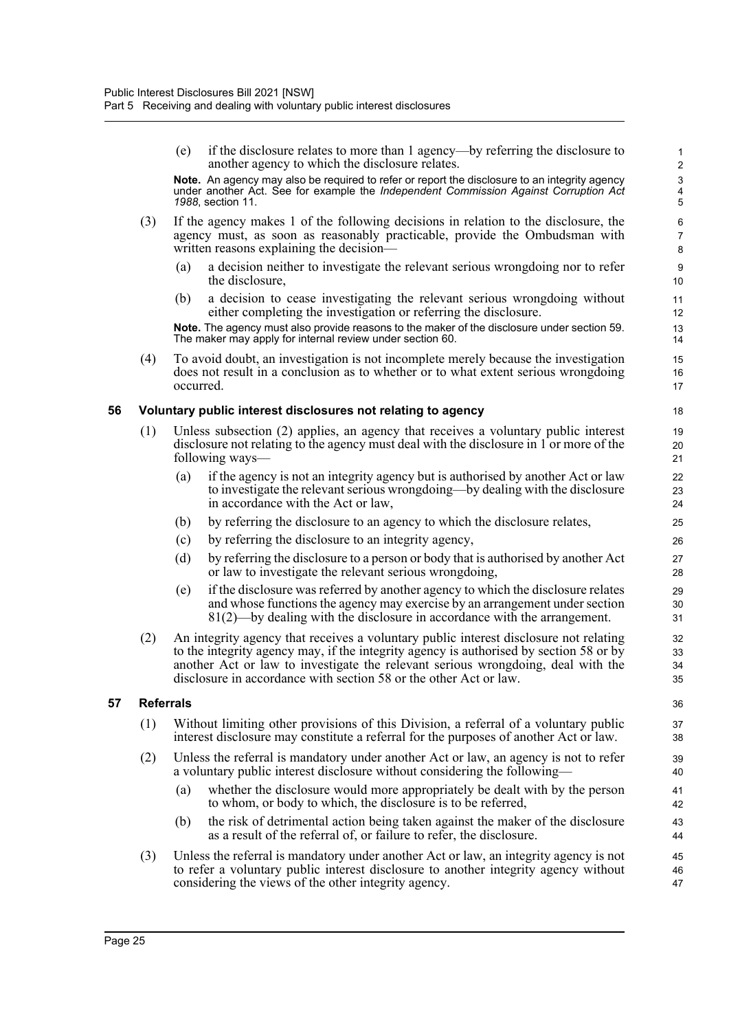(e) if the disclosure relates to more than 1 agency—by referring the disclosure to another agency to which the disclosure relates.

**Note.** An agency may also be required to refer or report the disclosure to an integrity agency under another Act. See for example the *Independent Commission Against Corruption Act 1988*, section 11.

(3) If the agency makes 1 of the following decisions in relation to the disclosure, the agency must, as soon as reasonably practicable, provide the Ombudsman with written reasons explaining the decision—

(a) a decision neither to investigate the relevant serious wrongdoing nor to refer the disclosure,

(b) a decision to cease investigating the relevant serious wrongdoing without either completing the investigation or referring the disclosure.

**Note.** The agency must also provide reasons to the maker of the disclosure under section 59. The maker may apply for internal review under section 60.

(4) To avoid doubt, an investigation is not incomplete merely because the investigation does not result in a conclusion as to whether or to what extent serious wrongdoing occurred.

### 56 Voluntary public interest disclosures not relating to agency

(1) Unless subsection (2) applies, an agency that receives a voluntary public interest disclosure not relating to the agency must deal with the disclosure in 1 or more of the following ways—

(a) if the agency is not an integrity agency but is authorised by another Act or law to investigate the relevant serious wrongdoing—by dealing with the disclosure in accordance with the Act or law,

(b) by referring the disclosure to an agency to which the disclosure relates,

(c) by referring the disclosure to an integrity agency,

(d) by referring the disclosure to a person or body that is authorised by another Act or law to investigate the relevant serious wrongdoing,

(e) if the disclosure was referred by another agency to which the disclosure relates and whose functions the agency may exercise by an arrangement under section 81(2)—by dealing with the disclosure in accordance with the arrangement.

(2) An integrity agency that receives a voluntary public interest disclosure not relating to the integrity agency may, if the integrity agency is authorised by section 58 or by another Act or law to investigate the relevant serious wrongdoing, deal with the disclosure in accordance with section 58 or the other Act or law.

### 57 Referrals

(1) Without limiting other provisions of this Division, a referral of a voluntary public interest disclosure may constitute a referral for the purposes of another Act or law.

(2) Unless the referral is mandatory under another Act or law, an agency is not to refer a voluntary public interest disclosure without considering the following—

(a) whether the disclosure would more appropriately be dealt with by the person to whom, or body to which, the disclosure is to be referred,

(b) the risk of detrimental action being taken against the maker of the disclosure as a result of the referral of, or failure to refer, the disclosure.

(3) Unless the referral is mandatory under another Act or law, an integrity agency is not to refer a voluntary public interest disclosure to another integrity agency without considering the views of the other integrity agency.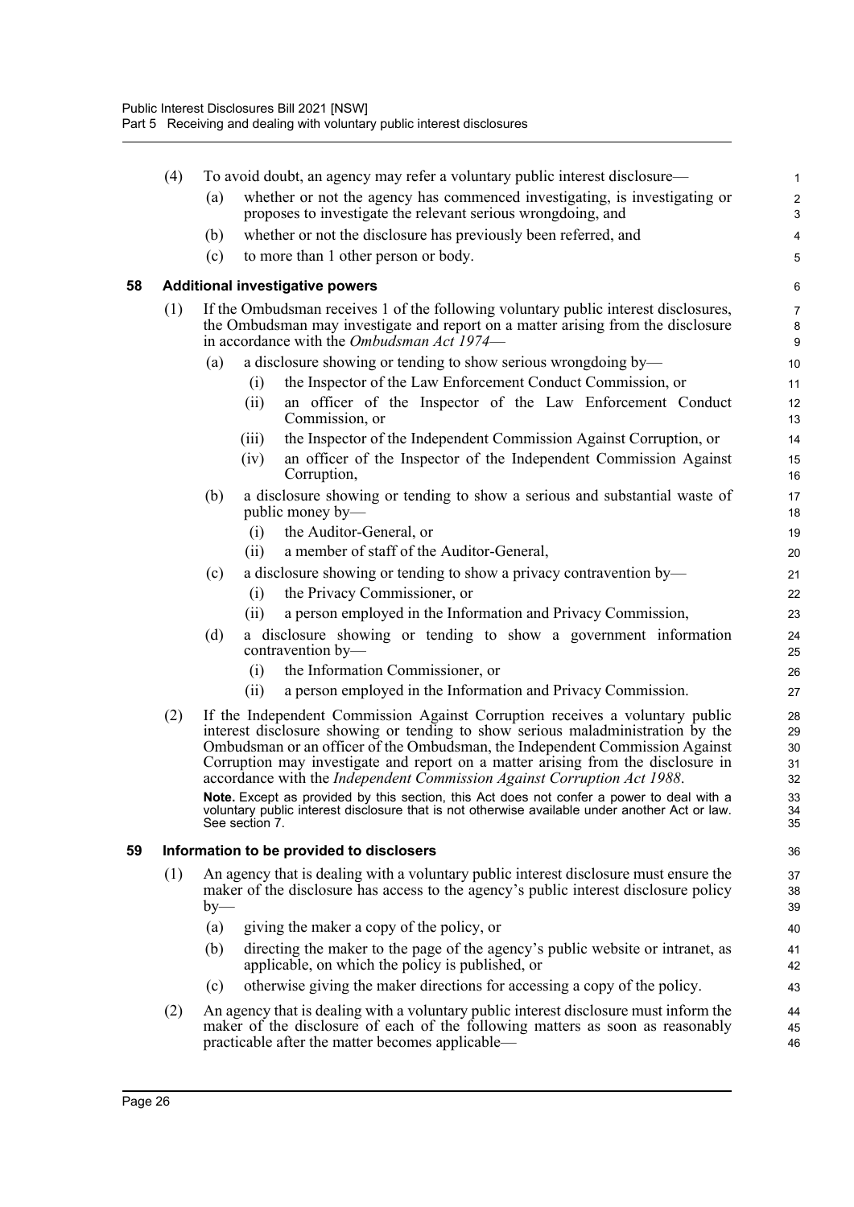(4) To avoid doubt, an agency may refer a voluntary public interest disclosure—

(a) whether or not the agency has commenced investigating, is investigating or proposes to investigate the relevant serious wrongdoing, and

(b) whether or not the disclosure has previously been referred, and

(c) to more than 1 other person or body.

## 58 Additional investigative powers

(1) If the Ombudsman receives 1 of the following voluntary public interest disclosures, the Ombudsman may investigate and report on a matter arising from the disclosure in accordance with the *Ombudsman Act 1974*—

(a) a disclosure showing or tending to show serious wrongdoing by—

(i) the Inspector of the Law Enforcement Conduct Commission, or

(ii) an officer of the Inspector of the Law Enforcement Conduct Commission, or

(iii) the Inspector of the Independent Commission Against Corruption, or

(iv) an officer of the Inspector of the Independent Commission Against Corruption,

(b) a disclosure showing or tending to show a serious and substantial waste of public money by—

(i) the Auditor-General, or

(ii) a member of staff of the Auditor-General,

(c) a disclosure showing or tending to show a privacy contravention by—

(i) the Privacy Commissioner, or

(ii) a person employed in the Information and Privacy Commission,

(d) a disclosure showing or tending to show a government information contravention by—

(i) the Information Commissioner, or

(ii) a person employed in the Information and Privacy Commission.

(2) If the Independent Commission Against Corruption receives a voluntary public interest disclosure showing or tending to show serious maladministration by the Ombudsman or an officer of the Ombudsman, the Independent Commission Against Corruption may investigate and report on a matter arising from the disclosure in accordance with the *Independent Commission Against Corruption Act 1988*.

**Note.** Except as provided by this section, this Act does not confer a power to deal with a voluntary public interest disclosure that is not otherwise available under another Act or law. See section 7.

## 59 Information to be provided to disclosers

(1) An agency that is dealing with a voluntary public interest disclosure must ensure the maker of the disclosure has access to the agency's public interest disclosure policy by—

(a) giving the maker a copy of the policy, or

(b) directing the maker to the page of the agency's public website or intranet, as applicable, on which the policy is published, or

(c) otherwise giving the maker directions for accessing a copy of the policy.

(2) An agency that is dealing with a voluntary public interest disclosure must inform the maker of the disclosure of each of the following matters as soon as reasonably practicable after the matter becomes applicable—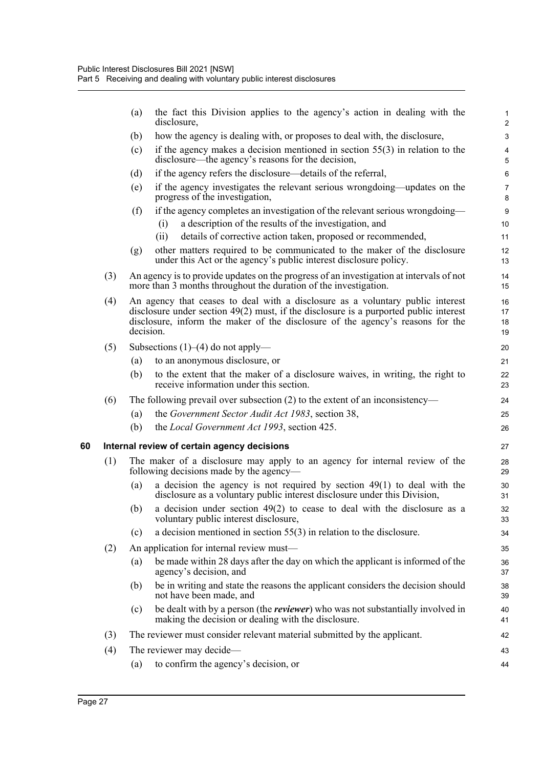(a) the fact this Division applies to the agency's action in dealing with the disclosure,

(b) how the agency is dealing with, or proposes to deal with, the disclosure,

(c) if the agency makes a decision mentioned in section 55(3) in relation to the disclosure—the agency's reasons for the decision,

(d) if the agency refers the disclosure—details of the referral,

(e) if the agency investigates the relevant serious wrongdoing—updates on the progress of the investigation,

(f) if the agency completes an investigation of the relevant serious wrongdoing—

(i) a description of the results of the investigation, and

(ii) details of corrective action taken, proposed or recommended,

(g) other matters required to be communicated to the maker of the disclosure under this Act or the agency's public interest disclosure policy.

(3) An agency is to provide updates on the progress of an investigation at intervals of not more than 3 months throughout the duration of the investigation.

(4) An agency that ceases to deal with a disclosure as a voluntary public interest disclosure under section 49(2) must, if the disclosure is a purported public interest disclosure, inform the maker of the disclosure of the agency's reasons for the decision.

(5) Subsections (1)–(4) do not apply—

(a) to an anonymous disclosure, or

(b) to the extent that the maker of a disclosure waives, in writing, the right to receive information under this section.

(6) The following prevail over subsection (2) to the extent of an inconsistency—

(a) the *Government Sector Audit Act 1983*, section 38,

(b) the *Local Government Act 1993*, section 425.

## 60 Internal review of certain agency decisions

(1) The maker of a disclosure may apply to an agency for internal review of the following decisions made by the agency—

(a) a decision the agency is not required by section 49(1) to deal with the disclosure as a voluntary public interest disclosure under this Division,

(b) a decision under section 49(2) to cease to deal with the disclosure as a voluntary public interest disclosure,

(c) a decision mentioned in section 55(3) in relation to the disclosure.

(2) An application for internal review must—

(a) be made within 28 days after the day on which the applicant is informed of the agency's decision, and

(b) be in writing and state the reasons the applicant considers the decision should not have been made, and

(c) be dealt with by a person (the ***reviewer***) who was not substantially involved in making the decision or dealing with the disclosure.

(3) The reviewer must consider relevant material submitted by the applicant.

(4) The reviewer may decide—

(a) to confirm the agency's decision, or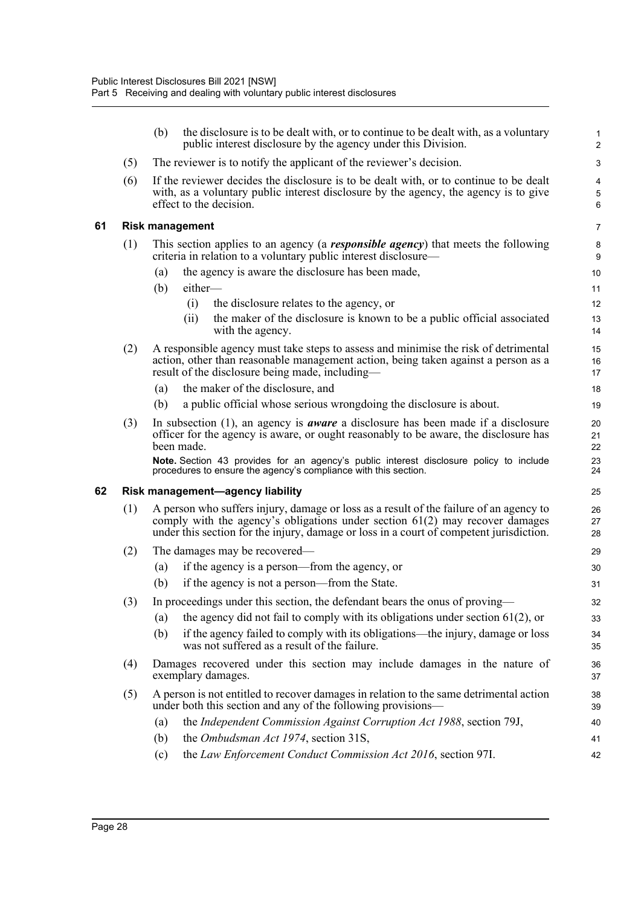(b) the disclosure is to be dealt with, or to continue to be dealt with, as a voluntary public interest disclosure by the agency under this Division.

(5) The reviewer is to notify the applicant of the reviewer's decision.

(6) If the reviewer decides the disclosure is to be dealt with, or to continue to be dealt with, as a voluntary public interest disclosure by the agency, the agency is to give effect to the decision.

### 61 Risk management

(1) This section applies to an agency (a ***responsible agency***) that meets the following criteria in relation to a voluntary public interest disclosure—

- (a) the agency is aware the disclosure has been made,
- (b) either—
  - (i) the disclosure relates to the agency, or
  - (ii) the maker of the disclosure is known to be a public official associated with the agency.

(2) A responsible agency must take steps to assess and minimise the risk of detrimental action, other than reasonable management action, being taken against a person as a result of the disclosure being made, including—

- (a) the maker of the disclosure, and
- (b) a public official whose serious wrongdoing the disclosure is about.

(3) In subsection (1), an agency is ***aware*** a disclosure has been made if a disclosure officer for the agency is aware, or ought reasonably to be aware, the disclosure has been made.

**Note.** Section 43 provides for an agency's public interest disclosure policy to include procedures to ensure the agency's compliance with this section.

### 62 Risk management—agency liability

(1) A person who suffers injury, damage or loss as a result of the failure of an agency to comply with the agency's obligations under section 61(2) may recover damages under this section for the injury, damage or loss in a court of competent jurisdiction.

(2) The damages may be recovered—

- (a) if the agency is a person—from the agency, or
- (b) if the agency is not a person—from the State.

(3) In proceedings under this section, the defendant bears the onus of proving—

- (a) the agency did not fail to comply with its obligations under section 61(2), or
- (b) if the agency failed to comply with its obligations—the injury, damage or loss was not suffered as a result of the failure.

(4) Damages recovered under this section may include damages in the nature of exemplary damages.

(5) A person is not entitled to recover damages in relation to the same detrimental action under both this section and any of the following provisions—

- (a) the *Independent Commission Against Corruption Act 1988*, section 79J,
- (b) the *Ombudsman Act 1974*, section 31S,
- (c) the *Law Enforcement Conduct Commission Act 2016*, section 97I.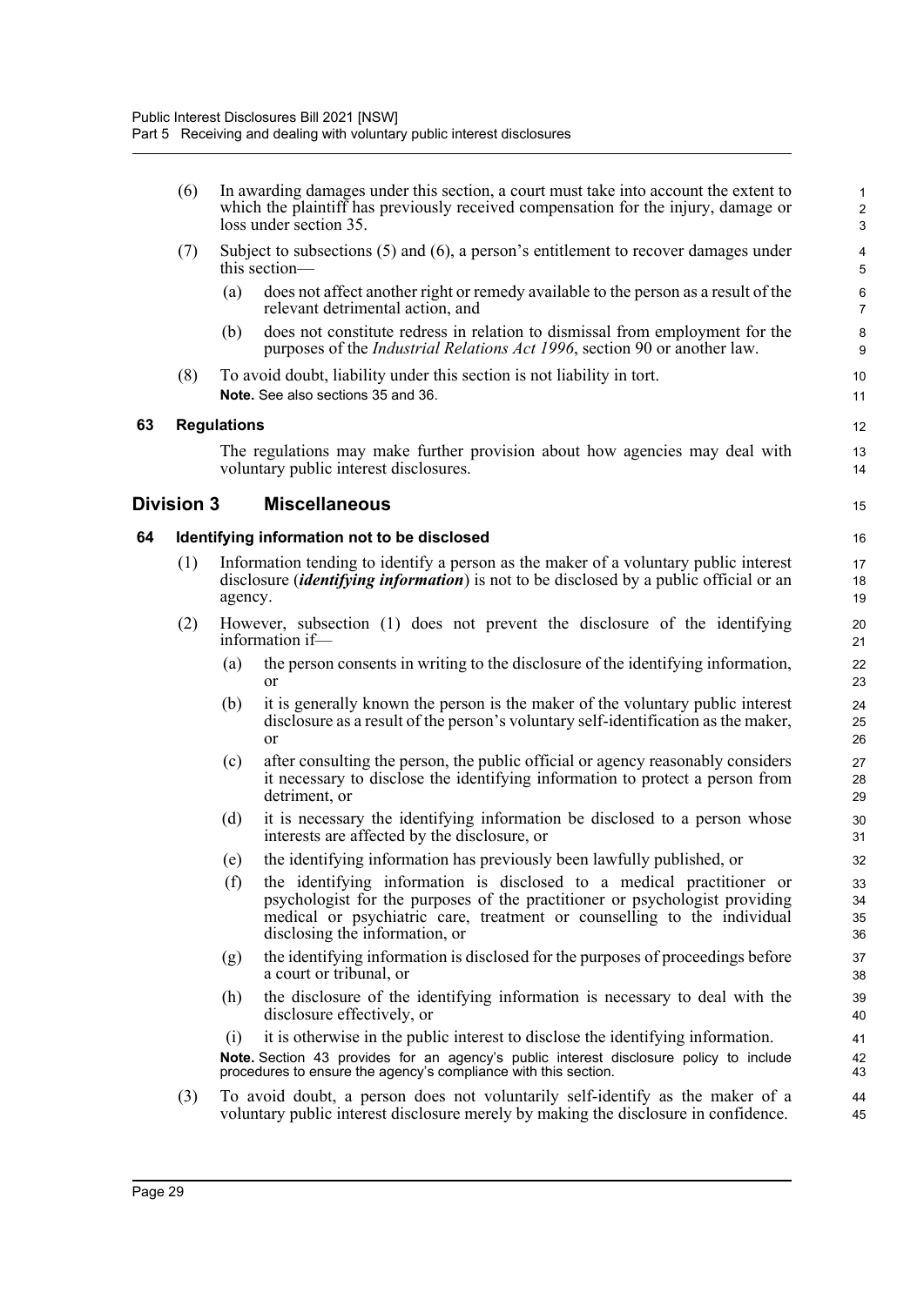(6) In awarding damages under this section, a court must take into account the extent to which the plaintiff has previously received compensation for the injury, damage or loss under section 35.

(7) Subject to subsections (5) and (6), a person's entitlement to recover damages under this section—

(a) does not affect another right or remedy available to the person as a result of the relevant detrimental action, and

(b) does not constitute redress in relation to dismissal from employment for the purposes of the *Industrial Relations Act 1996*, section 90 or another law.

(8) To avoid doubt, liability under this section is not liability in tort.

**Note.** See also sections 35 and 36.

### 63 Regulations

The regulations may make further provision about how agencies may deal with voluntary public interest disclosures.

## Division 3 Miscellaneous

### 64 Identifying information not to be disclosed

(1) Information tending to identify a person as the maker of a voluntary public interest disclosure (***identifying information***) is not to be disclosed by a public official or an agency.

(2) However, subsection (1) does not prevent the disclosure of the identifying information if—

(a) the person consents in writing to the disclosure of the identifying information, or

(b) it is generally known the person is the maker of the voluntary public interest disclosure as a result of the person's voluntary self-identification as the maker, or

(c) after consulting the person, the public official or agency reasonably considers it necessary to disclose the identifying information to protect a person from detriment, or

(d) it is necessary the identifying information be disclosed to a person whose interests are affected by the disclosure, or

(e) the identifying information has previously been lawfully published, or

(f) the identifying information is disclosed to a medical practitioner or psychologist for the purposes of the practitioner or psychologist providing medical or psychiatric care, treatment or counselling to the individual disclosing the information, or

(g) the identifying information is disclosed for the purposes of proceedings before a court or tribunal, or

(h) the disclosure of the identifying information is necessary to deal with the disclosure effectively, or

(i) it is otherwise in the public interest to disclose the identifying information.

**Note.** Section 43 provides for an agency's public interest disclosure policy to include procedures to ensure the agency's compliance with this section.

(3) To avoid doubt, a person does not voluntarily self-identify as the maker of a voluntary public interest disclosure merely by making the disclosure in confidence.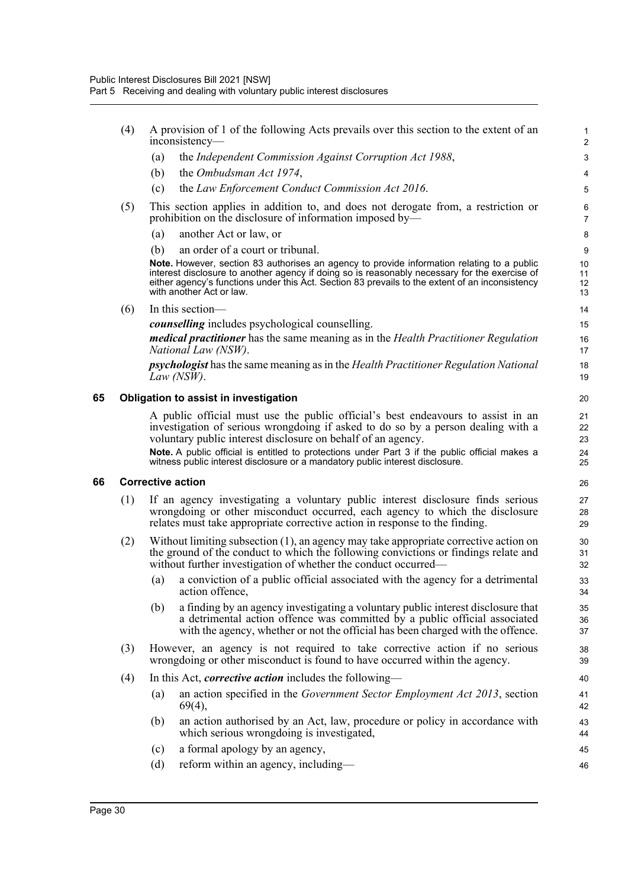(4) A provision of 1 of the following Acts prevails over this section to the extent of an inconsistency—

(a) the *Independent Commission Against Corruption Act 1988*,

(b) the *Ombudsman Act 1974*,

(c) the *Law Enforcement Conduct Commission Act 2016*.

(5) This section applies in addition to, and does not derogate from, a restriction or prohibition on the disclosure of information imposed by—

(a) another Act or law, or

(b) an order of a court or tribunal.

**Note.** However, section 83 authorises an agency to provide information relating to a public interest disclosure to another agency if doing so is reasonably necessary for the exercise of either agency's functions under this Act. Section 83 prevails to the extent of an inconsistency with another Act or law.

(6) In this section—

***counselling*** includes psychological counselling.

***medical practitioner*** has the same meaning as in the *Health Practitioner Regulation National Law (NSW)*.

***psychologist*** has the same meaning as in the *Health Practitioner Regulation National Law (NSW)*.

## 65 Obligation to assist in investigation

A public official must use the public official's best endeavours to assist in an investigation of serious wrongdoing if asked to do so by a person dealing with a voluntary public interest disclosure on behalf of an agency.

**Note.** A public official is entitled to protections under Part 3 if the public official makes a witness public interest disclosure or a mandatory public interest disclosure.

## 66 Corrective action

(1) If an agency investigating a voluntary public interest disclosure finds serious wrongdoing or other misconduct occurred, each agency to which the disclosure relates must take appropriate corrective action in response to the finding.

(2) Without limiting subsection (1), an agency may take appropriate corrective action on the ground of the conduct to which the following convictions or findings relate and without further investigation of whether the conduct occurred—

(a) a conviction of a public official associated with the agency for a detrimental action offence,

(b) a finding by an agency investigating a voluntary public interest disclosure that a detrimental action offence was committed by a public official associated with the agency, whether or not the official has been charged with the offence.

(3) However, an agency is not required to take corrective action if no serious wrongdoing or other misconduct is found to have occurred within the agency.

(4) In this Act, ***corrective action*** includes the following—

(a) an action specified in the *Government Sector Employment Act 2013*, section 69(4),

(b) an action authorised by an Act, law, procedure or policy in accordance with which serious wrongdoing is investigated,

(c) a formal apology by an agency,

(d) reform within an agency, including—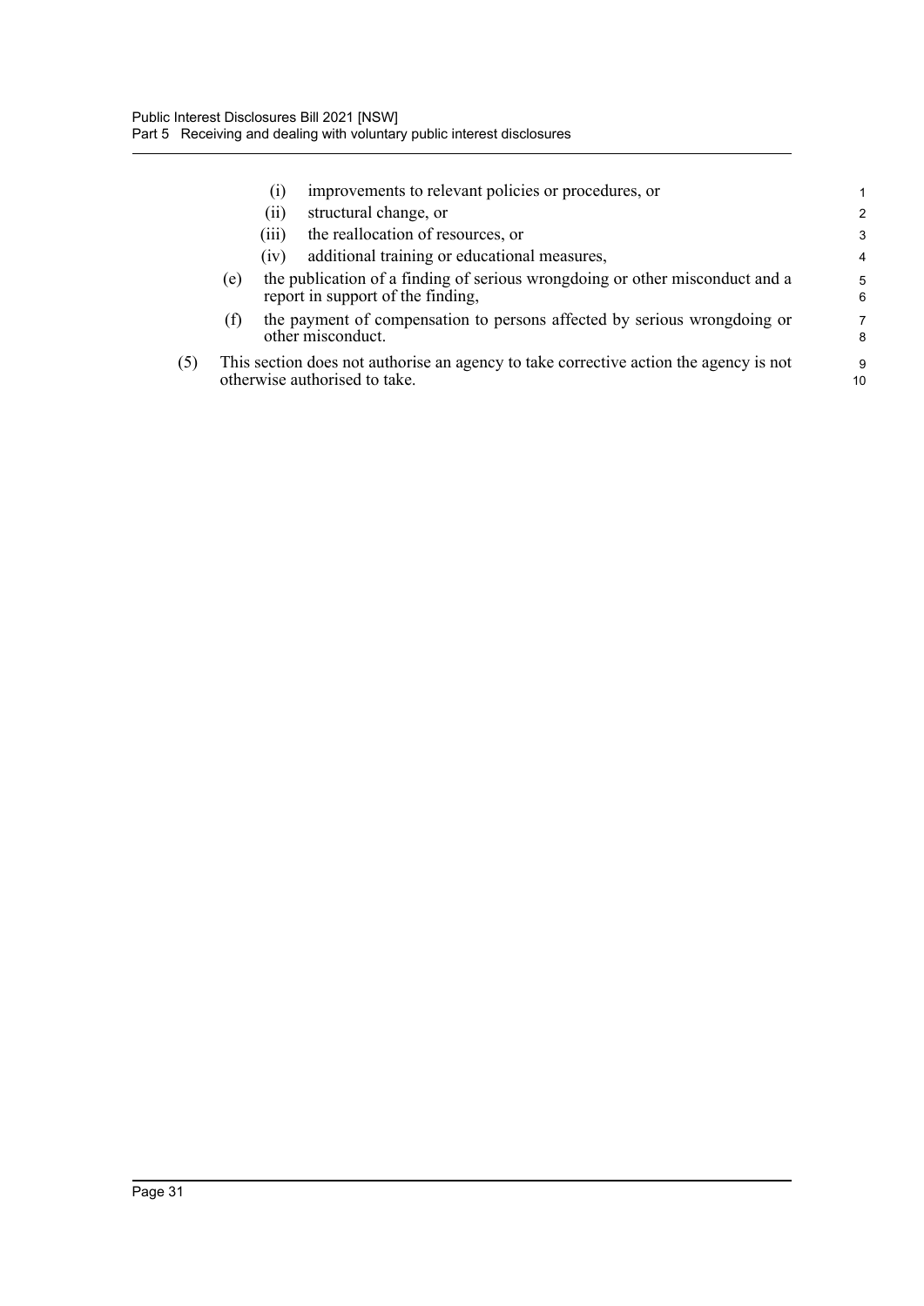(i) improvements to relevant policies or procedures, or

(ii) structural change, or

(iii) the reallocation of resources, or

(iv) additional training or educational measures,

(e) the publication of a finding of serious wrongdoing or other misconduct and a report in support of the finding,

(f) the payment of compensation to persons affected by serious wrongdoing or other misconduct.

(5) This section does not authorise an agency to take corrective action the agency is not otherwise authorised to take.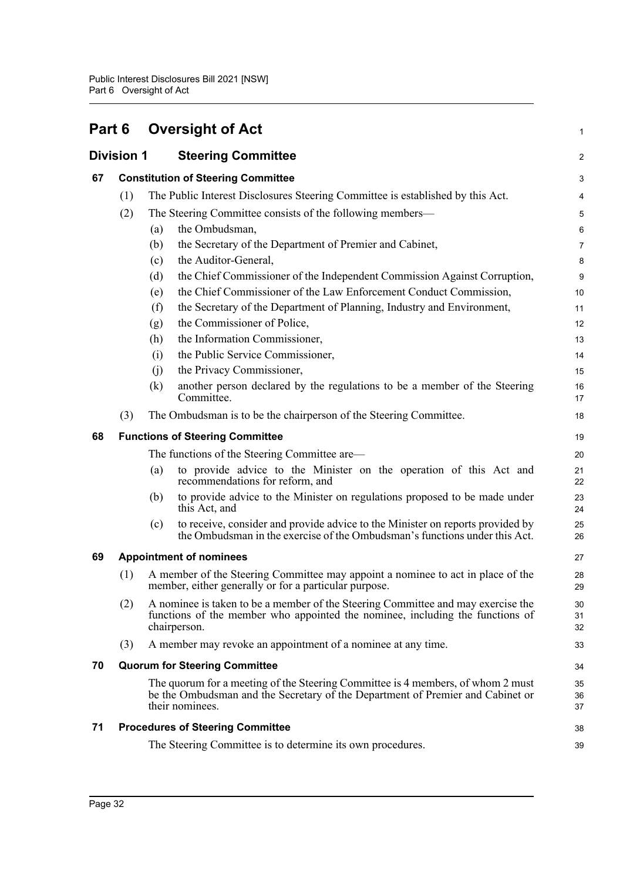# Part 6 Oversight of Act

## Division 1 Steering Committee

### 67 Constitution of Steering Committee

(1) The Public Interest Disclosures Steering Committee is established by this Act.

(2) The Steering Committee consists of the following members—

(a) the Ombudsman,

(b) the Secretary of the Department of Premier and Cabinet,

(c) the Auditor-General,

(d) the Chief Commissioner of the Independent Commission Against Corruption,

(e) the Chief Commissioner of the Law Enforcement Conduct Commission,

(f) the Secretary of the Department of Planning, Industry and Environment,

(g) the Commissioner of Police,

(h) the Information Commissioner,

(i) the Public Service Commissioner,

(j) the Privacy Commissioner,

(k) another person declared by the regulations to be a member of the Steering Committee.

(3) The Ombudsman is to be the chairperson of the Steering Committee.

### 68 Functions of Steering Committee

The functions of the Steering Committee are—

(a) to provide advice to the Minister on the operation of this Act and recommendations for reform, and

(b) to provide advice to the Minister on regulations proposed to be made under this Act, and

(c) to receive, consider and provide advice to the Minister on reports provided by the Ombudsman in the exercise of the Ombudsman's functions under this Act.

### 69 Appointment of nominees

(1) A member of the Steering Committee may appoint a nominee to act in place of the member, either generally or for a particular purpose.

(2) A nominee is taken to be a member of the Steering Committee and may exercise the functions of the member who appointed the nominee, including the functions of chairperson.

(3) A member may revoke an appointment of a nominee at any time.

### 70 Quorum for Steering Committee

The quorum for a meeting of the Steering Committee is 4 members, of whom 2 must be the Ombudsman and the Secretary of the Department of Premier and Cabinet or their nominees.

### 71 Procedures of Steering Committee

The Steering Committee is to determine its own procedures.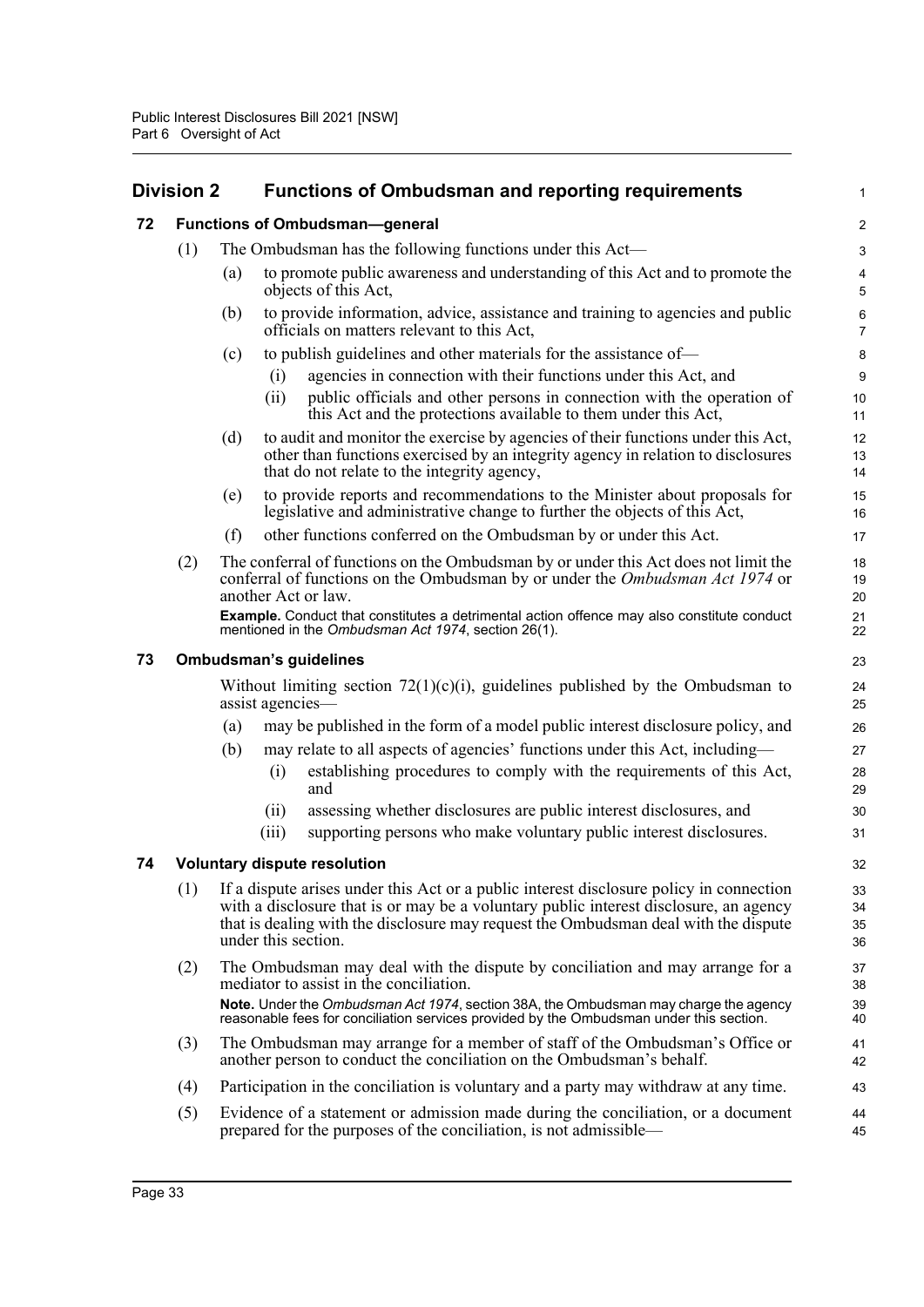## Division 2 Functions of Ombudsman and reporting requirements

### 72 Functions of Ombudsman—general

(1) The Ombudsman has the following functions under this Act—

(a) to promote public awareness and understanding of this Act and to promote the objects of this Act,

(b) to provide information, advice, assistance and training to agencies and public officials on matters relevant to this Act,

(c) to publish guidelines and other materials for the assistance of—

(i) agencies in connection with their functions under this Act, and

(ii) public officials and other persons in connection with the operation of this Act and the protections available to them under this Act,

(d) to audit and monitor the exercise by agencies of their functions under this Act, other than functions exercised by an integrity agency in relation to disclosures that do not relate to the integrity agency,

(e) to provide reports and recommendations to the Minister about proposals for legislative and administrative change to further the objects of this Act,

(f) other functions conferred on the Ombudsman by or under this Act.

(2) The conferral of functions on the Ombudsman by or under this Act does not limit the conferral of functions on the Ombudsman by or under the *Ombudsman Act 1974* or another Act or law.

**Example.** Conduct that constitutes a detrimental action offence may also constitute conduct mentioned in the *Ombudsman Act 1974*, section 26(1).

### 73 Ombudsman's guidelines

Without limiting section 72(1)(c)(i), guidelines published by the Ombudsman to assist agencies—

(a) may be published in the form of a model public interest disclosure policy, and

(b) may relate to all aspects of agencies' functions under this Act, including—

(i) establishing procedures to comply with the requirements of this Act, and

(ii) assessing whether disclosures are public interest disclosures, and

(iii) supporting persons who make voluntary public interest disclosures.

### 74 Voluntary dispute resolution

(1) If a dispute arises under this Act or a public interest disclosure policy in connection with a disclosure that is or may be a voluntary public interest disclosure, an agency that is dealing with the disclosure may request the Ombudsman deal with the dispute under this section.

(2) The Ombudsman may deal with the dispute by conciliation and may arrange for a mediator to assist in the conciliation.

**Note.** Under the *Ombudsman Act 1974*, section 38A, the Ombudsman may charge the agency reasonable fees for conciliation services provided by the Ombudsman under this section.

(3) The Ombudsman may arrange for a member of staff of the Ombudsman's Office or another person to conduct the conciliation on the Ombudsman's behalf.

(4) Participation in the conciliation is voluntary and a party may withdraw at any time.

(5) Evidence of a statement or admission made during the conciliation, or a document prepared for the purposes of the conciliation, is not admissible—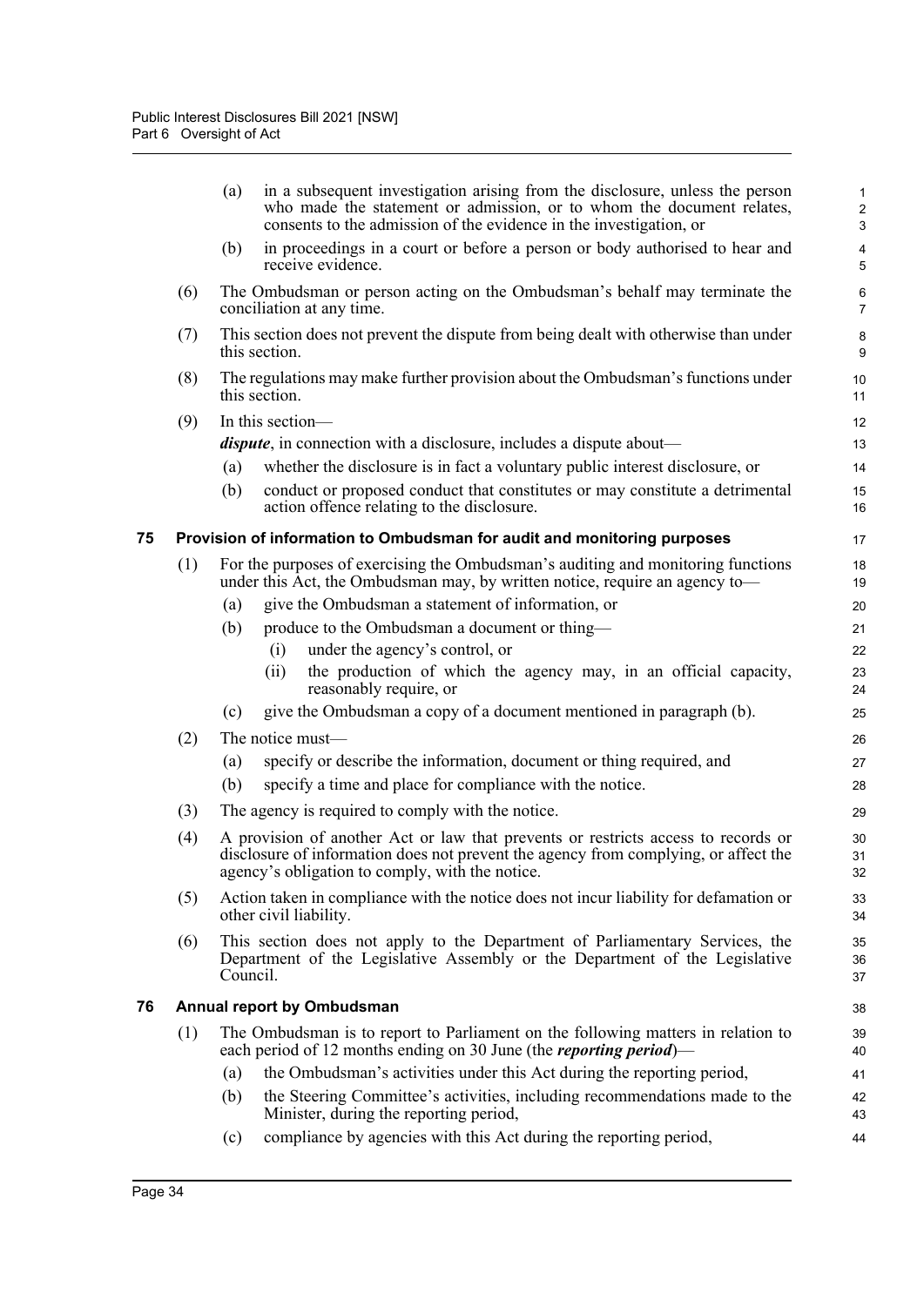(a) in a subsequent investigation arising from the disclosure, unless the person who made the statement or admission, or to whom the document relates, consents to the admission of the evidence in the investigation, or

(b) in proceedings in a court or before a person or body authorised to hear and receive evidence.

(6) The Ombudsman or person acting on the Ombudsman's behalf may terminate the conciliation at any time.

(7) This section does not prevent the dispute from being dealt with otherwise than under this section.

(8) The regulations may make further provision about the Ombudsman's functions under this section.

(9) In this section—

***dispute***, in connection with a disclosure, includes a dispute about—

(a) whether the disclosure is in fact a voluntary public interest disclosure, or

(b) conduct or proposed conduct that constitutes or may constitute a detrimental action offence relating to the disclosure.

### 75 Provision of information to Ombudsman for audit and monitoring purposes

(1) For the purposes of exercising the Ombudsman's auditing and monitoring functions under this Act, the Ombudsman may, by written notice, require an agency to—

(a) give the Ombudsman a statement of information, or

(b) produce to the Ombudsman a document or thing—

(i) under the agency's control, or

(ii) the production of which the agency may, in an official capacity, reasonably require, or

(c) give the Ombudsman a copy of a document mentioned in paragraph (b).

(2) The notice must—

(a) specify or describe the information, document or thing required, and

(b) specify a time and place for compliance with the notice.

(3) The agency is required to comply with the notice.

(4) A provision of another Act or law that prevents or restricts access to records or disclosure of information does not prevent the agency from complying, or affect the agency's obligation to comply, with the notice.

(5) Action taken in compliance with the notice does not incur liability for defamation or other civil liability.

(6) This section does not apply to the Department of Parliamentary Services, the Department of the Legislative Assembly or the Department of the Legislative Council.

### 76 Annual report by Ombudsman

(1) The Ombudsman is to report to Parliament on the following matters in relation to each period of 12 months ending on 30 June (the ***reporting period***)—

(a) the Ombudsman's activities under this Act during the reporting period,

(b) the Steering Committee's activities, including recommendations made to the Minister, during the reporting period,

(c) compliance by agencies with this Act during the reporting period,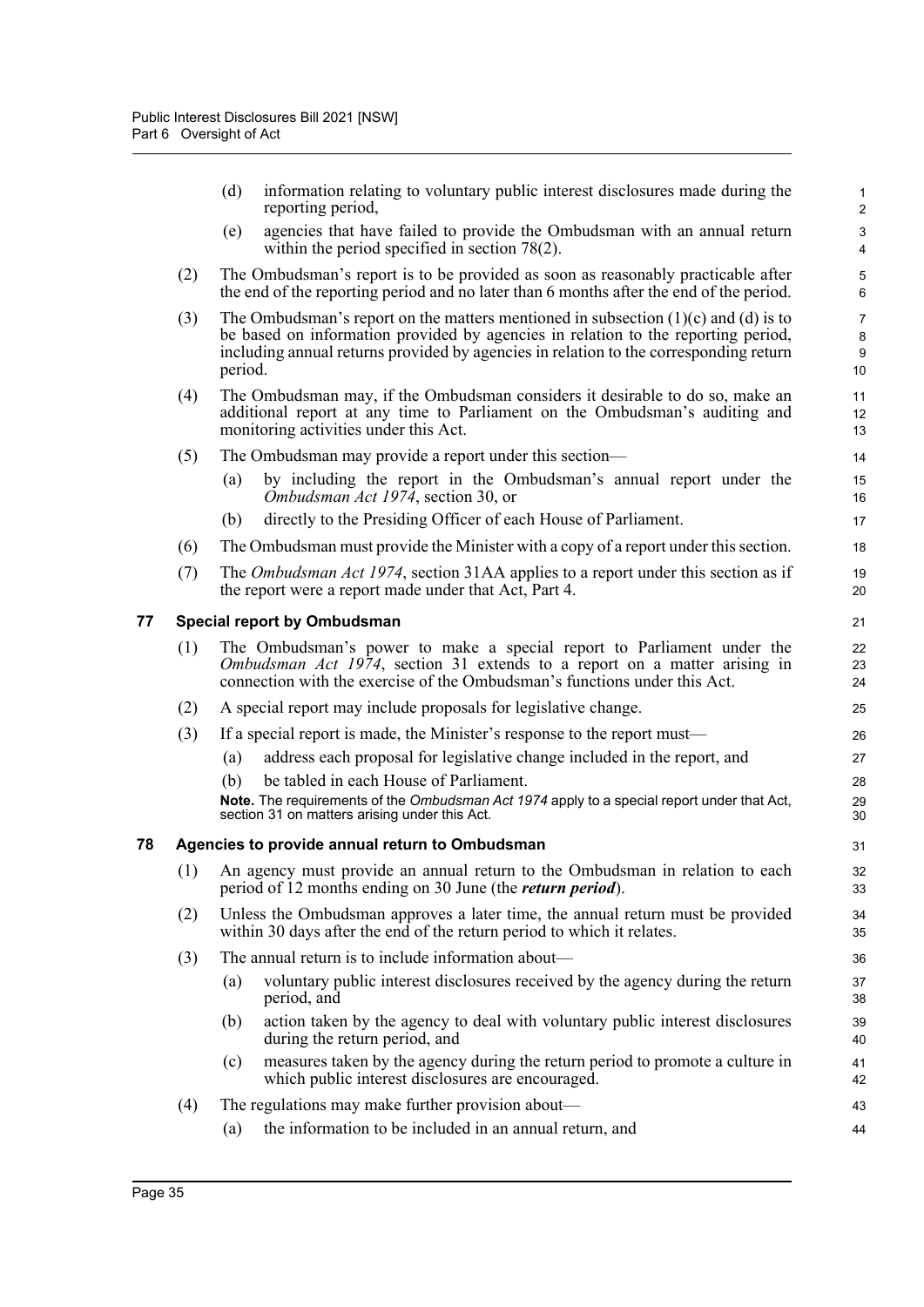(d) information relating to voluntary public interest disclosures made during the reporting period,

(e) agencies that have failed to provide the Ombudsman with an annual return within the period specified in section 78(2).

(2) The Ombudsman's report is to be provided as soon as reasonably practicable after the end of the reporting period and no later than 6 months after the end of the period.

(3) The Ombudsman's report on the matters mentioned in subsection (1)(c) and (d) is to be based on information provided by agencies in relation to the reporting period, including annual returns provided by agencies in relation to the corresponding return period.

(4) The Ombudsman may, if the Ombudsman considers it desirable to do so, make an additional report at any time to Parliament on the Ombudsman's auditing and monitoring activities under this Act.

(5) The Ombudsman may provide a report under this section—

(a) by including the report in the Ombudsman's annual report under the *Ombudsman Act 1974*, section 30, or

(b) directly to the Presiding Officer of each House of Parliament.

(6) The Ombudsman must provide the Minister with a copy of a report under this section.

(7) The *Ombudsman Act 1974*, section 31AA applies to a report under this section as if the report were a report made under that Act, Part 4.

### 77 Special report by Ombudsman

(1) The Ombudsman's power to make a special report to Parliament under the *Ombudsman Act 1974*, section 31 extends to a report on a matter arising in connection with the exercise of the Ombudsman's functions under this Act.

(2) A special report may include proposals for legislative change.

(3) If a special report is made, the Minister's response to the report must—

(a) address each proposal for legislative change included in the report, and

(b) be tabled in each House of Parliament.

**Note.** The requirements of the *Ombudsman Act 1974* apply to a special report under that Act, section 31 on matters arising under this Act.

### 78 Agencies to provide annual return to Ombudsman

(1) An agency must provide an annual return to the Ombudsman in relation to each period of 12 months ending on 30 June (the ***return period***).

(2) Unless the Ombudsman approves a later time, the annual return must be provided within 30 days after the end of the return period to which it relates.

(3) The annual return is to include information about—

(a) voluntary public interest disclosures received by the agency during the return period, and

(b) action taken by the agency to deal with voluntary public interest disclosures during the return period, and

(c) measures taken by the agency during the return period to promote a culture in which public interest disclosures are encouraged.

(4) The regulations may make further provision about—

(a) the information to be included in an annual return, and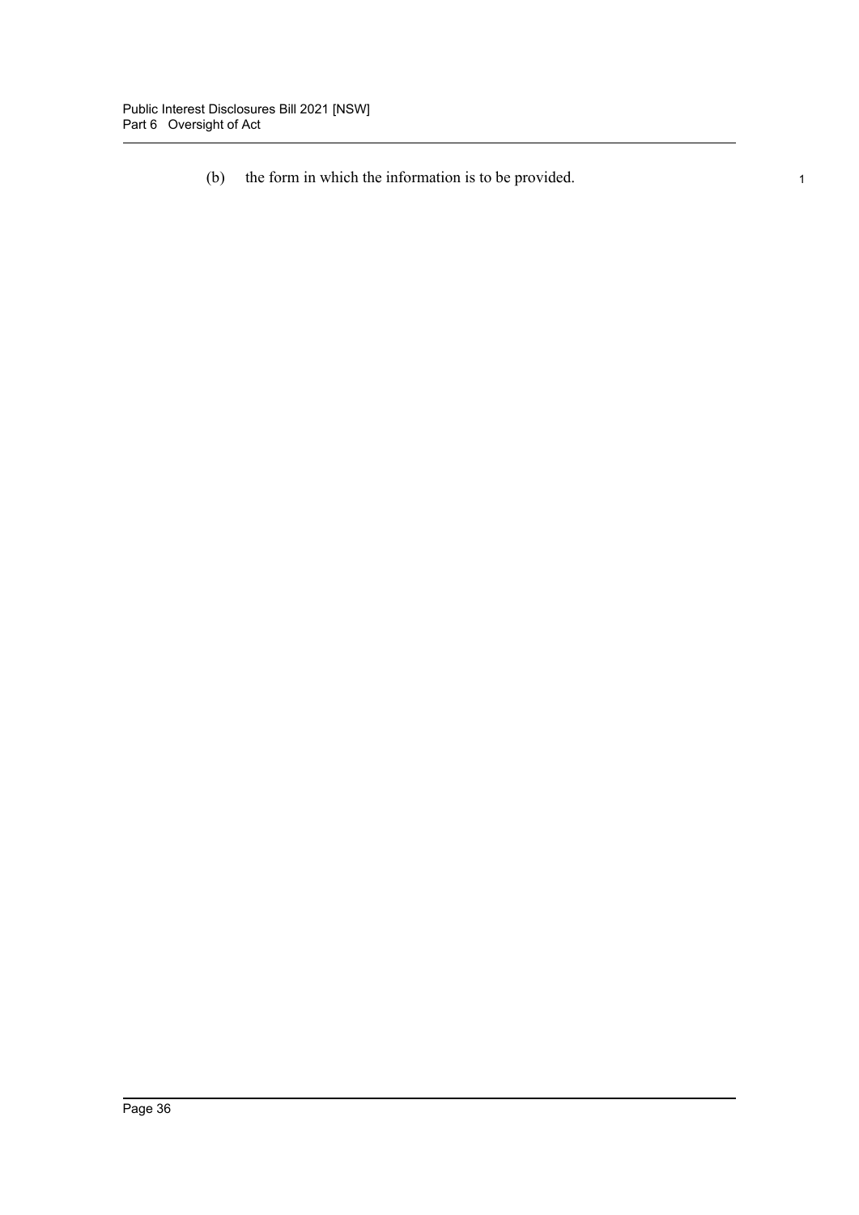(b) the form in which the information is to be provided.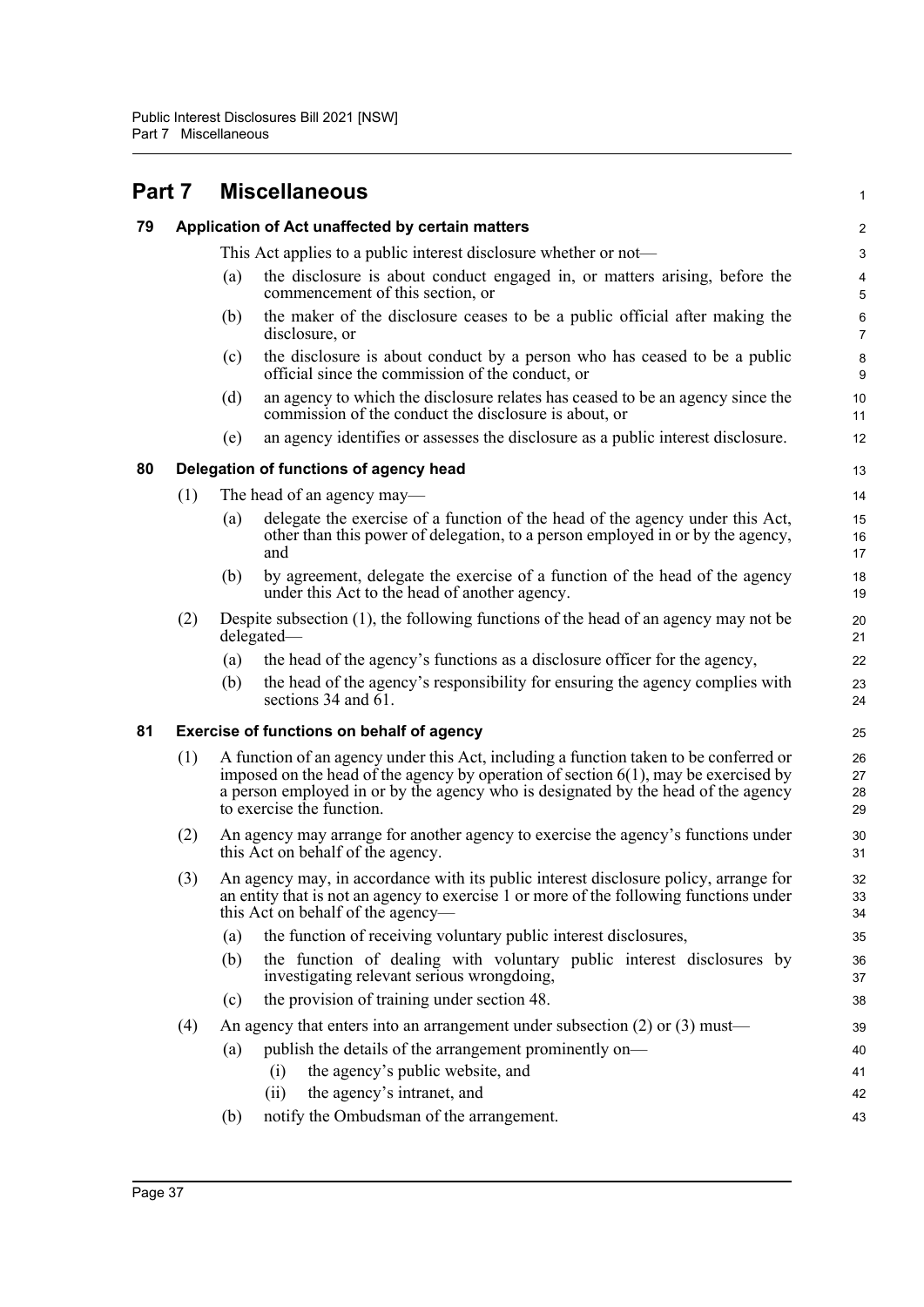# Part 7 Miscellaneous

## 79 Application of Act unaffected by certain matters

This Act applies to a public interest disclosure whether or not—

(a) the disclosure is about conduct engaged in, or matters arising, before the commencement of this section, or

(b) the maker of the disclosure ceases to be a public official after making the disclosure, or

(c) the disclosure is about conduct by a person who has ceased to be a public official since the commission of the conduct, or

(d) an agency to which the disclosure relates has ceased to be an agency since the commission of the conduct the disclosure is about, or

(e) an agency identifies or assesses the disclosure as a public interest disclosure.

## 80 Delegation of functions of agency head

(1) The head of an agency may—

(a) delegate the exercise of a function of the head of the agency under this Act, other than this power of delegation, to a person employed in or by the agency, and

(b) by agreement, delegate the exercise of a function of the head of the agency under this Act to the head of another agency.

(2) Despite subsection (1), the following functions of the head of an agency may not be delegated—

(a) the head of the agency's functions as a disclosure officer for the agency,

(b) the head of the agency's responsibility for ensuring the agency complies with sections 34 and 61.

## 81 Exercise of functions on behalf of agency

(1) A function of an agency under this Act, including a function taken to be conferred or imposed on the head of the agency by operation of section 6(1), may be exercised by a person employed in or by the agency who is designated by the head of the agency to exercise the function.

(2) An agency may arrange for another agency to exercise the agency's functions under this Act on behalf of the agency.

(3) An agency may, in accordance with its public interest disclosure policy, arrange for an entity that is not an agency to exercise 1 or more of the following functions under this Act on behalf of the agency—

(a) the function of receiving voluntary public interest disclosures,

(b) the function of dealing with voluntary public interest disclosures by investigating relevant serious wrongdoing,

(c) the provision of training under section 48.

(4) An agency that enters into an arrangement under subsection (2) or (3) must—

(a) publish the details of the arrangement prominently on—

(i) the agency's public website, and

(ii) the agency's intranet, and

(b) notify the Ombudsman of the arrangement.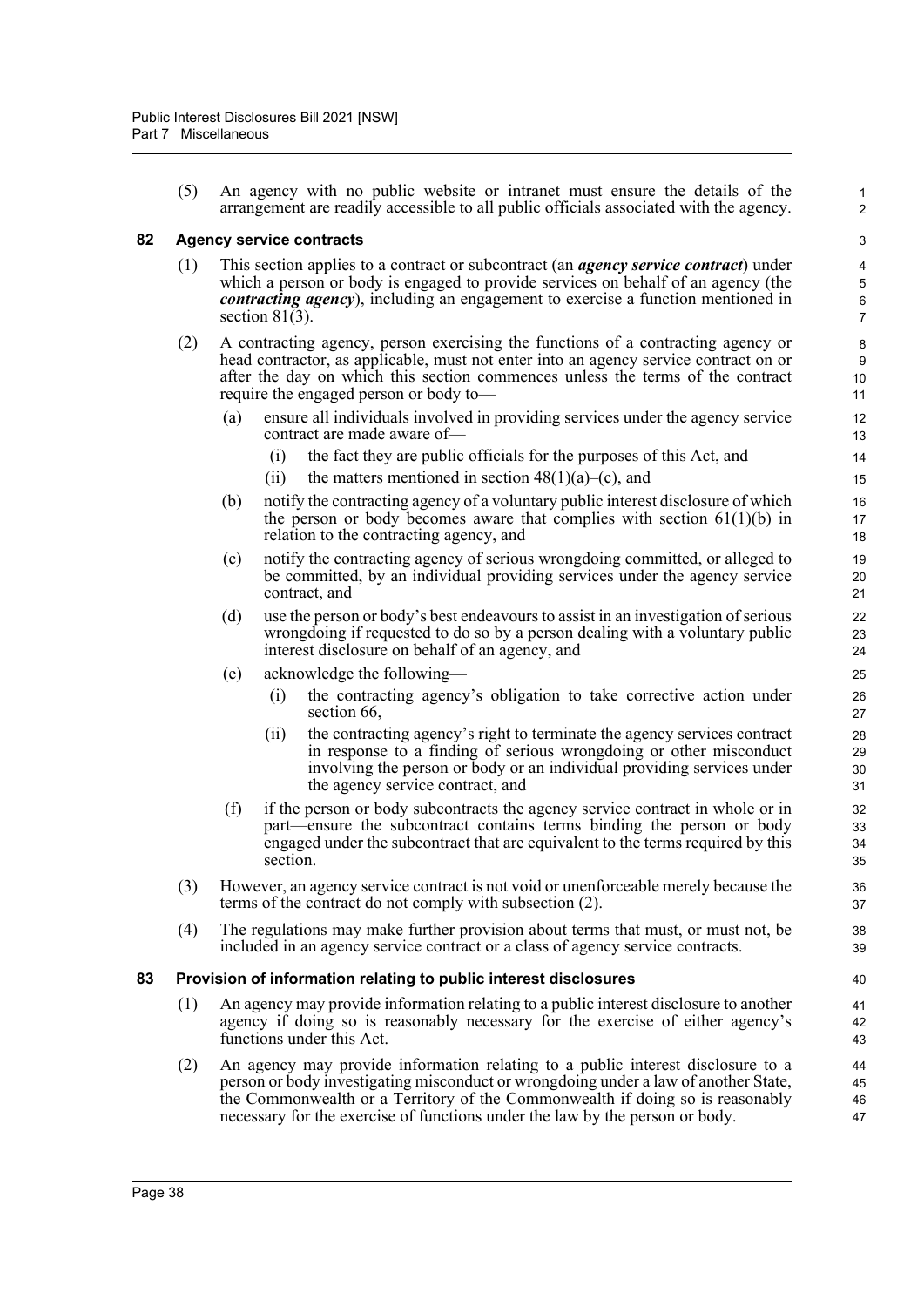(5) An agency with no public website or intranet must ensure the details of the arrangement are readily accessible to all public officials associated with the agency.

## 82 Agency service contracts

(1) This section applies to a contract or subcontract (an ***agency service contract***) under which a person or body is engaged to provide services on behalf of an agency (the ***contracting agency***), including an engagement to exercise a function mentioned in section 81(3).

(2) A contracting agency, person exercising the functions of a contracting agency or head contractor, as applicable, must not enter into an agency service contract on or after the day on which this section commences unless the terms of the contract require the engaged person or body to—

- (a) ensure all individuals involved in providing services under the agency service contract are made aware of—
  - (i) the fact they are public officials for the purposes of this Act, and
  - (ii) the matters mentioned in section 48(1)(a)–(c), and
- (b) notify the contracting agency of a voluntary public interest disclosure of which the person or body becomes aware that complies with section 61(1)(b) in relation to the contracting agency, and
- (c) notify the contracting agency of serious wrongdoing committed, or alleged to be committed, by an individual providing services under the agency service contract, and
- (d) use the person or body's best endeavours to assist in an investigation of serious wrongdoing if requested to do so by a person dealing with a voluntary public interest disclosure on behalf of an agency, and
- (e) acknowledge the following—
  - (i) the contracting agency's obligation to take corrective action under section 66,
  - (ii) the contracting agency's right to terminate the agency services contract in response to a finding of serious wrongdoing or other misconduct involving the person or body or an individual providing services under the agency service contract, and
- (f) if the person or body subcontracts the agency service contract in whole or in part—ensure the subcontract contains terms binding the person or body engaged under the subcontract that are equivalent to the terms required by this section.

(3) However, an agency service contract is not void or unenforceable merely because the terms of the contract do not comply with subsection (2).

(4) The regulations may make further provision about terms that must, or must not, be included in an agency service contract or a class of agency service contracts.

## 83 Provision of information relating to public interest disclosures

(1) An agency may provide information relating to a public interest disclosure to another agency if doing so is reasonably necessary for the exercise of either agency's functions under this Act.

(2) An agency may provide information relating to a public interest disclosure to a person or body investigating misconduct or wrongdoing under a law of another State, the Commonwealth or a Territory of the Commonwealth if doing so is reasonably necessary for the exercise of functions under the law by the person or body.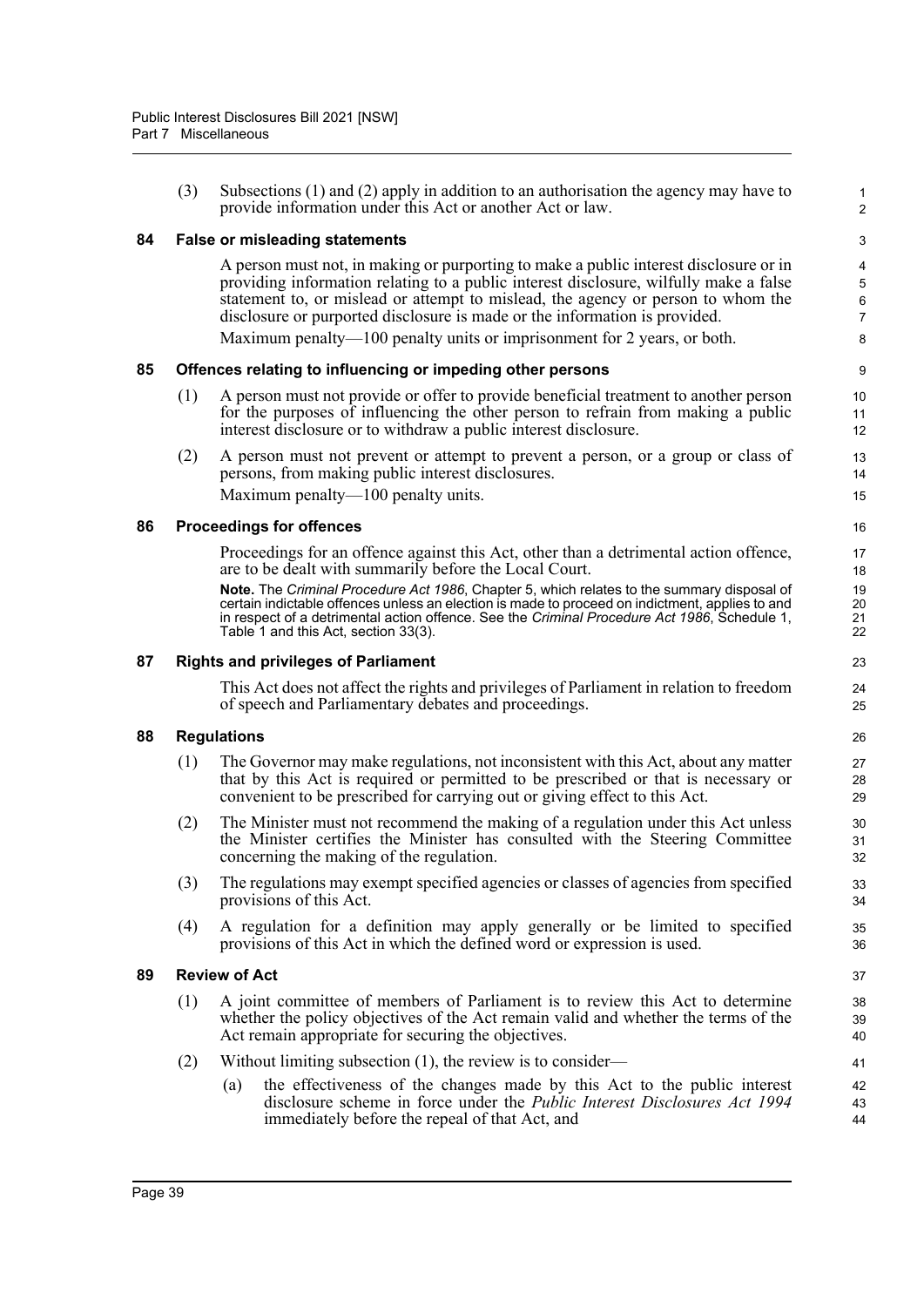(3) Subsections (1) and (2) apply in addition to an authorisation the agency may have to provide information under this Act or another Act or law.

### 84 False or misleading statements

A person must not, in making or purporting to make a public interest disclosure or in providing information relating to a public interest disclosure, wilfully make a false statement to, or mislead or attempt to mislead, the agency or person to whom the disclosure or purported disclosure is made or the information is provided.

Maximum penalty—100 penalty units or imprisonment for 2 years, or both.

### 85 Offences relating to influencing or impeding other persons

(1) A person must not provide or offer to provide beneficial treatment to another person for the purposes of influencing the other person to refrain from making a public interest disclosure or to withdraw a public interest disclosure.

(2) A person must not prevent or attempt to prevent a person, or a group or class of persons, from making public interest disclosures.

Maximum penalty—100 penalty units.

### 86 Proceedings for offences

Proceedings for an offence against this Act, other than a detrimental action offence, are to be dealt with summarily before the Local Court.

**Note.** The *Criminal Procedure Act 1986*, Chapter 5, which relates to the summary disposal of certain indictable offences unless an election is made to proceed on indictment, applies to and in respect of a detrimental action offence. See the *Criminal Procedure Act 1986*, Schedule 1, Table 1 and this Act, section 33(3).

### 87 Rights and privileges of Parliament

This Act does not affect the rights and privileges of Parliament in relation to freedom of speech and Parliamentary debates and proceedings.

### 88 Regulations

(1) The Governor may make regulations, not inconsistent with this Act, about any matter that by this Act is required or permitted to be prescribed or that is necessary or convenient to be prescribed for carrying out or giving effect to this Act.

(2) The Minister must not recommend the making of a regulation under this Act unless the Minister certifies the Minister has consulted with the Steering Committee concerning the making of the regulation.

(3) The regulations may exempt specified agencies or classes of agencies from specified provisions of this Act.

(4) A regulation for a definition may apply generally or be limited to specified provisions of this Act in which the defined word or expression is used.

### 89 Review of Act

(1) A joint committee of members of Parliament is to review this Act to determine whether the policy objectives of the Act remain valid and whether the terms of the Act remain appropriate for securing the objectives.

(2) Without limiting subsection (1), the review is to consider—

(a) the effectiveness of the changes made by this Act to the public interest disclosure scheme in force under the *Public Interest Disclosures Act 1994* immediately before the repeal of that Act, and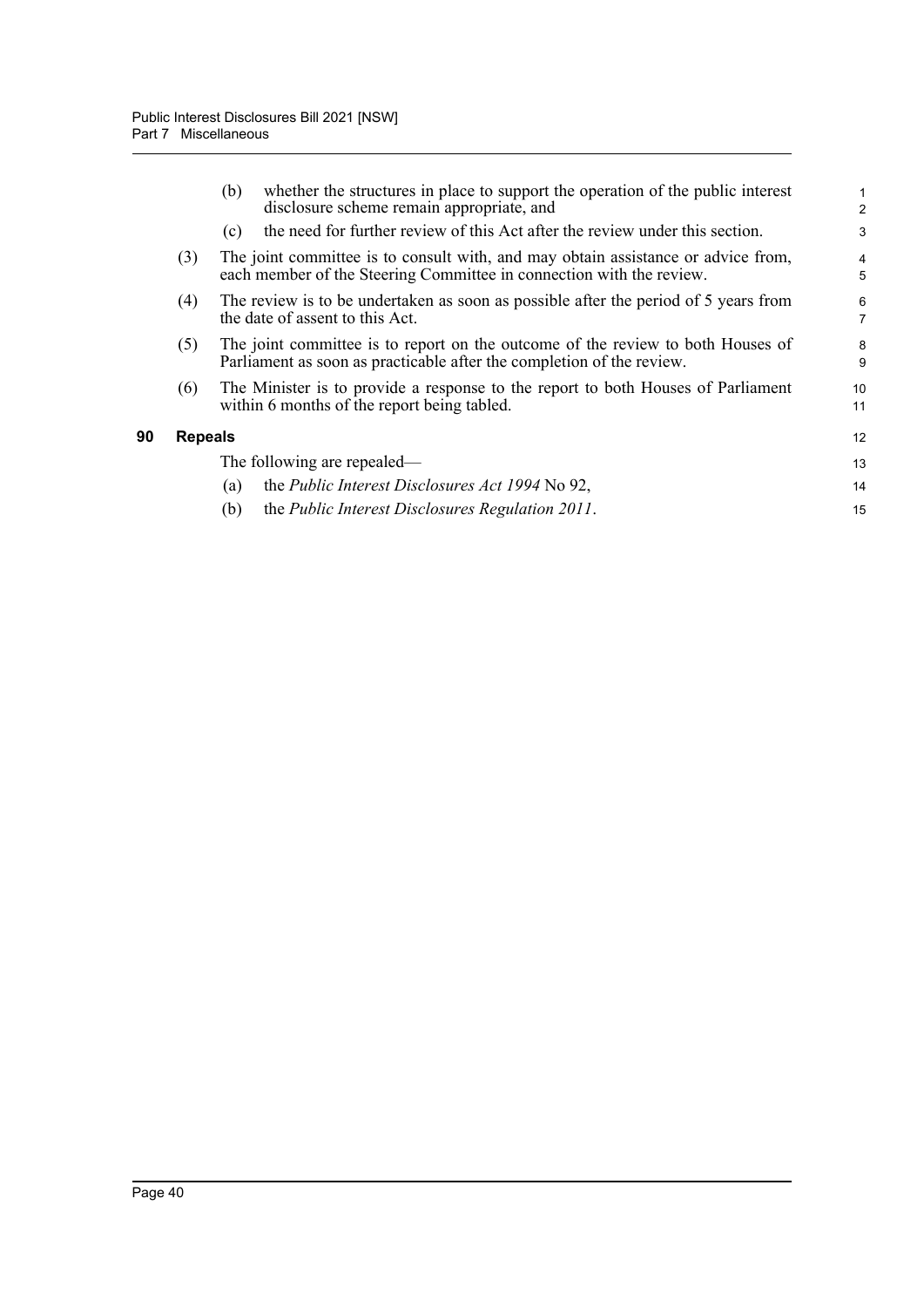(b) whether the structures in place to support the operation of the public interest disclosure scheme remain appropriate, and

(c) the need for further review of this Act after the review under this section.

(3) The joint committee is to consult with, and may obtain assistance or advice from, each member of the Steering Committee in connection with the review.

(4) The review is to be undertaken as soon as possible after the period of 5 years from the date of assent to this Act.

(5) The joint committee is to report on the outcome of the review to both Houses of Parliament as soon as practicable after the completion of the review.

(6) The Minister is to provide a response to the report to both Houses of Parliament within 6 months of the report being tabled.

## 90 Repeals

The following are repealed—

(a) the *Public Interest Disclosures Act 1994* No 92,

(b) the *Public Interest Disclosures Regulation 2011*.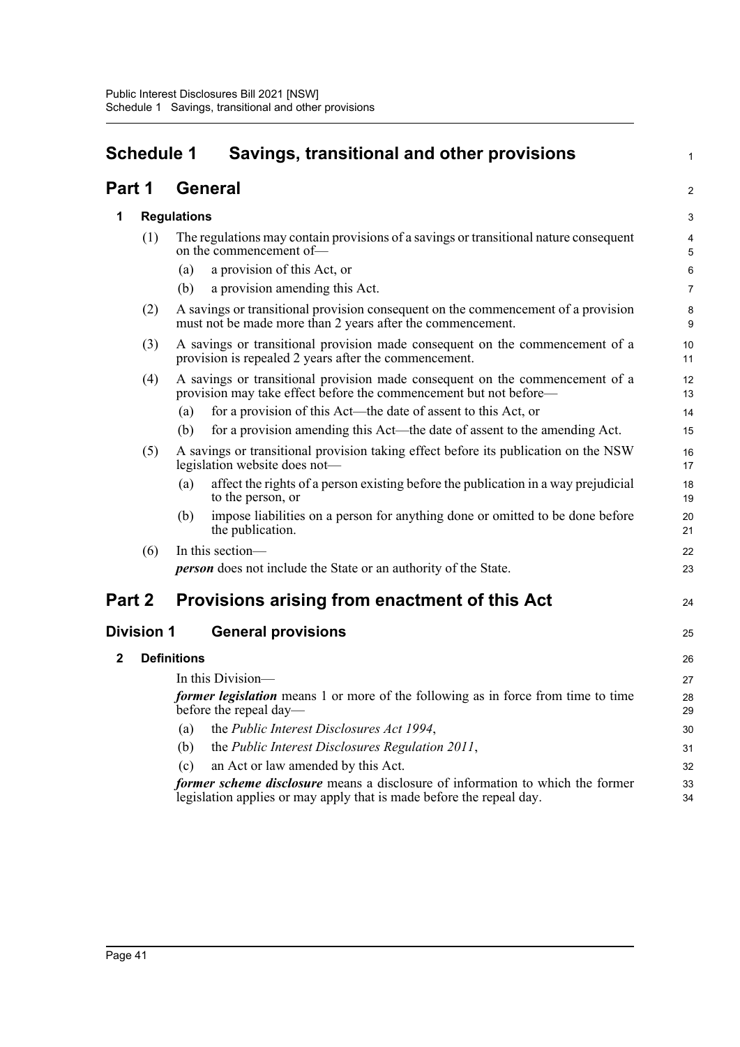# Schedule 1 Savings, transitional and other provisions

## Part 1 General

### 1 Regulations

(1) The regulations may contain provisions of a savings or transitional nature consequent on the commencement of—

(a) a provision of this Act, or

(b) a provision amending this Act.

(2) A savings or transitional provision consequent on the commencement of a provision must not be made more than 2 years after the commencement.

(3) A savings or transitional provision made consequent on the commencement of a provision is repealed 2 years after the commencement.

(4) A savings or transitional provision made consequent on the commencement of a provision may take effect before the commencement but not before—

(a) for a provision of this Act—the date of assent to this Act, or

(b) for a provision amending this Act—the date of assent to the amending Act.

(5) A savings or transitional provision taking effect before its publication on the NSW legislation website does not—

(a) affect the rights of a person existing before the publication in a way prejudicial to the person, or

(b) impose liabilities on a person for anything done or omitted to be done before the publication.

(6) In this section—

***person*** does not include the State or an authority of the State.

## Part 2 Provisions arising from enactment of this Act

### Division 1 General provisions

### 2 Definitions

In this Division—

***former legislation*** means 1 or more of the following as in force from time to time before the repeal day—

(a) the *Public Interest Disclosures Act 1994*,

(b) the *Public Interest Disclosures Regulation 2011*,

(c) an Act or law amended by this Act.

***former scheme disclosure*** means a disclosure of information to which the former legislation applies or may apply that is made before the repeal day.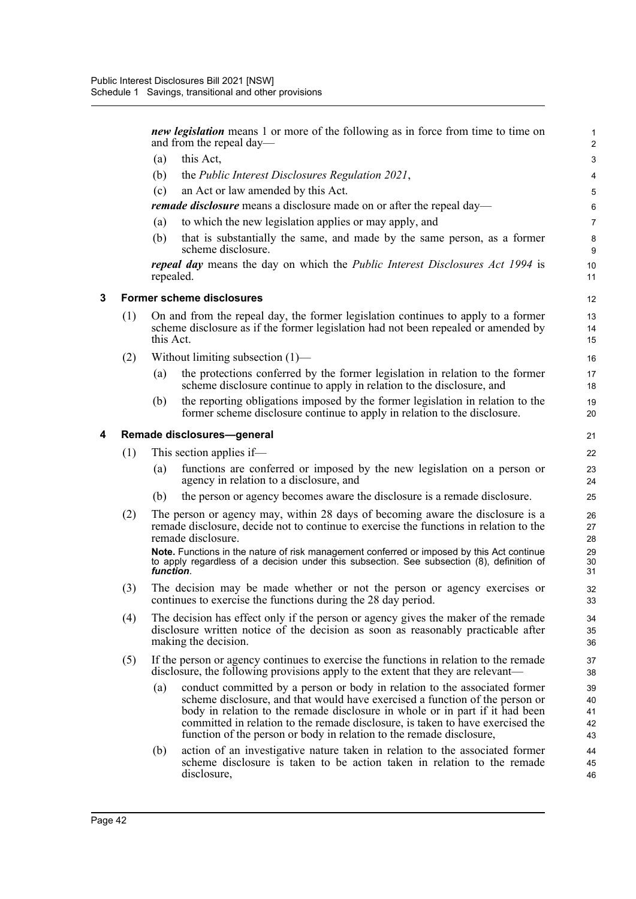***new legislation*** means 1 or more of the following as in force from time to time on and from the repeal day—

(a) this Act,

(b) the *Public Interest Disclosures Regulation 2021*,

(c) an Act or law amended by this Act.

***remade disclosure*** means a disclosure made on or after the repeal day—

(a) to which the new legislation applies or may apply, and

(b) that is substantially the same, and made by the same person, as a former scheme disclosure.

***repeal day*** means the day on which the *Public Interest Disclosures Act 1994* is repealed.

### 3 Former scheme disclosures

(1) On and from the repeal day, the former legislation continues to apply to a former scheme disclosure as if the former legislation had not been repealed or amended by this Act.

(2) Without limiting subsection (1)—

(a) the protections conferred by the former legislation in relation to the former scheme disclosure continue to apply in relation to the disclosure, and

(b) the reporting obligations imposed by the former legislation in relation to the former scheme disclosure continue to apply in relation to the disclosure.

### 4 Remade disclosures—general

(1) This section applies if—

(a) functions are conferred or imposed by the new legislation on a person or agency in relation to a disclosure, and

(b) the person or agency becomes aware the disclosure is a remade disclosure.

(2) The person or agency may, within 28 days of becoming aware the disclosure is a remade disclosure, decide not to continue to exercise the functions in relation to the remade disclosure.

**Note.** Functions in the nature of risk management conferred or imposed by this Act continue to apply regardless of a decision under this subsection. See subsection (8), definition of ***function***.

(3) The decision may be made whether or not the person or agency exercises or continues to exercise the functions during the 28 day period.

(4) The decision has effect only if the person or agency gives the maker of the remade disclosure written notice of the decision as soon as reasonably practicable after making the decision.

(5) If the person or agency continues to exercise the functions in relation to the remade disclosure, the following provisions apply to the extent that they are relevant—

(a) conduct committed by a person or body in relation to the associated former scheme disclosure, and that would have exercised a function of the person or body in relation to the remade disclosure in whole or in part if it had been committed in relation to the remade disclosure, is taken to have exercised the function of the person or body in relation to the remade disclosure,

(b) action of an investigative nature taken in relation to the associated former scheme disclosure is taken to be action taken in relation to the remade disclosure,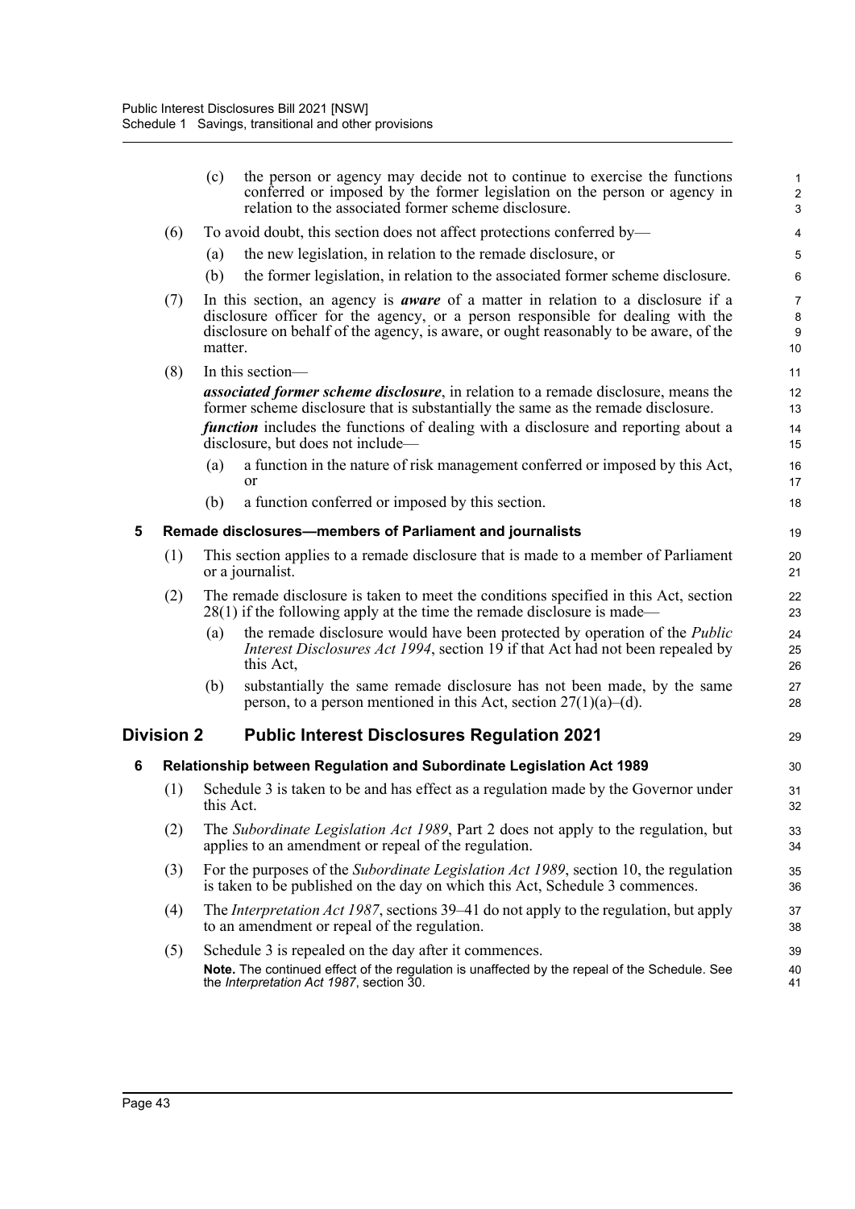(c) the person or agency may decide not to continue to exercise the functions conferred or imposed by the former legislation on the person or agency in relation to the associated former scheme disclosure.

(6) To avoid doubt, this section does not affect protections conferred by—

(a) the new legislation, in relation to the remade disclosure, or

(b) the former legislation, in relation to the associated former scheme disclosure.

(7) In this section, an agency is ***aware*** of a matter in relation to a disclosure if a disclosure officer for the agency, or a person responsible for dealing with the disclosure on behalf of the agency, is aware, or ought reasonably to be aware, of the matter.

(8) In this section—

***associated former scheme disclosure***, in relation to a remade disclosure, means the former scheme disclosure that is substantially the same as the remade disclosure.

***function*** includes the functions of dealing with a disclosure and reporting about a disclosure, but does not include—

(a) a function in the nature of risk management conferred or imposed by this Act, or

(b) a function conferred or imposed by this section.

### 5 Remade disclosures—members of Parliament and journalists

(1) This section applies to a remade disclosure that is made to a member of Parliament or a journalist.

(2) The remade disclosure is taken to meet the conditions specified in this Act, section 28(1) if the following apply at the time the remade disclosure is made—

(a) the remade disclosure would have been protected by operation of the *Public Interest Disclosures Act 1994*, section 19 if that Act had not been repealed by this Act,

(b) substantially the same remade disclosure has not been made, by the same person, to a person mentioned in this Act, section 27(1)(a)–(d).

## Division 2 Public Interest Disclosures Regulation 2021

### 6 Relationship between Regulation and Subordinate Legislation Act 1989

(1) Schedule 3 is taken to be and has effect as a regulation made by the Governor under this Act.

(2) The *Subordinate Legislation Act 1989*, Part 2 does not apply to the regulation, but applies to an amendment or repeal of the regulation.

(3) For the purposes of the *Subordinate Legislation Act 1989*, section 10, the regulation is taken to be published on the day on which this Act, Schedule 3 commences.

(4) The *Interpretation Act 1987*, sections 39–41 do not apply to the regulation, but apply to an amendment or repeal of the regulation.

(5) Schedule 3 is repealed on the day after it commences.

**Note.** The continued effect of the regulation is unaffected by the repeal of the Schedule. See the *Interpretation Act 1987*, section 30.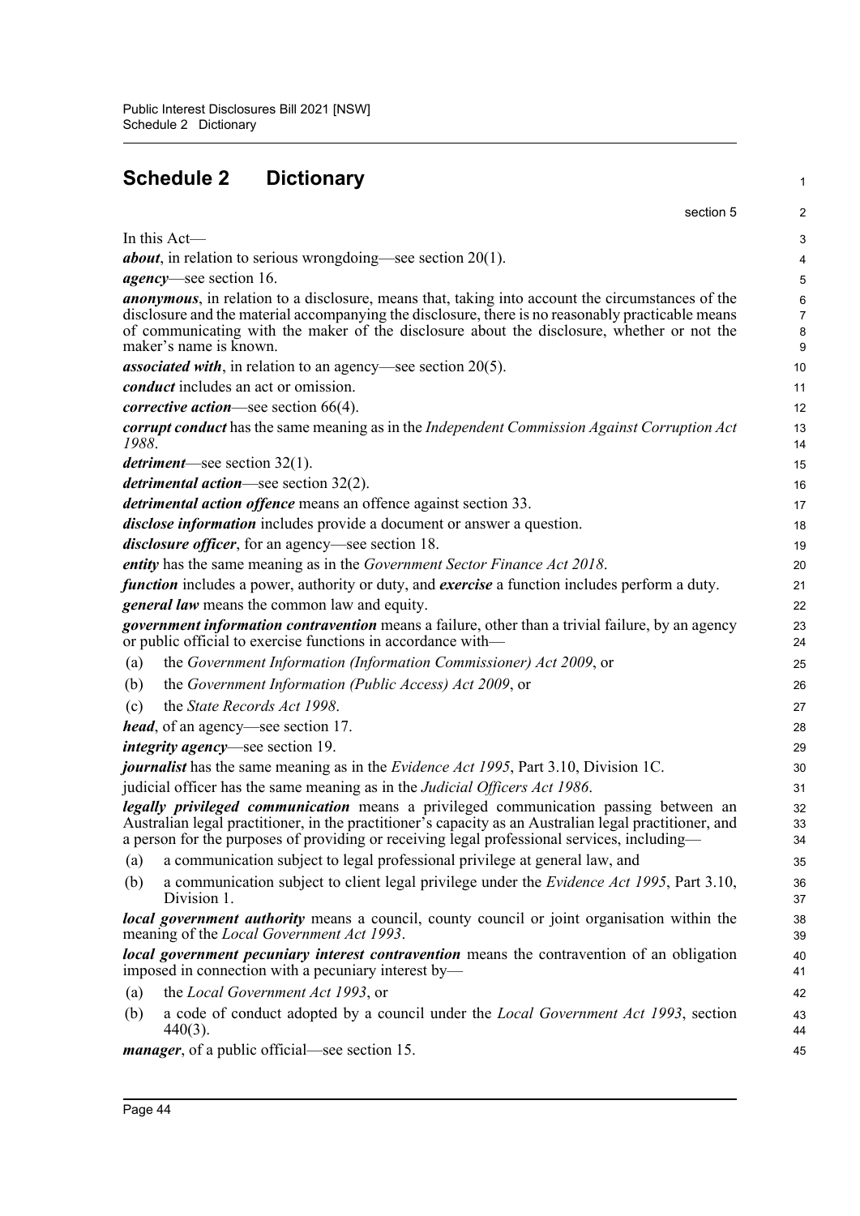# Schedule 2 Dictionary

section 5

In this Act—

***about***, in relation to serious wrongdoing—see section 20(1).

***agency***—see section 16.

***anonymous***, in relation to a disclosure, means that, taking into account the circumstances of the disclosure and the material accompanying the disclosure, there is no reasonably practicable means of communicating with the maker of the disclosure about the disclosure, whether or not the maker's name is known.

***associated with***, in relation to an agency—see section 20(5).

***conduct*** includes an act or omission.

***corrective action***—see section 66(4).

***corrupt conduct*** has the same meaning as in the *Independent Commission Against Corruption Act 1988*.

***detriment***—see section 32(1).

***detrimental action***—see section 32(2).

***detrimental action offence*** means an offence against section 33.

***disclose information*** includes provide a document or answer a question.

***disclosure officer***, for an agency—see section 18.

***entity*** has the same meaning as in the *Government Sector Finance Act 2018*.

***function*** includes a power, authority or duty, and ***exercise*** a function includes perform a duty.

***general law*** means the common law and equity.

***government information contravention*** means a failure, other than a trivial failure, by an agency or public official to exercise functions in accordance with—

(a) the *Government Information (Information Commissioner) Act 2009*, or

(b) the *Government Information (Public Access) Act 2009*, or

(c) the *State Records Act 1998*.

***head***, of an agency—see section 17.

***integrity agency***—see section 19.

***journalist*** has the same meaning as in the *Evidence Act 1995*, Part 3.10, Division 1C.

judicial officer has the same meaning as in the *Judicial Officers Act 1986*.

***legally privileged communication*** means a privileged communication passing between an Australian legal practitioner, in the practitioner's capacity as an Australian legal practitioner, and a person for the purposes of providing or receiving legal professional services, including—

(a) a communication subject to legal professional privilege at general law, and

(b) a communication subject to client legal privilege under the *Evidence Act 1995*, Part 3.10, Division 1.

***local government authority*** means a council, county council or joint organisation within the meaning of the *Local Government Act 1993*.

***local government pecuniary interest contravention*** means the contravention of an obligation imposed in connection with a pecuniary interest by—

(a) the *Local Government Act 1993*, or

(b) a code of conduct adopted by a council under the *Local Government Act 1993*, section 440(3).

***manager***, of a public official—see section 15.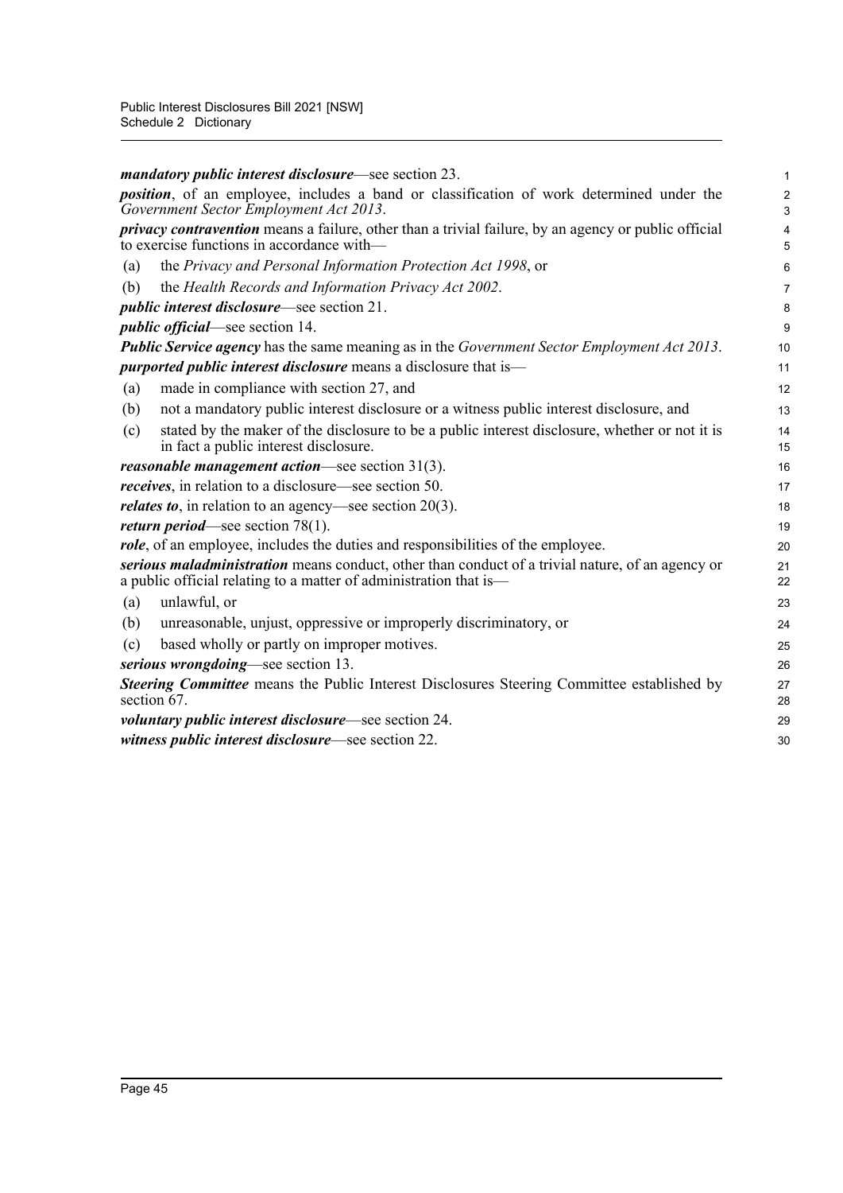***mandatory public interest disclosure***—see section 23.

***position***, of an employee, includes a band or classification of work determined under the *Government Sector Employment Act 2013*.

***privacy contravention*** means a failure, other than a trivial failure, by an agency or public official to exercise functions in accordance with—

(a) the *Privacy and Personal Information Protection Act 1998*, or

(b) the *Health Records and Information Privacy Act 2002*.

***public interest disclosure***—see section 21.

***public official***—see section 14.

***Public Service agency*** has the same meaning as in the *Government Sector Employment Act 2013*.

***purported public interest disclosure*** means a disclosure that is—

(a) made in compliance with section 27, and

(b) not a mandatory public interest disclosure or a witness public interest disclosure, and

(c) stated by the maker of the disclosure to be a public interest disclosure, whether or not it is in fact a public interest disclosure.

***reasonable management action***—see section 31(3).

***receives***, in relation to a disclosure—see section 50.

***relates to***, in relation to an agency—see section 20(3).

***return period***—see section 78(1).

***role***, of an employee, includes the duties and responsibilities of the employee.

***serious maladministration*** means conduct, other than conduct of a trivial nature, of an agency or a public official relating to a matter of administration that is—

(a) unlawful, or

(b) unreasonable, unjust, oppressive or improperly discriminatory, or

(c) based wholly or partly on improper motives.

***serious wrongdoing***—see section 13.

***Steering Committee*** means the Public Interest Disclosures Steering Committee established by section 67.

***voluntary public interest disclosure***—see section 24.

***witness public interest disclosure***—see section 22.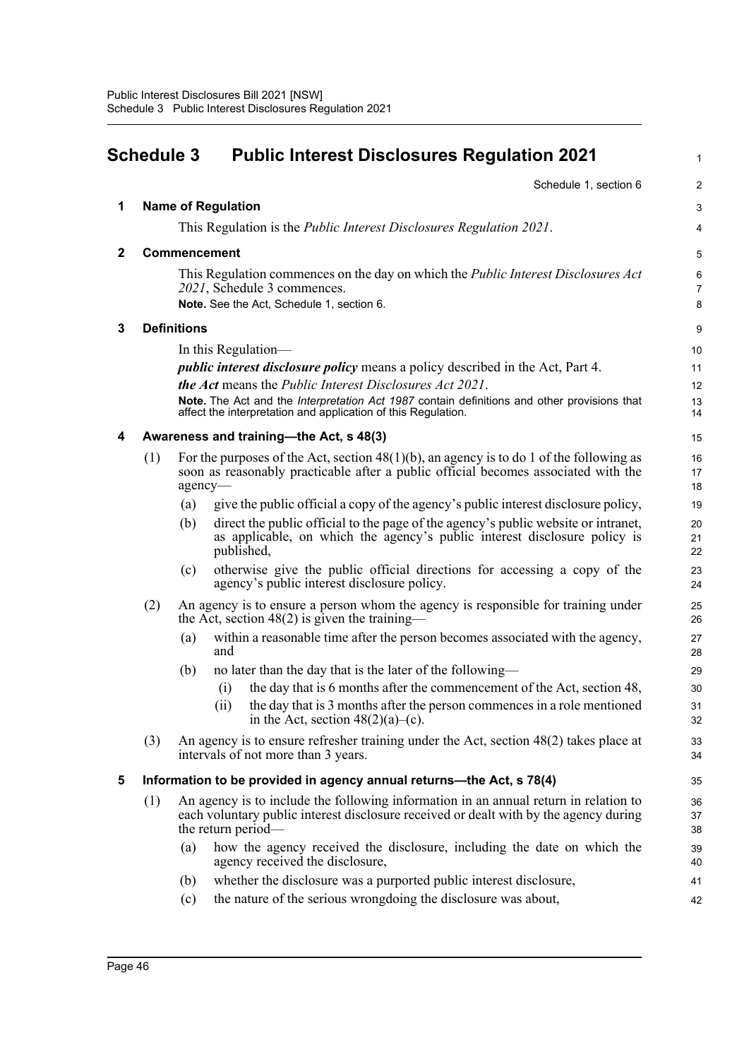# Schedule 3 Public Interest Disclosures Regulation 2021

Schedule 1, section 6

## 1 Name of Regulation

This Regulation is the *Public Interest Disclosures Regulation 2021*.

## 2 Commencement

This Regulation commences on the day on which the *Public Interest Disclosures Act 2021*, Schedule 3 commences.

**Note.** See the Act, Schedule 1, section 6.

## 3 Definitions

In this Regulation—

***public interest disclosure policy*** means a policy described in the Act, Part 4.

***the Act*** means the *Public Interest Disclosures Act 2021*.

**Note.** The Act and the *Interpretation Act 1987* contain definitions and other provisions that affect the interpretation and application of this Regulation.

## 4 Awareness and training—the Act, s 48(3)

(1) For the purposes of the Act, section 48(1)(b), an agency is to do 1 of the following as soon as reasonably practicable after a public official becomes associated with the agency—

- (a) give the public official a copy of the agency's public interest disclosure policy,
- (b) direct the public official to the page of the agency's public website or intranet, as applicable, on which the agency's public interest disclosure policy is published,
- (c) otherwise give the public official directions for accessing a copy of the agency's public interest disclosure policy.

(2) An agency is to ensure a person whom the agency is responsible for training under the Act, section 48(2) is given the training—

- (a) within a reasonable time after the person becomes associated with the agency, and
- (b) no later than the day that is the later of the following—
  - (i) the day that is 6 months after the commencement of the Act, section 48,
  - (ii) the day that is 3 months after the person commences in a role mentioned in the Act, section 48(2)(a)–(c).

(3) An agency is to ensure refresher training under the Act, section 48(2) takes place at intervals of not more than 3 years.

## 5 Information to be provided in agency annual returns—the Act, s 78(4)

(1) An agency is to include the following information in an annual return in relation to each voluntary public interest disclosure received or dealt with by the agency during the return period—

- (a) how the agency received the disclosure, including the date on which the agency received the disclosure,
- (b) whether the disclosure was a purported public interest disclosure,
- (c) the nature of the serious wrongdoing the disclosure was about,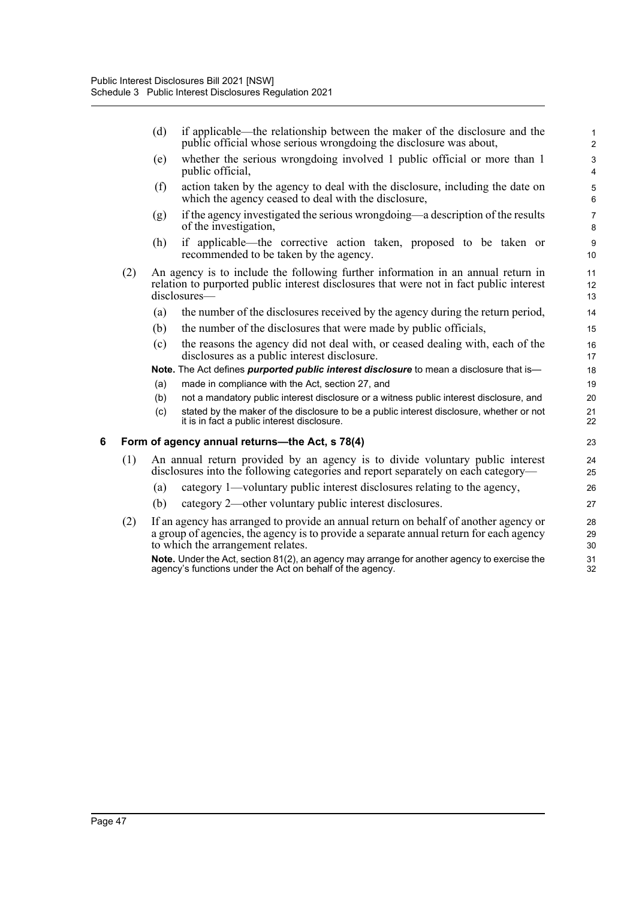(d) if applicable—the relationship between the maker of the disclosure and the public official whose serious wrongdoing the disclosure was about,

(e) whether the serious wrongdoing involved 1 public official or more than 1 public official,

(f) action taken by the agency to deal with the disclosure, including the date on which the agency ceased to deal with the disclosure,

(g) if the agency investigated the serious wrongdoing—a description of the results of the investigation,

(h) if applicable—the corrective action taken, proposed to be taken or recommended to be taken by the agency.

(2) An agency is to include the following further information in an annual return in relation to purported public interest disclosures that were not in fact public interest disclosures—

(a) the number of the disclosures received by the agency during the return period,

(b) the number of the disclosures that were made by public officials,

(c) the reasons the agency did not deal with, or ceased dealing with, each of the disclosures as a public interest disclosure.

**Note.** The Act defines ***purported public interest disclosure*** to mean a disclosure that is—

(a) made in compliance with the Act, section 27, and

(b) not a mandatory public interest disclosure or a witness public interest disclosure, and

(c) stated by the maker of the disclosure to be a public interest disclosure, whether or not it is in fact a public interest disclosure.

### 6 Form of agency annual returns—the Act, s 78(4)

(1) An annual return provided by an agency is to divide voluntary public interest disclosures into the following categories and report separately on each category—

(a) category 1—voluntary public interest disclosures relating to the agency,

(b) category 2—other voluntary public interest disclosures.

(2) If an agency has arranged to provide an annual return on behalf of another agency or a group of agencies, the agency is to provide a separate annual return for each agency to which the arrangement relates.

**Note.** Under the Act, section 81(2), an agency may arrange for another agency to exercise the agency's functions under the Act on behalf of the agency.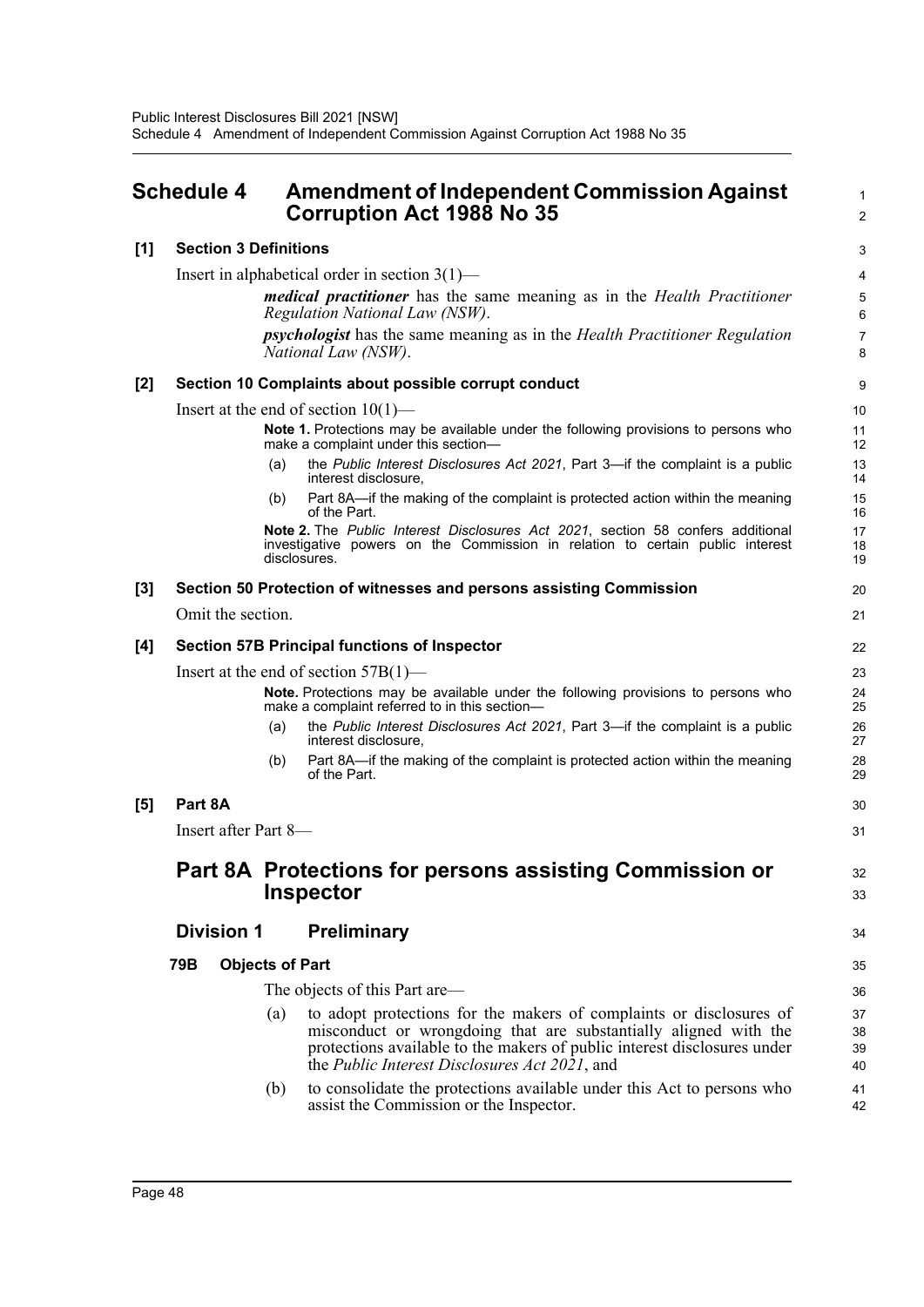# Schedule 4 Amendment of Independent Commission Against Corruption Act 1988 No 35

**[1] Section 3 Definitions**

Insert in alphabetical order in section 3(1)—

> ***medical practitioner*** has the same meaning as in the *Health Practitioner Regulation National Law (NSW)*.
>
> ***psychologist*** has the same meaning as in the *Health Practitioner Regulation National Law (NSW)*.

**[2] Section 10 Complaints about possible corrupt conduct**

Insert at the end of section 10(1)—

> **Note 1.** Protections may be available under the following provisions to persons who make a complaint under this section—
>
> (a) the *Public Interest Disclosures Act 2021*, Part 3—if the complaint is a public interest disclosure,
>
> (b) Part 8A—if the making of the complaint is protected action within the meaning of the Part.
>
> **Note 2.** The *Public Interest Disclosures Act 2021*, section 58 confers additional investigative powers on the Commission in relation to certain public interest disclosures.

**[3] Section 50 Protection of witnesses and persons assisting Commission**

Omit the section.

**[4] Section 57B Principal functions of Inspector**

Insert at the end of section 57B(1)—

> **Note.** Protections may be available under the following provisions to persons who make a complaint referred to in this section—
>
> (a) the *Public Interest Disclosures Act 2021*, Part 3—if the complaint is a public interest disclosure,
>
> (b) Part 8A—if the making of the complaint is protected action within the meaning of the Part.

**[5] Part 8A**

Insert after Part 8—

## Part 8A Protections for persons assisting Commission or Inspector

### Division 1 Preliminary

**79B Objects of Part**

The objects of this Part are—

(a) to adopt protections for the makers of complaints or disclosures of misconduct or wrongdoing that are substantially aligned with the protections available to the makers of public interest disclosures under the *Public Interest Disclosures Act 2021*, and

(b) to consolidate the protections available under this Act to persons who assist the Commission or the Inspector.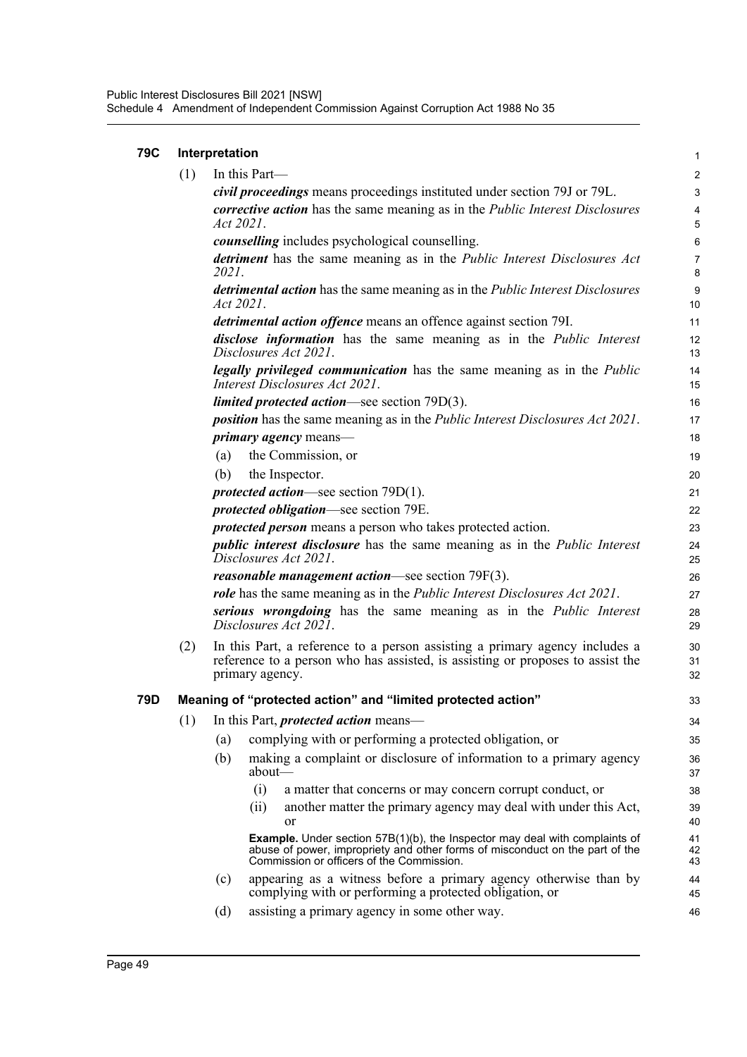### 79C Interpretation

(1) In this Part—

***civil proceedings*** means proceedings instituted under section 79J or 79L.

***corrective action*** has the same meaning as in the *Public Interest Disclosures Act 2021*.

***counselling*** includes psychological counselling.

***detriment*** has the same meaning as in the *Public Interest Disclosures Act 2021*.

***detrimental action*** has the same meaning as in the *Public Interest Disclosures Act 2021*.

***detrimental action offence*** means an offence against section 79I.

***disclose information*** has the same meaning as in the *Public Interest Disclosures Act 2021*.

***legally privileged communication*** has the same meaning as in the *Public Interest Disclosures Act 2021*.

***limited protected action***—see section 79D(3).

***position*** has the same meaning as in the *Public Interest Disclosures Act 2021*.

***primary agency*** means—

(a) the Commission, or

(b) the Inspector.

***protected action***—see section 79D(1).

***protected obligation***—see section 79E.

***protected person*** means a person who takes protected action.

***public interest disclosure*** has the same meaning as in the *Public Interest Disclosures Act 2021*.

***reasonable management action***—see section 79F(3).

***role*** has the same meaning as in the *Public Interest Disclosures Act 2021*.

***serious wrongdoing*** has the same meaning as in the *Public Interest Disclosures Act 2021*.

(2) In this Part, a reference to a person assisting a primary agency includes a reference to a person who has assisted, is assisting or proposes to assist the primary agency.

### 79D Meaning of “protected action” and “limited protected action”

(1) In this Part, ***protected action*** means—

(a) complying with or performing a protected obligation, or

(b) making a complaint or disclosure of information to a primary agency about—

(i) a matter that concerns or may concern corrupt conduct, or

(ii) another matter the primary agency may deal with under this Act, or

**Example.** Under section 57B(1)(b), the Inspector may deal with complaints of abuse of power, impropriety and other forms of misconduct on the part of the Commission or officers of the Commission.

(c) appearing as a witness before a primary agency otherwise than by complying with or performing a protected obligation, or

(d) assisting a primary agency in some other way.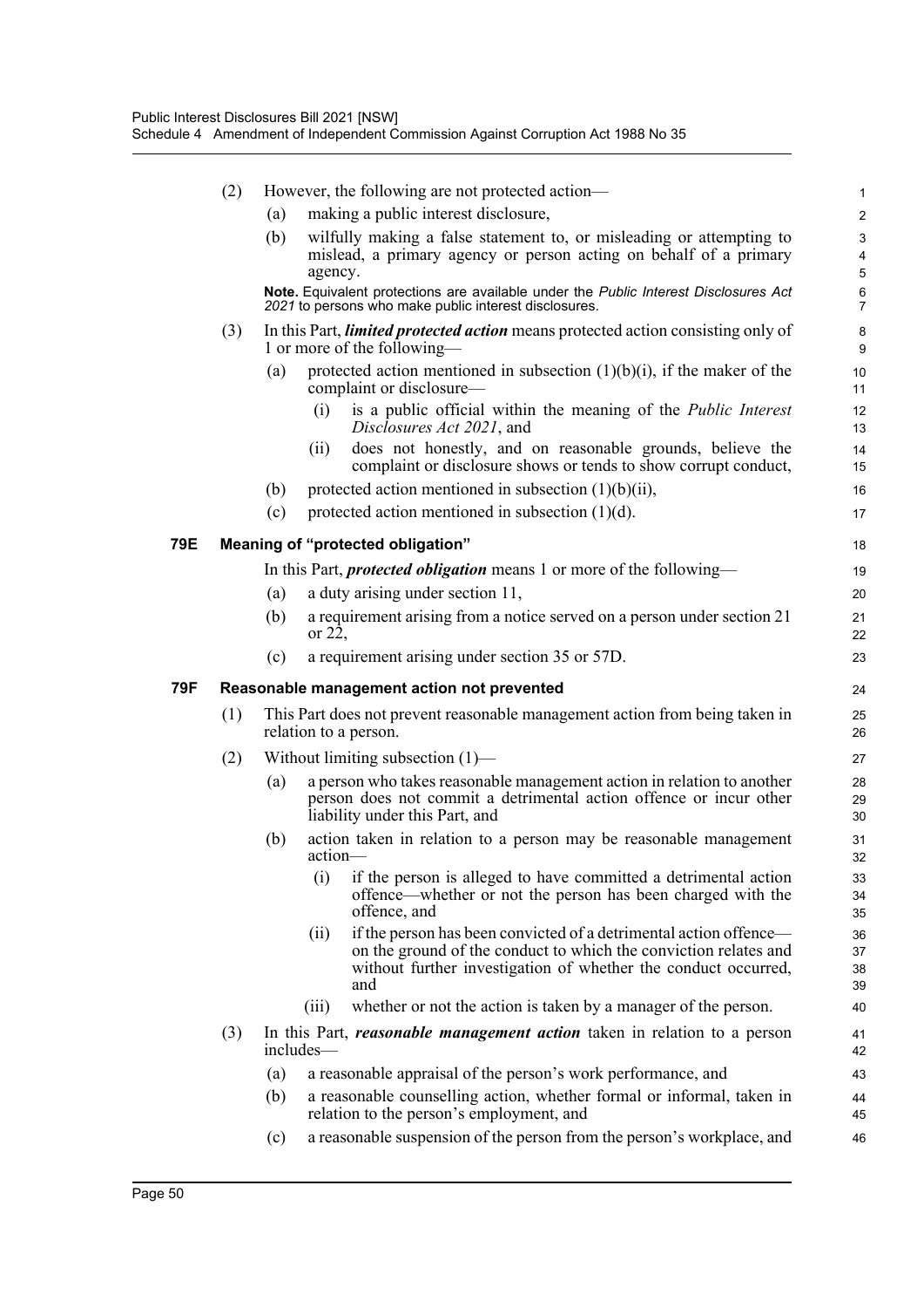(2) However, the following are not protected action—

(a) making a public interest disclosure,

(b) wilfully making a false statement to, or misleading or attempting to mislead, a primary agency or person acting on behalf of a primary agency.

**Note.** Equivalent protections are available under the *Public Interest Disclosures Act 2021* to persons who make public interest disclosures.

(3) In this Part, ***limited protected action*** means protected action consisting only of 1 or more of the following—

(a) protected action mentioned in subsection (1)(b)(i), if the maker of the complaint or disclosure—

(i) is a public official within the meaning of the *Public Interest Disclosures Act 2021*, and

(ii) does not honestly, and on reasonable grounds, believe the complaint or disclosure shows or tends to show corrupt conduct,

(b) protected action mentioned in subsection (1)(b)(ii),

(c) protected action mentioned in subsection (1)(d).

**79E Meaning of "protected obligation"**

In this Part, ***protected obligation*** means 1 or more of the following—

(a) a duty arising under section 11,

(b) a requirement arising from a notice served on a person under section 21 or 22,

(c) a requirement arising under section 35 or 57D.

**79F Reasonable management action not prevented**

(1) This Part does not prevent reasonable management action from being taken in relation to a person.

(2) Without limiting subsection (1)—

(a) a person who takes reasonable management action in relation to another person does not commit a detrimental action offence or incur other liability under this Part, and

(b) action taken in relation to a person may be reasonable management action—

(i) if the person is alleged to have committed a detrimental action offence—whether or not the person has been charged with the offence, and

(ii) if the person has been convicted of a detrimental action offence—on the ground of the conduct to which the conviction relates and without further investigation of whether the conduct occurred, and

(iii) whether or not the action is taken by a manager of the person.

(3) In this Part, ***reasonable management action*** taken in relation to a person includes—

(a) a reasonable appraisal of the person's work performance, and

(b) a reasonable counselling action, whether formal or informal, taken in relation to the person's employment, and

(c) a reasonable suspension of the person from the person's workplace, and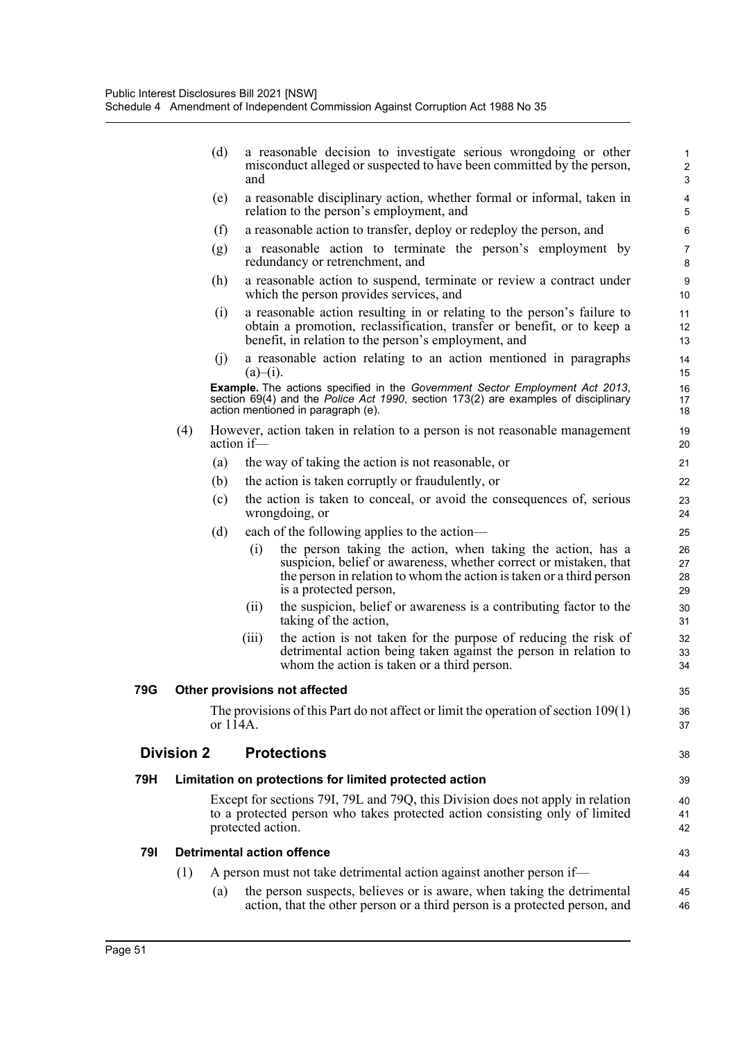(d) a reasonable decision to investigate serious wrongdoing or other misconduct alleged or suspected to have been committed by the person, and

(e) a reasonable disciplinary action, whether formal or informal, taken in relation to the person's employment, and

(f) a reasonable action to transfer, deploy or redeploy the person, and

(g) a reasonable action to terminate the person's employment by redundancy or retrenchment, and

(h) a reasonable action to suspend, terminate or review a contract under which the person provides services, and

(i) a reasonable action resulting in or relating to the person's failure to obtain a promotion, reclassification, transfer or benefit, or to keep a benefit, in relation to the person's employment, and

(j) a reasonable action relating to an action mentioned in paragraphs (a)–(i).

**Example.** The actions specified in the *Government Sector Employment Act 2013*, section 69(4) and the *Police Act 1990*, section 173(2) are examples of disciplinary action mentioned in paragraph (e).

(4) However, action taken in relation to a person is not reasonable management action if—

(a) the way of taking the action is not reasonable, or

(b) the action is taken corruptly or fraudulently, or

(c) the action is taken to conceal, or avoid the consequences of, serious wrongdoing, or

(d) each of the following applies to the action—

(i) the person taking the action, when taking the action, has a suspicion, belief or awareness, whether correct or mistaken, that the person in relation to whom the action is taken or a third person is a protected person,

(ii) the suspicion, belief or awareness is a contributing factor to the taking of the action,

(iii) the action is not taken for the purpose of reducing the risk of detrimental action being taken against the person in relation to whom the action is taken or a third person.

### 79G Other provisions not affected

The provisions of this Part do not affect or limit the operation of section 109(1) or 114A.

## Division 2 Protections

### 79H Limitation on protections for limited protected action

Except for sections 79I, 79L and 79Q, this Division does not apply in relation to a protected person who takes protected action consisting only of limited protected action.

### 79I Detrimental action offence

(1) A person must not take detrimental action against another person if—

(a) the person suspects, believes or is aware, when taking the detrimental action, that the other person or a third person is a protected person, and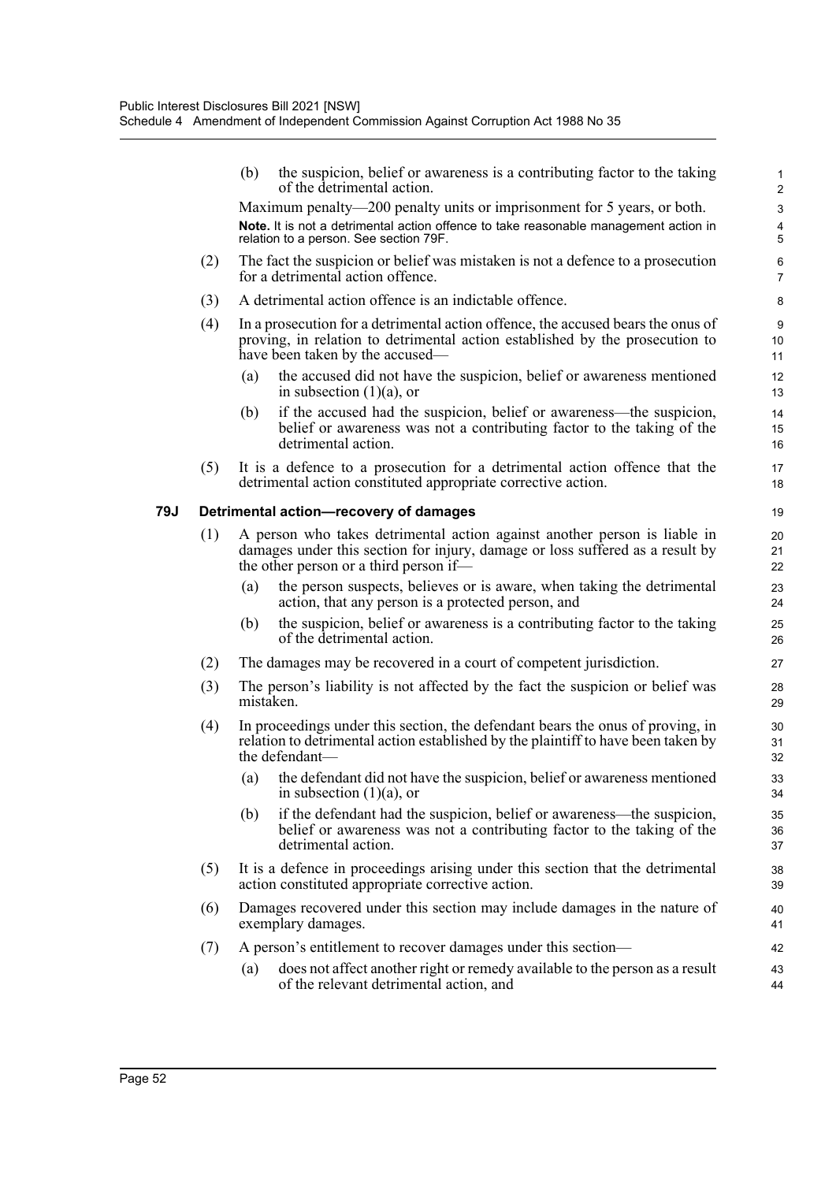(b) the suspicion, belief or awareness is a contributing factor to the taking of the detrimental action.

Maximum penalty—200 penalty units or imprisonment for 5 years, or both.

**Note.** It is not a detrimental action offence to take reasonable management action in relation to a person. See section 79F.

(2) The fact the suspicion or belief was mistaken is not a defence to a prosecution for a detrimental action offence.

(3) A detrimental action offence is an indictable offence.

(4) In a prosecution for a detrimental action offence, the accused bears the onus of proving, in relation to detrimental action established by the prosecution to have been taken by the accused—

(a) the accused did not have the suspicion, belief or awareness mentioned in subsection (1)(a), or

(b) if the accused had the suspicion, belief or awareness—the suspicion, belief or awareness was not a contributing factor to the taking of the detrimental action.

(5) It is a defence to a prosecution for a detrimental action offence that the detrimental action constituted appropriate corrective action.

### 79J Detrimental action—recovery of damages

(1) A person who takes detrimental action against another person is liable in damages under this section for injury, damage or loss suffered as a result by the other person or a third person if—

(a) the person suspects, believes or is aware, when taking the detrimental action, that any person is a protected person, and

(b) the suspicion, belief or awareness is a contributing factor to the taking of the detrimental action.

(2) The damages may be recovered in a court of competent jurisdiction.

(3) The person's liability is not affected by the fact the suspicion or belief was mistaken.

(4) In proceedings under this section, the defendant bears the onus of proving, in relation to detrimental action established by the plaintiff to have been taken by the defendant—

(a) the defendant did not have the suspicion, belief or awareness mentioned in subsection (1)(a), or

(b) if the defendant had the suspicion, belief or awareness—the suspicion, belief or awareness was not a contributing factor to the taking of the detrimental action.

(5) It is a defence in proceedings arising under this section that the detrimental action constituted appropriate corrective action.

(6) Damages recovered under this section may include damages in the nature of exemplary damages.

(7) A person's entitlement to recover damages under this section—

(a) does not affect another right or remedy available to the person as a result of the relevant detrimental action, and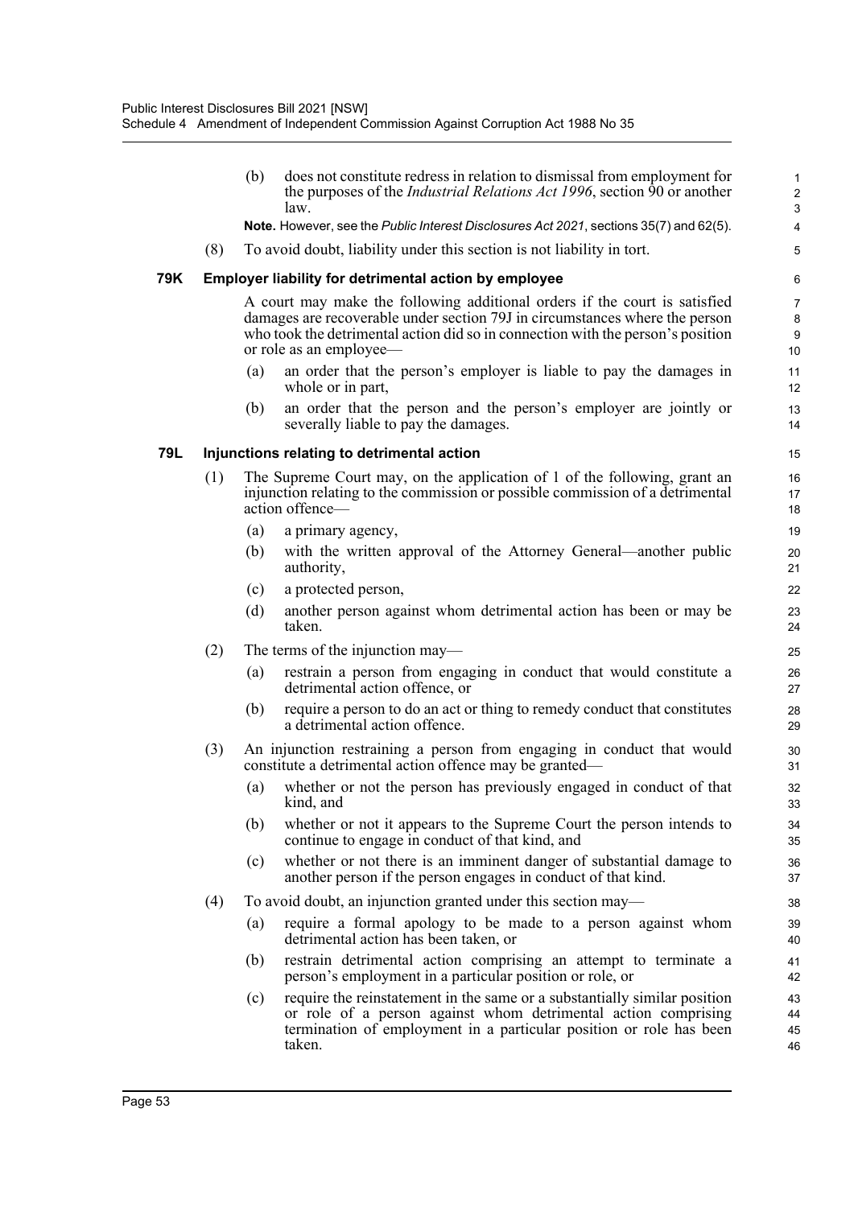(b) does not constitute redress in relation to dismissal from employment for the purposes of the *Industrial Relations Act 1996*, section 90 or another law.

**Note.** However, see the *Public Interest Disclosures Act 2021*, sections 35(7) and 62(5).

(8) To avoid doubt, liability under this section is not liability in tort.

### 79K Employer liability for detrimental action by employee

A court may make the following additional orders if the court is satisfied damages are recoverable under section 79J in circumstances where the person who took the detrimental action did so in connection with the person's position or role as an employee—

(a) an order that the person's employer is liable to pay the damages in whole or in part,

(b) an order that the person and the person's employer are jointly or severally liable to pay the damages.

### 79L Injunctions relating to detrimental action

(1) The Supreme Court may, on the application of 1 of the following, grant an injunction relating to the commission or possible commission of a detrimental action offence—

(a) a primary agency,

(b) with the written approval of the Attorney General—another public authority,

(c) a protected person,

(d) another person against whom detrimental action has been or may be taken.

(2) The terms of the injunction may—

(a) restrain a person from engaging in conduct that would constitute a detrimental action offence, or

(b) require a person to do an act or thing to remedy conduct that constitutes a detrimental action offence.

(3) An injunction restraining a person from engaging in conduct that would constitute a detrimental action offence may be granted—

(a) whether or not the person has previously engaged in conduct of that kind, and

(b) whether or not it appears to the Supreme Court the person intends to continue to engage in conduct of that kind, and

(c) whether or not there is an imminent danger of substantial damage to another person if the person engages in conduct of that kind.

(4) To avoid doubt, an injunction granted under this section may—

(a) require a formal apology to be made to a person against whom detrimental action has been taken, or

(b) restrain detrimental action comprising an attempt to terminate a person's employment in a particular position or role, or

(c) require the reinstatement in the same or a substantially similar position or role of a person against whom detrimental action comprising termination of employment in a particular position or role has been taken.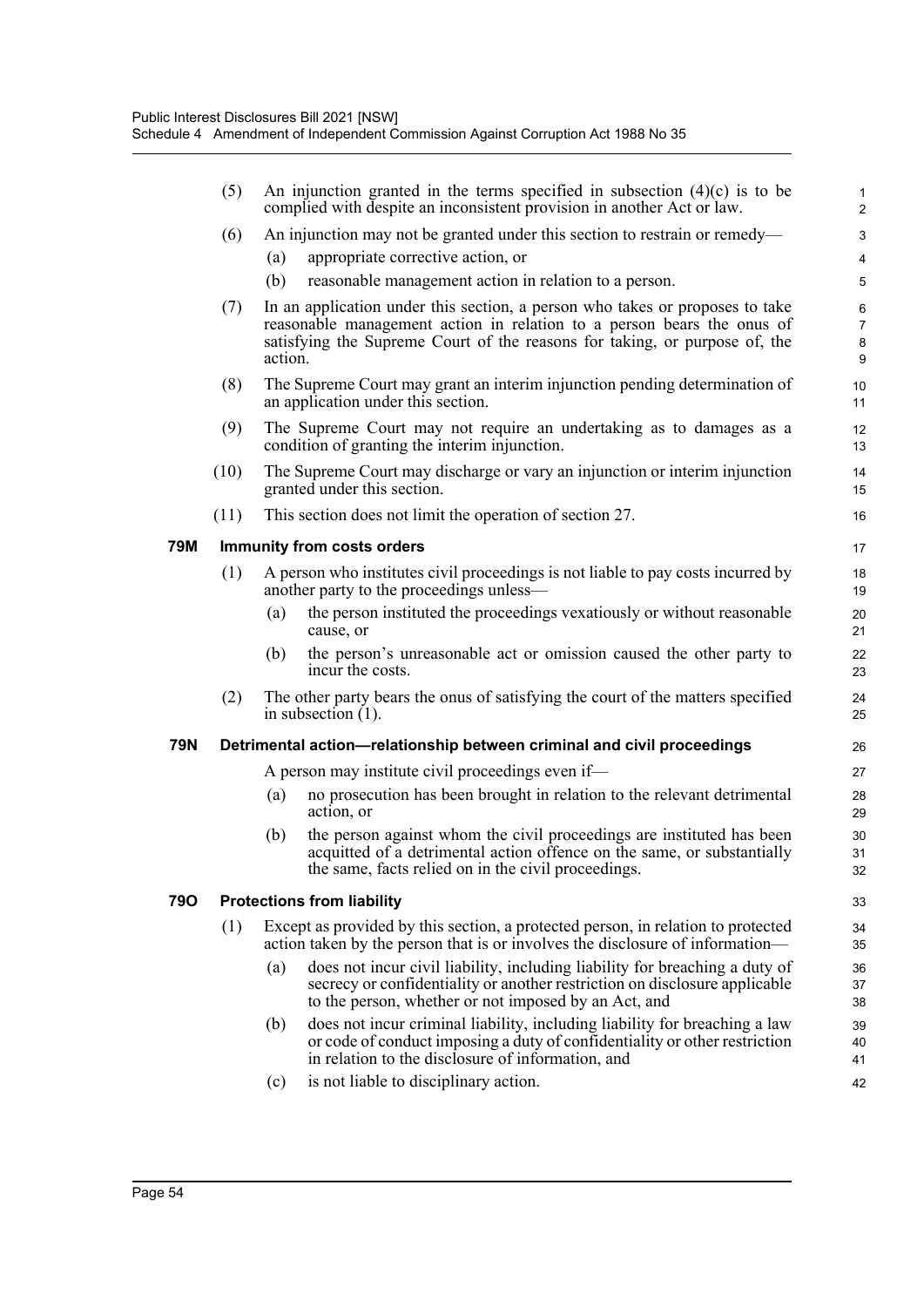(5) An injunction granted in the terms specified in subsection (4)(c) is to be complied with despite an inconsistent provision in another Act or law.

(6) An injunction may not be granted under this section to restrain or remedy—

(a) appropriate corrective action, or

(b) reasonable management action in relation to a person.

(7) In an application under this section, a person who takes or proposes to take reasonable management action in relation to a person bears the onus of satisfying the Supreme Court of the reasons for taking, or purpose of, the action.

(8) The Supreme Court may grant an interim injunction pending determination of an application under this section.

(9) The Supreme Court may not require an undertaking as to damages as a condition of granting the interim injunction.

(10) The Supreme Court may discharge or vary an injunction or interim injunction granted under this section.

(11) This section does not limit the operation of section 27.

**79M Immunity from costs orders**

(1) A person who institutes civil proceedings is not liable to pay costs incurred by another party to the proceedings unless—

(a) the person instituted the proceedings vexatiously or without reasonable cause, or

(b) the person's unreasonable act or omission caused the other party to incur the costs.

(2) The other party bears the onus of satisfying the court of the matters specified in subsection (1).

**79N Detrimental action—relationship between criminal and civil proceedings**

A person may institute civil proceedings even if—

(a) no prosecution has been brought in relation to the relevant detrimental action, or

(b) the person against whom the civil proceedings are instituted has been acquitted of a detrimental action offence on the same, or substantially the same, facts relied on in the civil proceedings.

**79O Protections from liability**

(1) Except as provided by this section, a protected person, in relation to protected action taken by the person that is or involves the disclosure of information—

(a) does not incur civil liability, including liability for breaching a duty of secrecy or confidentiality or another restriction on disclosure applicable to the person, whether or not imposed by an Act, and

(b) does not incur criminal liability, including liability for breaching a law or code of conduct imposing a duty of confidentiality or other restriction in relation to the disclosure of information, and

(c) is not liable to disciplinary action.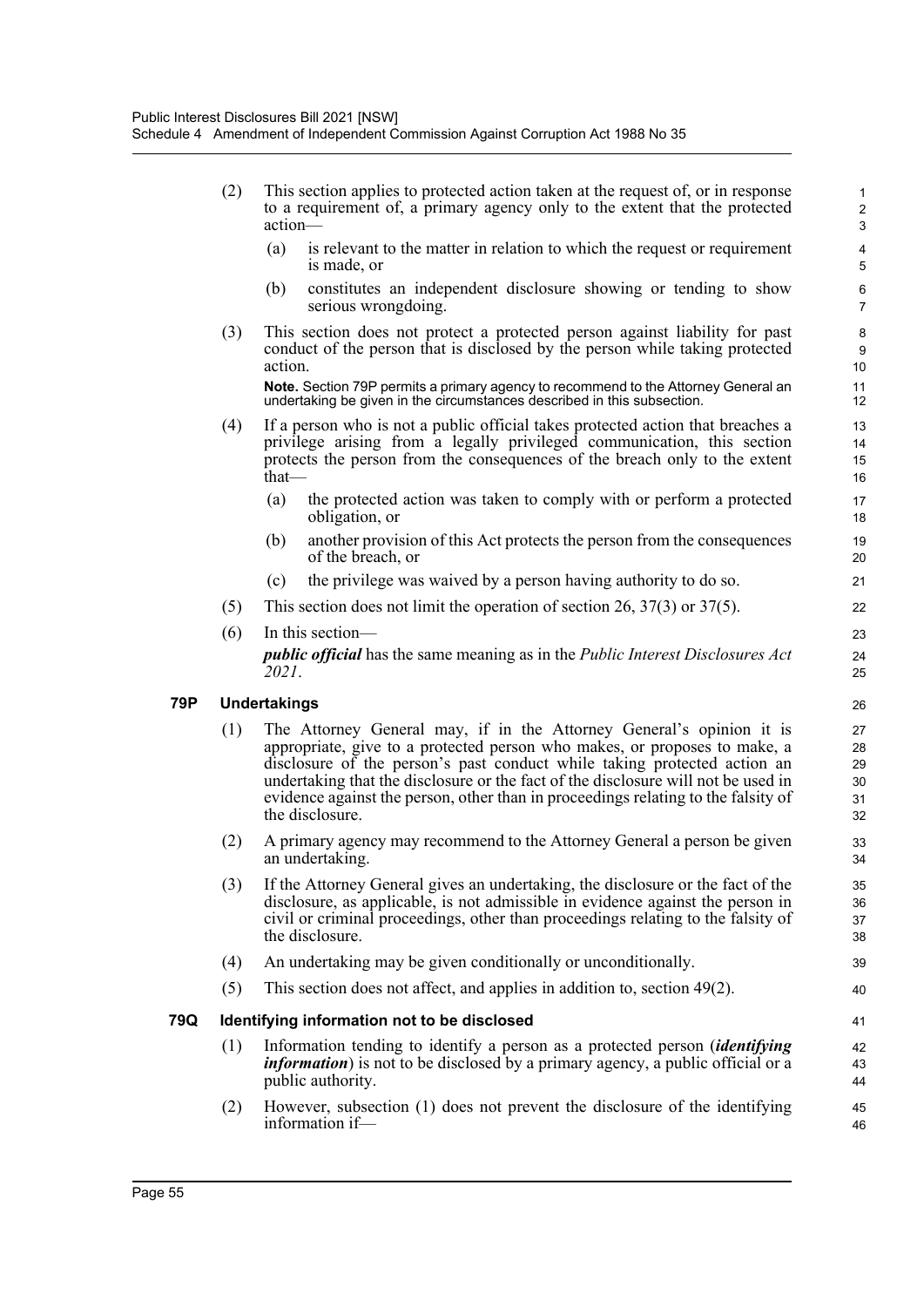(2) This section applies to protected action taken at the request of, or in response to a requirement of, a primary agency only to the extent that the protected action—

(a) is relevant to the matter in relation to which the request or requirement is made, or

(b) constitutes an independent disclosure showing or tending to show serious wrongdoing.

(3) This section does not protect a protected person against liability for past conduct of the person that is disclosed by the person while taking protected action.

**Note.** Section 79P permits a primary agency to recommend to the Attorney General an undertaking be given in the circumstances described in this subsection.

(4) If a person who is not a public official takes protected action that breaches a privilege arising from a legally privileged communication, this section protects the person from the consequences of the breach only to the extent that—

(a) the protected action was taken to comply with or perform a protected obligation, or

(b) another provision of this Act protects the person from the consequences of the breach, or

(c) the privilege was waived by a person having authority to do so.

(5) This section does not limit the operation of section 26, 37(3) or 37(5).

(6) In this section—

***public official*** has the same meaning as in the *Public Interest Disclosures Act 2021*.

### 79P Undertakings

(1) The Attorney General may, if in the Attorney General's opinion it is appropriate, give to a protected person who makes, or proposes to make, a disclosure of the person's past conduct while taking protected action an undertaking that the disclosure or the fact of the disclosure will not be used in evidence against the person, other than in proceedings relating to the falsity of the disclosure.

(2) A primary agency may recommend to the Attorney General a person be given an undertaking.

(3) If the Attorney General gives an undertaking, the disclosure or the fact of the disclosure, as applicable, is not admissible in evidence against the person in civil or criminal proceedings, other than proceedings relating to the falsity of the disclosure.

(4) An undertaking may be given conditionally or unconditionally.

(5) This section does not affect, and applies in addition to, section 49(2).

### 79Q Identifying information not to be disclosed

(1) Information tending to identify a person as a protected person (***identifying information***) is not to be disclosed by a primary agency, a public official or a public authority.

(2) However, subsection (1) does not prevent the disclosure of the identifying information if—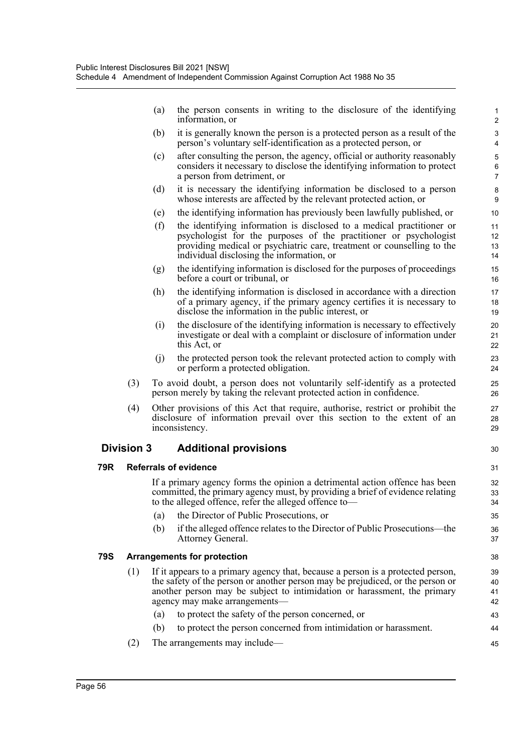(a) the person consents in writing to the disclosure of the identifying information, or

(b) it is generally known the person is a protected person as a result of the person's voluntary self-identification as a protected person, or

(c) after consulting the person, the agency, official or authority reasonably considers it necessary to disclose the identifying information to protect a person from detriment, or

(d) it is necessary the identifying information be disclosed to a person whose interests are affected by the relevant protected action, or

(e) the identifying information has previously been lawfully published, or

(f) the identifying information is disclosed to a medical practitioner or psychologist for the purposes of the practitioner or psychologist providing medical or psychiatric care, treatment or counselling to the individual disclosing the information, or

(g) the identifying information is disclosed for the purposes of proceedings before a court or tribunal, or

(h) the identifying information is disclosed in accordance with a direction of a primary agency, if the primary agency certifies it is necessary to disclose the information in the public interest, or

(i) the disclosure of the identifying information is necessary to effectively investigate or deal with a complaint or disclosure of information under this Act, or

(j) the protected person took the relevant protected action to comply with or perform a protected obligation.

(3) To avoid doubt, a person does not voluntarily self-identify as a protected person merely by taking the relevant protected action in confidence.

(4) Other provisions of this Act that require, authorise, restrict or prohibit the disclosure of information prevail over this section to the extent of an inconsistency.

## Division 3 Additional provisions

### 79R Referrals of evidence

If a primary agency forms the opinion a detrimental action offence has been committed, the primary agency must, by providing a brief of evidence relating to the alleged offence, refer the alleged offence to—

(a) the Director of Public Prosecutions, or

(b) if the alleged offence relates to the Director of Public Prosecutions—the Attorney General.

### 79S Arrangements for protection

(1) If it appears to a primary agency that, because a person is a protected person, the safety of the person or another person may be prejudiced, or the person or another person may be subject to intimidation or harassment, the primary agency may make arrangements—

(a) to protect the safety of the person concerned, or

(b) to protect the person concerned from intimidation or harassment.

(2) The arrangements may include—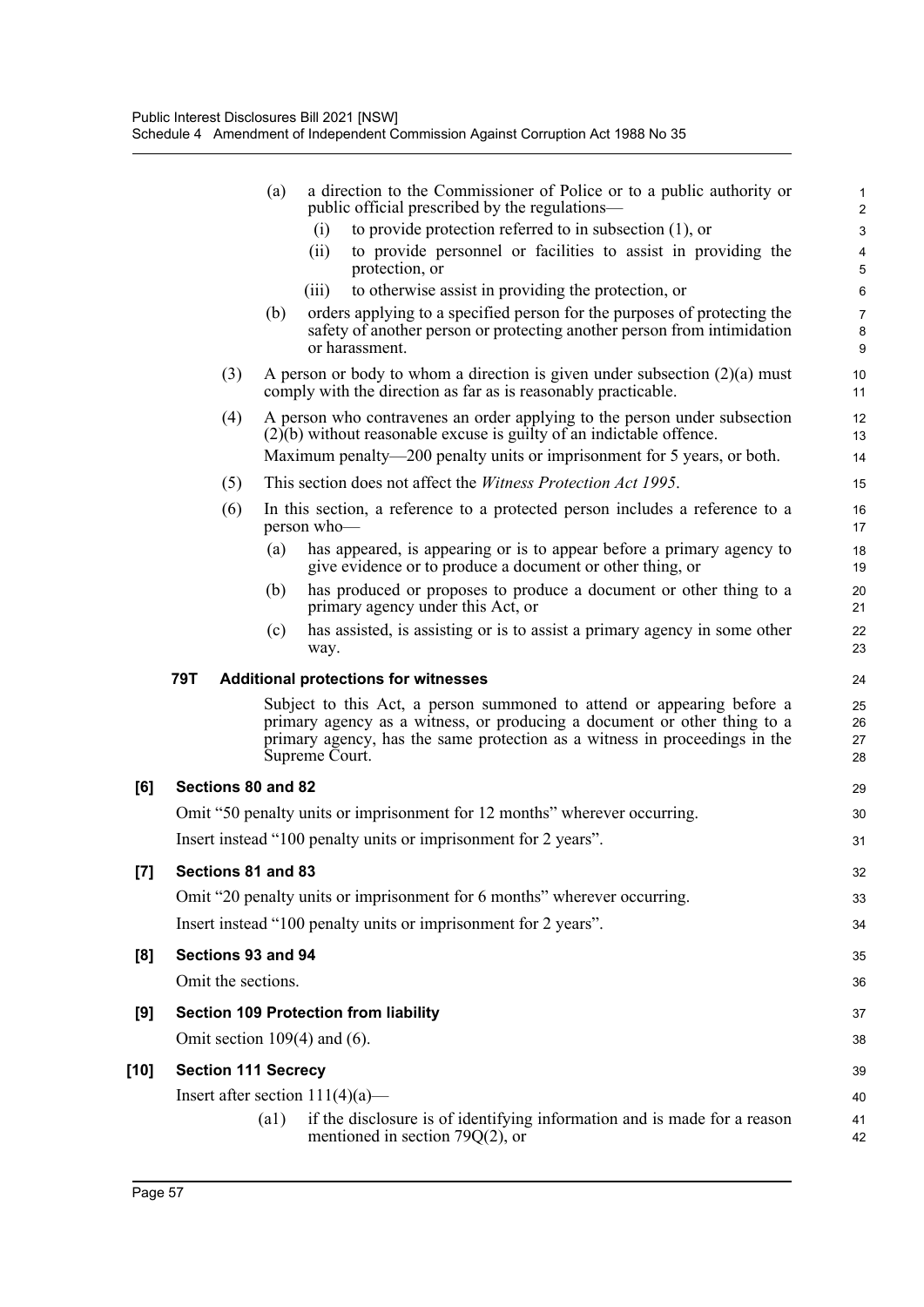(a) a direction to the Commissioner of Police or to a public authority or public official prescribed by the regulations—

(i) to provide protection referred to in subsection (1), or

(ii) to provide personnel or facilities to assist in providing the protection, or

(iii) to otherwise assist in providing the protection, or

(b) orders applying to a specified person for the purposes of protecting the safety of another person or protecting another person from intimidation or harassment.

(3) A person or body to whom a direction is given under subsection (2)(a) must comply with the direction as far as is reasonably practicable.

(4) A person who contravenes an order applying to the person under subsection (2)(b) without reasonable excuse is guilty of an indictable offence.

Maximum penalty—200 penalty units or imprisonment for 5 years, or both.

(5) This section does not affect the *Witness Protection Act 1995*.

(6) In this section, a reference to a protected person includes a reference to a person who—

(a) has appeared, is appearing or is to appear before a primary agency to give evidence or to produce a document or other thing, or

(b) has produced or proposes to produce a document or other thing to a primary agency under this Act, or

(c) has assisted, is assisting or is to assist a primary agency in some other way.

**79T Additional protections for witnesses**

Subject to this Act, a person summoned to attend or appearing before a primary agency as a witness, or producing a document or other thing to a primary agency, has the same protection as a witness in proceedings in the Supreme Court.

**[6] Sections 80 and 82**

Omit "50 penalty units or imprisonment for 12 months" wherever occurring.

Insert instead "100 penalty units or imprisonment for 2 years".

**[7] Sections 81 and 83**

Omit "20 penalty units or imprisonment for 6 months" wherever occurring.

Insert instead "100 penalty units or imprisonment for 2 years".

**[8] Sections 93 and 94**

Omit the sections.

**[9] Section 109 Protection from liability**

Omit section 109(4) and (6).

**[10] Section 111 Secrecy**

Insert after section 111(4)(a)—

(a1) if the disclosure is of identifying information and is made for a reason mentioned in section 79Q(2), or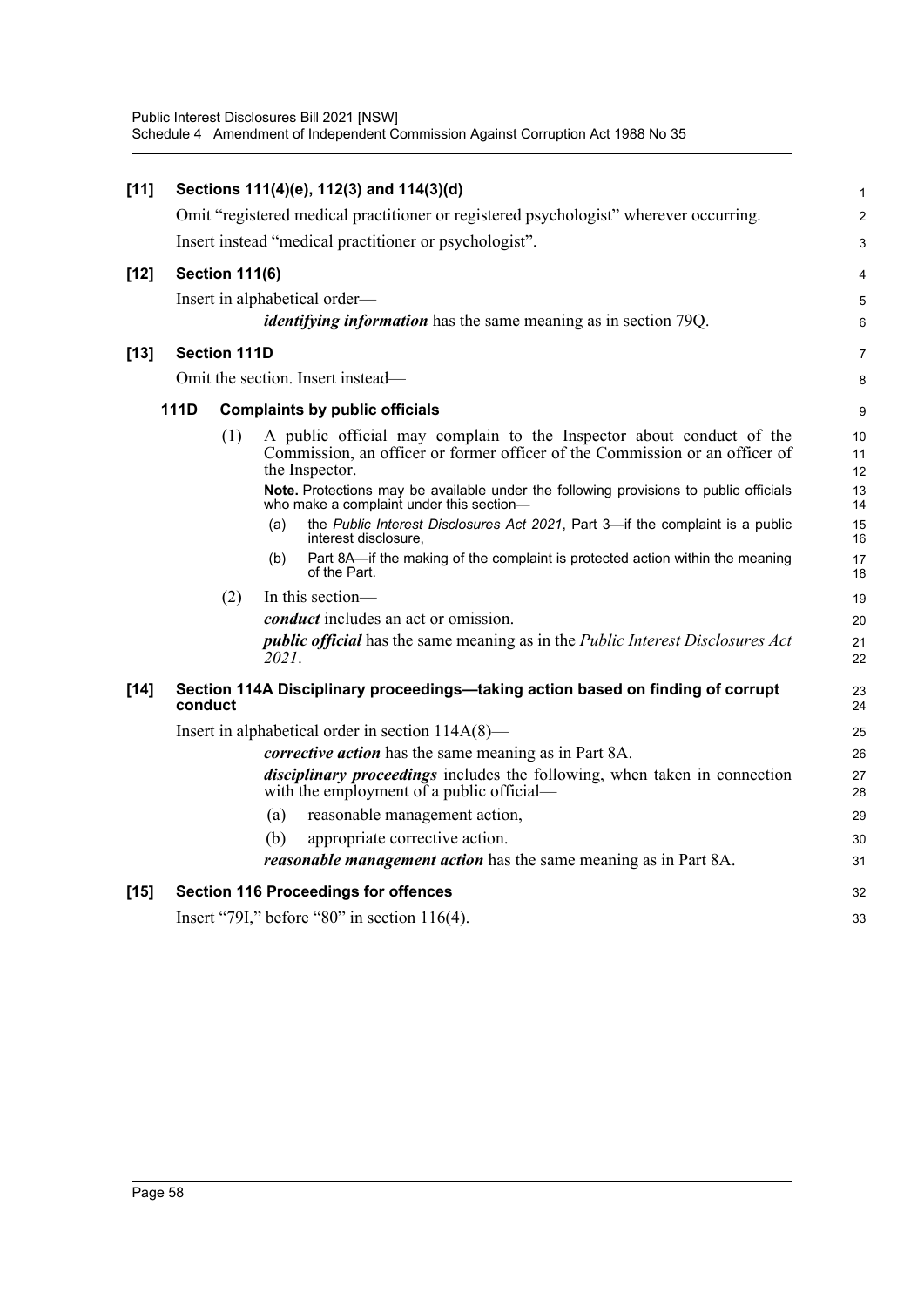**[11] Sections 111(4)(e), 112(3) and 114(3)(d)**

Omit "registered medical practitioner or registered psychologist" wherever occurring.

Insert instead "medical practitioner or psychologist".

**[12] Section 111(6)**

Insert in alphabetical order—

***identifying information*** has the same meaning as in section 79Q.

**[13] Section 111D**

Omit the section. Insert instead—

**111D Complaints by public officials**

(1) A public official may complain to the Inspector about conduct of the Commission, an officer or former officer of the Commission or an officer of the Inspector.

**Note.** Protections may be available under the following provisions to public officials who make a complaint under this section—

(a) the *Public Interest Disclosures Act 2021*, Part 3—if the complaint is a public interest disclosure,

(b) Part 8A—if the making of the complaint is protected action within the meaning of the Part.

(2) In this section—

***conduct*** includes an act or omission.

***public official*** has the same meaning as in the *Public Interest Disclosures Act 2021*.

**[14] Section 114A Disciplinary proceedings—taking action based on finding of corrupt conduct**

Insert in alphabetical order in section 114A(8)—

***corrective action*** has the same meaning as in Part 8A.

***disciplinary proceedings*** includes the following, when taken in connection with the employment of a public official—

(a) reasonable management action,

(b) appropriate corrective action.

***reasonable management action*** has the same meaning as in Part 8A.

**[15] Section 116 Proceedings for offences**

Insert "79I," before "80" in section 116(4).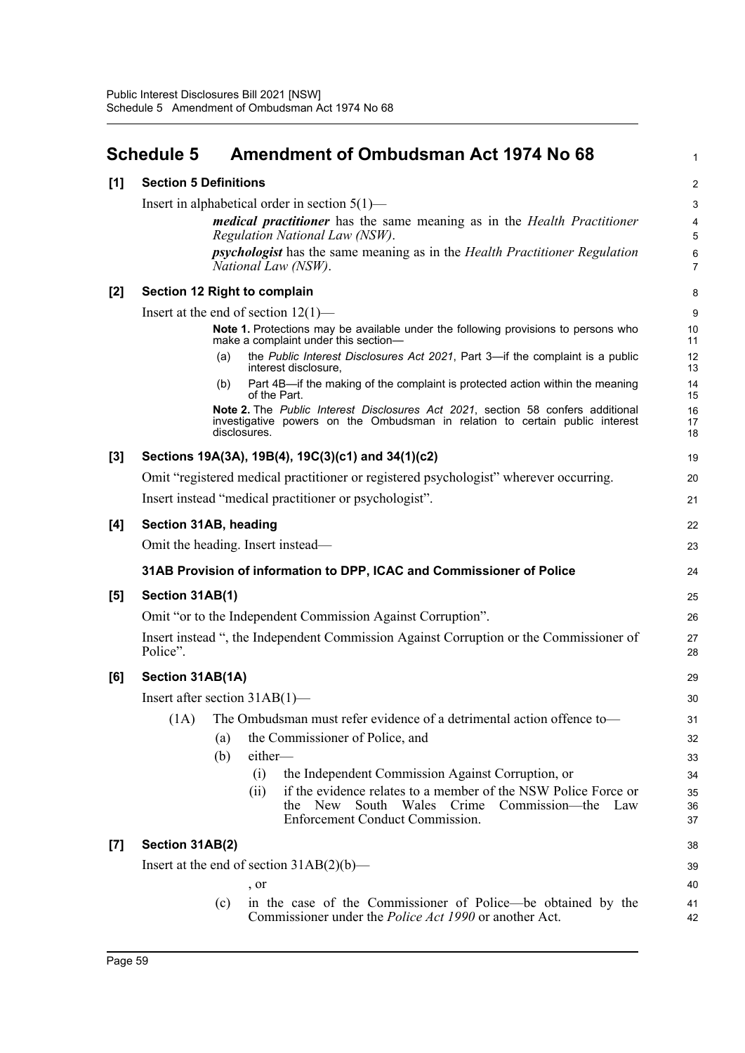# Schedule 5 Amendment of Ombudsman Act 1974 No 68

**[1] Section 5 Definitions**

Insert in alphabetical order in section 5(1)—

> ***medical practitioner*** has the same meaning as in the *Health Practitioner Regulation National Law (NSW)*.
>
> ***psychologist*** has the same meaning as in the *Health Practitioner Regulation National Law (NSW)*.

**[2] Section 12 Right to complain**

Insert at the end of section 12(1)—

> **Note 1.** Protections may be available under the following provisions to persons who make a complaint under this section—
>
> (a) the *Public Interest Disclosures Act 2021*, Part 3—if the complaint is a public interest disclosure,
>
> (b) Part 4B—if the making of the complaint is protected action within the meaning of the Part.
>
> **Note 2.** The *Public Interest Disclosures Act 2021*, section 58 confers additional investigative powers on the Ombudsman in relation to certain public interest disclosures.

**[3] Sections 19A(3A), 19B(4), 19C(3)(c1) and 34(1)(c2)**

Omit "registered medical practitioner or registered psychologist" wherever occurring.

Insert instead "medical practitioner or psychologist".

**[4] Section 31AB, heading**

Omit the heading. Insert instead—

> **31AB Provision of information to DPP, ICAC and Commissioner of Police**

**[5] Section 31AB(1)**

Omit "or to the Independent Commission Against Corruption".

Insert instead ", the Independent Commission Against Corruption or the Commissioner of Police".

**[6] Section 31AB(1A)**

Insert after section 31AB(1)—

> (1A) The Ombudsman must refer evidence of a detrimental action offence to—
>
> (a) the Commissioner of Police, and
>
> (b) either—
>
> (i) the Independent Commission Against Corruption, or
>
> (ii) if the evidence relates to a member of the NSW Police Force or the New South Wales Crime Commission—the Law Enforcement Conduct Commission.

**[7] Section 31AB(2)**

Insert at the end of section 31AB(2)(b)—

> , or
>
> (c) in the case of the Commissioner of Police—be obtained by the Commissioner under the *Police Act 1990* or another Act.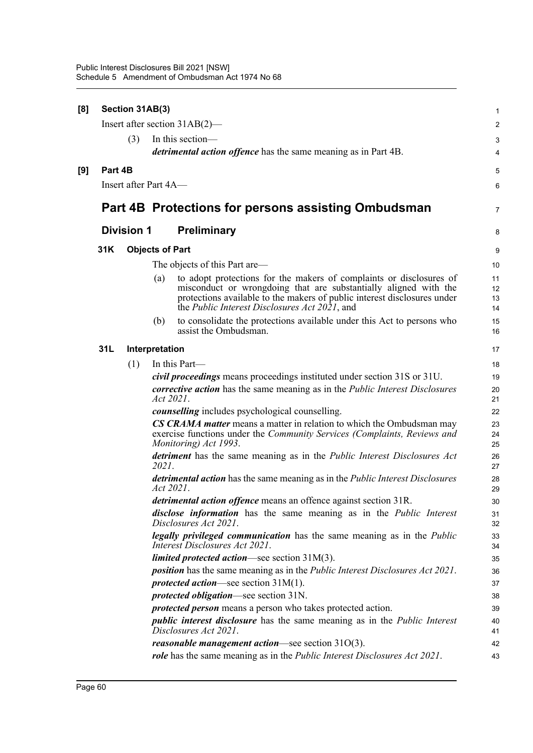**[8] Section 31AB(3)**

Insert after section 31AB(2)—

(3) In this section—

***detrimental action offence*** has the same meaning as in Part 4B.

**[9] Part 4B**

Insert after Part 4A—

# Part 4B Protections for persons assisting Ombudsman

## Division 1 Preliminary

### 31K Objects of Part

The objects of this Part are—

(a) to adopt protections for the makers of complaints or disclosures of misconduct or wrongdoing that are substantially aligned with the protections available to the makers of public interest disclosures under the *Public Interest Disclosures Act 2021*, and

(b) to consolidate the protections available under this Act to persons who assist the Ombudsman.

### 31L Interpretation

(1) In this Part—

***civil proceedings*** means proceedings instituted under section 31S or 31U.

***corrective action*** has the same meaning as in the *Public Interest Disclosures Act 2021*.

***counselling*** includes psychological counselling.

***CS CRAMA matter*** means a matter in relation to which the Ombudsman may exercise functions under the *Community Services (Complaints, Reviews and Monitoring) Act 1993*.

***detriment*** has the same meaning as in the *Public Interest Disclosures Act 2021*.

***detrimental action*** has the same meaning as in the *Public Interest Disclosures Act 2021*.

***detrimental action offence*** means an offence against section 31R.

***disclose information*** has the same meaning as in the *Public Interest Disclosures Act 2021*.

***legally privileged communication*** has the same meaning as in the *Public Interest Disclosures Act 2021*.

***limited protected action***—see section 31M(3).

***position*** has the same meaning as in the *Public Interest Disclosures Act 2021*.

***protected action***—see section 31M(1).

***protected obligation***—see section 31N.

***protected person*** means a person who takes protected action.

***public interest disclosure*** has the same meaning as in the *Public Interest Disclosures Act 2021*.

***reasonable management action***—see section 31O(3).

***role*** has the same meaning as in the *Public Interest Disclosures Act 2021*.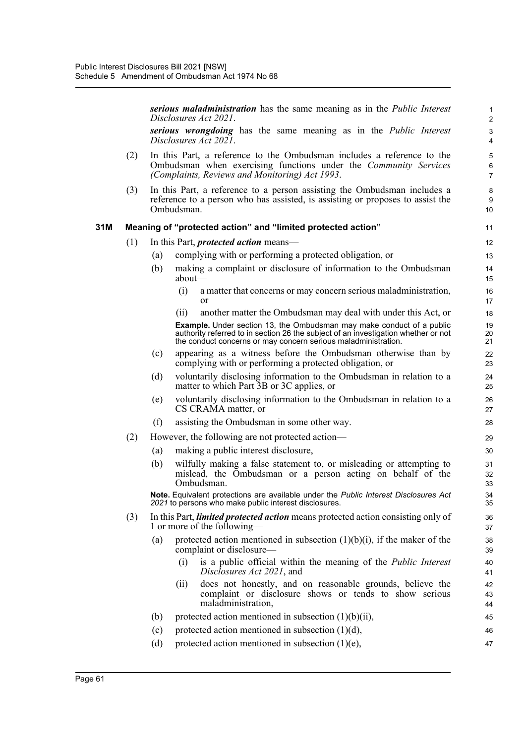***serious maladministration*** has the same meaning as in the *Public Interest Disclosures Act 2021*.

***serious wrongdoing*** has the same meaning as in the *Public Interest Disclosures Act 2021*.

(2) In this Part, a reference to the Ombudsman includes a reference to the Ombudsman when exercising functions under the *Community Services (Complaints, Reviews and Monitoring) Act 1993*.

(3) In this Part, a reference to a person assisting the Ombudsman includes a reference to a person who has assisted, is assisting or proposes to assist the Ombudsman.

### 31M Meaning of "protected action" and "limited protected action"

(1) In this Part, ***protected action*** means—

- (a) complying with or performing a protected obligation, or
- (b) making a complaint or disclosure of information to the Ombudsman about—
  - (i) a matter that concerns or may concern serious maladministration, or
  - (ii) another matter the Ombudsman may deal with under this Act, or

  **Example.** Under section 13, the Ombudsman may make conduct of a public authority referred to in section 26 the subject of an investigation whether or not the conduct concerns or may concern serious maladministration.
- (c) appearing as a witness before the Ombudsman otherwise than by complying with or performing a protected obligation, or
- (d) voluntarily disclosing information to the Ombudsman in relation to a matter to which Part 3B or 3C applies, or
- (e) voluntarily disclosing information to the Ombudsman in relation to a CS CRAMA matter, or
- (f) assisting the Ombudsman in some other way.

(2) However, the following are not protected action—

- (a) making a public interest disclosure,
- (b) wilfully making a false statement to, or misleading or attempting to mislead, the Ombudsman or a person acting on behalf of the Ombudsman.

**Note.** Equivalent protections are available under the *Public Interest Disclosures Act 2021* to persons who make public interest disclosures.

(3) In this Part, ***limited protected action*** means protected action consisting only of 1 or more of the following—

- (a) protected action mentioned in subsection (1)(b)(i), if the maker of the complaint or disclosure—
  - (i) is a public official within the meaning of the *Public Interest Disclosures Act 2021*, and
  - (ii) does not honestly, and on reasonable grounds, believe the complaint or disclosure shows or tends to show serious maladministration,
- (b) protected action mentioned in subsection (1)(b)(ii),
- (c) protected action mentioned in subsection (1)(d),
- (d) protected action mentioned in subsection (1)(e),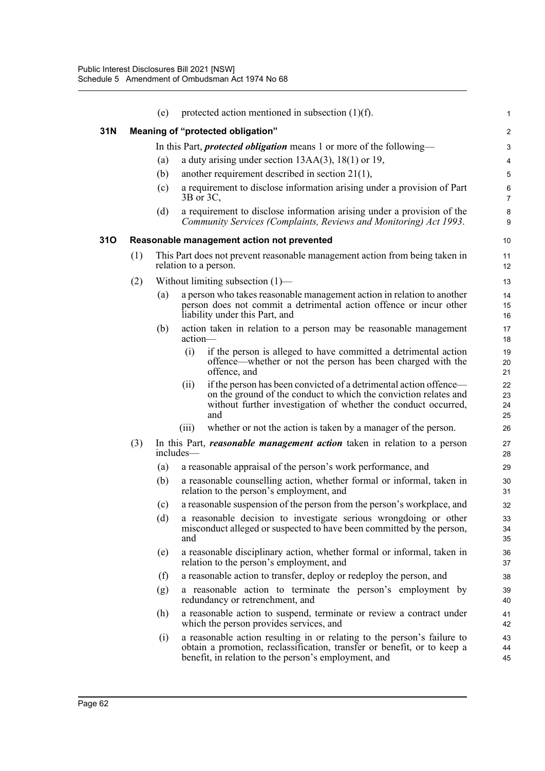(e) protected action mentioned in subsection (1)(f).

### 31N Meaning of "protected obligation"

In this Part, ***protected obligation*** means 1 or more of the following—

(a) a duty arising under section 13AA(3), 18(1) or 19,

(b) another requirement described in section 21(1),

(c) a requirement to disclose information arising under a provision of Part 3B or 3C,

(d) a requirement to disclose information arising under a provision of the *Community Services (Complaints, Reviews and Monitoring) Act 1993*.

### 31O Reasonable management action not prevented

(1) This Part does not prevent reasonable management action from being taken in relation to a person.

(2) Without limiting subsection (1)—

(a) a person who takes reasonable management action in relation to another person does not commit a detrimental action offence or incur other liability under this Part, and

(b) action taken in relation to a person may be reasonable management action—

(i) if the person is alleged to have committed a detrimental action offence—whether or not the person has been charged with the offence, and

(ii) if the person has been convicted of a detrimental action offence—on the ground of the conduct to which the conviction relates and without further investigation of whether the conduct occurred, and

(iii) whether or not the action is taken by a manager of the person.

(3) In this Part, ***reasonable management action*** taken in relation to a person includes—

(a) a reasonable appraisal of the person's work performance, and

(b) a reasonable counselling action, whether formal or informal, taken in relation to the person's employment, and

(c) a reasonable suspension of the person from the person's workplace, and

(d) a reasonable decision to investigate serious wrongdoing or other misconduct alleged or suspected to have been committed by the person, and

(e) a reasonable disciplinary action, whether formal or informal, taken in relation to the person's employment, and

(f) a reasonable action to transfer, deploy or redeploy the person, and

(g) a reasonable action to terminate the person's employment by redundancy or retrenchment, and

(h) a reasonable action to suspend, terminate or review a contract under which the person provides services, and

(i) a reasonable action resulting in or relating to the person's failure to obtain a promotion, reclassification, transfer or benefit, or to keep a benefit, in relation to the person's employment, and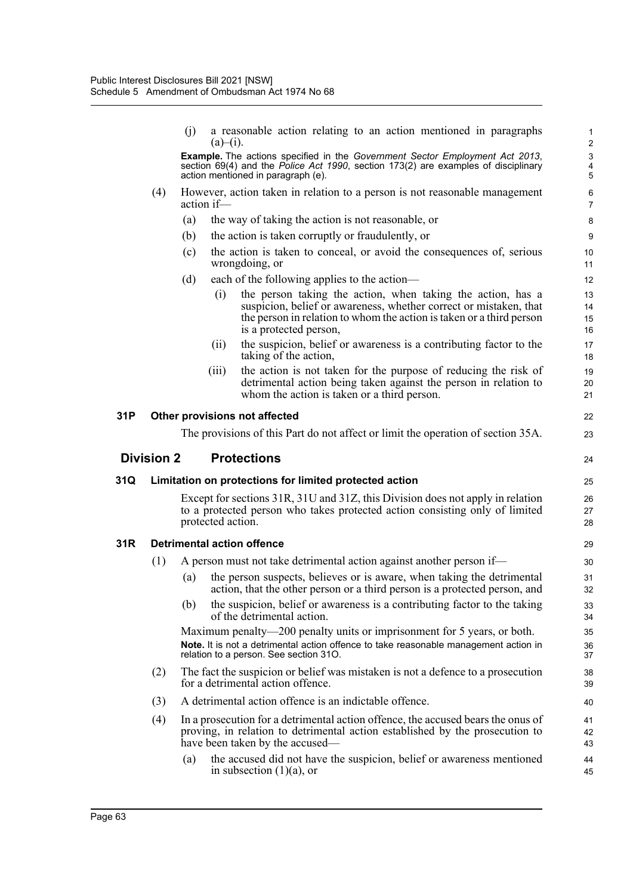(j) a reasonable action relating to an action mentioned in paragraphs (a)–(i).

**Example.** The actions specified in the *Government Sector Employment Act 2013*, section 69(4) and the *Police Act 1990*, section 173(2) are examples of disciplinary action mentioned in paragraph (e).

(4) However, action taken in relation to a person is not reasonable management action if—

(a) the way of taking the action is not reasonable, or

(b) the action is taken corruptly or fraudulently, or

(c) the action is taken to conceal, or avoid the consequences of, serious wrongdoing, or

(d) each of the following applies to the action—

(i) the person taking the action, when taking the action, has a suspicion, belief or awareness, whether correct or mistaken, that the person in relation to whom the action is taken or a third person is a protected person,

(ii) the suspicion, belief or awareness is a contributing factor to the taking of the action,

(iii) the action is not taken for the purpose of reducing the risk of detrimental action being taken against the person in relation to whom the action is taken or a third person.

### 31P Other provisions not affected

The provisions of this Part do not affect or limit the operation of section 35A.

## Division 2 Protections

### 31Q Limitation on protections for limited protected action

Except for sections 31R, 31U and 31Z, this Division does not apply in relation to a protected person who takes protected action consisting only of limited protected action.

### 31R Detrimental action offence

(1) A person must not take detrimental action against another person if—

(a) the person suspects, believes or is aware, when taking the detrimental action, that the other person or a third person is a protected person, and

(b) the suspicion, belief or awareness is a contributing factor to the taking of the detrimental action.

Maximum penalty—200 penalty units or imprisonment for 5 years, or both.

**Note.** It is not a detrimental action offence to take reasonable management action in relation to a person. See section 31O.

(2) The fact the suspicion or belief was mistaken is not a defence to a prosecution for a detrimental action offence.

(3) A detrimental action offence is an indictable offence.

(4) In a prosecution for a detrimental action offence, the accused bears the onus of proving, in relation to detrimental action established by the prosecution to have been taken by the accused—

(a) the accused did not have the suspicion, belief or awareness mentioned in subsection (1)(a), or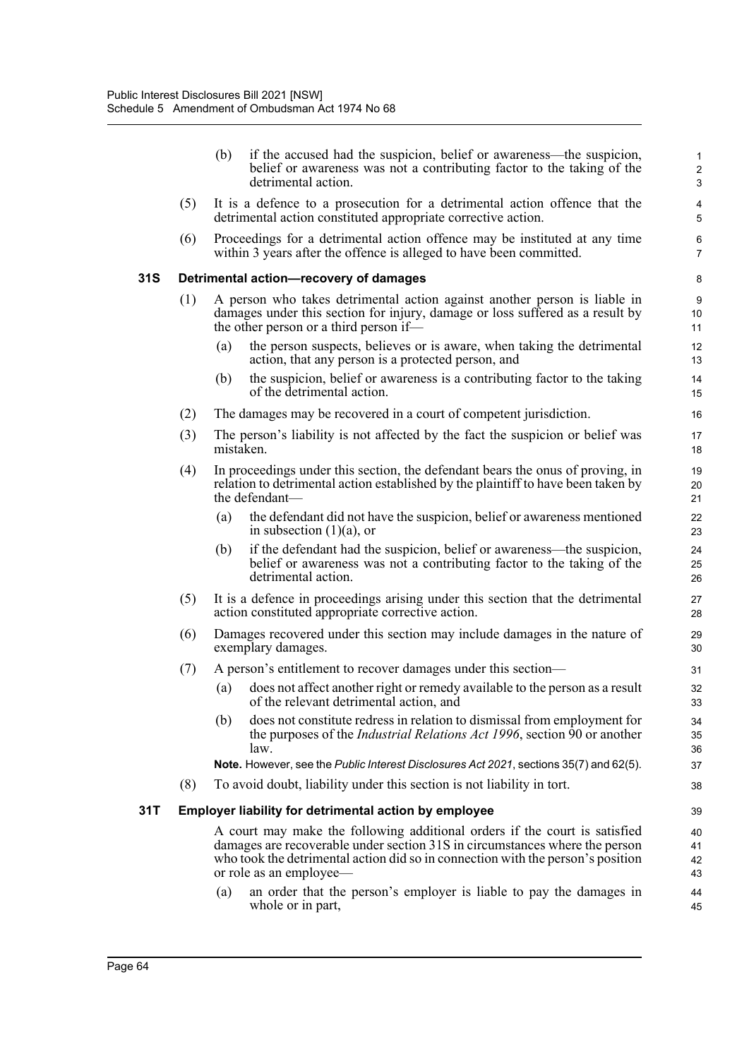(b) if the accused had the suspicion, belief or awareness—the suspicion, belief or awareness was not a contributing factor to the taking of the detrimental action.

(5) It is a defence to a prosecution for a detrimental action offence that the detrimental action constituted appropriate corrective action.

(6) Proceedings for a detrimental action offence may be instituted at any time within 3 years after the offence is alleged to have been committed.

### 31S Detrimental action—recovery of damages

(1) A person who takes detrimental action against another person is liable in damages under this section for injury, damage or loss suffered as a result by the other person or a third person if—

(a) the person suspects, believes or is aware, when taking the detrimental action, that any person is a protected person, and

(b) the suspicion, belief or awareness is a contributing factor to the taking of the detrimental action.

(2) The damages may be recovered in a court of competent jurisdiction.

(3) The person's liability is not affected by the fact the suspicion or belief was mistaken.

(4) In proceedings under this section, the defendant bears the onus of proving, in relation to detrimental action established by the plaintiff to have been taken by the defendant—

(a) the defendant did not have the suspicion, belief or awareness mentioned in subsection (1)(a), or

(b) if the defendant had the suspicion, belief or awareness—the suspicion, belief or awareness was not a contributing factor to the taking of the detrimental action.

(5) It is a defence in proceedings arising under this section that the detrimental action constituted appropriate corrective action.

(6) Damages recovered under this section may include damages in the nature of exemplary damages.

(7) A person's entitlement to recover damages under this section—

(a) does not affect another right or remedy available to the person as a result of the relevant detrimental action, and

(b) does not constitute redress in relation to dismissal from employment for the purposes of the *Industrial Relations Act 1996*, section 90 or another law.

**Note.** However, see the *Public Interest Disclosures Act 2021*, sections 35(7) and 62(5).

(8) To avoid doubt, liability under this section is not liability in tort.

### 31T Employer liability for detrimental action by employee

A court may make the following additional orders if the court is satisfied damages are recoverable under section 31S in circumstances where the person who took the detrimental action did so in connection with the person's position or role as an employee—

(a) an order that the person's employer is liable to pay the damages in whole or in part,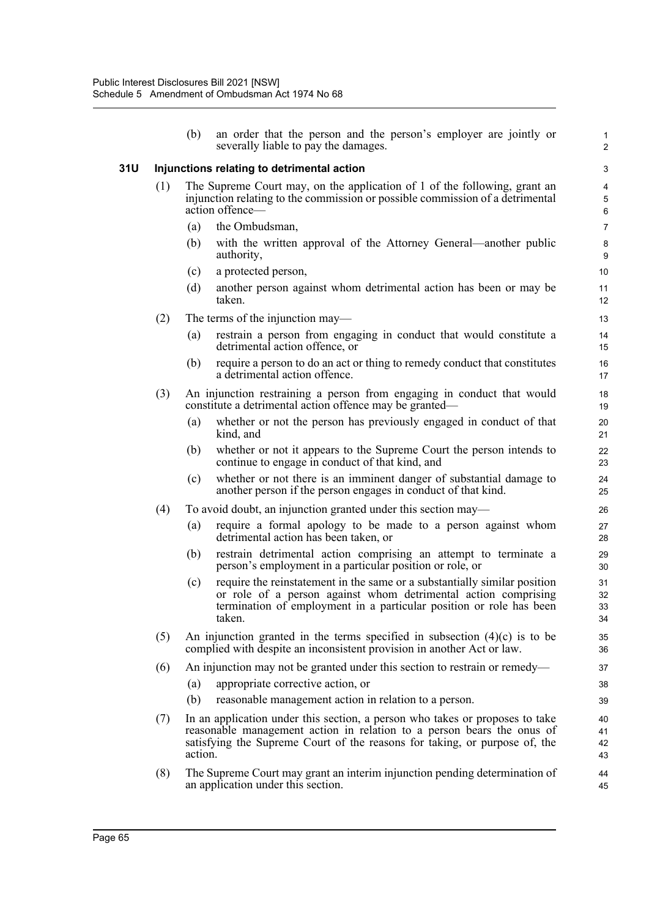(b) an order that the person and the person's employer are jointly or severally liable to pay the damages.

### 31U Injunctions relating to detrimental action

(1) The Supreme Court may, on the application of 1 of the following, grant an injunction relating to the commission or possible commission of a detrimental action offence—

(a) the Ombudsman,

(b) with the written approval of the Attorney General—another public authority,

(c) a protected person,

(d) another person against whom detrimental action has been or may be taken.

(2) The terms of the injunction may—

(a) restrain a person from engaging in conduct that would constitute a detrimental action offence, or

(b) require a person to do an act or thing to remedy conduct that constitutes a detrimental action offence.

(3) An injunction restraining a person from engaging in conduct that would constitute a detrimental action offence may be granted—

(a) whether or not the person has previously engaged in conduct of that kind, and

(b) whether or not it appears to the Supreme Court the person intends to continue to engage in conduct of that kind, and

(c) whether or not there is an imminent danger of substantial damage to another person if the person engages in conduct of that kind.

(4) To avoid doubt, an injunction granted under this section may—

(a) require a formal apology to be made to a person against whom detrimental action has been taken, or

(b) restrain detrimental action comprising an attempt to terminate a person's employment in a particular position or role, or

(c) require the reinstatement in the same or a substantially similar position or role of a person against whom detrimental action comprising termination of employment in a particular position or role has been taken.

(5) An injunction granted in the terms specified in subsection (4)(c) is to be complied with despite an inconsistent provision in another Act or law.

(6) An injunction may not be granted under this section to restrain or remedy—

(a) appropriate corrective action, or

(b) reasonable management action in relation to a person.

(7) In an application under this section, a person who takes or proposes to take reasonable management action in relation to a person bears the onus of satisfying the Supreme Court of the reasons for taking, or purpose of, the action.

(8) The Supreme Court may grant an interim injunction pending determination of an application under this section.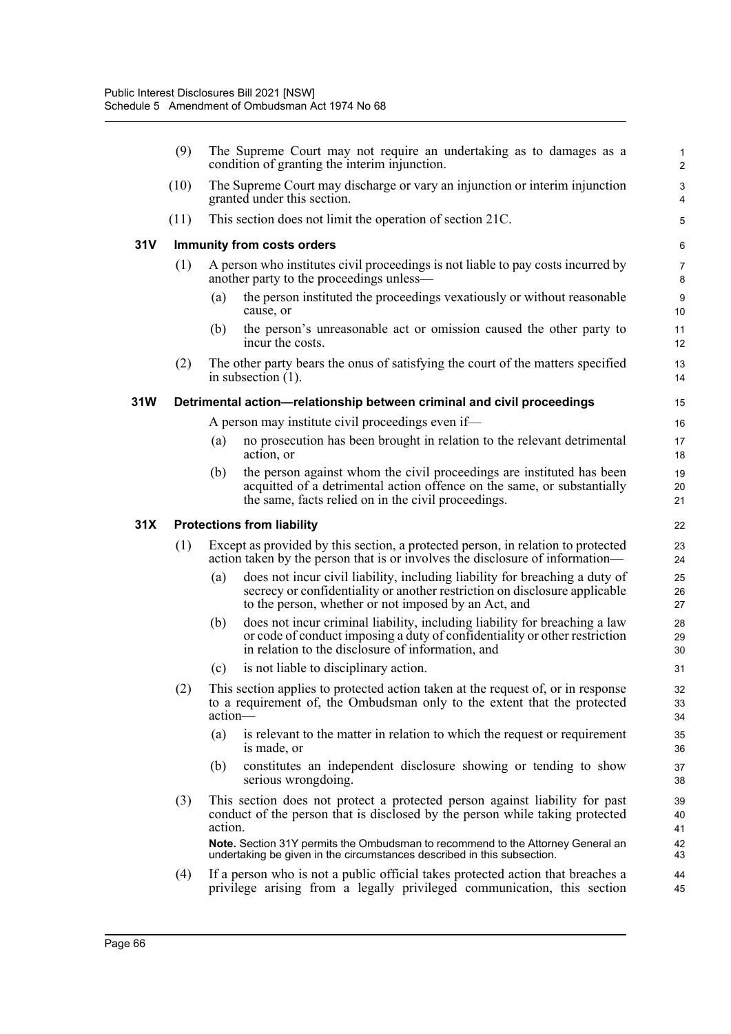(9) The Supreme Court may not require an undertaking as to damages as a condition of granting the interim injunction.

(10) The Supreme Court may discharge or vary an injunction or interim injunction granted under this section.

(11) This section does not limit the operation of section 21C.

### 31V Immunity from costs orders

(1) A person who institutes civil proceedings is not liable to pay costs incurred by another party to the proceedings unless—

(a) the person instituted the proceedings vexatiously or without reasonable cause, or

(b) the person's unreasonable act or omission caused the other party to incur the costs.

(2) The other party bears the onus of satisfying the court of the matters specified in subsection (1).

### 31W Detrimental action—relationship between criminal and civil proceedings

A person may institute civil proceedings even if—

(a) no prosecution has been brought in relation to the relevant detrimental action, or

(b) the person against whom the civil proceedings are instituted has been acquitted of a detrimental action offence on the same, or substantially the same, facts relied on in the civil proceedings.

### 31X Protections from liability

(1) Except as provided by this section, a protected person, in relation to protected action taken by the person that is or involves the disclosure of information—

(a) does not incur civil liability, including liability for breaching a duty of secrecy or confidentiality or another restriction on disclosure applicable to the person, whether or not imposed by an Act, and

(b) does not incur criminal liability, including liability for breaching a law or code of conduct imposing a duty of confidentiality or other restriction in relation to the disclosure of information, and

(c) is not liable to disciplinary action.

(2) This section applies to protected action taken at the request of, or in response to a requirement of, the Ombudsman only to the extent that the protected action—

(a) is relevant to the matter in relation to which the request or requirement is made, or

(b) constitutes an independent disclosure showing or tending to show serious wrongdoing.

(3) This section does not protect a protected person against liability for past conduct of the person that is disclosed by the person while taking protected action.

**Note.** Section 31Y permits the Ombudsman to recommend to the Attorney General an undertaking be given in the circumstances described in this subsection.

(4) If a person who is not a public official takes protected action that breaches a privilege arising from a legally privileged communication, this section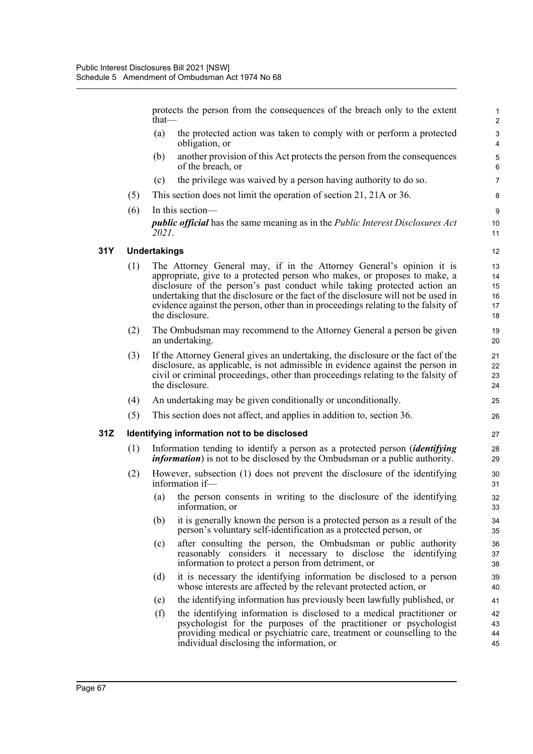protects the person from the consequences of the breach only to the extent that—

(a) the protected action was taken to comply with or perform a protected obligation, or

(b) another provision of this Act protects the person from the consequences of the breach, or

(c) the privilege was waived by a person having authority to do so.

(5) This section does not limit the operation of section 21, 21A or 36.

(6) In this section—

***public official*** has the same meaning as in the *Public Interest Disclosures Act 2021*.

### 31Y Undertakings

(1) The Attorney General may, if in the Attorney General's opinion it is appropriate, give to a protected person who makes, or proposes to make, a disclosure of the person's past conduct while taking protected action an undertaking that the disclosure or the fact of the disclosure will not be used in evidence against the person, other than in proceedings relating to the falsity of the disclosure.

(2) The Ombudsman may recommend to the Attorney General a person be given an undertaking.

(3) If the Attorney General gives an undertaking, the disclosure or the fact of the disclosure, as applicable, is not admissible in evidence against the person in civil or criminal proceedings, other than proceedings relating to the falsity of the disclosure.

(4) An undertaking may be given conditionally or unconditionally.

(5) This section does not affect, and applies in addition to, section 36.

### 31Z Identifying information not to be disclosed

(1) Information tending to identify a person as a protected person (***identifying information***) is not to be disclosed by the Ombudsman or a public authority.

(2) However, subsection (1) does not prevent the disclosure of the identifying information if—

(a) the person consents in writing to the disclosure of the identifying information, or

(b) it is generally known the person is a protected person as a result of the person's voluntary self-identification as a protected person, or

(c) after consulting the person, the Ombudsman or public authority reasonably considers it necessary to disclose the identifying information to protect a person from detriment, or

(d) it is necessary the identifying information be disclosed to a person whose interests are affected by the relevant protected action, or

(e) the identifying information has previously been lawfully published, or

(f) the identifying information is disclosed to a medical practitioner or psychologist for the purposes of the practitioner or psychologist providing medical or psychiatric care, treatment or counselling to the individual disclosing the information, or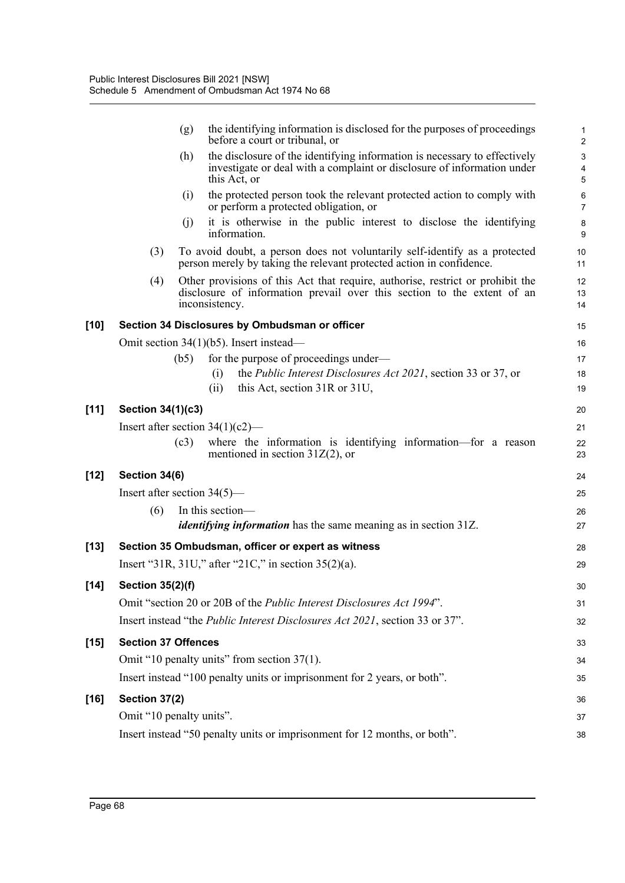(g) the identifying information is disclosed for the purposes of proceedings before a court or tribunal, or

(h) the disclosure of the identifying information is necessary to effectively investigate or deal with a complaint or disclosure of information under this Act, or

(i) the protected person took the relevant protected action to comply with or perform a protected obligation, or

(j) it is otherwise in the public interest to disclose the identifying information.

(3) To avoid doubt, a person does not voluntarily self-identify as a protected person merely by taking the relevant protected action in confidence.

(4) Other provisions of this Act that require, authorise, restrict or prohibit the disclosure of information prevail over this section to the extent of an inconsistency.

**[10] Section 34 Disclosures by Ombudsman or officer**

Omit section 34(1)(b5). Insert instead—

(b5) for the purpose of proceedings under—

(i) the *Public Interest Disclosures Act 2021*, section 33 or 37, or

(ii) this Act, section 31R or 31U,

**[11] Section 34(1)(c3)**

Insert after section 34(1)(c2)—

(c3) where the information is identifying information—for a reason mentioned in section 31Z(2), or

**[12] Section 34(6)**

Insert after section 34(5)—

(6) In this section—

***identifying information*** has the same meaning as in section 31Z.

**[13] Section 35 Ombudsman, officer or expert as witness**

Insert "31R, 31U," after "21C," in section 35(2)(a).

**[14] Section 35(2)(f)**

Omit "section 20 or 20B of the *Public Interest Disclosures Act 1994*".

Insert instead "the *Public Interest Disclosures Act 2021*, section 33 or 37".

**[15] Section 37 Offences**

Omit "10 penalty units" from section 37(1).

Insert instead "100 penalty units or imprisonment for 2 years, or both".

**[16] Section 37(2)**

Omit "10 penalty units".

Insert instead "50 penalty units or imprisonment for 12 months, or both".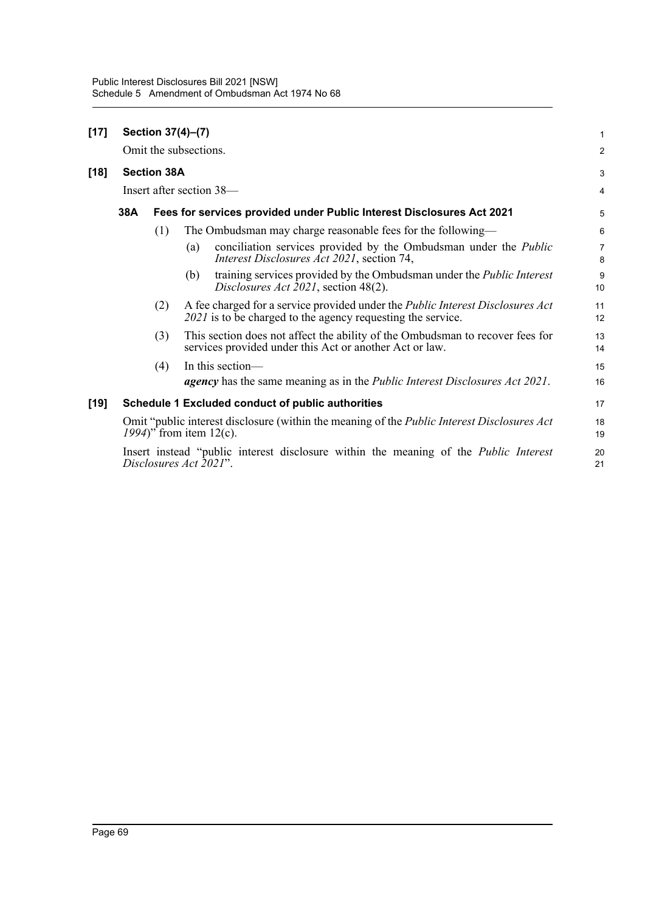**[17] Section 37(4)–(7)**

Omit the subsections.

**[18] Section 38A**

Insert after section 38—

**38A Fees for services provided under Public Interest Disclosures Act 2021**

(1) The Ombudsman may charge reasonable fees for the following—

(a) conciliation services provided by the Ombudsman under the *Public Interest Disclosures Act 2021*, section 74,

(b) training services provided by the Ombudsman under the *Public Interest Disclosures Act 2021*, section 48(2).

(2) A fee charged for a service provided under the *Public Interest Disclosures Act 2021* is to be charged to the agency requesting the service.

(3) This section does not affect the ability of the Ombudsman to recover fees for services provided under this Act or another Act or law.

(4) In this section—

***agency*** has the same meaning as in the *Public Interest Disclosures Act 2021*.

**[19] Schedule 1 Excluded conduct of public authorities**

Omit "public interest disclosure (within the meaning of the *Public Interest Disclosures Act 1994*)" from item 12(c).

Insert instead "public interest disclosure within the meaning of the *Public Interest Disclosures Act 2021*".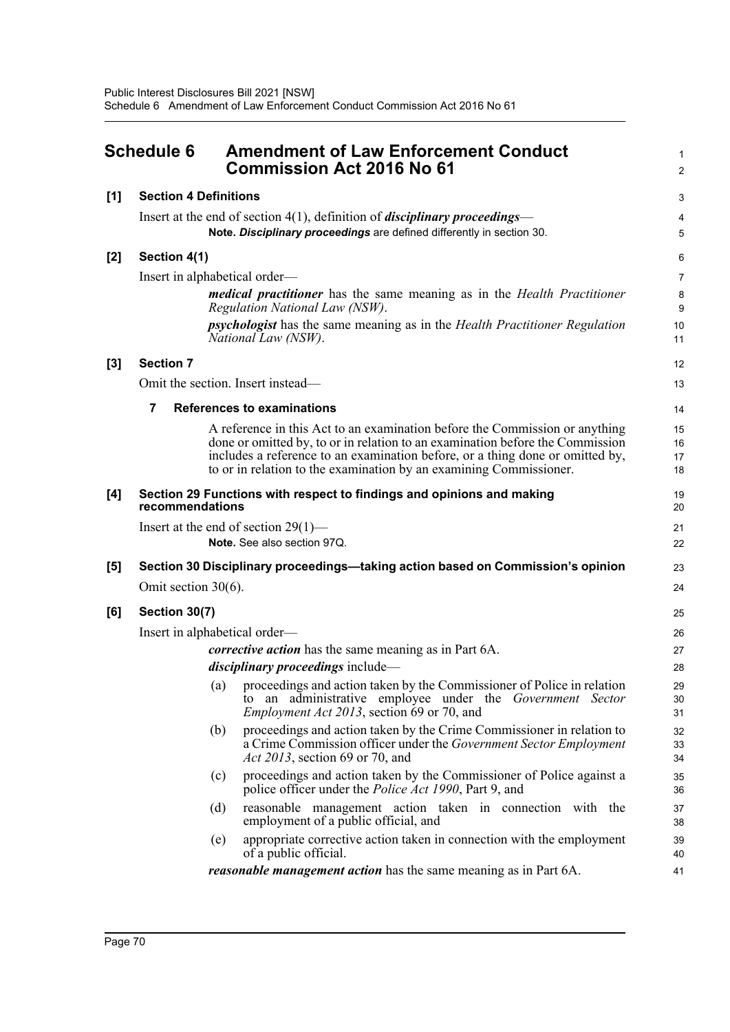# Schedule 6 Amendment of Law Enforcement Conduct Commission Act 2016 No 61

**[1] Section 4 Definitions**

Insert at the end of section 4(1), definition of ***disciplinary proceedings***—

**Note.** ***Disciplinary proceedings*** are defined differently in section 30.

**[2] Section 4(1)**

Insert in alphabetical order—

***medical practitioner*** has the same meaning as in the *Health Practitioner Regulation National Law (NSW)*.

***psychologist*** has the same meaning as in the *Health Practitioner Regulation National Law (NSW)*.

**[3] Section 7**

Omit the section. Insert instead—

**7 References to examinations**

A reference in this Act to an examination before the Commission or anything done or omitted by, to or in relation to an examination before the Commission includes a reference to an examination before, or a thing done or omitted by, to or in relation to the examination by an examining Commissioner.

**[4] Section 29 Functions with respect to findings and opinions and making recommendations**

Insert at the end of section 29(1)—

**Note.** See also section 97Q.

**[5] Section 30 Disciplinary proceedings—taking action based on Commission's opinion**

Omit section 30(6).

**[6] Section 30(7)**

Insert in alphabetical order—

***corrective action*** has the same meaning as in Part 6A.

***disciplinary proceedings*** include—

(a) proceedings and action taken by the Commissioner of Police in relation to an administrative employee under the *Government Sector Employment Act 2013*, section 69 or 70, and

(b) proceedings and action taken by the Crime Commissioner in relation to a Crime Commission officer under the *Government Sector Employment Act 2013*, section 69 or 70, and

(c) proceedings and action taken by the Commissioner of Police against a police officer under the *Police Act 1990*, Part 9, and

(d) reasonable management action taken in connection with the employment of a public official, and

(e) appropriate corrective action taken in connection with the employment of a public official.

***reasonable management action*** has the same meaning as in Part 6A.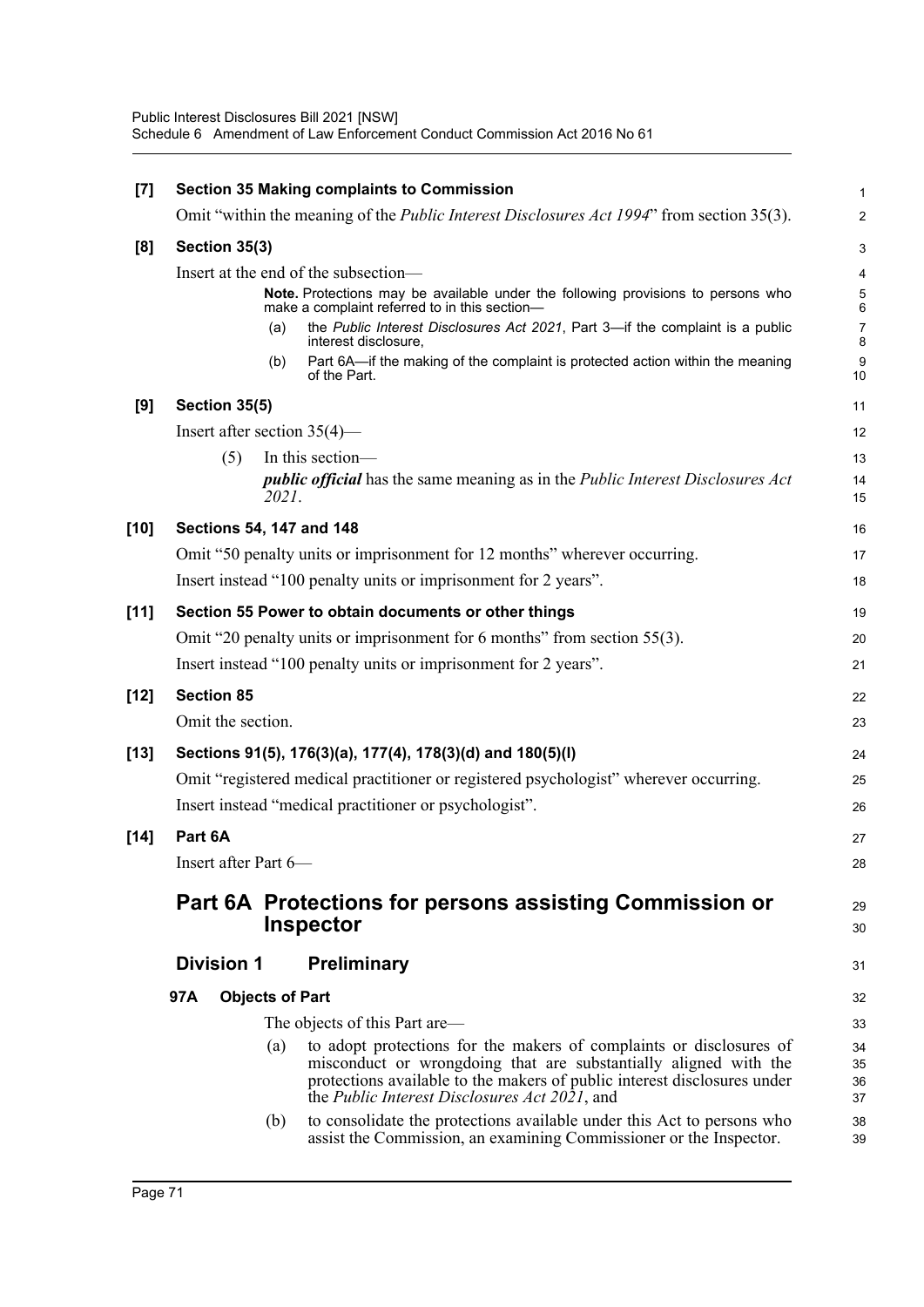**[7] Section 35 Making complaints to Commission**

Omit "within the meaning of the *Public Interest Disclosures Act 1994*" from section 35(3).

**[8] Section 35(3)**

Insert at the end of the subsection—

**Note.** Protections may be available under the following provisions to persons who make a complaint referred to in this section—

(a) the *Public Interest Disclosures Act 2021*, Part 3—if the complaint is a public interest disclosure,

(b) Part 6A—if the making of the complaint is protected action within the meaning of the Part.

**[9] Section 35(5)**

Insert after section 35(4)—

(5) In this section—

***public official*** has the same meaning as in the *Public Interest Disclosures Act 2021*.

**[10] Sections 54, 147 and 148**

Omit "50 penalty units or imprisonment for 12 months" wherever occurring.

Insert instead "100 penalty units or imprisonment for 2 years".

**[11] Section 55 Power to obtain documents or other things**

Omit "20 penalty units or imprisonment for 6 months" from section 55(3).

Insert instead "100 penalty units or imprisonment for 2 years".

**[12] Section 85**

Omit the section.

**[13] Sections 91(5), 176(3)(a), 177(4), 178(3)(d) and 180(5)(l)**

Omit "registered medical practitioner or registered psychologist" wherever occurring.

Insert instead "medical practitioner or psychologist".

**[14] Part 6A**

Insert after Part 6—

# Part 6A Protections for persons assisting Commission or Inspector

## Division 1 Preliminary

### 97A Objects of Part

The objects of this Part are—

(a) to adopt protections for the makers of complaints or disclosures of misconduct or wrongdoing that are substantially aligned with the protections available to the makers of public interest disclosures under the *Public Interest Disclosures Act 2021*, and

(b) to consolidate the protections available under this Act to persons who assist the Commission, an examining Commissioner or the Inspector.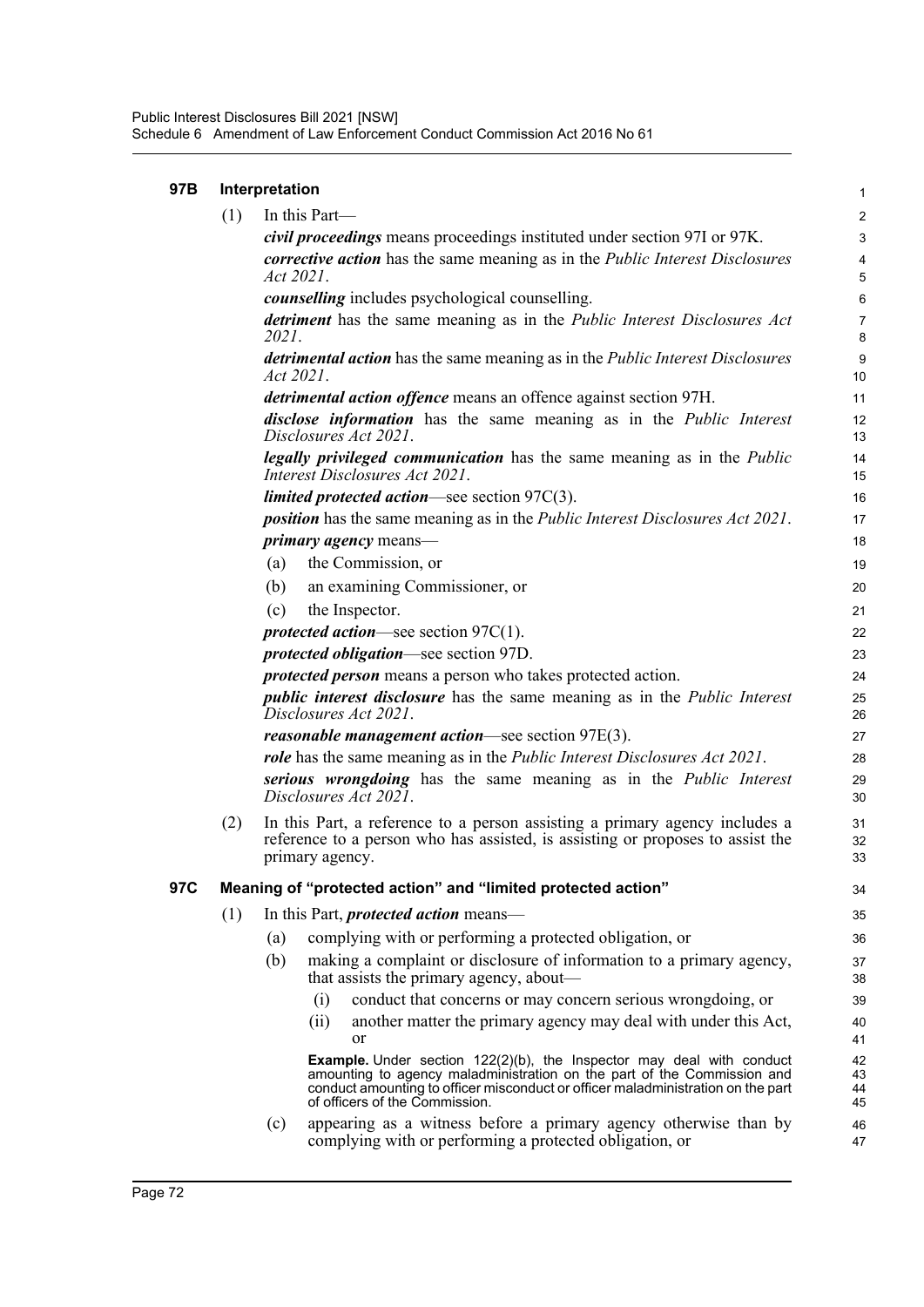### 97B Interpretation

(1) In this Part—

***civil proceedings*** means proceedings instituted under section 97I or 97K.

***corrective action*** has the same meaning as in the *Public Interest Disclosures Act 2021*.

***counselling*** includes psychological counselling.

***detriment*** has the same meaning as in the *Public Interest Disclosures Act 2021*.

***detrimental action*** has the same meaning as in the *Public Interest Disclosures Act 2021*.

***detrimental action offence*** means an offence against section 97H.

***disclose information*** has the same meaning as in the *Public Interest Disclosures Act 2021*.

***legally privileged communication*** has the same meaning as in the *Public Interest Disclosures Act 2021*.

***limited protected action***—see section 97C(3).

***position*** has the same meaning as in the *Public Interest Disclosures Act 2021*.

***primary agency*** means—

- (a) the Commission, or
- (b) an examining Commissioner, or
- (c) the Inspector.

***protected action***—see section 97C(1).

***protected obligation***—see section 97D.

***protected person*** means a person who takes protected action.

***public interest disclosure*** has the same meaning as in the *Public Interest Disclosures Act 2021*.

***reasonable management action***—see section 97E(3).

***role*** has the same meaning as in the *Public Interest Disclosures Act 2021*.

***serious wrongdoing*** has the same meaning as in the *Public Interest Disclosures Act 2021*.

(2) In this Part, a reference to a person assisting a primary agency includes a reference to a person who has assisted, is assisting or proposes to assist the primary agency.

### 97C Meaning of "protected action" and "limited protected action"

(1) In this Part, ***protected action*** means—

- (a) complying with or performing a protected obligation, or
- (b) making a complaint or disclosure of information to a primary agency, that assists the primary agency, about—
  - (i) conduct that concerns or may concern serious wrongdoing, or
  - (ii) another matter the primary agency may deal with under this Act, or

  **Example.** Under section 122(2)(b), the Inspector may deal with conduct amounting to agency maladministration on the part of the Commission and conduct amounting to officer misconduct or officer maladministration on the part of officers of the Commission.

- (c) appearing as a witness before a primary agency otherwise than by complying with or performing a protected obligation, or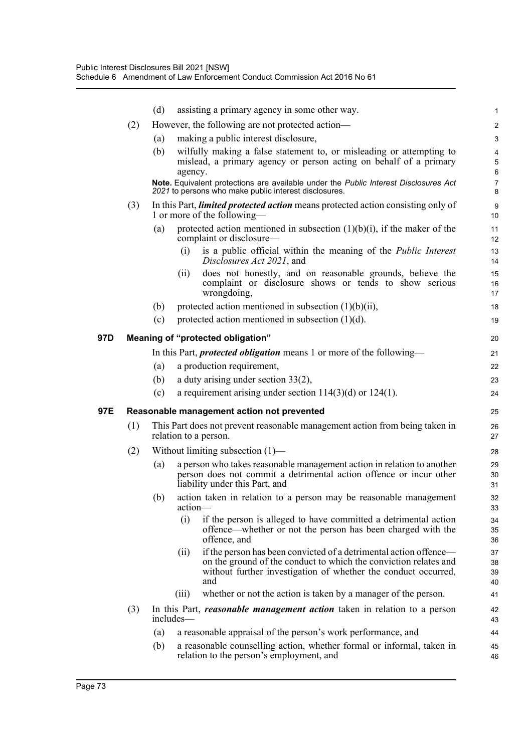(d) assisting a primary agency in some other way.

(2) However, the following are not protected action—

(a) making a public interest disclosure,

(b) wilfully making a false statement to, or misleading or attempting to mislead, a primary agency or person acting on behalf of a primary agency.

**Note.** Equivalent protections are available under the *Public Interest Disclosures Act 2021* to persons who make public interest disclosures.

(3) In this Part, ***limited protected action*** means protected action consisting only of 1 or more of the following—

(a) protected action mentioned in subsection (1)(b)(i), if the maker of the complaint or disclosure—

(i) is a public official within the meaning of the *Public Interest Disclosures Act 2021*, and

(ii) does not honestly, and on reasonable grounds, believe the complaint or disclosure shows or tends to show serious wrongdoing,

(b) protected action mentioned in subsection (1)(b)(ii),

(c) protected action mentioned in subsection (1)(d).

### 97D Meaning of "protected obligation"

In this Part, ***protected obligation*** means 1 or more of the following—

(a) a production requirement,

(b) a duty arising under section 33(2),

(c) a requirement arising under section 114(3)(d) or 124(1).

### 97E Reasonable management action not prevented

(1) This Part does not prevent reasonable management action from being taken in relation to a person.

(2) Without limiting subsection (1)—

(a) a person who takes reasonable management action in relation to another person does not commit a detrimental action offence or incur other liability under this Part, and

(b) action taken in relation to a person may be reasonable management action—

(i) if the person is alleged to have committed a detrimental action offence—whether or not the person has been charged with the offence, and

(ii) if the person has been convicted of a detrimental action offence—on the ground of the conduct to which the conviction relates and without further investigation of whether the conduct occurred, and

(iii) whether or not the action is taken by a manager of the person.

(3) In this Part, ***reasonable management action*** taken in relation to a person includes—

(a) a reasonable appraisal of the person's work performance, and

(b) a reasonable counselling action, whether formal or informal, taken in relation to the person's employment, and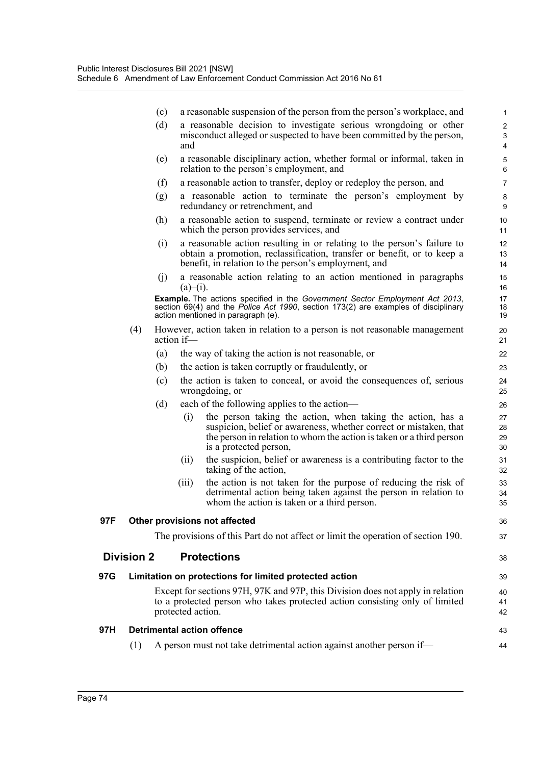(c) a reasonable suspension of the person from the person's workplace, and

(d) a reasonable decision to investigate serious wrongdoing or other misconduct alleged or suspected to have been committed by the person, and

(e) a reasonable disciplinary action, whether formal or informal, taken in relation to the person's employment, and

(f) a reasonable action to transfer, deploy or redeploy the person, and

(g) a reasonable action to terminate the person's employment by redundancy or retrenchment, and

(h) a reasonable action to suspend, terminate or review a contract under which the person provides services, and

(i) a reasonable action resulting in or relating to the person's failure to obtain a promotion, reclassification, transfer or benefit, or to keep a benefit, in relation to the person's employment, and

(j) a reasonable action relating to an action mentioned in paragraphs (a)–(i).

**Example.** The actions specified in the *Government Sector Employment Act 2013*, section 69(4) and the *Police Act 1990*, section 173(2) are examples of disciplinary action mentioned in paragraph (e).

(4) However, action taken in relation to a person is not reasonable management action if—

(a) the way of taking the action is not reasonable, or

(b) the action is taken corruptly or fraudulently, or

(c) the action is taken to conceal, or avoid the consequences of, serious wrongdoing, or

(d) each of the following applies to the action—

(i) the person taking the action, when taking the action, has a suspicion, belief or awareness, whether correct or mistaken, that the person in relation to whom the action is taken or a third person is a protected person,

(ii) the suspicion, belief or awareness is a contributing factor to the taking of the action,

(iii) the action is not taken for the purpose of reducing the risk of detrimental action being taken against the person in relation to whom the action is taken or a third person.

### 97F Other provisions not affected

The provisions of this Part do not affect or limit the operation of section 190.

## Division 2 Protections

### 97G Limitation on protections for limited protected action

Except for sections 97H, 97K and 97P, this Division does not apply in relation to a protected person who takes protected action consisting only of limited protected action.

### 97H Detrimental action offence

(1) A person must not take detrimental action against another person if—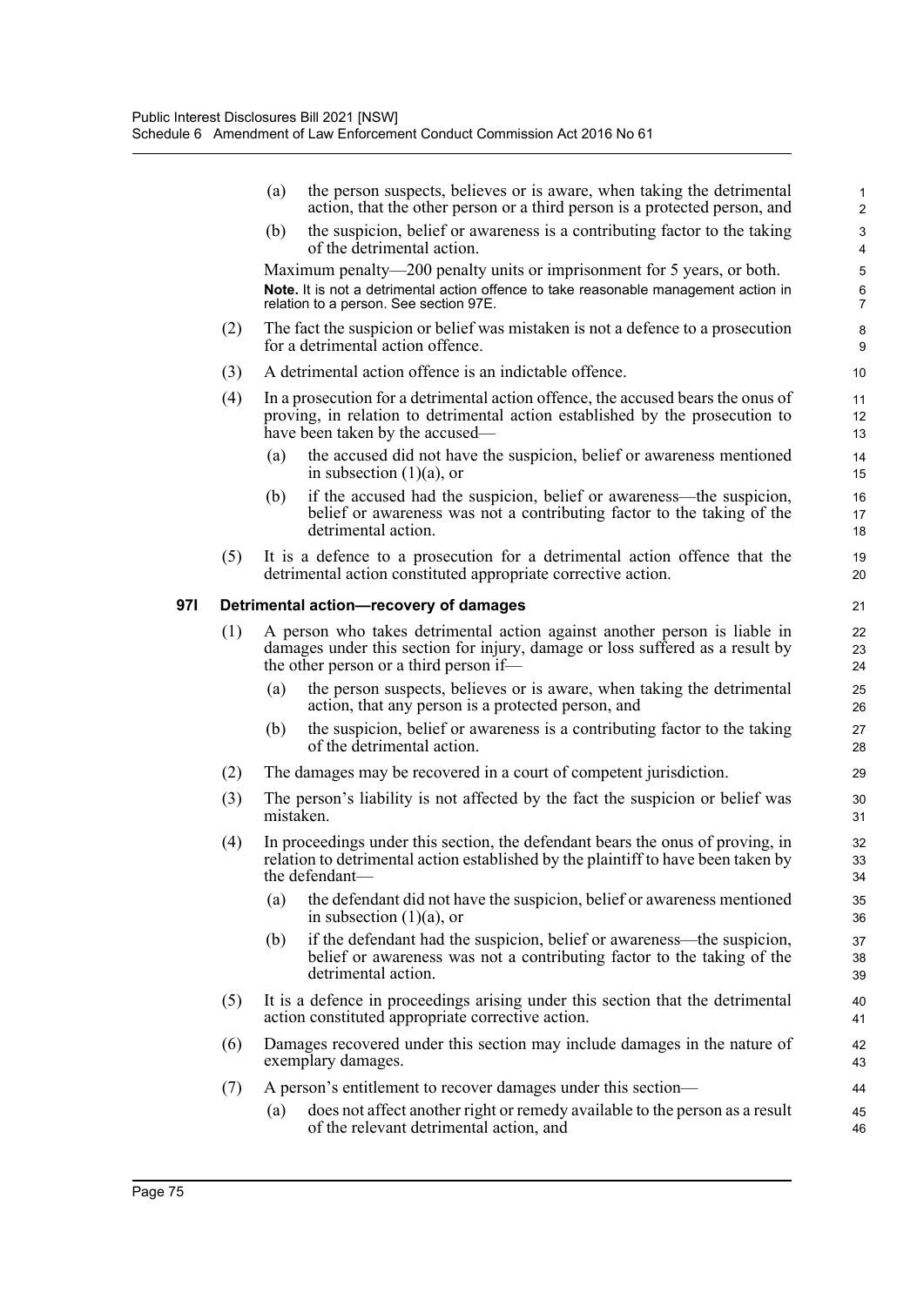(a) the person suspects, believes or is aware, when taking the detrimental action, that the other person or a third person is a protected person, and

(b) the suspicion, belief or awareness is a contributing factor to the taking of the detrimental action.

Maximum penalty—200 penalty units or imprisonment for 5 years, or both.

**Note.** It is not a detrimental action offence to take reasonable management action in relation to a person. See section 97E.

(2) The fact the suspicion or belief was mistaken is not a defence to a prosecution for a detrimental action offence.

(3) A detrimental action offence is an indictable offence.

(4) In a prosecution for a detrimental action offence, the accused bears the onus of proving, in relation to detrimental action established by the prosecution to have been taken by the accused—

(a) the accused did not have the suspicion, belief or awareness mentioned in subsection (1)(a), or

(b) if the accused had the suspicion, belief or awareness—the suspicion, belief or awareness was not a contributing factor to the taking of the detrimental action.

(5) It is a defence to a prosecution for a detrimental action offence that the detrimental action constituted appropriate corrective action.

### 97I Detrimental action—recovery of damages

(1) A person who takes detrimental action against another person is liable in damages under this section for injury, damage or loss suffered as a result by the other person or a third person if—

(a) the person suspects, believes or is aware, when taking the detrimental action, that any person is a protected person, and

(b) the suspicion, belief or awareness is a contributing factor to the taking of the detrimental action.

(2) The damages may be recovered in a court of competent jurisdiction.

(3) The person's liability is not affected by the fact the suspicion or belief was mistaken.

(4) In proceedings under this section, the defendant bears the onus of proving, in relation to detrimental action established by the plaintiff to have been taken by the defendant—

(a) the defendant did not have the suspicion, belief or awareness mentioned in subsection (1)(a), or

(b) if the defendant had the suspicion, belief or awareness—the suspicion, belief or awareness was not a contributing factor to the taking of the detrimental action.

(5) It is a defence in proceedings arising under this section that the detrimental action constituted appropriate corrective action.

(6) Damages recovered under this section may include damages in the nature of exemplary damages.

(7) A person's entitlement to recover damages under this section—

(a) does not affect another right or remedy available to the person as a result of the relevant detrimental action, and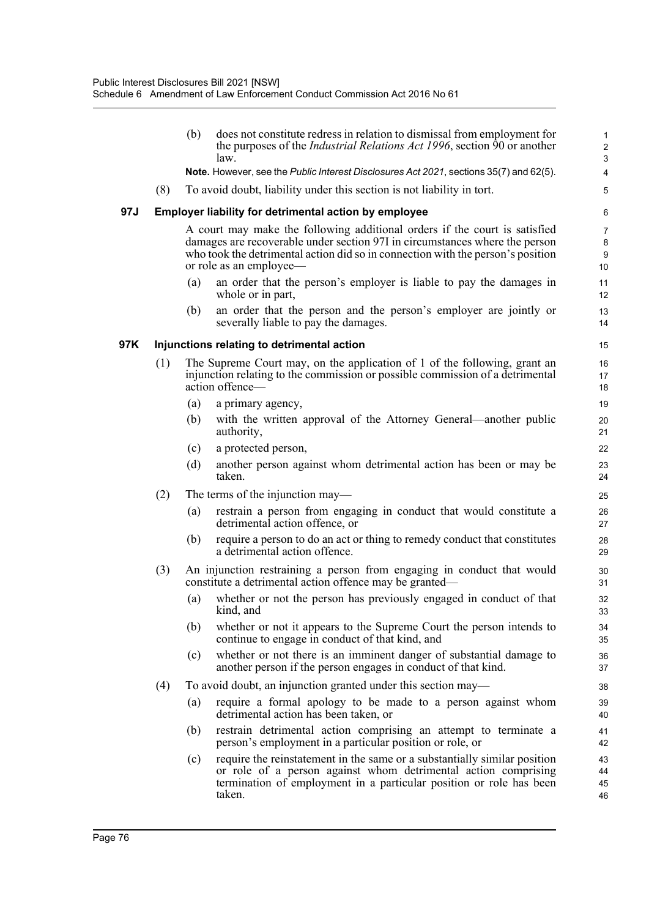(b) does not constitute redress in relation to dismissal from employment for the purposes of the *Industrial Relations Act 1996*, section 90 or another law.

**Note.** However, see the *Public Interest Disclosures Act 2021*, sections 35(7) and 62(5).

(8) To avoid doubt, liability under this section is not liability in tort.

### 97J Employer liability for detrimental action by employee

A court may make the following additional orders if the court is satisfied damages are recoverable under section 97I in circumstances where the person who took the detrimental action did so in connection with the person's position or role as an employee—

(a) an order that the person's employer is liable to pay the damages in whole or in part,

(b) an order that the person and the person's employer are jointly or severally liable to pay the damages.

### 97K Injunctions relating to detrimental action

(1) The Supreme Court may, on the application of 1 of the following, grant an injunction relating to the commission or possible commission of a detrimental action offence—

(a) a primary agency,

(b) with the written approval of the Attorney General—another public authority,

(c) a protected person,

(d) another person against whom detrimental action has been or may be taken.

(2) The terms of the injunction may—

(a) restrain a person from engaging in conduct that would constitute a detrimental action offence, or

(b) require a person to do an act or thing to remedy conduct that constitutes a detrimental action offence.

(3) An injunction restraining a person from engaging in conduct that would constitute a detrimental action offence may be granted—

(a) whether or not the person has previously engaged in conduct of that kind, and

(b) whether or not it appears to the Supreme Court the person intends to continue to engage in conduct of that kind, and

(c) whether or not there is an imminent danger of substantial damage to another person if the person engages in conduct of that kind.

(4) To avoid doubt, an injunction granted under this section may—

(a) require a formal apology to be made to a person against whom detrimental action has been taken, or

(b) restrain detrimental action comprising an attempt to terminate a person's employment in a particular position or role, or

(c) require the reinstatement in the same or a substantially similar position or role of a person against whom detrimental action comprising termination of employment in a particular position or role has been taken.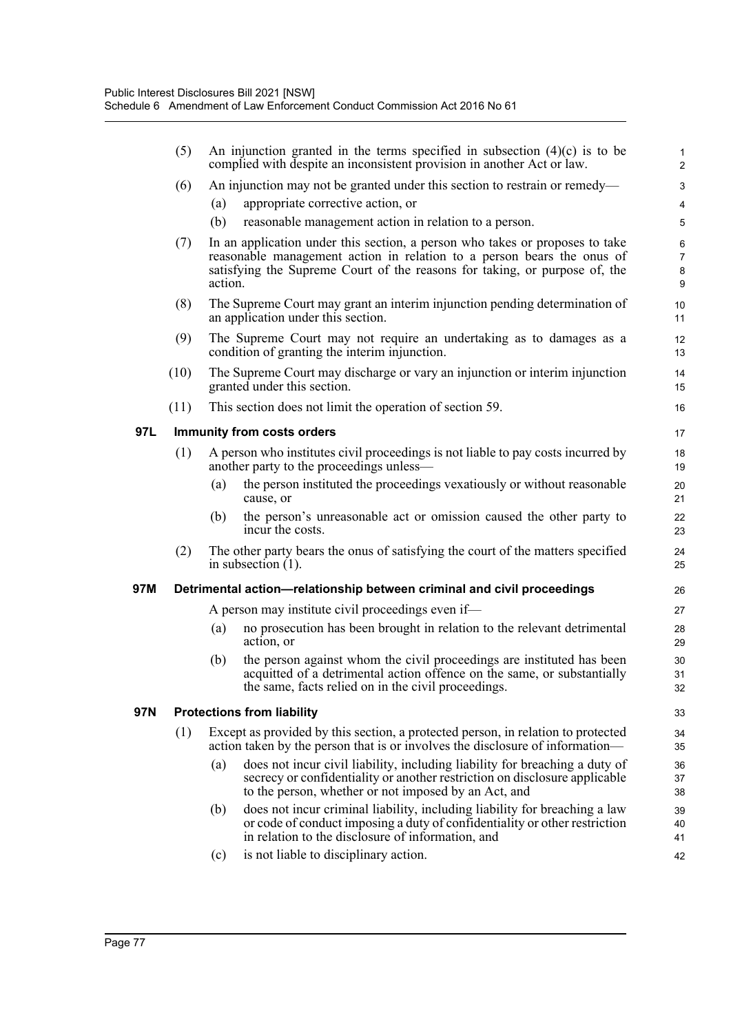(5) An injunction granted in the terms specified in subsection (4)(c) is to be complied with despite an inconsistent provision in another Act or law.

(6) An injunction may not be granted under this section to restrain or remedy—

(a) appropriate corrective action, or

(b) reasonable management action in relation to a person.

(7) In an application under this section, a person who takes or proposes to take reasonable management action in relation to a person bears the onus of satisfying the Supreme Court of the reasons for taking, or purpose of, the action.

(8) The Supreme Court may grant an interim injunction pending determination of an application under this section.

(9) The Supreme Court may not require an undertaking as to damages as a condition of granting the interim injunction.

(10) The Supreme Court may discharge or vary an injunction or interim injunction granted under this section.

(11) This section does not limit the operation of section 59.

### 97L Immunity from costs orders

(1) A person who institutes civil proceedings is not liable to pay costs incurred by another party to the proceedings unless—

(a) the person instituted the proceedings vexatiously or without reasonable cause, or

(b) the person's unreasonable act or omission caused the other party to incur the costs.

(2) The other party bears the onus of satisfying the court of the matters specified in subsection (1).

### 97M Detrimental action—relationship between criminal and civil proceedings

A person may institute civil proceedings even if—

(a) no prosecution has been brought in relation to the relevant detrimental action, or

(b) the person against whom the civil proceedings are instituted has been acquitted of a detrimental action offence on the same, or substantially the same, facts relied on in the civil proceedings.

### 97N Protections from liability

(1) Except as provided by this section, a protected person, in relation to protected action taken by the person that is or involves the disclosure of information—

(a) does not incur civil liability, including liability for breaching a duty of secrecy or confidentiality or another restriction on disclosure applicable to the person, whether or not imposed by an Act, and

(b) does not incur criminal liability, including liability for breaching a law or code of conduct imposing a duty of confidentiality or other restriction in relation to the disclosure of information, and

(c) is not liable to disciplinary action.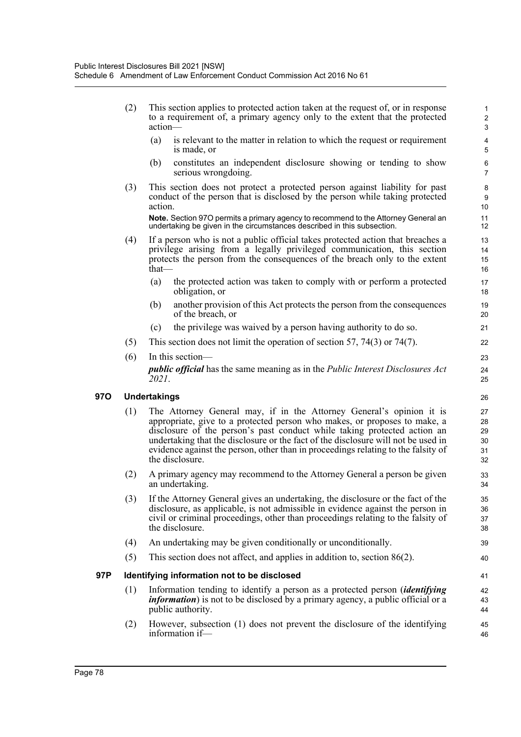(2) This section applies to protected action taken at the request of, or in response to a requirement of, a primary agency only to the extent that the protected action—

(a) is relevant to the matter in relation to which the request or requirement is made, or

(b) constitutes an independent disclosure showing or tending to show serious wrongdoing.

(3) This section does not protect a protected person against liability for past conduct of the person that is disclosed by the person while taking protected action.

**Note.** Section 97O permits a primary agency to recommend to the Attorney General an undertaking be given in the circumstances described in this subsection.

(4) If a person who is not a public official takes protected action that breaches a privilege arising from a legally privileged communication, this section protects the person from the consequences of the breach only to the extent that—

(a) the protected action was taken to comply with or perform a protected obligation, or

(b) another provision of this Act protects the person from the consequences of the breach, or

(c) the privilege was waived by a person having authority to do so.

(5) This section does not limit the operation of section 57, 74(3) or 74(7).

(6) In this section—

***public official*** has the same meaning as in the *Public Interest Disclosures Act 2021*.

### 97O Undertakings

(1) The Attorney General may, if in the Attorney General's opinion it is appropriate, give to a protected person who makes, or proposes to make, a disclosure of the person's past conduct while taking protected action an undertaking that the disclosure or the fact of the disclosure will not be used in evidence against the person, other than in proceedings relating to the falsity of the disclosure.

(2) A primary agency may recommend to the Attorney General a person be given an undertaking.

(3) If the Attorney General gives an undertaking, the disclosure or the fact of the disclosure, as applicable, is not admissible in evidence against the person in civil or criminal proceedings, other than proceedings relating to the falsity of the disclosure.

(4) An undertaking may be given conditionally or unconditionally.

(5) This section does not affect, and applies in addition to, section 86(2).

### 97P Identifying information not to be disclosed

(1) Information tending to identify a person as a protected person (***identifying information***) is not to be disclosed by a primary agency, a public official or a public authority.

(2) However, subsection (1) does not prevent the disclosure of the identifying information if—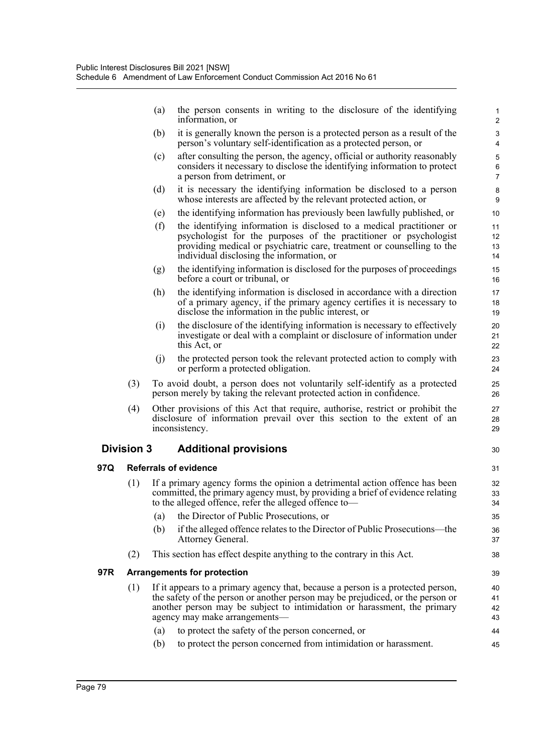(a) the person consents in writing to the disclosure of the identifying information, or

(b) it is generally known the person is a protected person as a result of the person's voluntary self-identification as a protected person, or

(c) after consulting the person, the agency, official or authority reasonably considers it necessary to disclose the identifying information to protect a person from detriment, or

(d) it is necessary the identifying information be disclosed to a person whose interests are affected by the relevant protected action, or

(e) the identifying information has previously been lawfully published, or

(f) the identifying information is disclosed to a medical practitioner or psychologist for the purposes of the practitioner or psychologist providing medical or psychiatric care, treatment or counselling to the individual disclosing the information, or

(g) the identifying information is disclosed for the purposes of proceedings before a court or tribunal, or

(h) the identifying information is disclosed in accordance with a direction of a primary agency, if the primary agency certifies it is necessary to disclose the information in the public interest, or

(i) the disclosure of the identifying information is necessary to effectively investigate or deal with a complaint or disclosure of information under this Act, or

(j) the protected person took the relevant protected action to comply with or perform a protected obligation.

(3) To avoid doubt, a person does not voluntarily self-identify as a protected person merely by taking the relevant protected action in confidence.

(4) Other provisions of this Act that require, authorise, restrict or prohibit the disclosure of information prevail over this section to the extent of an inconsistency.

## Division 3 Additional provisions

### 97Q Referrals of evidence

(1) If a primary agency forms the opinion a detrimental action offence has been committed, the primary agency must, by providing a brief of evidence relating to the alleged offence, refer the alleged offence to—

(a) the Director of Public Prosecutions, or

(b) if the alleged offence relates to the Director of Public Prosecutions—the Attorney General.

(2) This section has effect despite anything to the contrary in this Act.

### 97R Arrangements for protection

(1) If it appears to a primary agency that, because a person is a protected person, the safety of the person or another person may be prejudiced, or the person or another person may be subject to intimidation or harassment, the primary agency may make arrangements—

(a) to protect the safety of the person concerned, or

(b) to protect the person concerned from intimidation or harassment.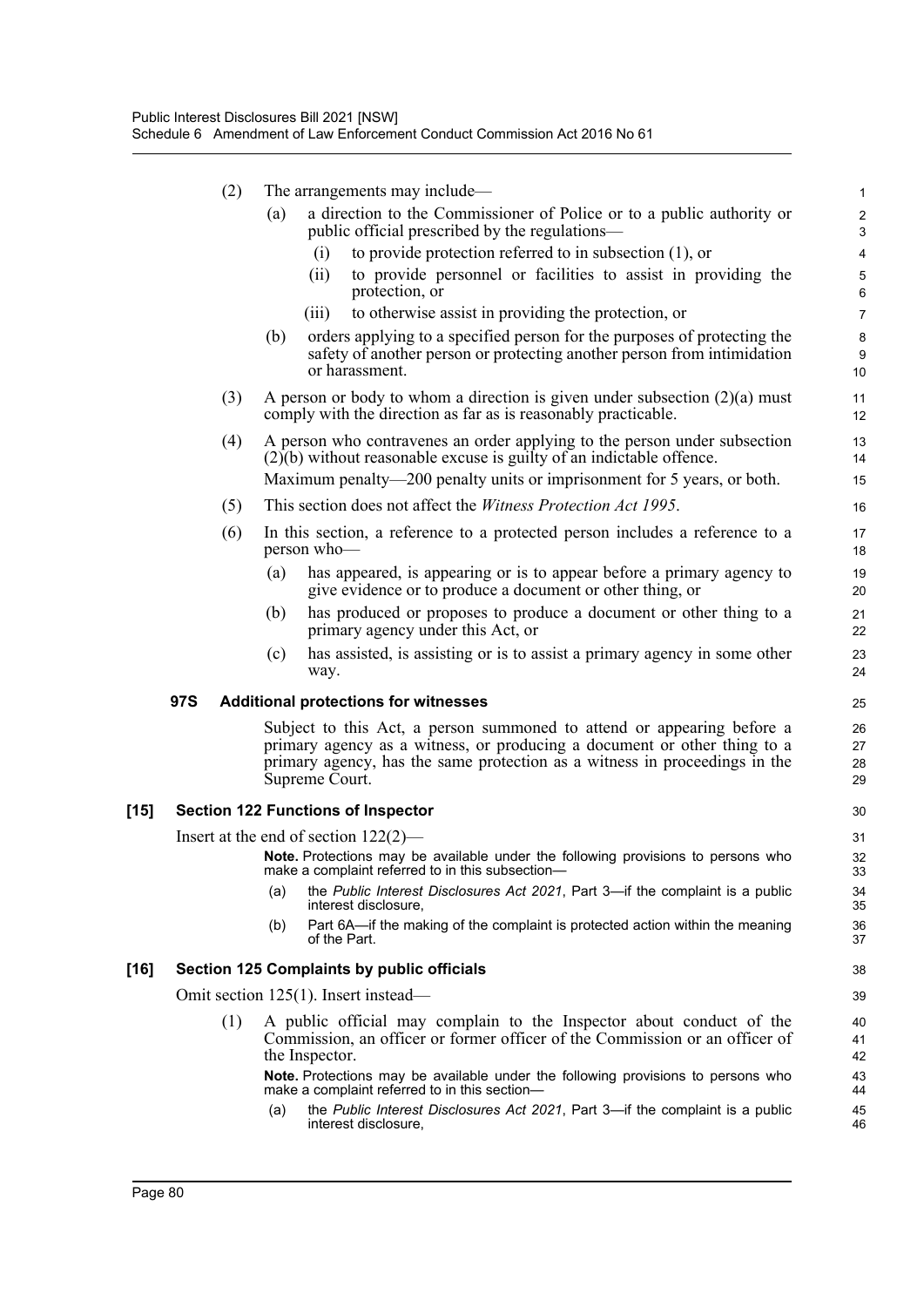(2) The arrangements may include—

(a) a direction to the Commissioner of Police or to a public authority or public official prescribed by the regulations—

(i) to provide protection referred to in subsection (1), or

(ii) to provide personnel or facilities to assist in providing the protection, or

(iii) to otherwise assist in providing the protection, or

(b) orders applying to a specified person for the purposes of protecting the safety of another person or protecting another person from intimidation or harassment.

(3) A person or body to whom a direction is given under subsection (2)(a) must comply with the direction as far as is reasonably practicable.

(4) A person who contravenes an order applying to the person under subsection (2)(b) without reasonable excuse is guilty of an indictable offence.

Maximum penalty—200 penalty units or imprisonment for 5 years, or both.

(5) This section does not affect the *Witness Protection Act 1995*.

(6) In this section, a reference to a protected person includes a reference to a person who—

(a) has appeared, is appearing or is to appear before a primary agency to give evidence or to produce a document or other thing, or

(b) has produced or proposes to produce a document or other thing to a primary agency under this Act, or

(c) has assisted, is assisting or is to assist a primary agency in some other way.

**97S Additional protections for witnesses**

Subject to this Act, a person summoned to attend or appearing before a primary agency as a witness, or producing a document or other thing to a primary agency, has the same protection as a witness in proceedings in the Supreme Court.

**[15] Section 122 Functions of Inspector**

Insert at the end of section 122(2)—

**Note.** Protections may be available under the following provisions to persons who make a complaint referred to in this subsection—

(a) the *Public Interest Disclosures Act 2021*, Part 3—if the complaint is a public interest disclosure,

(b) Part 6A—if the making of the complaint is protected action within the meaning of the Part.

**[16] Section 125 Complaints by public officials**

Omit section 125(1). Insert instead—

(1) A public official may complain to the Inspector about conduct of the Commission, an officer or former officer of the Commission or an officer of the Inspector.

**Note.** Protections may be available under the following provisions to persons who make a complaint referred to in this section—

(a) the *Public Interest Disclosures Act 2021*, Part 3—if the complaint is a public interest disclosure,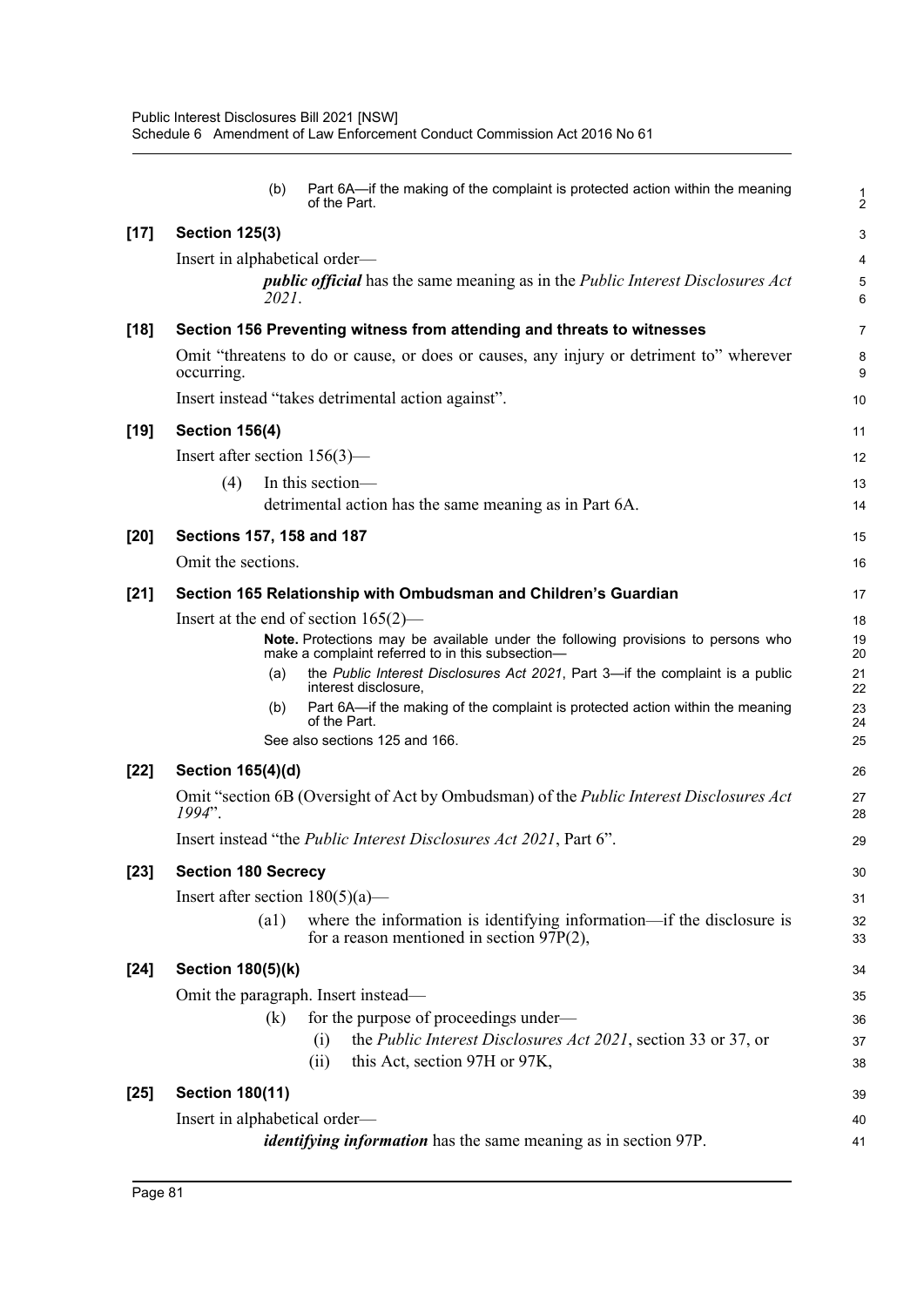(b) Part 6A—if the making of the complaint is protected action within the meaning of the Part.

**[17] Section 125(3)**

Insert in alphabetical order—

***public official*** has the same meaning as in the *Public Interest Disclosures Act 2021*.

**[18] Section 156 Preventing witness from attending and threats to witnesses**

Omit "threatens to do or cause, or does or causes, any injury or detriment to" wherever occurring.

Insert instead "takes detrimental action against".

**[19] Section 156(4)**

Insert after section 156(3)—

(4) In this section—

detrimental action has the same meaning as in Part 6A.

**[20] Sections 157, 158 and 187**

Omit the sections.

**[21] Section 165 Relationship with Ombudsman and Children's Guardian**

Insert at the end of section 165(2)—

**Note.** Protections may be available under the following provisions to persons who make a complaint referred to in this subsection—

(a) the *Public Interest Disclosures Act 2021*, Part 3—if the complaint is a public interest disclosure,

(b) Part 6A—if the making of the complaint is protected action within the meaning of the Part.

See also sections 125 and 166.

**[22] Section 165(4)(d)**

Omit "section 6B (Oversight of Act by Ombudsman) of the *Public Interest Disclosures Act 1994*".

Insert instead "the *Public Interest Disclosures Act 2021*, Part 6".

**[23] Section 180 Secrecy**

Insert after section 180(5)(a)—

(a1) where the information is identifying information—if the disclosure is for a reason mentioned in section 97P(2),

**[24] Section 180(5)(k)**

Omit the paragraph. Insert instead—

(k) for the purpose of proceedings under—

(i) the *Public Interest Disclosures Act 2021*, section 33 or 37, or

(ii) this Act, section 97H or 97K,

**[25] Section 180(11)**

Insert in alphabetical order—

***identifying information*** has the same meaning as in section 97P.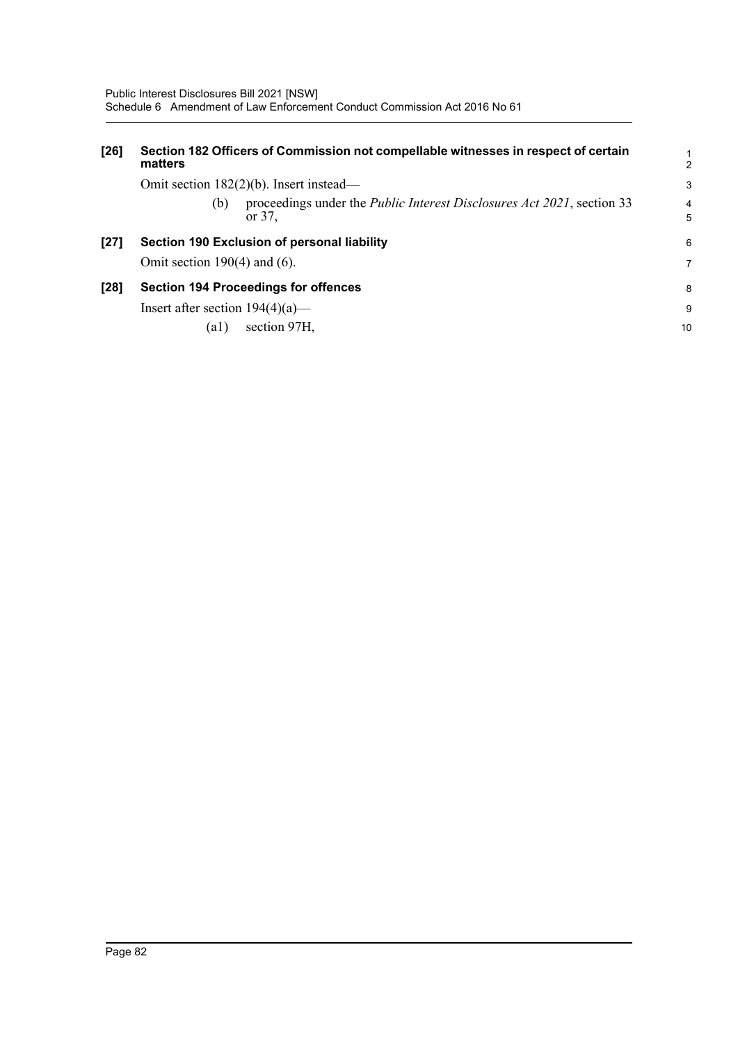**[26] Section 182 Officers of Commission not compellable witnesses in respect of certain matters**

Omit section 182(2)(b). Insert instead—

(b) proceedings under the *Public Interest Disclosures Act 2021*, section 33 or 37,

**[27] Section 190 Exclusion of personal liability**

Omit section 190(4) and (6).

**[28] Section 194 Proceedings for offences**

Insert after section 194(4)(a)—

(a1) section 97H,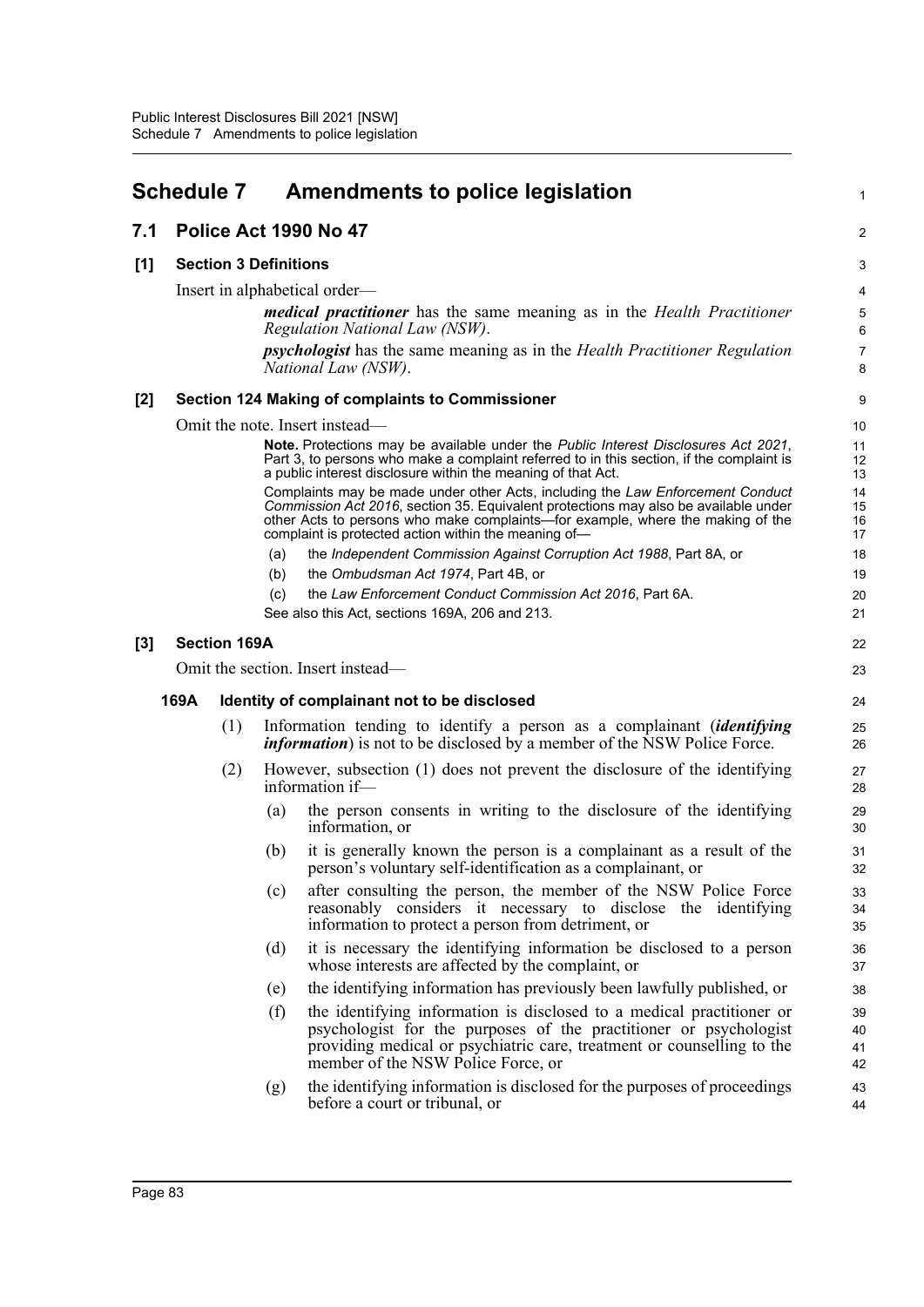## Schedule 7 Amendments to police legislation

### 7.1 Police Act 1990 No 47

**[1] Section 3 Definitions**

Insert in alphabetical order—

> ***medical practitioner*** has the same meaning as in the *Health Practitioner Regulation National Law (NSW)*.
>
> ***psychologist*** has the same meaning as in the *Health Practitioner Regulation National Law (NSW)*.

**[2] Section 124 Making of complaints to Commissioner**

Omit the note. Insert instead—

> **Note.** Protections may be available under the *Public Interest Disclosures Act 2021*, Part 3, to persons who make a complaint referred to in this section, if the complaint is a public interest disclosure within the meaning of that Act.
>
> Complaints may be made under other Acts, including the *Law Enforcement Conduct Commission Act 2016*, section 35. Equivalent protections may also be available under other Acts to persons who make complaints—for example, where the making of the complaint is protected action within the meaning of—
>
> (a) the *Independent Commission Against Corruption Act 1988*, Part 8A, or
>
> (b) the *Ombudsman Act 1974*, Part 4B, or
>
> (c) the *Law Enforcement Conduct Commission Act 2016*, Part 6A.
>
> See also this Act, sections 169A, 206 and 213.

**[3] Section 169A**

Omit the section. Insert instead—

**169A Identity of complainant not to be disclosed**

(1) Information tending to identify a person as a complainant (***identifying information***) is not to be disclosed by a member of the NSW Police Force.

(2) However, subsection (1) does not prevent the disclosure of the identifying information if—

(a) the person consents in writing to the disclosure of the identifying information, or

(b) it is generally known the person is a complainant as a result of the person's voluntary self-identification as a complainant, or

(c) after consulting the person, the member of the NSW Police Force reasonably considers it necessary to disclose the identifying information to protect a person from detriment, or

(d) it is necessary the identifying information be disclosed to a person whose interests are affected by the complaint, or

(e) the identifying information has previously been lawfully published, or

(f) the identifying information is disclosed to a medical practitioner or psychologist for the purposes of the practitioner or psychologist providing medical or psychiatric care, treatment or counselling to the member of the NSW Police Force, or

(g) the identifying information is disclosed for the purposes of proceedings before a court or tribunal, or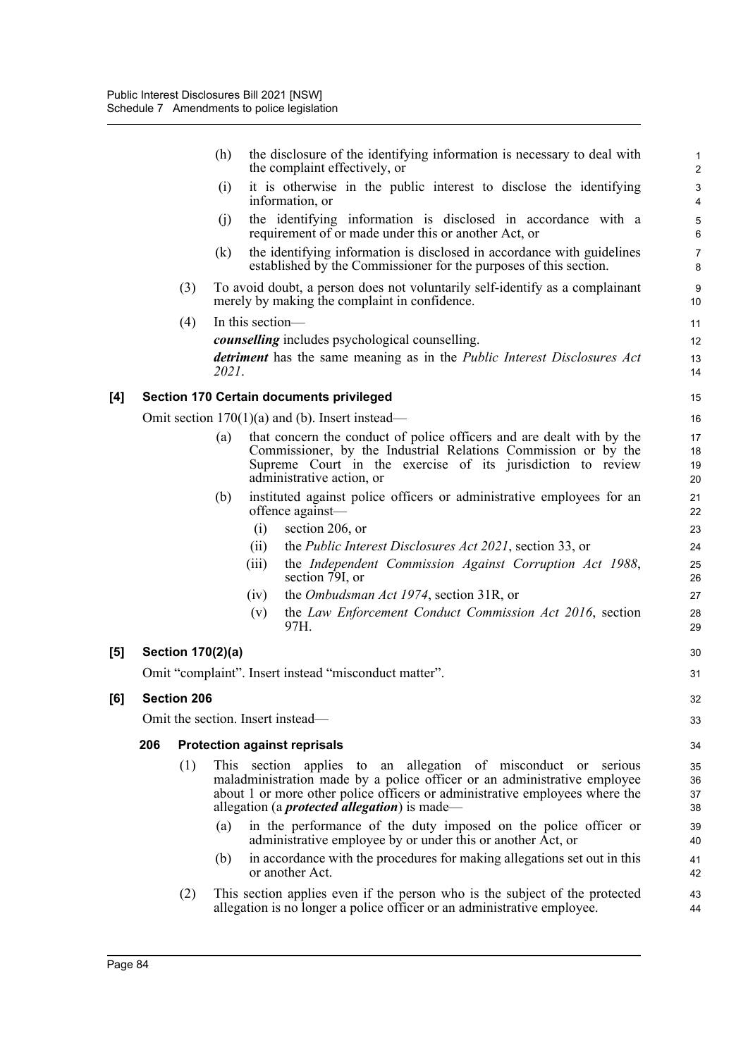(h) the disclosure of the identifying information is necessary to deal with the complaint effectively, or

(i) it is otherwise in the public interest to disclose the identifying information, or

(j) the identifying information is disclosed in accordance with a requirement of or made under this or another Act, or

(k) the identifying information is disclosed in accordance with guidelines established by the Commissioner for the purposes of this section.

(3) To avoid doubt, a person does not voluntarily self-identify as a complainant merely by making the complaint in confidence.

(4) In this section—

***counselling*** includes psychological counselling.

***detriment*** has the same meaning as in the *Public Interest Disclosures Act 2021*.

**[4] Section 170 Certain documents privileged**

Omit section 170(1)(a) and (b). Insert instead—

(a) that concern the conduct of police officers and are dealt with by the Commissioner, by the Industrial Relations Commission or by the Supreme Court in the exercise of its jurisdiction to review administrative action, or

(b) instituted against police officers or administrative employees for an offence against—

(i) section 206, or

(ii) the *Public Interest Disclosures Act 2021*, section 33, or

(iii) the *Independent Commission Against Corruption Act 1988*, section 79I, or

(iv) the *Ombudsman Act 1974*, section 31R, or

(v) the *Law Enforcement Conduct Commission Act 2016*, section 97H.

**[5] Section 170(2)(a)**

Omit "complaint". Insert instead "misconduct matter".

**[6] Section 206**

Omit the section. Insert instead—

**206 Protection against reprisals**

(1) This section applies to an allegation of misconduct or serious maladministration made by a police officer or an administrative employee about 1 or more other police officers or administrative employees where the allegation (a ***protected allegation***) is made—

(a) in the performance of the duty imposed on the police officer or administrative employee by or under this or another Act, or

(b) in accordance with the procedures for making allegations set out in this or another Act.

(2) This section applies even if the person who is the subject of the protected allegation is no longer a police officer or an administrative employee.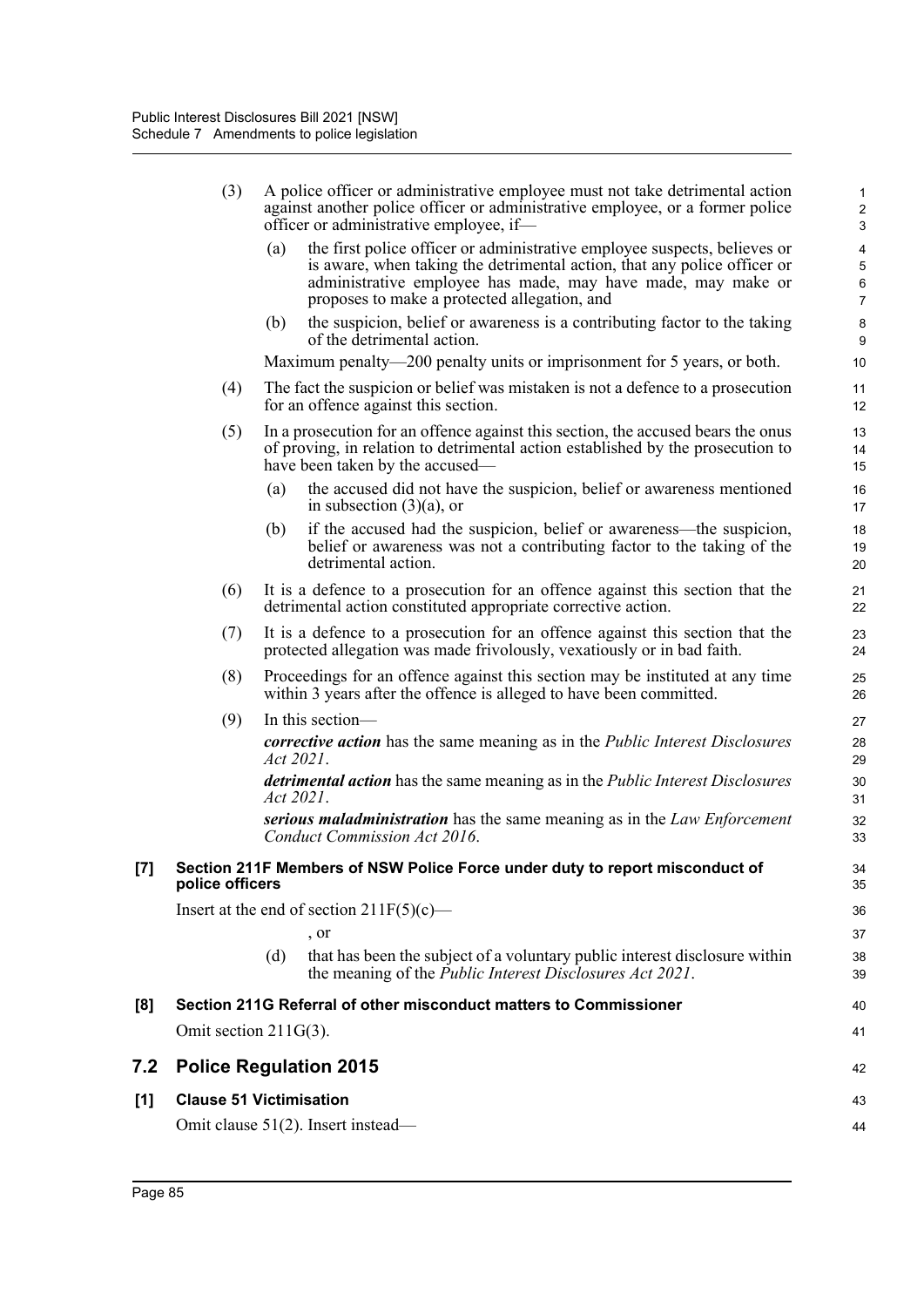(3) A police officer or administrative employee must not take detrimental action against another police officer or administrative employee, or a former police officer or administrative employee, if—

(a) the first police officer or administrative employee suspects, believes or is aware, when taking the detrimental action, that any police officer or administrative employee has made, may have made, may make or proposes to make a protected allegation, and

(b) the suspicion, belief or awareness is a contributing factor to the taking of the detrimental action.

Maximum penalty—200 penalty units or imprisonment for 5 years, or both.

(4) The fact the suspicion or belief was mistaken is not a defence to a prosecution for an offence against this section.

(5) In a prosecution for an offence against this section, the accused bears the onus of proving, in relation to detrimental action established by the prosecution to have been taken by the accused—

(a) the accused did not have the suspicion, belief or awareness mentioned in subsection (3)(a), or

(b) if the accused had the suspicion, belief or awareness—the suspicion, belief or awareness was not a contributing factor to the taking of the detrimental action.

(6) It is a defence to a prosecution for an offence against this section that the detrimental action constituted appropriate corrective action.

(7) It is a defence to a prosecution for an offence against this section that the protected allegation was made frivolously, vexatiously or in bad faith.

(8) Proceedings for an offence against this section may be instituted at any time within 3 years after the offence is alleged to have been committed.

(9) In this section—

***corrective action*** has the same meaning as in the *Public Interest Disclosures Act 2021*.

***detrimental action*** has the same meaning as in the *Public Interest Disclosures Act 2021*.

***serious maladministration*** has the same meaning as in the *Law Enforcement Conduct Commission Act 2016*.

**[7] Section 211F Members of NSW Police Force under duty to report misconduct of police officers**

Insert at the end of section 211F(5)(c)—

, or

(d) that has been the subject of a voluntary public interest disclosure within the meaning of the *Public Interest Disclosures Act 2021*.

**[8] Section 211G Referral of other misconduct matters to Commissioner**

Omit section 211G(3).

## 7.2 Police Regulation 2015

**[1] Clause 51 Victimisation**

Omit clause 51(2). Insert instead—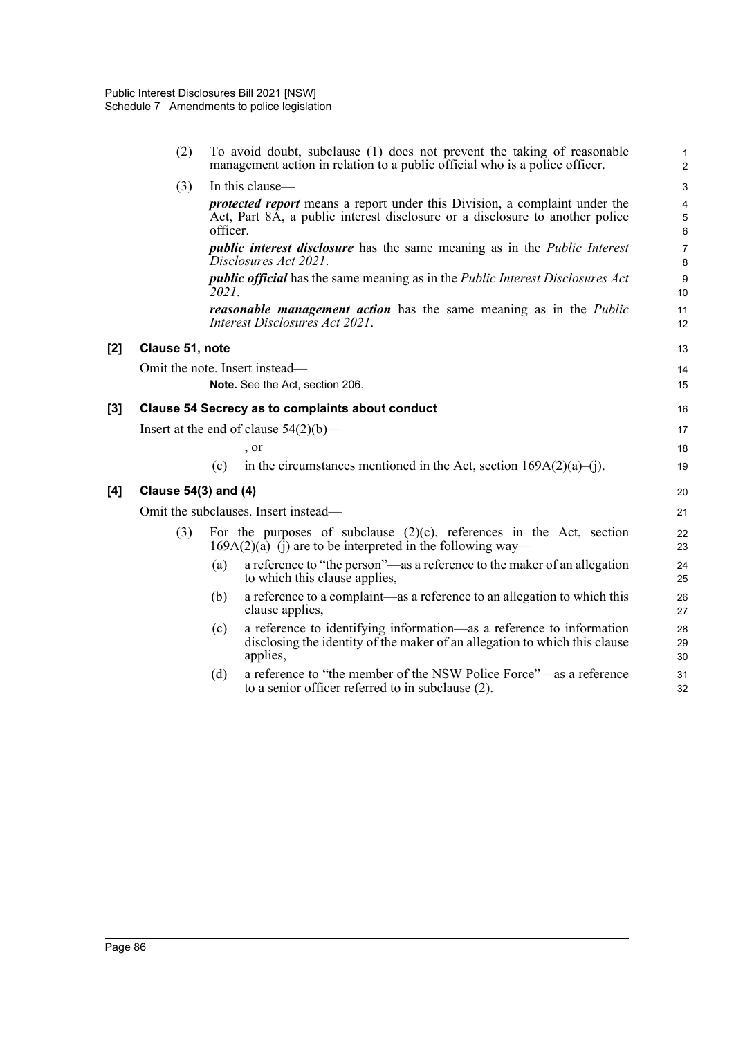(2) To avoid doubt, subclause (1) does not prevent the taking of reasonable management action in relation to a public official who is a police officer.

(3) In this clause—

***protected report*** means a report under this Division, a complaint under the Act, Part 8A, a public interest disclosure or a disclosure to another police officer.

***public interest disclosure*** has the same meaning as in the *Public Interest Disclosures Act 2021*.

***public official*** has the same meaning as in the *Public Interest Disclosures Act 2021*.

***reasonable management action*** has the same meaning as in the *Public Interest Disclosures Act 2021*.

**[2] Clause 51, note**

Omit the note. Insert instead—

**Note.** See the Act, section 206.

**[3] Clause 54 Secrecy as to complaints about conduct**

Insert at the end of clause 54(2)(b)—

, or

(c) in the circumstances mentioned in the Act, section 169A(2)(a)–(j).

**[4] Clause 54(3) and (4)**

Omit the subclauses. Insert instead—

(3) For the purposes of subclause (2)(c), references in the Act, section 169A(2)(a)–(j) are to be interpreted in the following way—

(a) a reference to "the person"—as a reference to the maker of an allegation to which this clause applies,

(b) a reference to a complaint—as a reference to an allegation to which this clause applies,

(c) a reference to identifying information—as a reference to information disclosing the identity of the maker of an allegation to which this clause applies,

(d) a reference to "the member of the NSW Police Force"—as a reference to a senior officer referred to in subclause (2).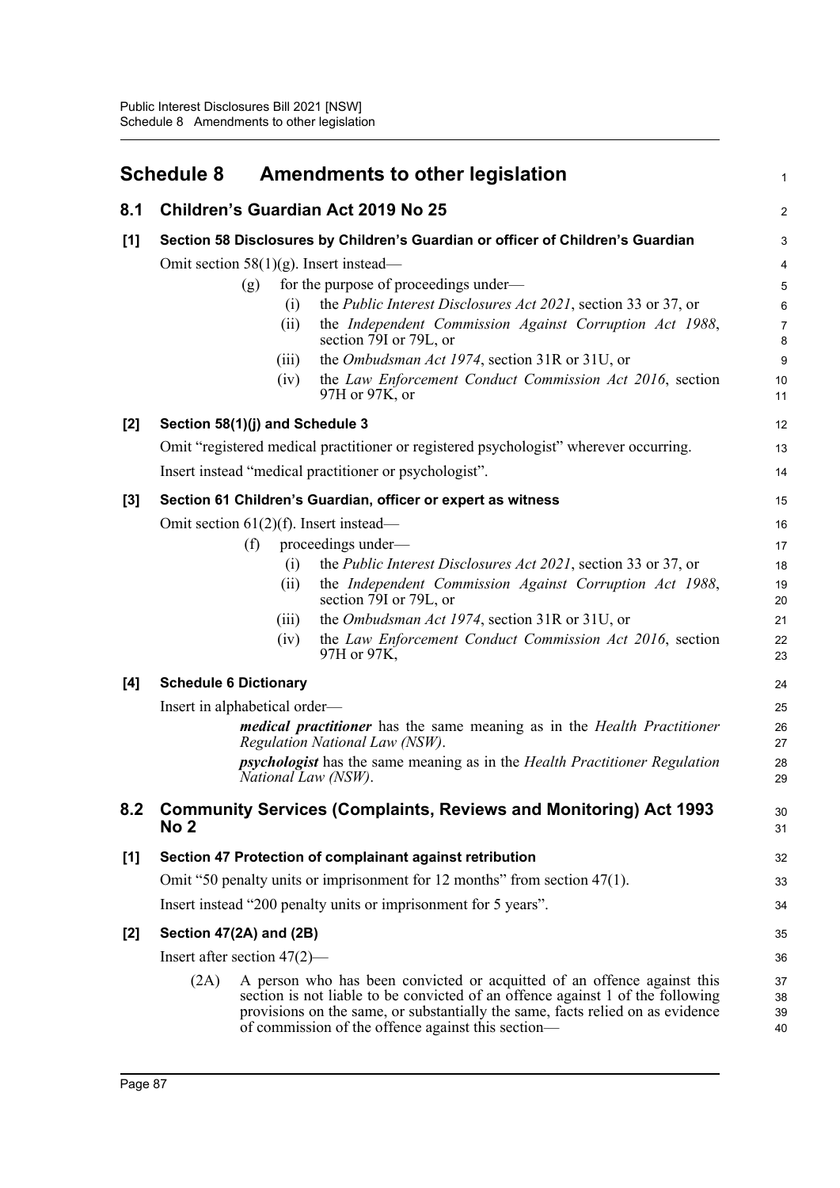## Schedule 8 Amendments to other legislation

### 8.1 Children's Guardian Act 2019 No 25

**[1] Section 58 Disclosures by Children's Guardian or officer of Children's Guardian**

Omit section 58(1)(g). Insert instead—

(g) for the purpose of proceedings under—

(i) the *Public Interest Disclosures Act 2021*, section 33 or 37, or

(ii) the *Independent Commission Against Corruption Act 1988*, section 79I or 79L, or

(iii) the *Ombudsman Act 1974*, section 31R or 31U, or

(iv) the *Law Enforcement Conduct Commission Act 2016*, section 97H or 97K, or

**[2] Section 58(1)(j) and Schedule 3**

Omit "registered medical practitioner or registered psychologist" wherever occurring.

Insert instead "medical practitioner or psychologist".

**[3] Section 61 Children's Guardian, officer or expert as witness**

Omit section 61(2)(f). Insert instead—

(f) proceedings under—

(i) the *Public Interest Disclosures Act 2021*, section 33 or 37, or

(ii) the *Independent Commission Against Corruption Act 1988*, section 79I or 79L, or

(iii) the *Ombudsman Act 1974*, section 31R or 31U, or

(iv) the *Law Enforcement Conduct Commission Act 2016*, section 97H or 97K,

**[4] Schedule 6 Dictionary**

Insert in alphabetical order—

***medical practitioner*** has the same meaning as in the *Health Practitioner Regulation National Law (NSW)*.

***psychologist*** has the same meaning as in the *Health Practitioner Regulation National Law (NSW)*.

### 8.2 Community Services (Complaints, Reviews and Monitoring) Act 1993 No 2

**[1] Section 47 Protection of complainant against retribution**

Omit "50 penalty units or imprisonment for 12 months" from section 47(1).

Insert instead "200 penalty units or imprisonment for 5 years".

**[2] Section 47(2A) and (2B)**

Insert after section 47(2)—

(2A) A person who has been convicted or acquitted of an offence against this section is not liable to be convicted of an offence against 1 of the following provisions on the same, or substantially the same, facts relied on as evidence of commission of the offence against this section—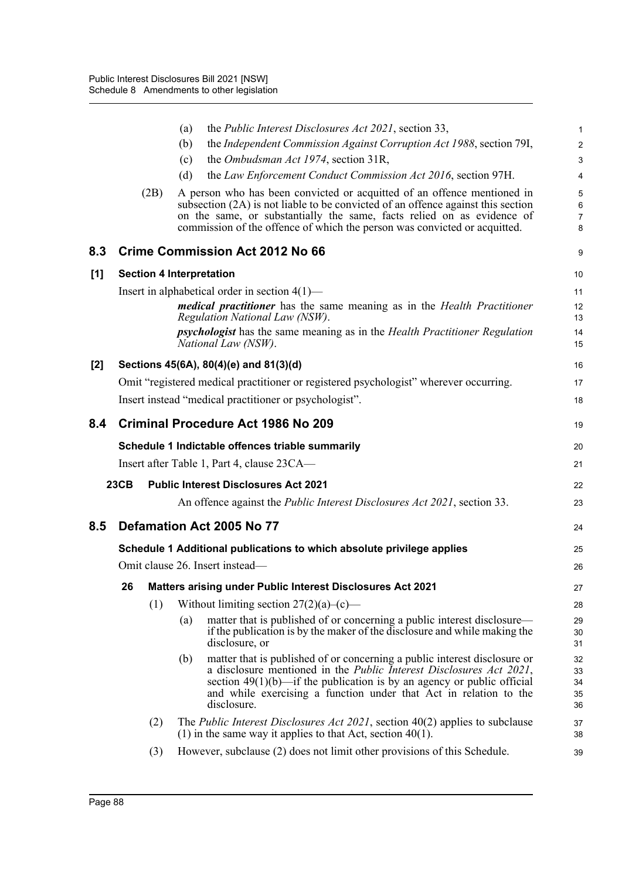(a) the *Public Interest Disclosures Act 2021*, section 33,

(b) the *Independent Commission Against Corruption Act 1988*, section 79I,

(c) the *Ombudsman Act 1974*, section 31R,

(d) the *Law Enforcement Conduct Commission Act 2016*, section 97H.

(2B) A person who has been convicted or acquitted of an offence mentioned in subsection (2A) is not liable to be convicted of an offence against this section on the same, or substantially the same, facts relied on as evidence of commission of the offence of which the person was convicted or acquitted.

## 8.3 Crime Commission Act 2012 No 66

### [1] Section 4 Interpretation

Insert in alphabetical order in section 4(1)—

> ***medical practitioner*** has the same meaning as in the *Health Practitioner Regulation National Law (NSW)*.
>
> ***psychologist*** has the same meaning as in the *Health Practitioner Regulation National Law (NSW)*.

### [2] Sections 45(6A), 80(4)(e) and 81(3)(d)

Omit "registered medical practitioner or registered psychologist" wherever occurring.

Insert instead "medical practitioner or psychologist".

## 8.4 Criminal Procedure Act 1986 No 209

### Schedule 1 Indictable offences triable summarily

Insert after Table 1, Part 4, clause 23CA—

**23CB Public Interest Disclosures Act 2021**

> An offence against the *Public Interest Disclosures Act 2021*, section 33.

## 8.5 Defamation Act 2005 No 77

### Schedule 1 Additional publications to which absolute privilege applies

Omit clause 26. Insert instead—

**26 Matters arising under Public Interest Disclosures Act 2021**

(1) Without limiting section 27(2)(a)–(c)—

(a) matter that is published of or concerning a public interest disclosure—if the publication is by the maker of the disclosure and while making the disclosure, or

(b) matter that is published of or concerning a public interest disclosure or a disclosure mentioned in the *Public Interest Disclosures Act 2021*, section 49(1)(b)—if the publication is by an agency or public official and while exercising a function under that Act in relation to the disclosure.

(2) The *Public Interest Disclosures Act 2021*, section 40(2) applies to subclause (1) in the same way it applies to that Act, section 40(1).

(3) However, subclause (2) does not limit other provisions of this Schedule.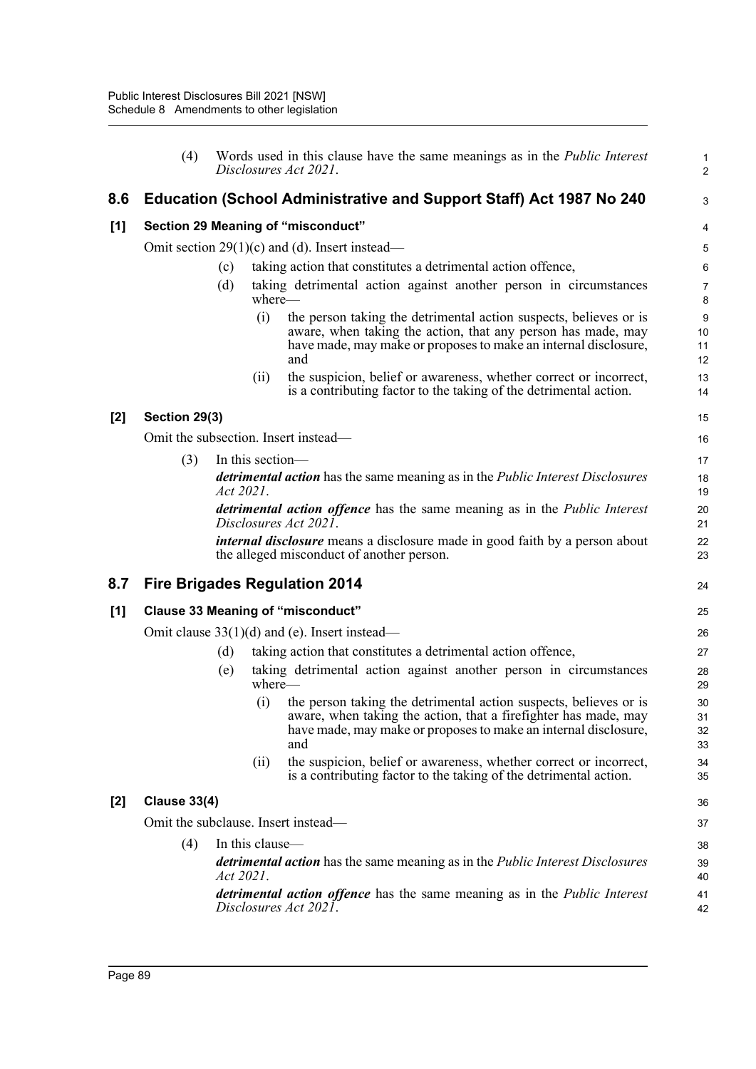(4) Words used in this clause have the same meanings as in the *Public Interest Disclosures Act 2021*.

## 8.6 Education (School Administrative and Support Staff) Act 1987 No 240

### [1] Section 29 Meaning of "misconduct"

Omit section 29(1)(c) and (d). Insert instead—

(c) taking action that constitutes a detrimental action offence,

(d) taking detrimental action against another person in circumstances where—

(i) the person taking the detrimental action suspects, believes or is aware, when taking the action, that any person has made, may have made, may make or proposes to make an internal disclosure, and

(ii) the suspicion, belief or awareness, whether correct or incorrect, is a contributing factor to the taking of the detrimental action.

### [2] Section 29(3)

Omit the subsection. Insert instead—

(3) In this section—

***detrimental action*** has the same meaning as in the *Public Interest Disclosures Act 2021*.

***detrimental action offence*** has the same meaning as in the *Public Interest Disclosures Act 2021*.

***internal disclosure*** means a disclosure made in good faith by a person about the alleged misconduct of another person.

## 8.7 Fire Brigades Regulation 2014

### [1] Clause 33 Meaning of "misconduct"

Omit clause 33(1)(d) and (e). Insert instead—

(d) taking action that constitutes a detrimental action offence,

(e) taking detrimental action against another person in circumstances where—

(i) the person taking the detrimental action suspects, believes or is aware, when taking the action, that a firefighter has made, may have made, may make or proposes to make an internal disclosure, and

(ii) the suspicion, belief or awareness, whether correct or incorrect, is a contributing factor to the taking of the detrimental action.

### [2] Clause 33(4)

Omit the subclause. Insert instead—

(4) In this clause—

***detrimental action*** has the same meaning as in the *Public Interest Disclosures Act 2021*.

***detrimental action offence*** has the same meaning as in the *Public Interest Disclosures Act 2021*.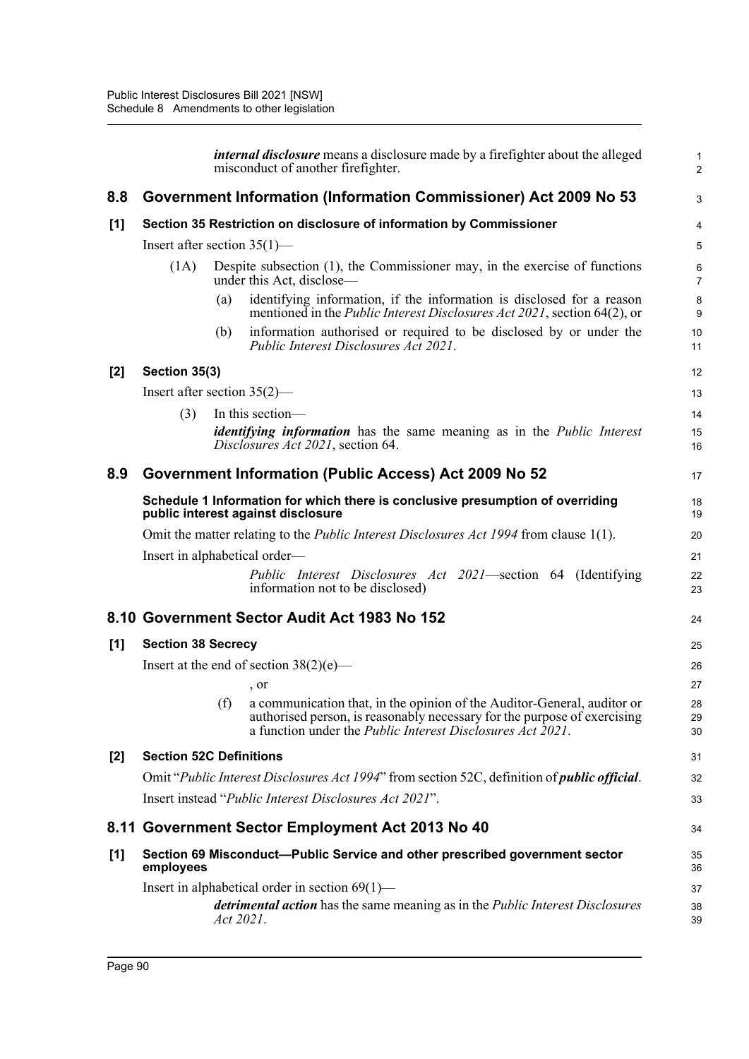***internal disclosure*** means a disclosure made by a firefighter about the alleged misconduct of another firefighter.

## 8.8 Government Information (Information Commissioner) Act 2009 No 53

### [1] Section 35 Restriction on disclosure of information by Commissioner

Insert after section 35(1)—

(1A) Despite subsection (1), the Commissioner may, in the exercise of functions under this Act, disclose—

(a) identifying information, if the information is disclosed for a reason mentioned in the *Public Interest Disclosures Act 2021*, section 64(2), or

(b) information authorised or required to be disclosed by or under the *Public Interest Disclosures Act 2021*.

### [2] Section 35(3)

Insert after section 35(2)—

(3) In this section—

***identifying information*** has the same meaning as in the *Public Interest Disclosures Act 2021*, section 64.

## 8.9 Government Information (Public Access) Act 2009 No 52

### Schedule 1 Information for which there is conclusive presumption of overriding public interest against disclosure

Omit the matter relating to the *Public Interest Disclosures Act 1994* from clause 1(1).

Insert in alphabetical order—

*Public Interest Disclosures Act 2021*—section 64 (Identifying information not to be disclosed)

## 8.10 Government Sector Audit Act 1983 No 152

### [1] Section 38 Secrecy

Insert at the end of section 38(2)(e)—

, or

(f) a communication that, in the opinion of the Auditor-General, auditor or authorised person, is reasonably necessary for the purpose of exercising a function under the *Public Interest Disclosures Act 2021*.

### [2] Section 52C Definitions

Omit "*Public Interest Disclosures Act 1994*" from section 52C, definition of ***public official***.

Insert instead "*Public Interest Disclosures Act 2021*".

## 8.11 Government Sector Employment Act 2013 No 40

### [1] Section 69 Misconduct—Public Service and other prescribed government sector employees

Insert in alphabetical order in section 69(1)—

***detrimental action*** has the same meaning as in the *Public Interest Disclosures Act 2021*.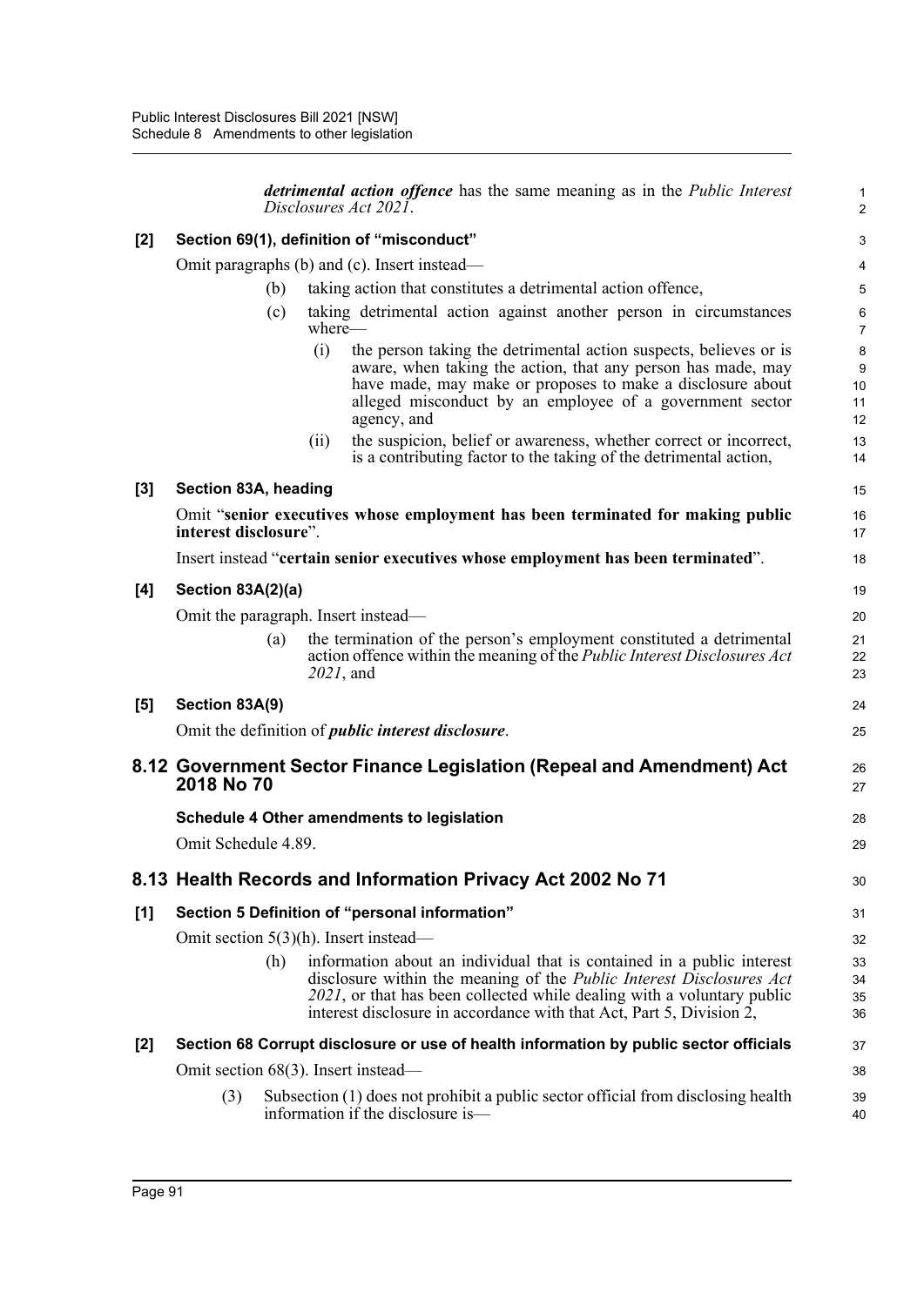***detrimental action offence*** has the same meaning as in the *Public Interest Disclosures Act 2021*.

**[2] Section 69(1), definition of "misconduct"**

Omit paragraphs (b) and (c). Insert instead—

(b) taking action that constitutes a detrimental action offence,

(c) taking detrimental action against another person in circumstances where—

(i) the person taking the detrimental action suspects, believes or is aware, when taking the action, that any person has made, may have made, may make or proposes to make a disclosure about alleged misconduct by an employee of a government sector agency, and

(ii) the suspicion, belief or awareness, whether correct or incorrect, is a contributing factor to the taking of the detrimental action,

**[3] Section 83A, heading**

Omit "**senior executives whose employment has been terminated for making public interest disclosure**".

Insert instead "**certain senior executives whose employment has been terminated**".

**[4] Section 83A(2)(a)**

Omit the paragraph. Insert instead—

(a) the termination of the person's employment constituted a detrimental action offence within the meaning of the *Public Interest Disclosures Act 2021*, and

**[5] Section 83A(9)**

Omit the definition of ***public interest disclosure***.

## 8.12 Government Sector Finance Legislation (Repeal and Amendment) Act 2018 No 70

**Schedule 4 Other amendments to legislation**

Omit Schedule 4.89.

## 8.13 Health Records and Information Privacy Act 2002 No 71

**[1] Section 5 Definition of "personal information"**

Omit section 5(3)(h). Insert instead—

(h) information about an individual that is contained in a public interest disclosure within the meaning of the *Public Interest Disclosures Act 2021*, or that has been collected while dealing with a voluntary public interest disclosure in accordance with that Act, Part 5, Division 2,

**[2] Section 68 Corrupt disclosure or use of health information by public sector officials**

Omit section 68(3). Insert instead—

(3) Subsection (1) does not prohibit a public sector official from disclosing health information if the disclosure is—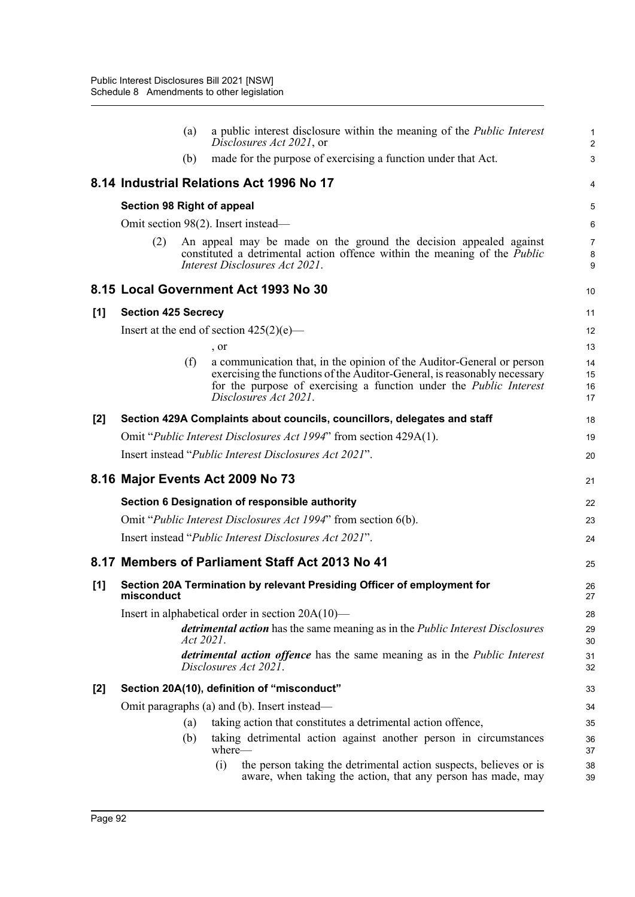(a) a public interest disclosure within the meaning of the *Public Interest Disclosures Act 2021*, or

(b) made for the purpose of exercising a function under that Act.

## 8.14 Industrial Relations Act 1996 No 17

### Section 98 Right of appeal

Omit section 98(2). Insert instead—

(2) An appeal may be made on the ground the decision appealed against constituted a detrimental action offence within the meaning of the *Public Interest Disclosures Act 2021*.

## 8.15 Local Government Act 1993 No 30

### [1] Section 425 Secrecy

Insert at the end of section 425(2)(e)—

, or

(f) a communication that, in the opinion of the Auditor-General or person exercising the functions of the Auditor-General, is reasonably necessary for the purpose of exercising a function under the *Public Interest Disclosures Act 2021*.

### [2] Section 429A Complaints about councils, councillors, delegates and staff

Omit "*Public Interest Disclosures Act 1994*" from section 429A(1).

Insert instead "*Public Interest Disclosures Act 2021*".

## 8.16 Major Events Act 2009 No 73

### Section 6 Designation of responsible authority

Omit "*Public Interest Disclosures Act 1994*" from section 6(b).

Insert instead "*Public Interest Disclosures Act 2021*".

## 8.17 Members of Parliament Staff Act 2013 No 41

### [1] Section 20A Termination by relevant Presiding Officer of employment for misconduct

Insert in alphabetical order in section 20A(10)—

***detrimental action*** has the same meaning as in the *Public Interest Disclosures Act 2021*.

***detrimental action offence*** has the same meaning as in the *Public Interest Disclosures Act 2021*.

### [2] Section 20A(10), definition of "misconduct"

Omit paragraphs (a) and (b). Insert instead—

(a) taking action that constitutes a detrimental action offence,

(b) taking detrimental action against another person in circumstances where—

(i) the person taking the detrimental action suspects, believes or is aware, when taking the action, that any person has made, may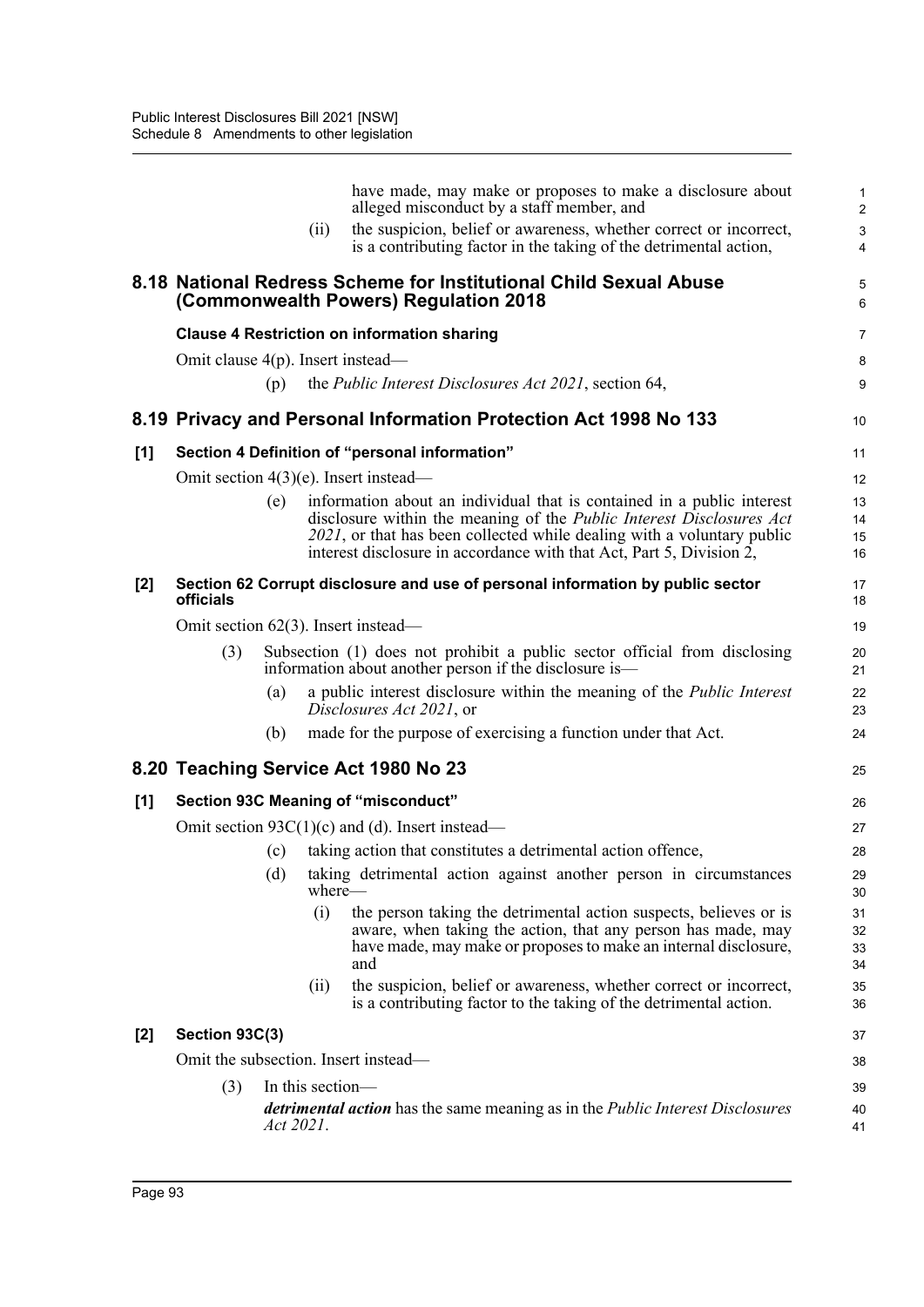have made, may make or proposes to make a disclosure about alleged misconduct by a staff member, and

(ii) the suspicion, belief or awareness, whether correct or incorrect, is a contributing factor in the taking of the detrimental action,

## 8.18 National Redress Scheme for Institutional Child Sexual Abuse (Commonwealth Powers) Regulation 2018

### Clause 4 Restriction on information sharing

Omit clause 4(p). Insert instead—

(p) the *Public Interest Disclosures Act 2021*, section 64,

## 8.19 Privacy and Personal Information Protection Act 1998 No 133

### [1] Section 4 Definition of "personal information"

Omit section 4(3)(e). Insert instead—

(e) information about an individual that is contained in a public interest disclosure within the meaning of the *Public Interest Disclosures Act 2021*, or that has been collected while dealing with a voluntary public interest disclosure in accordance with that Act, Part 5, Division 2,

### [2] Section 62 Corrupt disclosure and use of personal information by public sector officials

Omit section 62(3). Insert instead—

(3) Subsection (1) does not prohibit a public sector official from disclosing information about another person if the disclosure is—

(a) a public interest disclosure within the meaning of the *Public Interest Disclosures Act 2021*, or

(b) made for the purpose of exercising a function under that Act.

## 8.20 Teaching Service Act 1980 No 23

### [1] Section 93C Meaning of "misconduct"

Omit section 93C(1)(c) and (d). Insert instead—

(c) taking action that constitutes a detrimental action offence,

(d) taking detrimental action against another person in circumstances where—

(i) the person taking the detrimental action suspects, believes or is aware, when taking the action, that any person has made, may have made, may make or proposes to make an internal disclosure, and

(ii) the suspicion, belief or awareness, whether correct or incorrect, is a contributing factor to the taking of the detrimental action.

### [2] Section 93C(3)

Omit the subsection. Insert instead—

(3) In this section—

***detrimental action*** has the same meaning as in the *Public Interest Disclosures Act 2021*.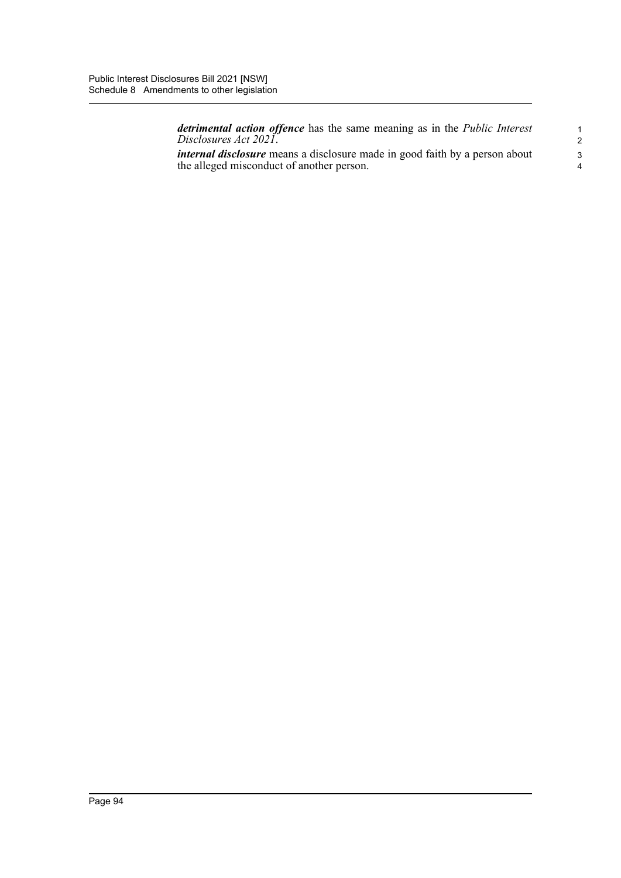***detrimental action offence*** has the same meaning as in the *Public Interest Disclosures Act 2021*.

***internal disclosure*** means a disclosure made in good faith by a person about the alleged misconduct of another person.